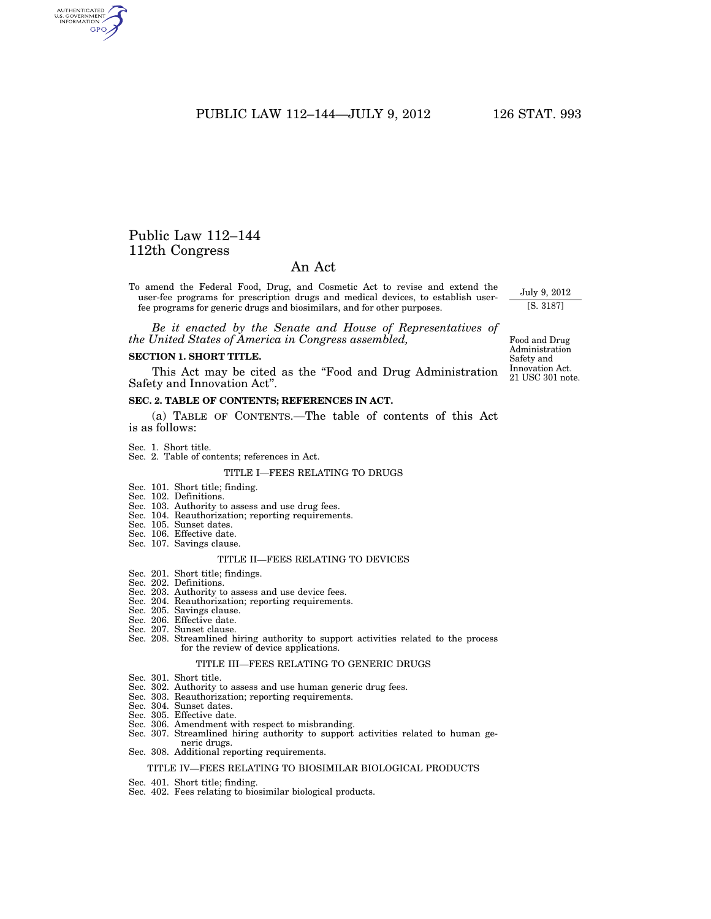# Public Law 112–144
## 112th Congress

## An Act

To amend the Federal Food, Drug, and Cosmetic Act to revise and extend the user-fee programs for prescription drugs and medical devices, to establish user-fee programs for generic drugs and biosimilars, and for other purposes.

July 9, 2012
[S. 3187]

*Be it enacted by the Senate and House of Representatives of the United States of America in Congress assembled,*

Food and Drug Administration Safety and Innovation Act.
21 USC 301 note.

**SECTION 1. SHORT TITLE.**

This Act may be cited as the "Food and Drug Administration Safety and Innovation Act".

**SEC. 2. TABLE OF CONTENTS; REFERENCES IN ACT.**

(a) TABLE OF CONTENTS.—The table of contents of this Act is as follows:

Sec. 1. Short title.
Sec. 2. Table of contents; references in Act.

TITLE I—FEES RELATING TO DRUGS

Sec. 101. Short title; finding.
Sec. 102. Definitions.
Sec. 103. Authority to assess and use drug fees.
Sec. 104. Reauthorization; reporting requirements.
Sec. 105. Sunset dates.
Sec. 106. Effective date.
Sec. 107. Savings clause.

TITLE II—FEES RELATING TO DEVICES

Sec. 201. Short title; findings.
Sec. 202. Definitions.
Sec. 203. Authority to assess and use device fees.
Sec. 204. Reauthorization; reporting requirements.
Sec. 205. Savings clause.
Sec. 206. Effective date.
Sec. 207. Sunset clause.
Sec. 208. Streamlined hiring authority to support activities related to the process for the review of device applications.

TITLE III—FEES RELATING TO GENERIC DRUGS

Sec. 301. Short title.
Sec. 302. Authority to assess and use human generic drug fees.
Sec. 303. Reauthorization; reporting requirements.
Sec. 304. Sunset dates.
Sec. 305. Effective date.
Sec. 306. Amendment with respect to misbranding.
Sec. 307. Streamlined hiring authority to support activities related to human generic drugs.
Sec. 308. Additional reporting requirements.

TITLE IV—FEES RELATING TO BIOSIMILAR BIOLOGICAL PRODUCTS

Sec. 401. Short title; finding.
Sec. 402. Fees relating to biosimilar biological products.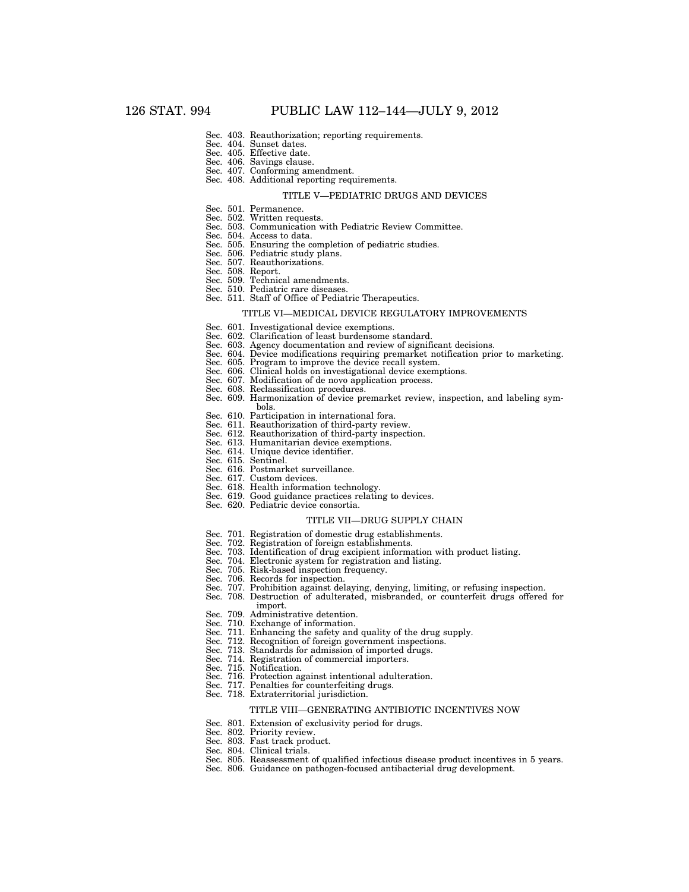Sec. 403. Reauthorization; reporting requirements.
Sec. 404. Sunset dates.
Sec. 405. Effective date.
Sec. 406. Savings clause.
Sec. 407. Conforming amendment.
Sec. 408. Additional reporting requirements.

## TITLE V—PEDIATRIC DRUGS AND DEVICES

Sec. 501. Permanence.
Sec. 502. Written requests.
Sec. 503. Communication with Pediatric Review Committee.
Sec. 504. Access to data.
Sec. 505. Ensuring the completion of pediatric studies.
Sec. 506. Pediatric study plans.
Sec. 507. Reauthorizations.
Sec. 508. Report.
Sec. 509. Technical amendments.
Sec. 510. Pediatric rare diseases.
Sec. 511. Staff of Office of Pediatric Therapeutics.

## TITLE VI—MEDICAL DEVICE REGULATORY IMPROVEMENTS

Sec. 601. Investigational device exemptions.
Sec. 602. Clarification of least burdensome standard.
Sec. 603. Agency documentation and review of significant decisions.
Sec. 604. Device modifications requiring premarket notification prior to marketing.
Sec. 605. Program to improve the device recall system.
Sec. 606. Clinical holds on investigational device exemptions.
Sec. 607. Modification of de novo application process.
Sec. 608. Reclassification procedures.
Sec. 609. Harmonization of device premarket review, inspection, and labeling symbols.
Sec. 610. Participation in international fora.
Sec. 611. Reauthorization of third-party review.
Sec. 612. Reauthorization of third-party inspection.
Sec. 613. Humanitarian device exemptions.
Sec. 614. Unique device identifier.
Sec. 615. Sentinel.
Sec. 616. Postmarket surveillance.
Sec. 617. Custom devices.
Sec. 618. Health information technology.
Sec. 619. Good guidance practices relating to devices.
Sec. 620. Pediatric device consortia.

## TITLE VII—DRUG SUPPLY CHAIN

Sec. 701. Registration of domestic drug establishments.
Sec. 702. Registration of foreign establishments.
Sec. 703. Identification of drug excipient information with product listing.
Sec. 704. Electronic system for registration and listing.
Sec. 705. Risk-based inspection frequency.
Sec. 706. Records for inspection.
Sec. 707. Prohibition against delaying, denying, limiting, or refusing inspection.
Sec. 708. Destruction of adulterated, misbranded, or counterfeit drugs offered for import.
Sec. 709. Administrative detention.
Sec. 710. Exchange of information.
Sec. 711. Enhancing the safety and quality of the drug supply.
Sec. 712. Recognition of foreign government inspections.
Sec. 713. Standards for admission of imported drugs.
Sec. 714. Registration of commercial importers.
Sec. 715. Notification.
Sec. 716. Protection against intentional adulteration.
Sec. 717. Penalties for counterfeiting drugs.
Sec. 718. Extraterritorial jurisdiction.

## TITLE VIII—GENERATING ANTIBIOTIC INCENTIVES NOW

Sec. 801. Extension of exclusivity period for drugs.
Sec. 802. Priority review.
Sec. 803. Fast track product.
Sec. 804. Clinical trials.
Sec. 805. Reassessment of qualified infectious disease product incentives in 5 years.
Sec. 806. Guidance on pathogen-focused antibacterial drug development.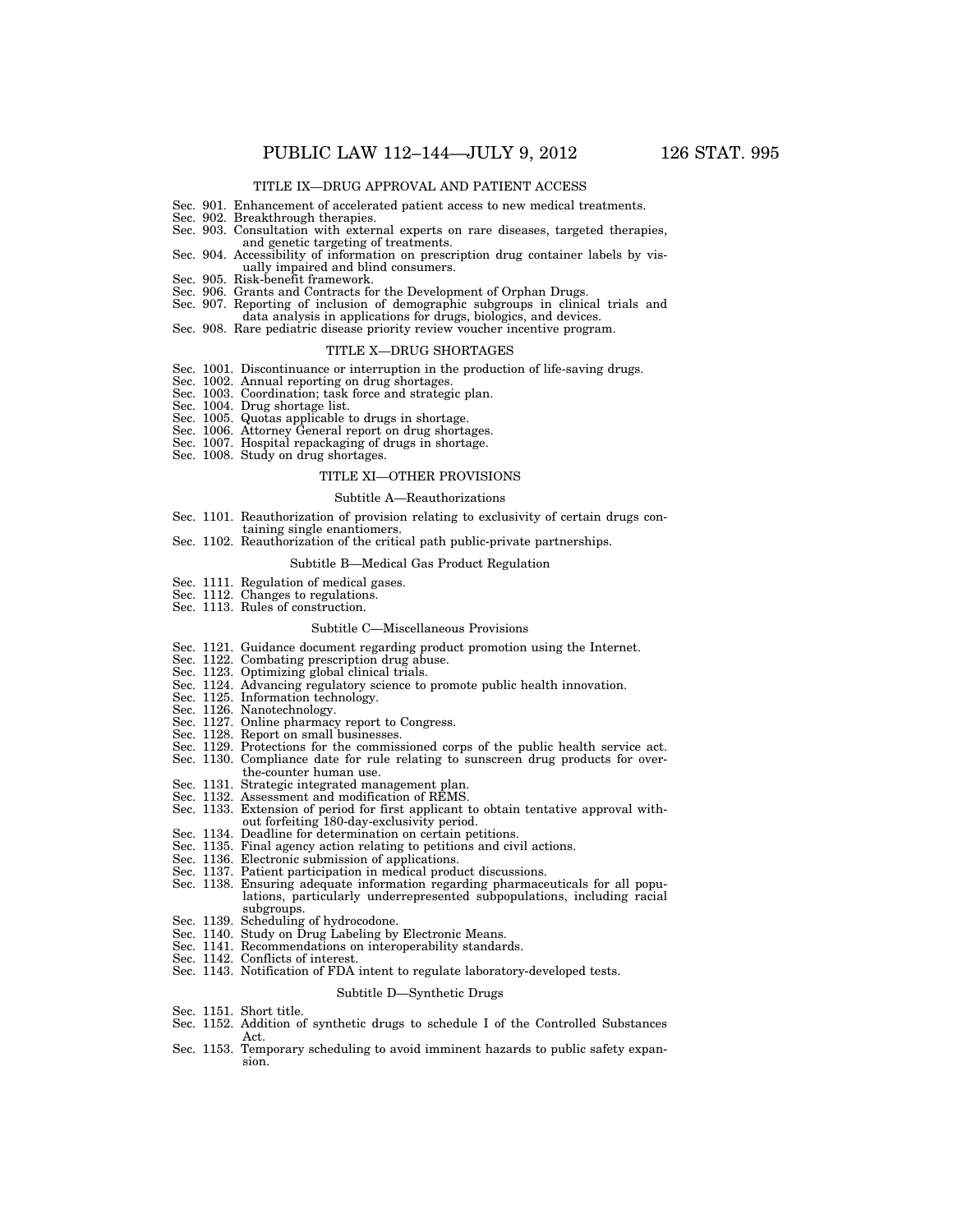## TITLE IX—DRUG APPROVAL AND PATIENT ACCESS

Sec. 901. Enhancement of accelerated patient access to new medical treatments.
Sec. 902. Breakthrough therapies.
Sec. 903. Consultation with external experts on rare diseases, targeted therapies, and genetic targeting of treatments.
Sec. 904. Accessibility of information on prescription drug container labels by visually impaired and blind consumers.
Sec. 905. Risk-benefit framework.
Sec. 906. Grants and Contracts for the Development of Orphan Drugs.
Sec. 907. Reporting of inclusion of demographic subgroups in clinical trials and data analysis in applications for drugs, biologics, and devices.
Sec. 908. Rare pediatric disease priority review voucher incentive program.

## TITLE X—DRUG SHORTAGES

Sec. 1001. Discontinuance or interruption in the production of life-saving drugs.
Sec. 1002. Annual reporting on drug shortages.
Sec. 1003. Coordination; task force and strategic plan.
Sec. 1004. Drug shortage list.
Sec. 1005. Quotas applicable to drugs in shortage.
Sec. 1006. Attorney General report on drug shortages.
Sec. 1007. Hospital repackaging of drugs in shortage.
Sec. 1008. Study on drug shortages.

## TITLE XI—OTHER PROVISIONS

### Subtitle A—Reauthorizations

Sec. 1101. Reauthorization of provision relating to exclusivity of certain drugs containing single enantiomers.
Sec. 1102. Reauthorization of the critical path public-private partnerships.

### Subtitle B—Medical Gas Product Regulation

Sec. 1111. Regulation of medical gases.
Sec. 1112. Changes to regulations.
Sec. 1113. Rules of construction.

### Subtitle C—Miscellaneous Provisions

Sec. 1121. Guidance document regarding product promotion using the Internet.
Sec. 1122. Combating prescription drug abuse.
Sec. 1123. Optimizing global clinical trials.
Sec. 1124. Advancing regulatory science to promote public health innovation.
Sec. 1125. Information technology.
Sec. 1126. Nanotechnology.
Sec. 1127. Online pharmacy report to Congress.
Sec. 1128. Report on small businesses.
Sec. 1129. Protections for the commissioned corps of the public health service act.
Sec. 1130. Compliance date for rule relating to sunscreen drug products for over-the-counter human use.
Sec. 1131. Strategic integrated management plan.
Sec. 1132. Assessment and modification of REMS.
Sec. 1133. Extension of period for first applicant to obtain tentative approval without forfeiting 180-day-exclusivity period.
Sec. 1134. Deadline for determination on certain petitions.
Sec. 1135. Final agency action relating to petitions and civil actions.
Sec. 1136. Electronic submission of applications.
Sec. 1137. Patient participation in medical product discussions.
Sec. 1138. Ensuring adequate information regarding pharmaceuticals for all populations, particularly underrepresented subpopulations, including racial subgroups.
Sec. 1139. Scheduling of hydrocodone.
Sec. 1140. Study on Drug Labeling by Electronic Means.
Sec. 1141. Recommendations on interoperability standards.
Sec. 1142. Conflicts of interest.
Sec. 1143. Notification of FDA intent to regulate laboratory-developed tests.

### Subtitle D—Synthetic Drugs

Sec. 1151. Short title.
Sec. 1152. Addition of synthetic drugs to schedule I of the Controlled Substances Act.
Sec. 1153. Temporary scheduling to avoid imminent hazards to public safety expansion.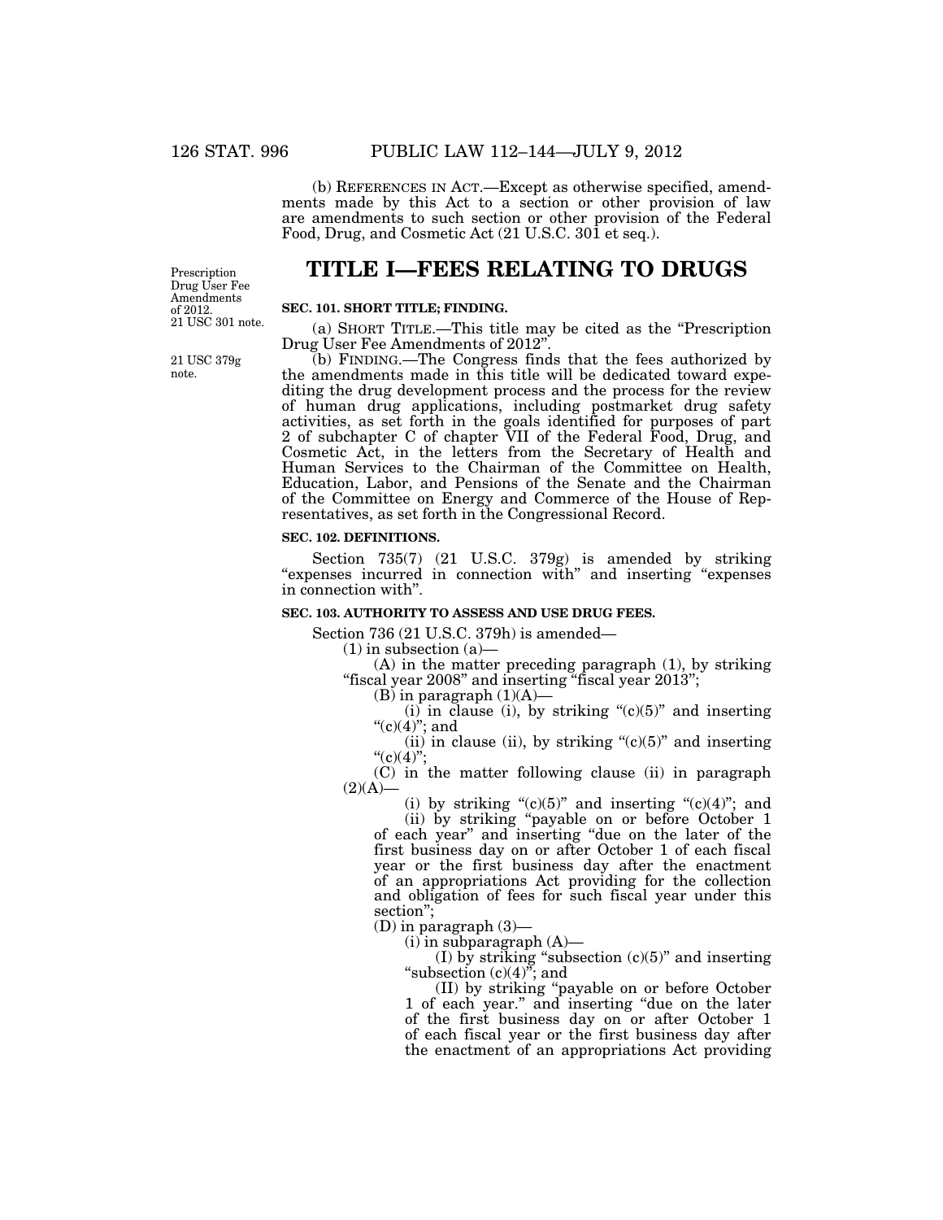(b) REFERENCES IN ACT.—Except as otherwise specified, amendments made by this Act to a section or other provision of law are amendments to such section or other provision of the Federal Food, Drug, and Cosmetic Act (21 U.S.C. 301 et seq.).

Prescription Drug User Fee Amendments of 2012. 21 USC 301 note.

# TITLE I—FEES RELATING TO DRUGS

### SEC. 101. SHORT TITLE; FINDING.

(a) SHORT TITLE.—This title may be cited as the "Prescription Drug User Fee Amendments of 2012".

21 USC 379g note.

(b) FINDING.—The Congress finds that the fees authorized by the amendments made in this title will be dedicated toward expediting the drug development process and the process for the review of human drug applications, including postmarket drug safety activities, as set forth in the goals identified for purposes of part 2 of subchapter C of chapter VII of the Federal Food, Drug, and Cosmetic Act, in the letters from the Secretary of Health and Human Services to the Chairman of the Committee on Health, Education, Labor, and Pensions of the Senate and the Chairman of the Committee on Energy and Commerce of the House of Representatives, as set forth in the Congressional Record.

### SEC. 102. DEFINITIONS.

Section 735(7) (21 U.S.C. 379g) is amended by striking "expenses incurred in connection with" and inserting "expenses in connection with".

### SEC. 103. AUTHORITY TO ASSESS AND USE DRUG FEES.

Section 736 (21 U.S.C. 379h) is amended—

(1) in subsection (a)—

(A) in the matter preceding paragraph (1), by striking "fiscal year 2008" and inserting "fiscal year 2013";

(B) in paragraph (1)(A)—

(i) in clause (i), by striking "(c)(5)" and inserting "(c)(4)"; and

(ii) in clause (ii), by striking "(c)(5)" and inserting "(c)(4)";

(C) in the matter following clause (ii) in paragraph (2)(A)—

(i) by striking "(c)(5)" and inserting "(c)(4)"; and

(ii) by striking "payable on or before October 1 of each year" and inserting "due on the later of the first business day on or after October 1 of each fiscal year or the first business day after the enactment of an appropriations Act providing for the collection and obligation of fees for such fiscal year under this section";

(D) in paragraph (3)—

(i) in subparagraph (A)—

(I) by striking "subsection (c)(5)" and inserting "subsection (c)(4)"; and

(II) by striking "payable on or before October 1 of each year." and inserting "due on the later of the first business day on or after October 1 of each fiscal year or the first business day after the enactment of an appropriations Act providing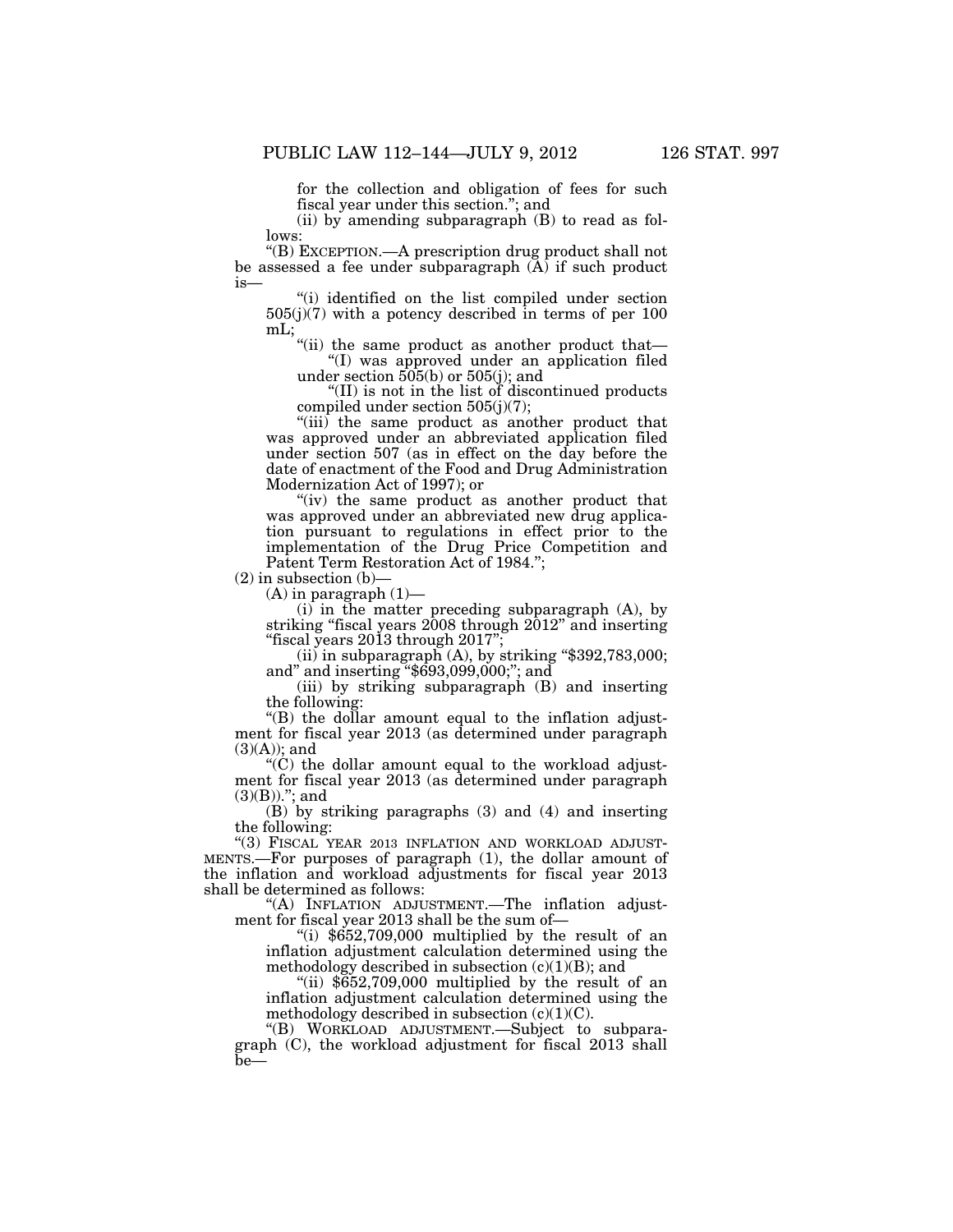for the collection and obligation of fees for such fiscal year under this section."; and

(ii) by amending subparagraph (B) to read as follows:

"(B) EXCEPTION.—A prescription drug product shall not be assessed a fee under subparagraph (A) if such product is—

"(i) identified on the list compiled under section 505(j)(7) with a potency described in terms of per 100 mL;

"(ii) the same product as another product that—

"(I) was approved under an application filed under section 505(b) or 505(j); and

"(II) is not in the list of discontinued products compiled under section 505(j)(7);

"(iii) the same product as another product that was approved under an abbreviated application filed under section 507 (as in effect on the day before the date of enactment of the Food and Drug Administration Modernization Act of 1997); or

"(iv) the same product as another product that was approved under an abbreviated new drug application pursuant to regulations in effect prior to the implementation of the Drug Price Competition and Patent Term Restoration Act of 1984.";

(2) in subsection (b)—

(A) in paragraph (1)—

(i) in the matter preceding subparagraph (A), by striking "fiscal years 2008 through 2012" and inserting "fiscal years 2013 through 2017";

(ii) in subparagraph (A), by striking "$392,783,000; and" and inserting "$693,099,000;"; and

(iii) by striking subparagraph (B) and inserting the following:

"(B) the dollar amount equal to the inflation adjustment for fiscal year 2013 (as determined under paragraph (3)(A)); and

"(C) the dollar amount equal to the workload adjustment for fiscal year 2013 (as determined under paragraph (3)(B))."; and

(B) by striking paragraphs (3) and (4) and inserting the following:

"(3) FISCAL YEAR 2013 INFLATION AND WORKLOAD ADJUSTMENTS.—For purposes of paragraph (1), the dollar amount of the inflation and workload adjustments for fiscal year 2013 shall be determined as follows:

"(A) INFLATION ADJUSTMENT.—The inflation adjustment for fiscal year 2013 shall be the sum of—

"(i) $652,709,000 multiplied by the result of an inflation adjustment calculation determined using the methodology described in subsection (c)(1)(B); and

"(ii) $652,709,000 multiplied by the result of an inflation adjustment calculation determined using the methodology described in subsection (c)(1)(C).

"(B) WORKLOAD ADJUSTMENT.—Subject to subparagraph (C), the workload adjustment for fiscal 2013 shall be—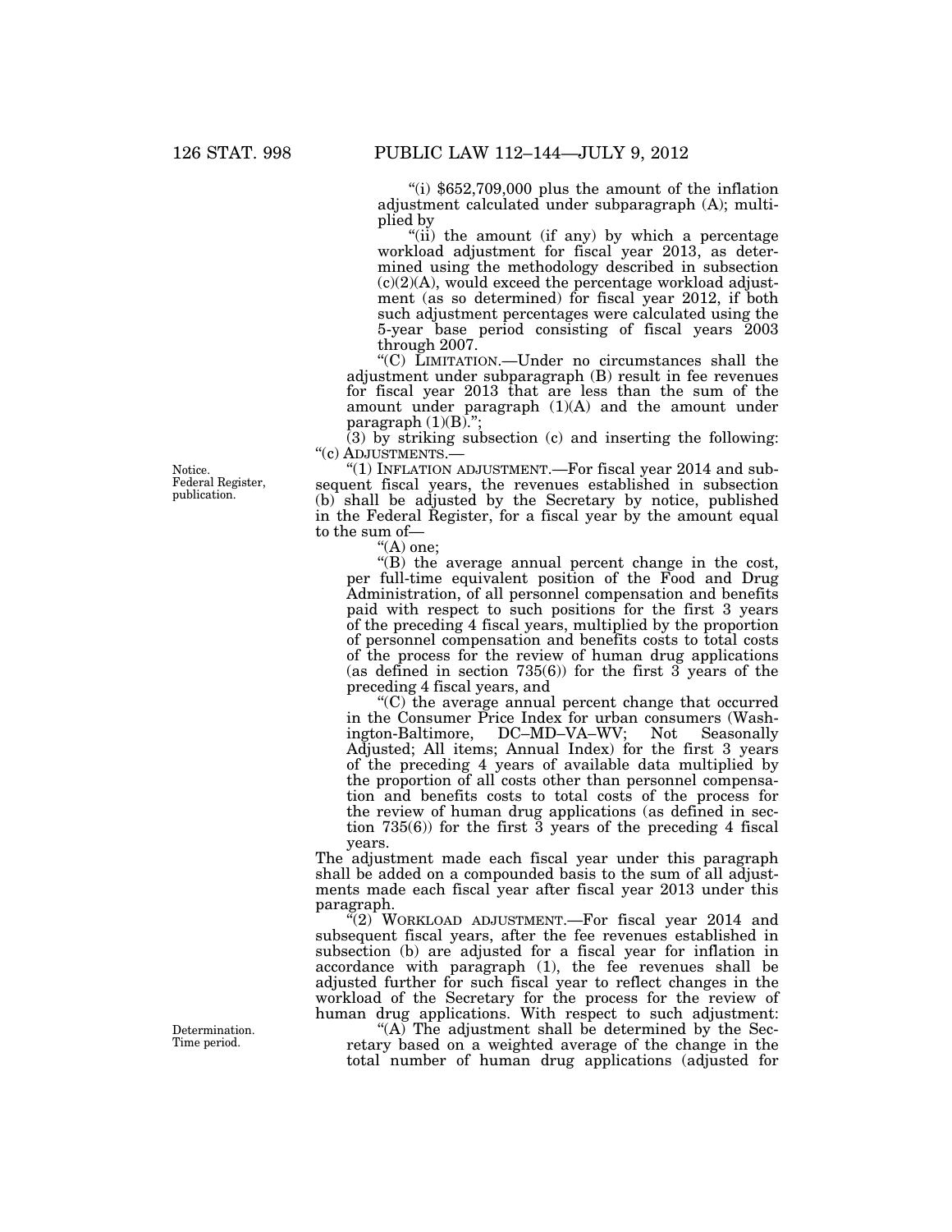"(i) $652,709,000 plus the amount of the inflation adjustment calculated under subparagraph (A); multiplied by

"(ii) the amount (if any) by which a percentage workload adjustment for fiscal year 2013, as determined using the methodology described in subsection (c)(2)(A), would exceed the percentage workload adjustment (as so determined) for fiscal year 2012, if both such adjustment percentages were calculated using the 5-year base period consisting of fiscal years 2003 through 2007.

"(C) LIMITATION.—Under no circumstances shall the adjustment under subparagraph (B) result in fee revenues for fiscal year 2013 that are less than the sum of the amount under paragraph (1)(A) and the amount under paragraph (1)(B).";

(3) by striking subsection (c) and inserting the following:

"(c) ADJUSTMENTS.—

Notice. Federal Register, publication.

"(1) INFLATION ADJUSTMENT.—For fiscal year 2014 and subsequent fiscal years, the revenues established in subsection (b) shall be adjusted by the Secretary by notice, published in the Federal Register, for a fiscal year by the amount equal to the sum of—

"(A) one;

"(B) the average annual percent change in the cost, per full-time equivalent position of the Food and Drug Administration, of all personnel compensation and benefits paid with respect to such positions for the first 3 years of the preceding 4 fiscal years, multiplied by the proportion of personnel compensation and benefits costs to total costs of the process for the review of human drug applications (as defined in section 735(6)) for the first 3 years of the preceding 4 fiscal years, and

"(C) the average annual percent change that occurred in the Consumer Price Index for urban consumers (Washington-Baltimore, DC–MD–VA–WV; Not Seasonally Adjusted; All items; Annual Index) for the first 3 years of the preceding 4 years of available data multiplied by the proportion of all costs other than personnel compensation and benefits costs to total costs of the process for the review of human drug applications (as defined in section 735(6)) for the first 3 years of the preceding 4 fiscal years.

The adjustment made each fiscal year under this paragraph shall be added on a compounded basis to the sum of all adjustments made each fiscal year after fiscal year 2013 under this paragraph.

"(2) WORKLOAD ADJUSTMENT.—For fiscal year 2014 and subsequent fiscal years, after the fee revenues established in subsection (b) are adjusted for a fiscal year for inflation in accordance with paragraph (1), the fee revenues shall be adjusted further for such fiscal year to reflect changes in the workload of the Secretary for the process for the review of human drug applications. With respect to such adjustment:

Determination. Time period.

"(A) The adjustment shall be determined by the Secretary based on a weighted average of the change in the total number of human drug applications (adjusted for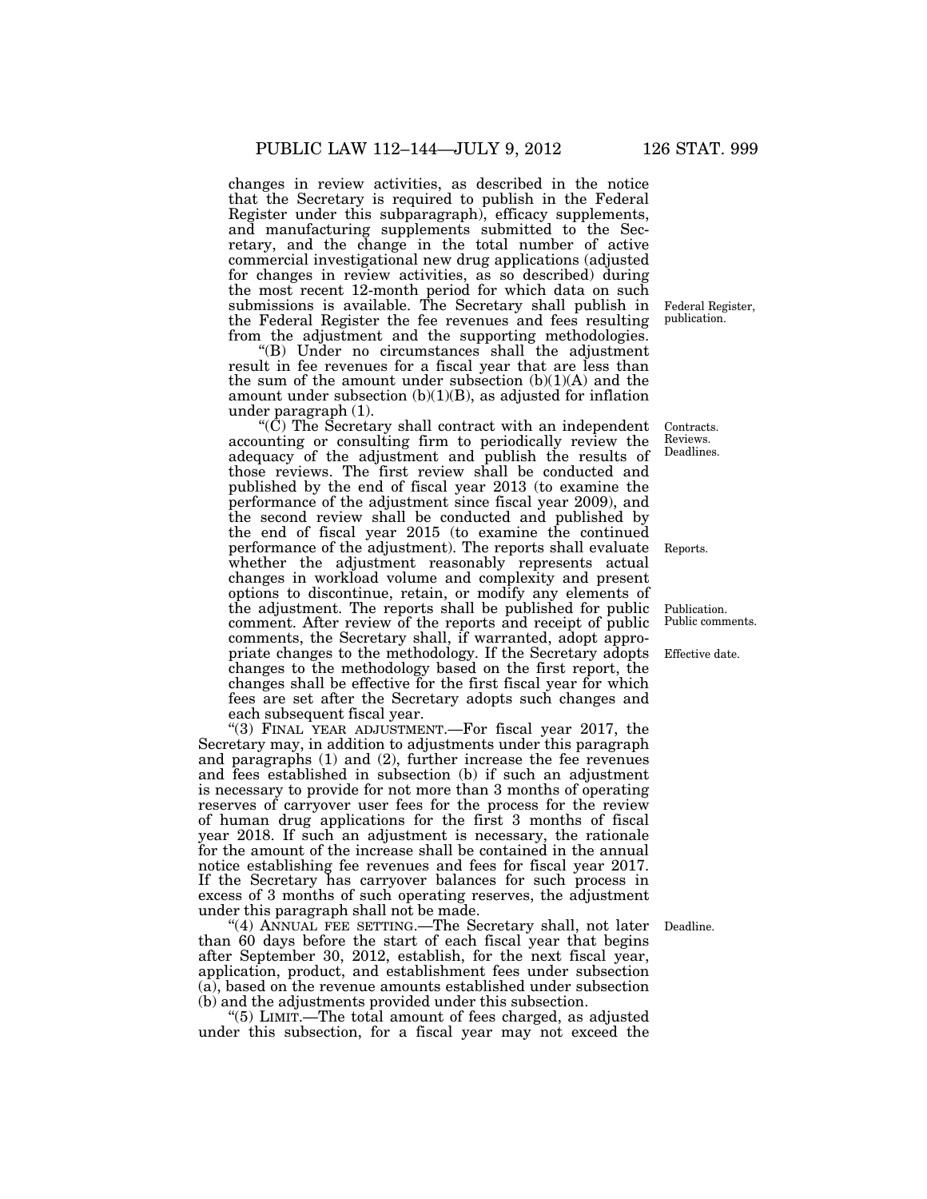changes in review activities, as described in the notice that the Secretary is required to publish in the Federal Register under this subparagraph), efficacy supplements, and manufacturing supplements submitted to the Secretary, and the change in the total number of active commercial investigational new drug applications (adjusted for changes in review activities, as so described) during the most recent 12-month period for which data on such submissions is available. The Secretary shall publish in the Federal Register the fee revenues and fees resulting from the adjustment and the supporting methodologies.

Federal Register, publication.

"(B) Under no circumstances shall the adjustment result in fee revenues for a fiscal year that are less than the sum of the amount under subsection (b)(1)(A) and the amount under subsection (b)(1)(B), as adjusted for inflation under paragraph (1).

"(C) The Secretary shall contract with an independent accounting or consulting firm to periodically review the adequacy of the adjustment and publish the results of those reviews. The first review shall be conducted and published by the end of fiscal year 2013 (to examine the performance of the adjustment since fiscal year 2009), and the second review shall be conducted and published by the end of fiscal year 2015 (to examine the continued performance of the adjustment). The reports shall evaluate whether the adjustment reasonably represents actual changes in workload volume and complexity and present options to discontinue, retain, or modify any elements of the adjustment. The reports shall be published for public comment. After review of the reports and receipt of public comments, the Secretary shall, if warranted, adopt appropriate changes to the methodology. If the Secretary adopts changes to the methodology based on the first report, the changes shall be effective for the first fiscal year for which fees are set after the Secretary adopts such changes and each subsequent fiscal year.

Contracts. Reviews. Deadlines.

Reports.

Publication. Public comments.

Effective date.

"(3) FINAL YEAR ADJUSTMENT.—For fiscal year 2017, the Secretary may, in addition to adjustments under this paragraph and paragraphs (1) and (2), further increase the fee revenues and fees established in subsection (b) if such an adjustment is necessary to provide for not more than 3 months of operating reserves of carryover user fees for the process for the review of human drug applications for the first 3 months of fiscal year 2018. If such an adjustment is necessary, the rationale for the amount of the increase shall be contained in the annual notice establishing fee revenues and fees for fiscal year 2017. If the Secretary has carryover balances for such process in excess of 3 months of such operating reserves, the adjustment under this paragraph shall not be made.

"(4) ANNUAL FEE SETTING.—The Secretary shall, not later than 60 days before the start of each fiscal year that begins after September 30, 2012, establish, for the next fiscal year, application, product, and establishment fees under subsection (a), based on the revenue amounts established under subsection (b) and the adjustments provided under this subsection.

Deadline.

"(5) LIMIT.—The total amount of fees charged, as adjusted under this subsection, for a fiscal year may not exceed the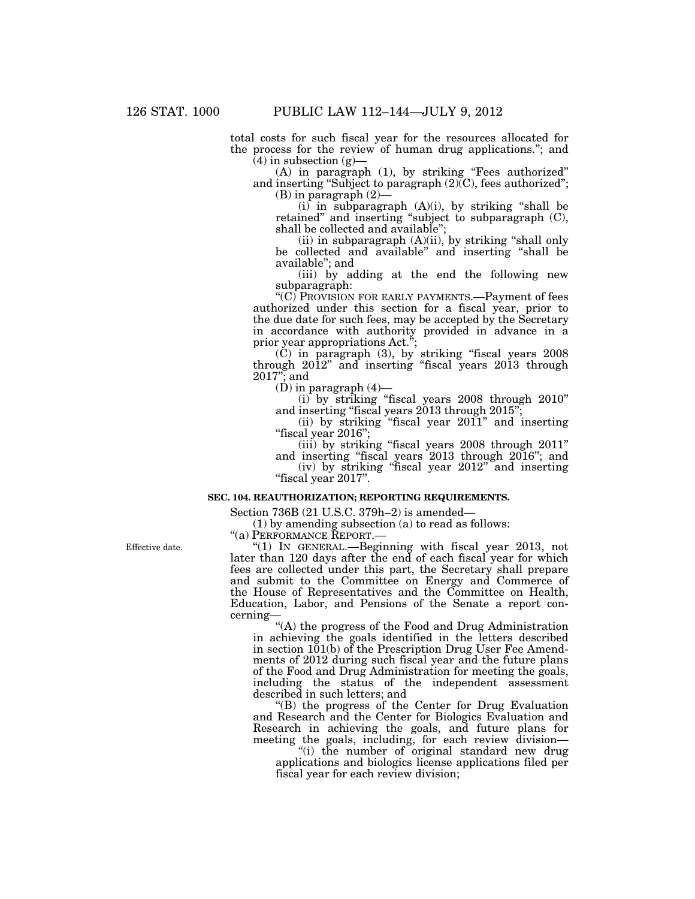total costs for such fiscal year for the resources allocated for the process for the review of human drug applications.''; and

(4) in subsection (g)—

(A) in paragraph (1), by striking ''Fees authorized'' and inserting ''Subject to paragraph (2)(C), fees authorized'';

(B) in paragraph (2)—

(i) in subparagraph (A)(i), by striking ''shall be retained'' and inserting ''subject to subparagraph (C), shall be collected and available'';

(ii) in subparagraph (A)(ii), by striking ''shall only be collected and available'' and inserting ''shall be available''; and

(iii) by adding at the end the following new subparagraph:

''(C) PROVISION FOR EARLY PAYMENTS.—Payment of fees authorized under this section for a fiscal year, prior to the due date for such fees, may be accepted by the Secretary in accordance with authority provided in advance in a prior year appropriations Act.'';

(C) in paragraph (3), by striking ''fiscal years 2008 through 2012'' and inserting ''fiscal years 2013 through 2017''; and

(D) in paragraph (4)—

(i) by striking ''fiscal years 2008 through 2010'' and inserting ''fiscal years 2013 through 2015'';

(ii) by striking ''fiscal year 2011'' and inserting ''fiscal year 2016'';

(iii) by striking ''fiscal years 2008 through 2011'' and inserting ''fiscal years 2013 through 2016''; and

(iv) by striking ''fiscal year 2012'' and inserting ''fiscal year 2017''.

**SEC. 104. REAUTHORIZATION; REPORTING REQUIREMENTS.**

Section 736B (21 U.S.C. 379h–2) is amended—

(1) by amending subsection (a) to read as follows:

''(a) PERFORMANCE REPORT.—

Effective date.

''(1) IN GENERAL.—Beginning with fiscal year 2013, not later than 120 days after the end of each fiscal year for which fees are collected under this part, the Secretary shall prepare and submit to the Committee on Energy and Commerce of the House of Representatives and the Committee on Health, Education, Labor, and Pensions of the Senate a report concerning—

''(A) the progress of the Food and Drug Administration in achieving the goals identified in the letters described in section 101(b) of the Prescription Drug User Fee Amendments of 2012 during such fiscal year and the future plans of the Food and Drug Administration for meeting the goals, including the status of the independent assessment described in such letters; and

''(B) the progress of the Center for Drug Evaluation and Research and the Center for Biologics Evaluation and Research in achieving the goals, and future plans for meeting the goals, including, for each review division—

''(i) the number of original standard new drug applications and biologics license applications filed per fiscal year for each review division;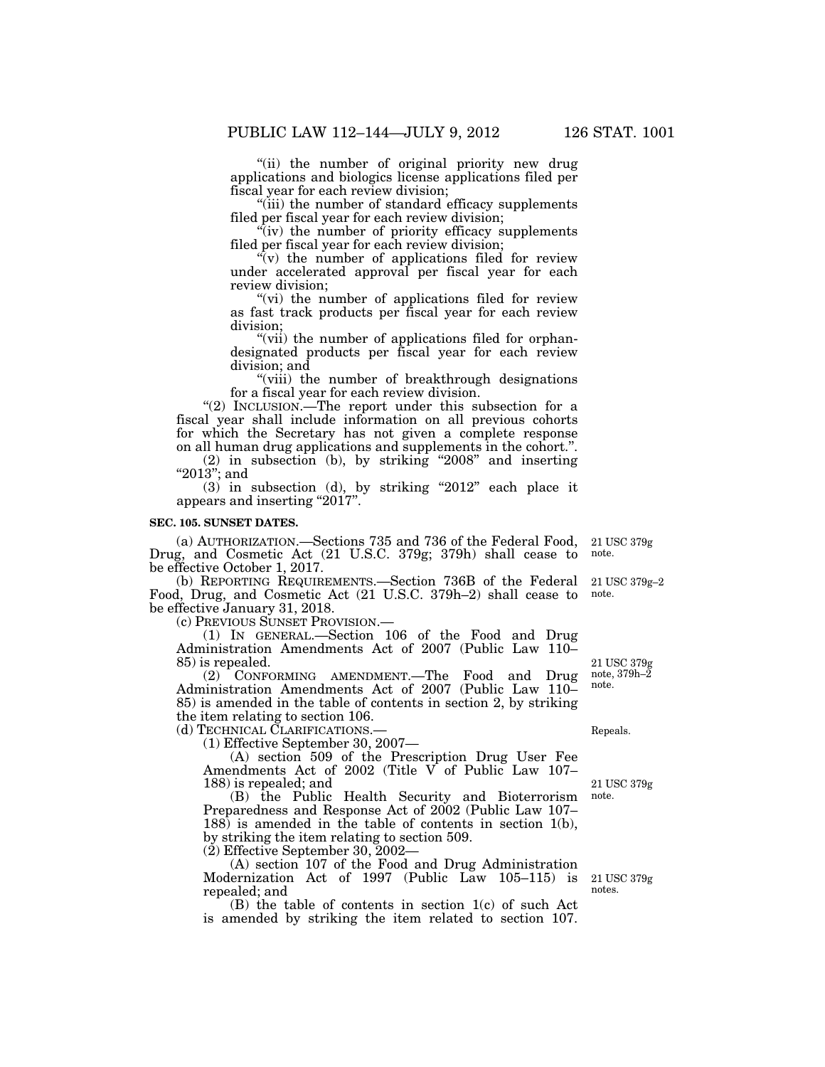"(ii) the number of original priority new drug applications and biologics license applications filed per fiscal year for each review division;

"(iii) the number of standard efficacy supplements filed per fiscal year for each review division;

"(iv) the number of priority efficacy supplements filed per fiscal year for each review division;

"(v) the number of applications filed for review under accelerated approval per fiscal year for each review division;

"(vi) the number of applications filed for review as fast track products per fiscal year for each review division;

"(vii) the number of applications filed for orphan-designated products per fiscal year for each review division; and

"(viii) the number of breakthrough designations for a fiscal year for each review division.

"(2) INCLUSION.—The report under this subsection for a fiscal year shall include information on all previous cohorts for which the Secretary has not given a complete response on all human drug applications and supplements in the cohort.".

(2) in subsection (b), by striking "2008" and inserting "2013"; and

(3) in subsection (d), by striking "2012" each place it appears and inserting "2017".

**SEC. 105. SUNSET DATES.**

(a) AUTHORIZATION.—Sections 735 and 736 of the Federal Food, Drug, and Cosmetic Act (21 U.S.C. 379g; 379h) shall cease to be effective October 1, 2017.

21 USC 379g note.

(b) REPORTING REQUIREMENTS.—Section 736B of the Federal Food, Drug, and Cosmetic Act (21 U.S.C. 379h–2) shall cease to be effective January 31, 2018.

21 USC 379g–2 note.

(c) PREVIOUS SUNSET PROVISION.—

(1) IN GENERAL.—Section 106 of the Food and Drug Administration Amendments Act of 2007 (Public Law 110–85) is repealed.

21 USC 379g note, 379h–2 note.

(2) CONFORMING AMENDMENT.—The Food and Drug Administration Amendments Act of 2007 (Public Law 110–85) is amended in the table of contents in section 2, by striking the item relating to section 106.

(d) TECHNICAL CLARIFICATIONS.—

Repeals.

(1) Effective September 30, 2007—

(A) section 509 of the Prescription Drug User Fee Amendments Act of 2002 (Title V of Public Law 107–188) is repealed; and

21 USC 379g note.

(B) the Public Health Security and Bioterrorism Preparedness and Response Act of 2002 (Public Law 107–188) is amended in the table of contents in section 1(b), by striking the item relating to section 509.

(2) Effective September 30, 2002—

(A) section 107 of the Food and Drug Administration Modernization Act of 1997 (Public Law 105–115) is repealed; and

21 USC 379g notes.

(B) the table of contents in section 1(c) of such Act is amended by striking the item related to section 107.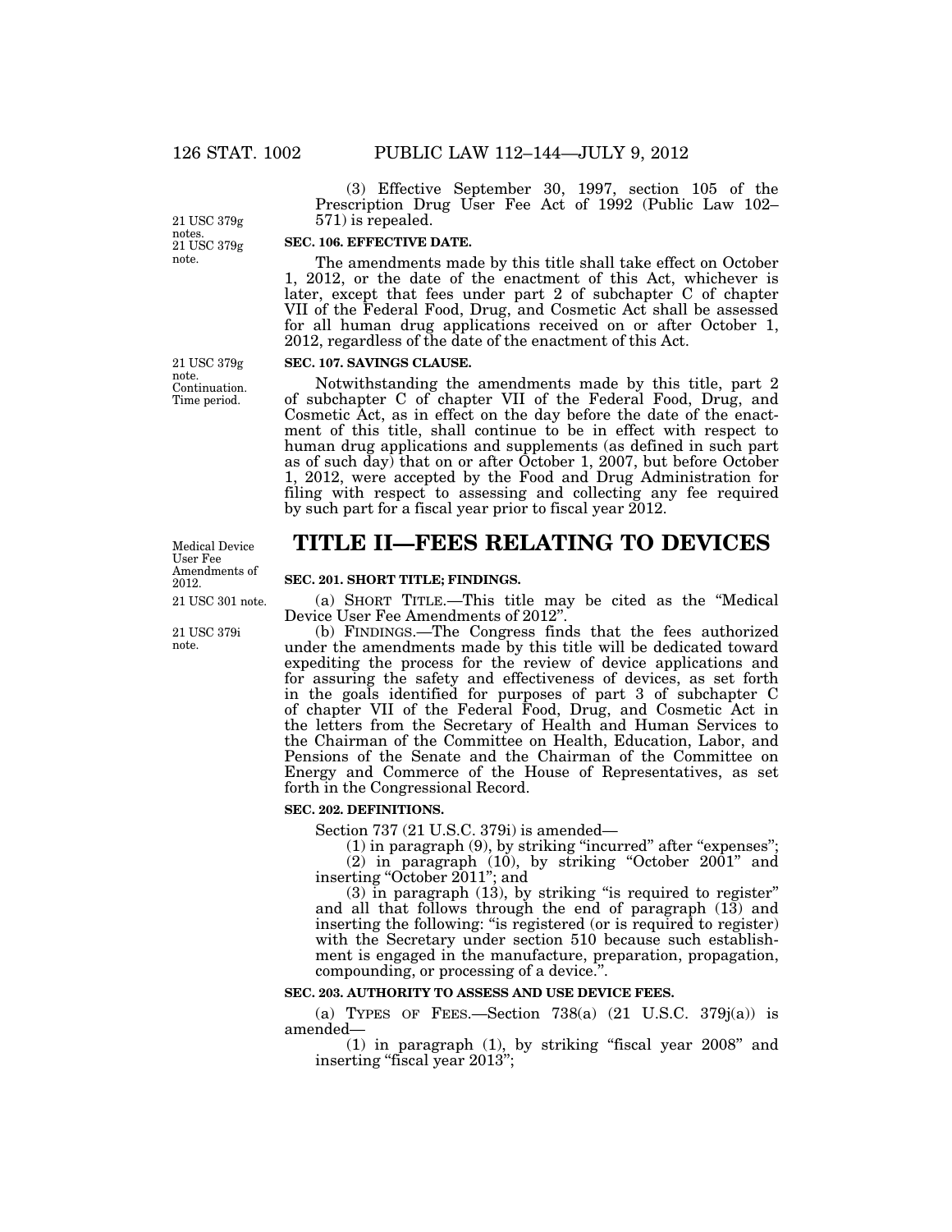(3) Effective September 30, 1997, section 105 of the Prescription Drug User Fee Act of 1992 (Public Law 102–571) is repealed.

21 USC 379g notes.

21 USC 379g note.

**SEC. 106. EFFECTIVE DATE.**

The amendments made by this title shall take effect on October 1, 2012, or the date of the enactment of this Act, whichever is later, except that fees under part 2 of subchapter C of chapter VII of the Federal Food, Drug, and Cosmetic Act shall be assessed for all human drug applications received on or after October 1, 2012, regardless of the date of the enactment of this Act.

21 USC 379g note. Continuation. Time period.

**SEC. 107. SAVINGS CLAUSE.**

Notwithstanding the amendments made by this title, part 2 of subchapter C of chapter VII of the Federal Food, Drug, and Cosmetic Act, as in effect on the day before the date of the enactment of this title, shall continue to be in effect with respect to human drug applications and supplements (as defined in such part as of such day) that on or after October 1, 2007, but before October 1, 2012, were accepted by the Food and Drug Administration for filing with respect to assessing and collecting any fee required by such part for a fiscal year prior to fiscal year 2012.

Medical Device User Fee Amendments of 2012.

# TITLE II—FEES RELATING TO DEVICES

21 USC 301 note.

**SEC. 201. SHORT TITLE; FINDINGS.**

(a) SHORT TITLE.—This title may be cited as the "Medical Device User Fee Amendments of 2012".

21 USC 379i note.

(b) FINDINGS.—The Congress finds that the fees authorized under the amendments made by this title will be dedicated toward expediting the process for the review of device applications and for assuring the safety and effectiveness of devices, as set forth in the goals identified for purposes of part 3 of subchapter C of chapter VII of the Federal Food, Drug, and Cosmetic Act in the letters from the Secretary of Health and Human Services to the Chairman of the Committee on Health, Education, Labor, and Pensions of the Senate and the Chairman of the Committee on Energy and Commerce of the House of Representatives, as set forth in the Congressional Record.

**SEC. 202. DEFINITIONS.**

Section 737 (21 U.S.C. 379i) is amended—

(1) in paragraph (9), by striking "incurred" after "expenses";

(2) in paragraph (10), by striking "October 2001" and inserting "October 2011"; and

(3) in paragraph (13), by striking "is required to register" and all that follows through the end of paragraph (13) and inserting the following: "is registered (or is required to register) with the Secretary under section 510 because such establishment is engaged in the manufacture, preparation, propagation, compounding, or processing of a device.".

**SEC. 203. AUTHORITY TO ASSESS AND USE DEVICE FEES.**

(a) TYPES OF FEES.—Section 738(a) (21 U.S.C. 379j(a)) is amended—

(1) in paragraph (1), by striking "fiscal year 2008" and inserting "fiscal year 2013";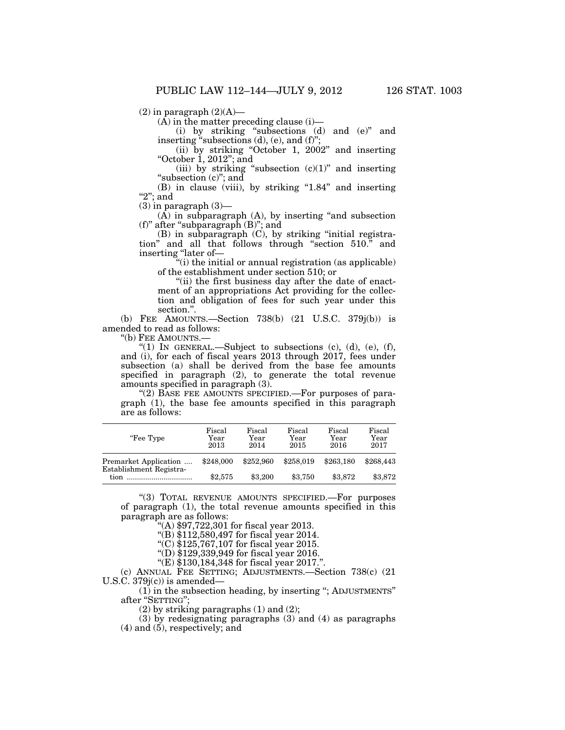(2) in paragraph (2)(A)—

(A) in the matter preceding clause (i)—

(i) by striking "subsections (d) and (e)" and inserting "subsections (d), (e), and (f)";

(ii) by striking "October 1, 2002" and inserting "October 1, 2012"; and

(iii) by striking "subsection (c)(1)" and inserting "subsection (c)"; and

(B) in clause (viii), by striking "1.84" and inserting "2"; and

(3) in paragraph (3)—

(A) in subparagraph (A), by inserting "and subsection (f)" after "subparagraph (B)"; and

(B) in subparagraph (C), by striking "initial registration" and all that follows through "section 510." and inserting "later of—

"(i) the initial or annual registration (as applicable) of the establishment under section 510; or

"(ii) the first business day after the date of enactment of an appropriations Act providing for the collection and obligation of fees for such year under this section.".

(b) FEE AMOUNTS.—Section 738(b) (21 U.S.C. 379j(b)) is amended to read as follows:

"(b) FEE AMOUNTS.—

"(1) IN GENERAL.—Subject to subsections (c), (d), (e), (f), and (i), for each of fiscal years 2013 through 2017, fees under subsection (a) shall be derived from the base fee amounts specified in paragraph (2), to generate the total revenue amounts specified in paragraph (3).

"(2) BASE FEE AMOUNTS SPECIFIED.—For purposes of paragraph (1), the base fee amounts specified in this paragraph are as follows:

| "Fee Type | Fiscal Year 2013 | Fiscal Year 2014 | Fiscal Year 2015 | Fiscal Year 2016 | Fiscal Year 2017 |
|---|---|---|---|---|---|
| Premarket Application .... | $248,000 | $252,960 | $258,019 | $263,180 | $268,443 |
| Establishment Registration ............................... | $2,575 | $3,200 | $3,750 | $3,872 | $3,872 |

"(3) TOTAL REVENUE AMOUNTS SPECIFIED.—For purposes of paragraph (1), the total revenue amounts specified in this paragraph are as follows:

"(A) $97,722,301 for fiscal year 2013.

"(B) $112,580,497 for fiscal year 2014.

"(C) $125,767,107 for fiscal year 2015.

"(D) $129,339,949 for fiscal year 2016.

"(E) $130,184,348 for fiscal year 2017.".

(c) ANNUAL FEE SETTING; ADJUSTMENTS.—Section 738(c) (21 U.S.C. 379j(c)) is amended—

(1) in the subsection heading, by inserting "; ADJUSTMENTS" after "SETTING";

(2) by striking paragraphs (1) and (2);

(3) by redesignating paragraphs (3) and (4) as paragraphs (4) and (5), respectively; and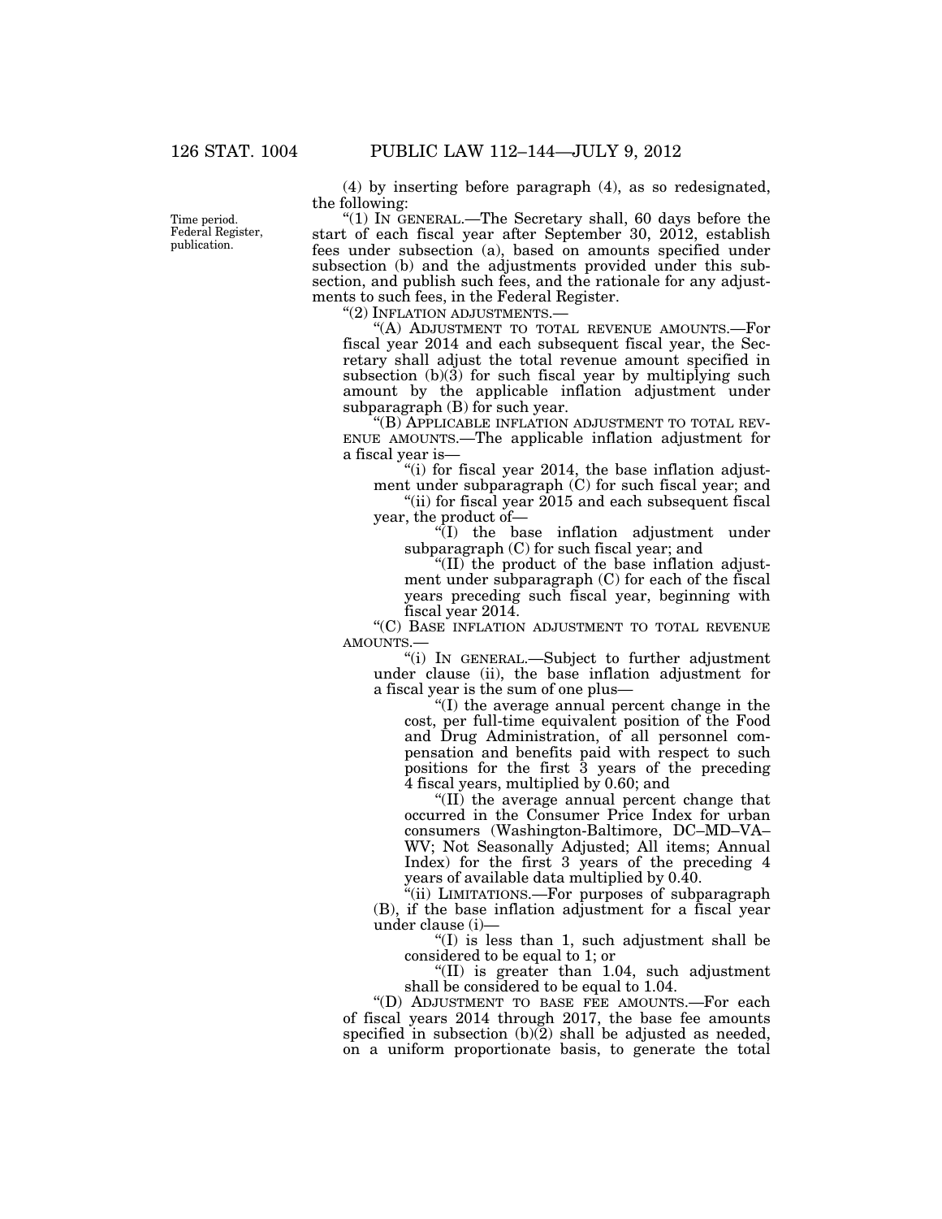(4) by inserting before paragraph (4), as so redesignated, the following:

Time period. Federal Register, publication.

"(1) IN GENERAL.—The Secretary shall, 60 days before the start of each fiscal year after September 30, 2012, establish fees under subsection (a), based on amounts specified under subsection (b) and the adjustments provided under this subsection, and publish such fees, and the rationale for any adjustments to such fees, in the Federal Register.

"(2) INFLATION ADJUSTMENTS.—

"(A) ADJUSTMENT TO TOTAL REVENUE AMOUNTS.—For fiscal year 2014 and each subsequent fiscal year, the Secretary shall adjust the total revenue amount specified in subsection (b)(3) for such fiscal year by multiplying such amount by the applicable inflation adjustment under subparagraph (B) for such year.

"(B) APPLICABLE INFLATION ADJUSTMENT TO TOTAL REVENUE AMOUNTS.—The applicable inflation adjustment for a fiscal year is—

"(i) for fiscal year 2014, the base inflation adjustment under subparagraph (C) for such fiscal year; and

"(ii) for fiscal year 2015 and each subsequent fiscal year, the product of—

"(I) the base inflation adjustment under subparagraph (C) for such fiscal year; and

"(II) the product of the base inflation adjustment under subparagraph (C) for each of the fiscal years preceding such fiscal year, beginning with fiscal year 2014.

"(C) BASE INFLATION ADJUSTMENT TO TOTAL REVENUE AMOUNTS.—

"(i) IN GENERAL.—Subject to further adjustment under clause (ii), the base inflation adjustment for a fiscal year is the sum of one plus—

"(I) the average annual percent change in the cost, per full-time equivalent position of the Food and Drug Administration, of all personnel compensation and benefits paid with respect to such positions for the first 3 years of the preceding 4 fiscal years, multiplied by 0.60; and

"(II) the average annual percent change that occurred in the Consumer Price Index for urban consumers (Washington-Baltimore, DC–MD–VA–WV; Not Seasonally Adjusted; All items; Annual Index) for the first 3 years of the preceding 4 years of available data multiplied by 0.40.

"(ii) LIMITATIONS.—For purposes of subparagraph (B), if the base inflation adjustment for a fiscal year under clause (i)—

"(I) is less than 1, such adjustment shall be considered to be equal to 1; or

"(II) is greater than 1.04, such adjustment shall be considered to be equal to 1.04.

"(D) ADJUSTMENT TO BASE FEE AMOUNTS.—For each of fiscal years 2014 through 2017, the base fee amounts specified in subsection (b)(2) shall be adjusted as needed, on a uniform proportionate basis, to generate the total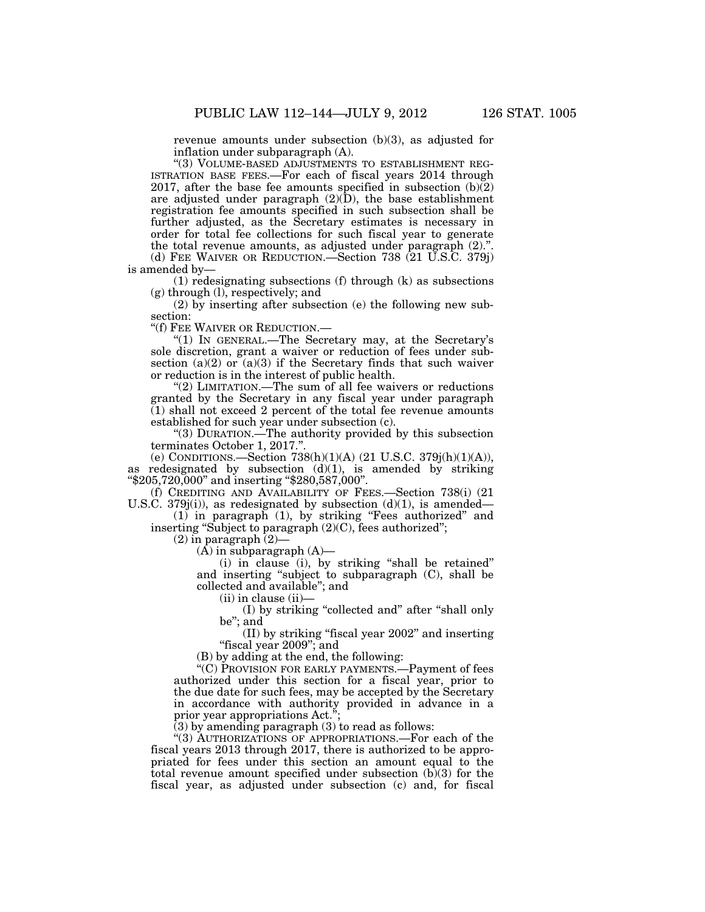revenue amounts under subsection (b)(3), as adjusted for inflation under subparagraph (A).

"(3) VOLUME-BASED ADJUSTMENTS TO ESTABLISHMENT REGISTRATION BASE FEES.—For each of fiscal years 2014 through 2017, after the base fee amounts specified in subsection (b)(2) are adjusted under paragraph (2)(D), the base establishment registration fee amounts specified in such subsection shall be further adjusted, as the Secretary estimates is necessary in order for total fee collections for such fiscal year to generate the total revenue amounts, as adjusted under paragraph (2).".

(d) FEE WAIVER OR REDUCTION.—Section 738 (21 U.S.C. 379j) is amended by—

(1) redesignating subsections (f) through (k) as subsections (g) through (l), respectively; and

(2) by inserting after subsection (e) the following new subsection:

"(f) FEE WAIVER OR REDUCTION.—

"(1) IN GENERAL.—The Secretary may, at the Secretary's sole discretion, grant a waiver or reduction of fees under subsection (a)(2) or (a)(3) if the Secretary finds that such waiver or reduction is in the interest of public health.

"(2) LIMITATION.—The sum of all fee waivers or reductions granted by the Secretary in any fiscal year under paragraph (1) shall not exceed 2 percent of the total fee revenue amounts established for such year under subsection (c).

"(3) DURATION.—The authority provided by this subsection terminates October 1, 2017.".

(e) CONDITIONS.—Section 738(h)(1)(A) (21 U.S.C. 379j(h)(1)(A)), as redesignated by subsection (d)(1), is amended by striking "$205,720,000" and inserting "$280,587,000".

(f) CREDITING AND AVAILABILITY OF FEES.—Section 738(i) (21 U.S.C. 379j(i)), as redesignated by subsection (d)(1), is amended—

(1) in paragraph (1), by striking "Fees authorized" and inserting "Subject to paragraph (2)(C), fees authorized";

(2) in paragraph (2)—

(A) in subparagraph (A)—

(i) in clause (i), by striking "shall be retained" and inserting "subject to subparagraph (C), shall be collected and available"; and

(ii) in clause (ii)—

(I) by striking "collected and" after "shall only be"; and

(II) by striking "fiscal year 2002" and inserting "fiscal year 2009"; and

(B) by adding at the end, the following:

"(C) PROVISION FOR EARLY PAYMENTS.—Payment of fees authorized under this section for a fiscal year, prior to the due date for such fees, may be accepted by the Secretary in accordance with authority provided in advance in a prior year appropriations Act.";

(3) by amending paragraph (3) to read as follows:

"(3) AUTHORIZATIONS OF APPROPRIATIONS.—For each of the fiscal years 2013 through 2017, there is authorized to be appropriated for fees under this section an amount equal to the total revenue amount specified under subsection (b)(3) for the fiscal year, as adjusted under subsection (c) and, for fiscal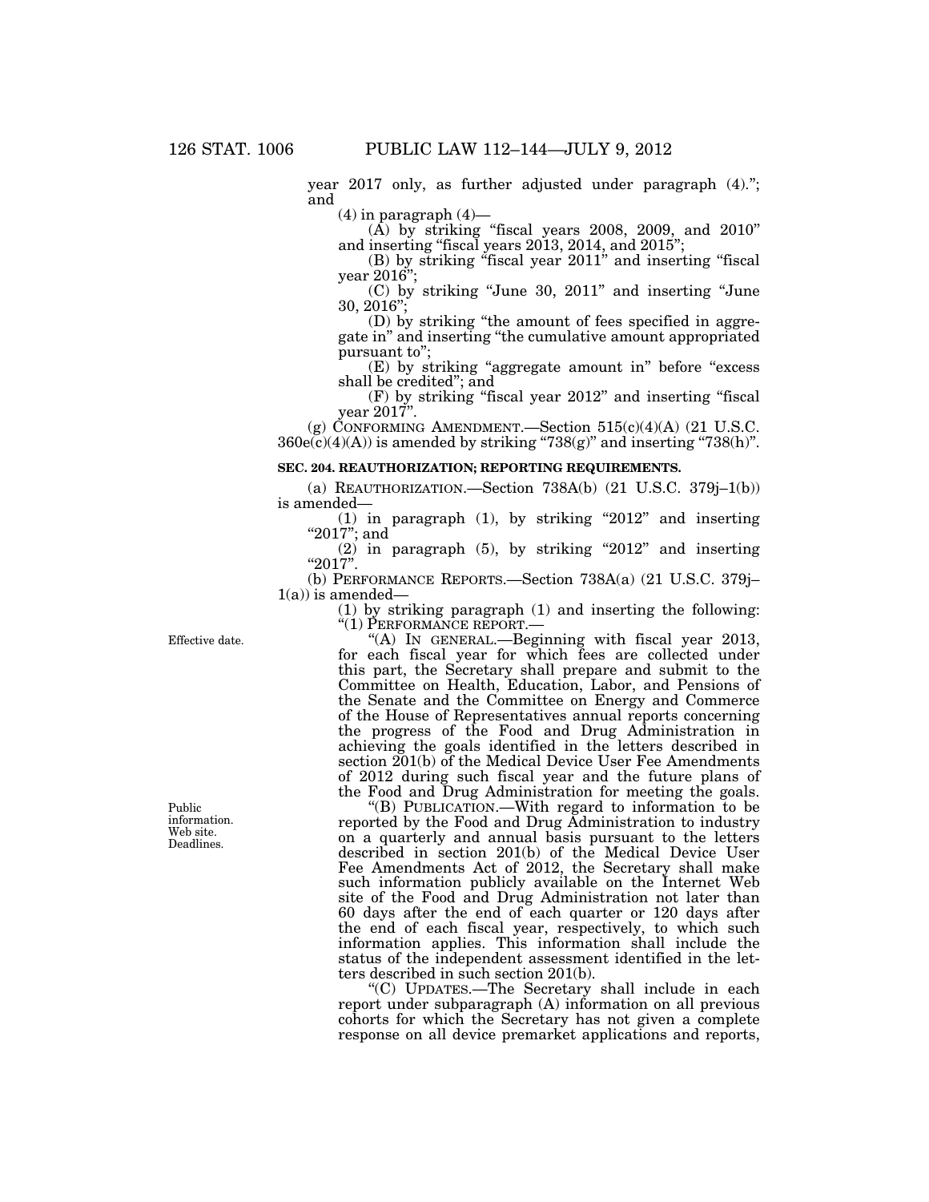year 2017 only, as further adjusted under paragraph (4).''; and

(4) in paragraph (4)—

(A) by striking ''fiscal years 2008, 2009, and 2010'' and inserting ''fiscal years 2013, 2014, and 2015'';

(B) by striking ''fiscal year 2011'' and inserting ''fiscal year 2016'';

(C) by striking ''June 30, 2011'' and inserting ''June 30, 2016'';

(D) by striking ''the amount of fees specified in aggregate in'' and inserting ''the cumulative amount appropriated pursuant to'';

(E) by striking ''aggregate amount in'' before ''excess shall be credited''; and

(F) by striking ''fiscal year 2012'' and inserting ''fiscal year 2017''.

(g) CONFORMING AMENDMENT.—Section 515(c)(4)(A) (21 U.S.C. 360e(c)(4)(A)) is amended by striking ''738(g)'' and inserting ''738(h)''.

**SEC. 204. REAUTHORIZATION; REPORTING REQUIREMENTS.**

(a) REAUTHORIZATION.—Section 738A(b) (21 U.S.C. 379j–1(b)) is amended—

(1) in paragraph (1), by striking ''2012'' and inserting ''2017''; and

(2) in paragraph (5), by striking ''2012'' and inserting ''2017''.

(b) PERFORMANCE REPORTS.—Section 738A(a) (21 U.S.C. 379j–1(a)) is amended—

(1) by striking paragraph (1) and inserting the following:

''(1) PERFORMANCE REPORT.—

Effective date.

''(A) IN GENERAL.—Beginning with fiscal year 2013, for each fiscal year for which fees are collected under this part, the Secretary shall prepare and submit to the Committee on Health, Education, Labor, and Pensions of the Senate and the Committee on Energy and Commerce of the House of Representatives annual reports concerning the progress of the Food and Drug Administration in achieving the goals identified in the letters described in section 201(b) of the Medical Device User Fee Amendments of 2012 during such fiscal year and the future plans of the Food and Drug Administration for meeting the goals.

Public information. Web site. Deadlines.

''(B) PUBLICATION.—With regard to information to be reported by the Food and Drug Administration to industry on a quarterly and annual basis pursuant to the letters described in section 201(b) of the Medical Device User Fee Amendments Act of 2012, the Secretary shall make such information publicly available on the Internet Web site of the Food and Drug Administration not later than 60 days after the end of each quarter or 120 days after the end of each fiscal year, respectively, to which such information applies. This information shall include the status of the independent assessment identified in the letters described in such section 201(b).

''(C) UPDATES.—The Secretary shall include in each report under subparagraph (A) information on all previous cohorts for which the Secretary has not given a complete response on all device premarket applications and reports,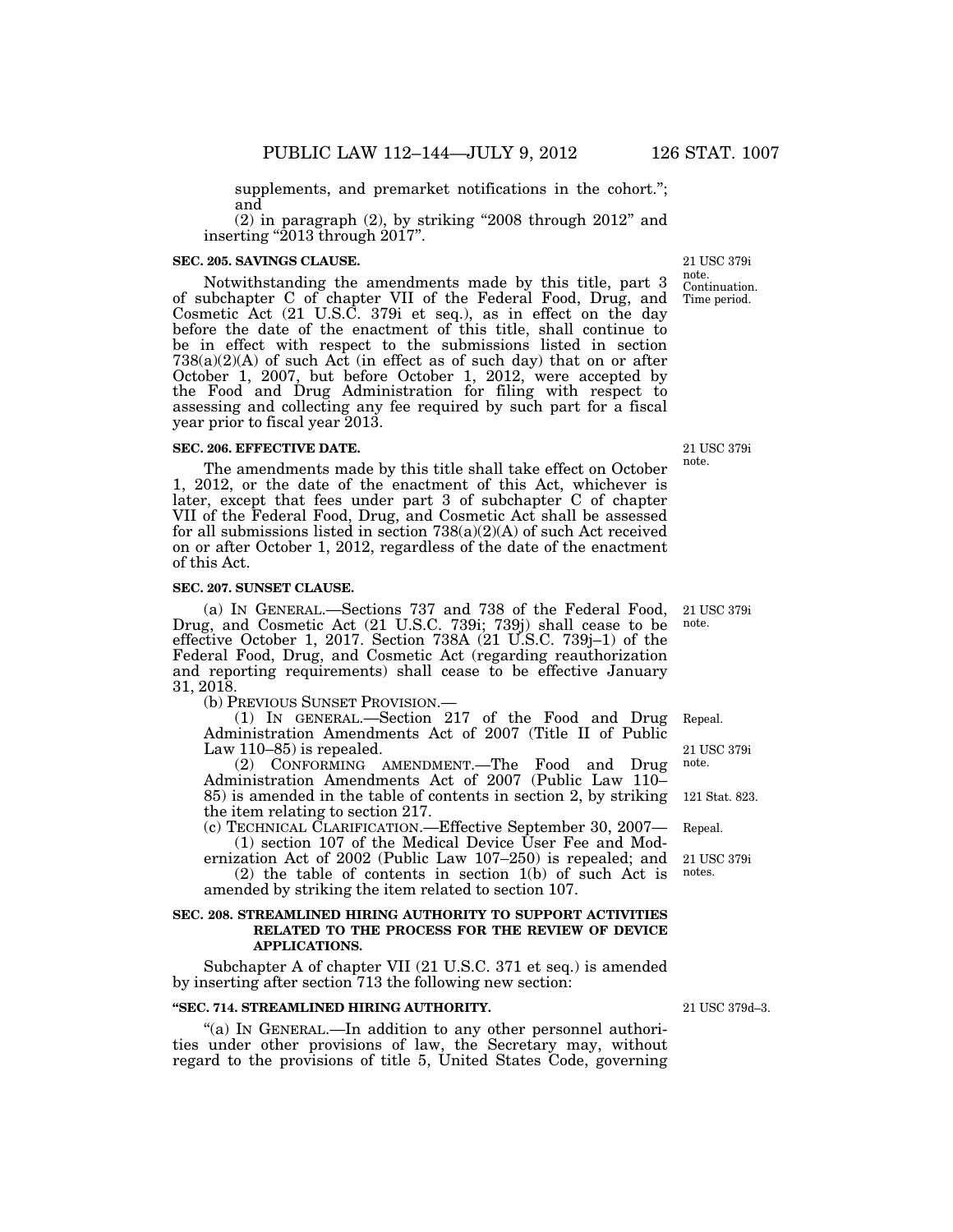supplements, and premarket notifications in the cohort."; and

(2) in paragraph (2), by striking "2008 through 2012" and inserting "2013 through 2017".

**SEC. 205. SAVINGS CLAUSE.**

21 USC 379i note. Continuation. Time period.

Notwithstanding the amendments made by this title, part 3 of subchapter C of chapter VII of the Federal Food, Drug, and Cosmetic Act (21 U.S.C. 379i et seq.), as in effect on the day before the date of the enactment of this title, shall continue to be in effect with respect to the submissions listed in section 738(a)(2)(A) of such Act (in effect as of such day) that on or after October 1, 2007, but before October 1, 2012, were accepted by the Food and Drug Administration for filing with respect to assessing and collecting any fee required by such part for a fiscal year prior to fiscal year 2013.

**SEC. 206. EFFECTIVE DATE.**

21 USC 379i note.

The amendments made by this title shall take effect on October 1, 2012, or the date of the enactment of this Act, whichever is later, except that fees under part 3 of subchapter C of chapter VII of the Federal Food, Drug, and Cosmetic Act shall be assessed for all submissions listed in section 738(a)(2)(A) of such Act received on or after October 1, 2012, regardless of the date of the enactment of this Act.

**SEC. 207. SUNSET CLAUSE.**

21 USC 379i note.

(a) IN GENERAL.—Sections 737 and 738 of the Federal Food, Drug, and Cosmetic Act (21 U.S.C. 739i; 739j) shall cease to be effective October 1, 2017. Section 738A (21 U.S.C. 739j–1) of the Federal Food, Drug, and Cosmetic Act (regarding reauthorization and reporting requirements) shall cease to be effective January 31, 2018.

(b) PREVIOUS SUNSET PROVISION.—

Repeal. 21 USC 379i note.

(1) IN GENERAL.—Section 217 of the Food and Drug Administration Amendments Act of 2007 (Title II of Public Law 110–85) is repealed.

121 Stat. 823.

(2) CONFORMING AMENDMENT.—The Food and Drug Administration Amendments Act of 2007 (Public Law 110–85) is amended in the table of contents in section 2, by striking the item relating to section 217.

Repeal. 21 USC 379i notes.

(c) TECHNICAL CLARIFICATION.—Effective September 30, 2007—

(1) section 107 of the Medical Device User Fee and Modernization Act of 2002 (Public Law 107–250) is repealed; and

(2) the table of contents in section 1(b) of such Act is amended by striking the item related to section 107.

**SEC. 208. STREAMLINED HIRING AUTHORITY TO SUPPORT ACTIVITIES RELATED TO THE PROCESS FOR THE REVIEW OF DEVICE APPLICATIONS.**

Subchapter A of chapter VII (21 U.S.C. 371 et seq.) is amended by inserting after section 713 the following new section:

**"SEC. 714. STREAMLINED HIRING AUTHORITY.**

21 USC 379d–3.

"(a) IN GENERAL.—In addition to any other personnel authorities under other provisions of law, the Secretary may, without regard to the provisions of title 5, United States Code, governing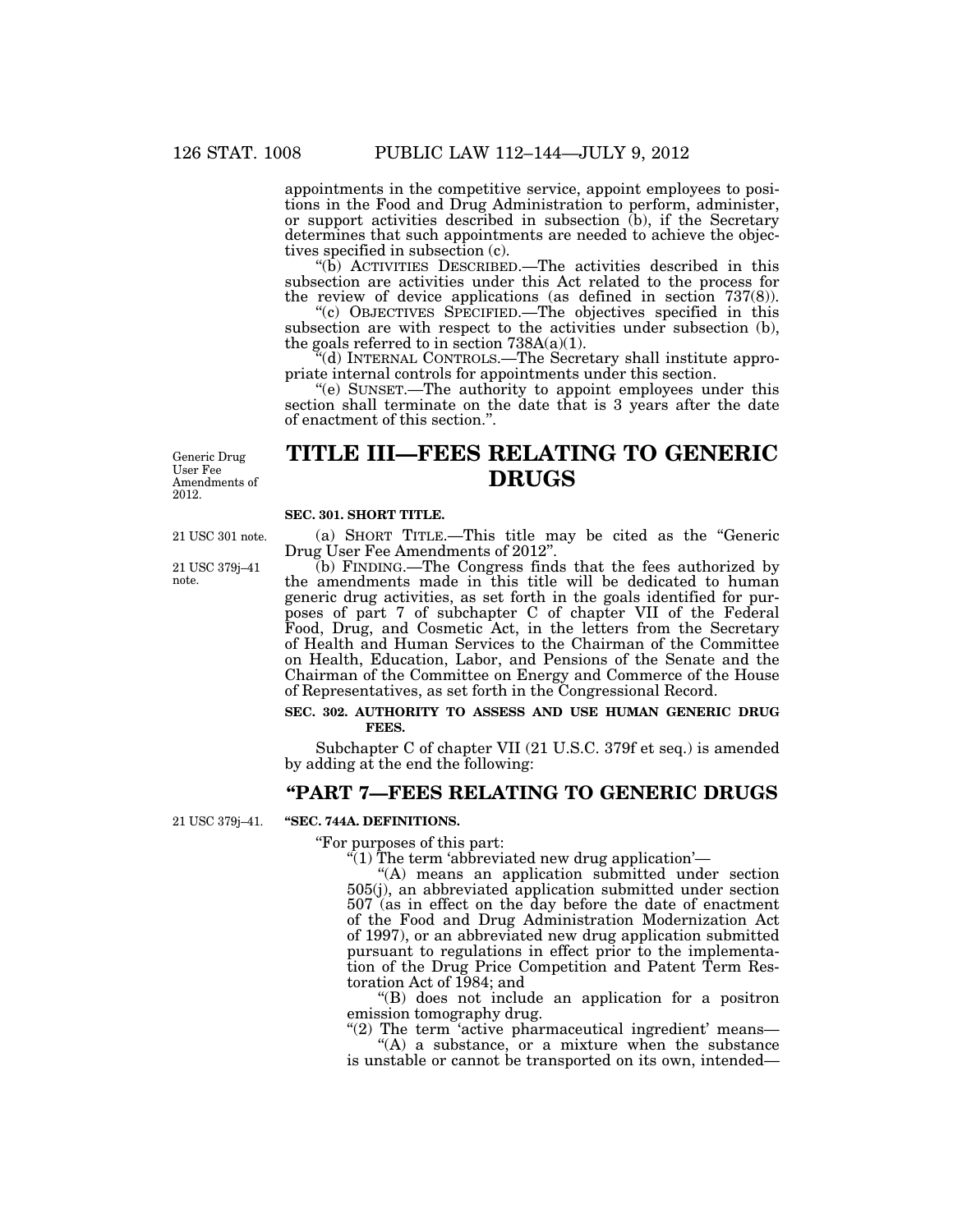appointments in the competitive service, appoint employees to positions in the Food and Drug Administration to perform, administer, or support activities described in subsection (b), if the Secretary determines that such appointments are needed to achieve the objectives specified in subsection (c).

"(b) ACTIVITIES DESCRIBED.—The activities described in this subsection are activities under this Act related to the process for the review of device applications (as defined in section 737(8)).

"(c) OBJECTIVES SPECIFIED.—The objectives specified in this subsection are with respect to the activities under subsection (b), the goals referred to in section 738A(a)(1).

"(d) INTERNAL CONTROLS.—The Secretary shall institute appropriate internal controls for appointments under this section.

"(e) SUNSET.—The authority to appoint employees under this section shall terminate on the date that is 3 years after the date of enactment of this section.".

Generic Drug User Fee Amendments of 2012.

# TITLE III—FEES RELATING TO GENERIC DRUGS

**SEC. 301. SHORT TITLE.**

21 USC 301 note.

(a) SHORT TITLE.—This title may be cited as the "Generic Drug User Fee Amendments of 2012".

21 USC 379j–41 note.

(b) FINDING.—The Congress finds that the fees authorized by the amendments made in this title will be dedicated to human generic drug activities, as set forth in the goals identified for purposes of part 7 of subchapter C of chapter VII of the Federal Food, Drug, and Cosmetic Act, in the letters from the Secretary of Health and Human Services to the Chairman of the Committee on Health, Education, Labor, and Pensions of the Senate and the Chairman of the Committee on Energy and Commerce of the House of Representatives, as set forth in the Congressional Record.

**SEC. 302. AUTHORITY TO ASSESS AND USE HUMAN GENERIC DRUG FEES.**

Subchapter C of chapter VII (21 U.S.C. 379f et seq.) is amended by adding at the end the following:

## "PART 7—FEES RELATING TO GENERIC DRUGS

21 USC 379j–41.

**"SEC. 744A. DEFINITIONS.**

"For purposes of this part:

"(1) The term 'abbreviated new drug application'—

"(A) means an application submitted under section 505(j), an abbreviated application submitted under section 507 (as in effect on the day before the date of enactment of the Food and Drug Administration Modernization Act of 1997), or an abbreviated new drug application submitted pursuant to regulations in effect prior to the implementation of the Drug Price Competition and Patent Term Restoration Act of 1984; and

"(B) does not include an application for a positron emission tomography drug.

"(2) The term 'active pharmaceutical ingredient' means—

"(A) a substance, or a mixture when the substance is unstable or cannot be transported on its own, intended—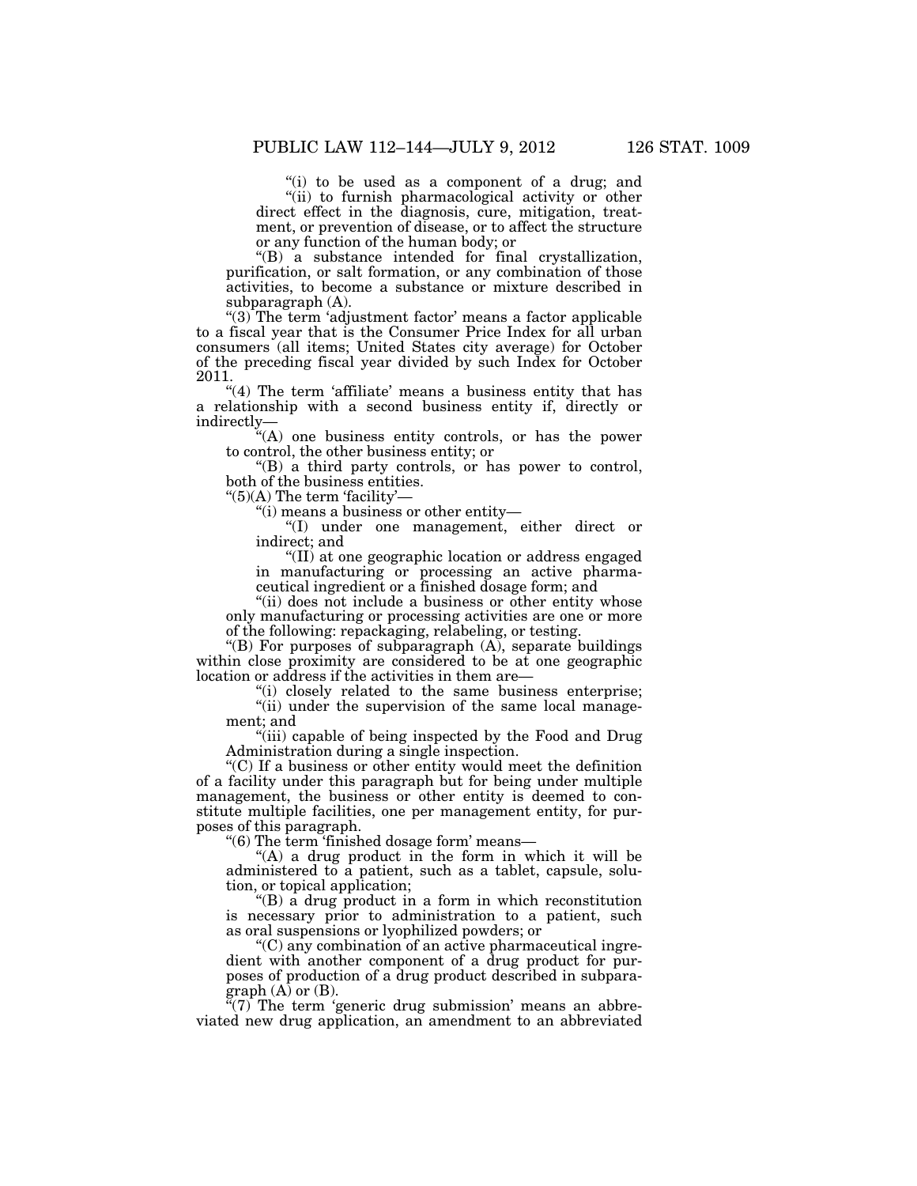"(i) to be used as a component of a drug; and

"(ii) to furnish pharmacological activity or other direct effect in the diagnosis, cure, mitigation, treatment, or prevention of disease, or to affect the structure or any function of the human body; or

"(B) a substance intended for final crystallization, purification, or salt formation, or any combination of those activities, to become a substance or mixture described in subparagraph (A).

"(3) The term 'adjustment factor' means a factor applicable to a fiscal year that is the Consumer Price Index for all urban consumers (all items; United States city average) for October of the preceding fiscal year divided by such Index for October 2011.

"(4) The term 'affiliate' means a business entity that has a relationship with a second business entity if, directly or indirectly—

"(A) one business entity controls, or has the power to control, the other business entity; or

"(B) a third party controls, or has power to control, both of the business entities.

"(5)(A) The term 'facility'—

"(i) means a business or other entity—

"(I) under one management, either direct or indirect; and

"(II) at one geographic location or address engaged in manufacturing or processing an active pharmaceutical ingredient or a finished dosage form; and

"(ii) does not include a business or other entity whose only manufacturing or processing activities are one or more of the following: repackaging, relabeling, or testing.

"(B) For purposes of subparagraph (A), separate buildings within close proximity are considered to be at one geographic location or address if the activities in them are—

"(i) closely related to the same business enterprise;

"(ii) under the supervision of the same local management; and

"(iii) capable of being inspected by the Food and Drug Administration during a single inspection.

"(C) If a business or other entity would meet the definition of a facility under this paragraph but for being under multiple management, the business or other entity is deemed to constitute multiple facilities, one per management entity, for purposes of this paragraph.

"(6) The term 'finished dosage form' means—

"(A) a drug product in the form in which it will be administered to a patient, such as a tablet, capsule, solution, or topical application;

"(B) a drug product in a form in which reconstitution is necessary prior to administration to a patient, such as oral suspensions or lyophilized powders; or

"(C) any combination of an active pharmaceutical ingredient with another component of a drug product for purposes of production of a drug product described in subparagraph (A) or (B).

"(7) The term 'generic drug submission' means an abbreviated new drug application, an amendment to an abbreviated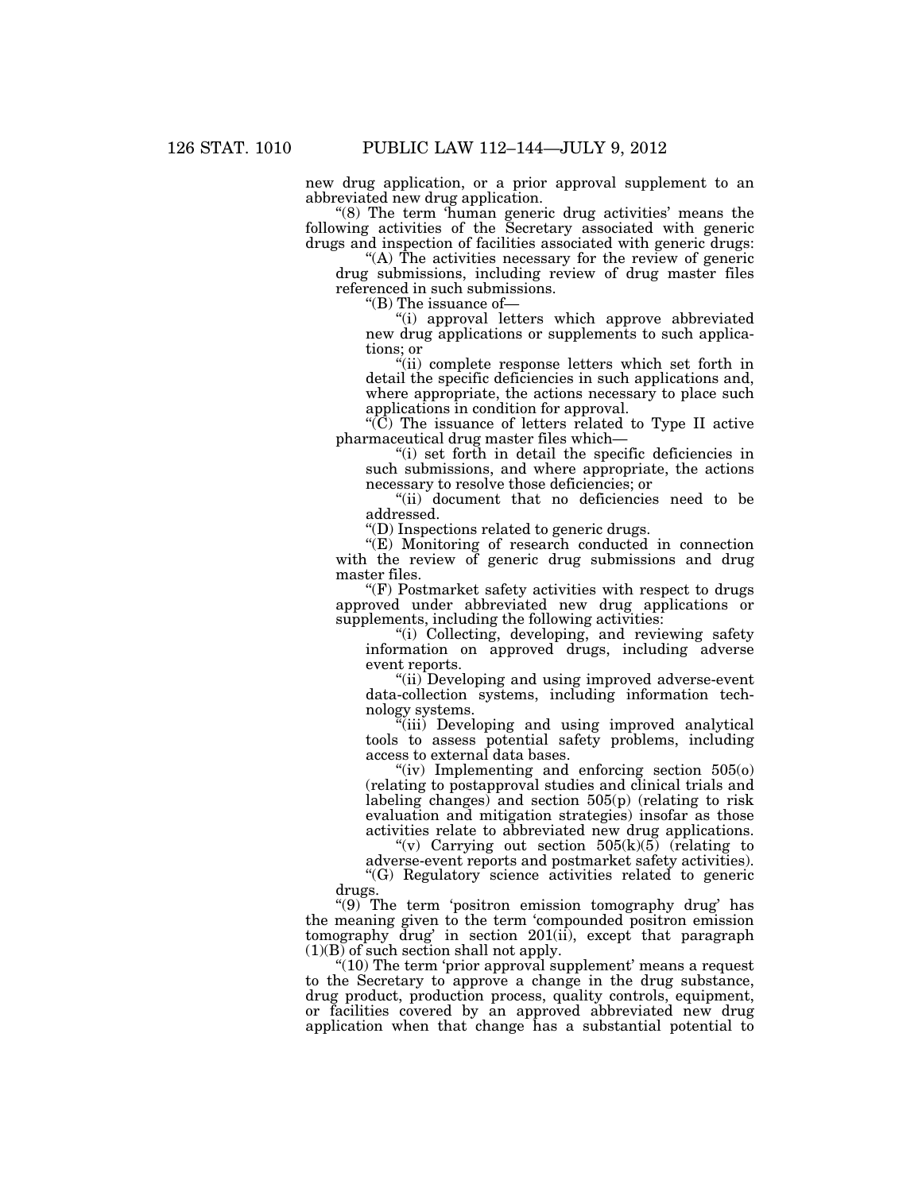new drug application, or a prior approval supplement to an abbreviated new drug application.

"(8) The term 'human generic drug activities' means the following activities of the Secretary associated with generic drugs and inspection of facilities associated with generic drugs:

"(A) The activities necessary for the review of generic drug submissions, including review of drug master files referenced in such submissions.

"(B) The issuance of—

"(i) approval letters which approve abbreviated new drug applications or supplements to such applications; or

"(ii) complete response letters which set forth in detail the specific deficiencies in such applications and, where appropriate, the actions necessary to place such applications in condition for approval.

"(C) The issuance of letters related to Type II active pharmaceutical drug master files which—

"(i) set forth in detail the specific deficiencies in such submissions, and where appropriate, the actions necessary to resolve those deficiencies; or

"(ii) document that no deficiencies need to be addressed.

"(D) Inspections related to generic drugs.

"(E) Monitoring of research conducted in connection with the review of generic drug submissions and drug master files.

"(F) Postmarket safety activities with respect to drugs approved under abbreviated new drug applications or supplements, including the following activities:

"(i) Collecting, developing, and reviewing safety information on approved drugs, including adverse event reports.

"(ii) Developing and using improved adverse-event data-collection systems, including information technology systems.

"(iii) Developing and using improved analytical tools to assess potential safety problems, including access to external data bases.

"(iv) Implementing and enforcing section 505(o) (relating to postapproval studies and clinical trials and labeling changes) and section 505(p) (relating to risk evaluation and mitigation strategies) insofar as those activities relate to abbreviated new drug applications.

"(v) Carrying out section 505(k)(5) (relating to adverse-event reports and postmarket safety activities).

"(G) Regulatory science activities related to generic drugs.

"(9) The term 'positron emission tomography drug' has the meaning given to the term 'compounded positron emission tomography drug' in section 201(ii), except that paragraph (1)(B) of such section shall not apply.

"(10) The term 'prior approval supplement' means a request to the Secretary to approve a change in the drug substance, drug product, production process, quality controls, equipment, or facilities covered by an approved abbreviated new drug application when that change has a substantial potential to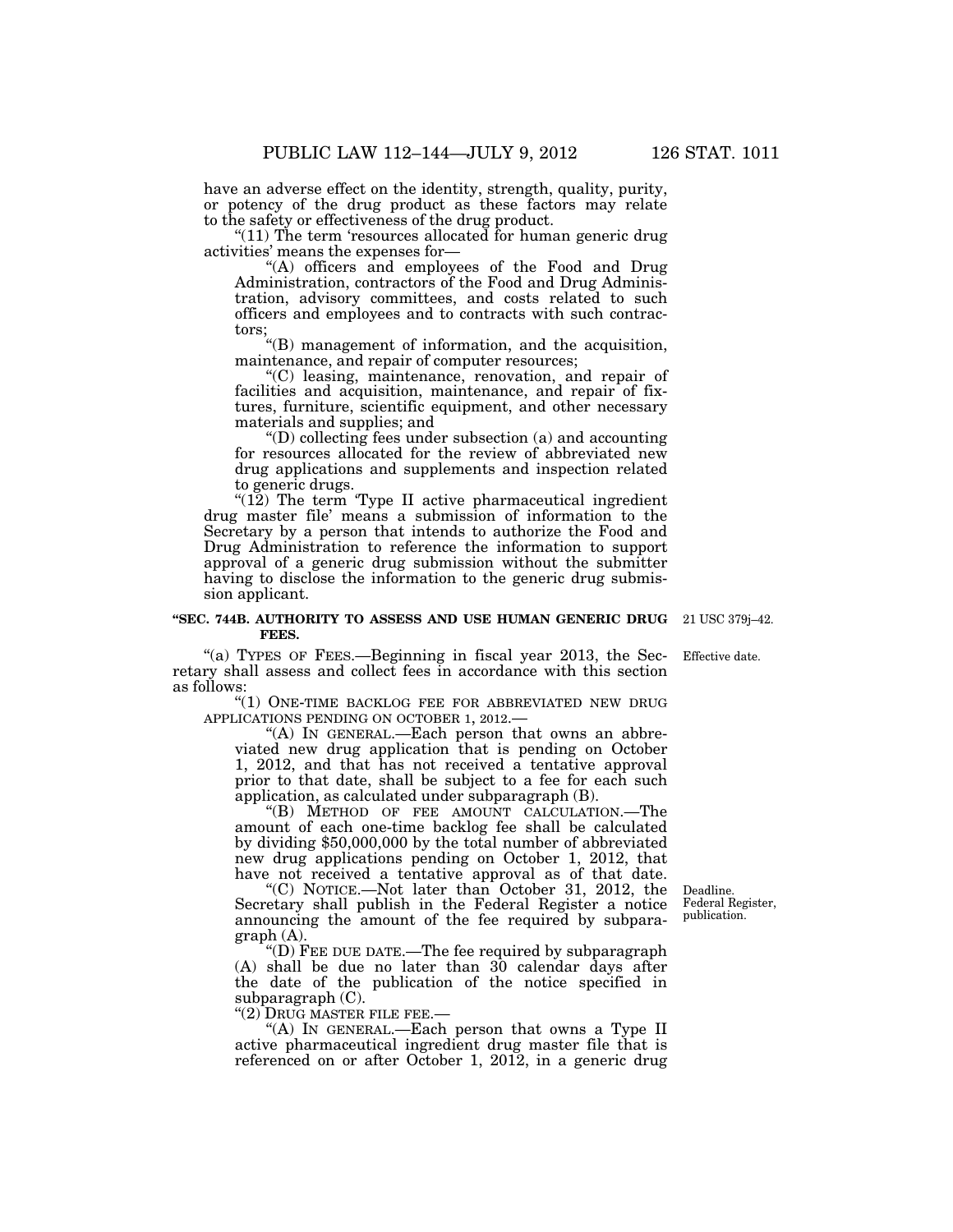have an adverse effect on the identity, strength, quality, purity, or potency of the drug product as these factors may relate to the safety or effectiveness of the drug product.

"(11) The term 'resources allocated for human generic drug activities' means the expenses for—

"(A) officers and employees of the Food and Drug Administration, contractors of the Food and Drug Administration, advisory committees, and costs related to such officers and employees and to contracts with such contractors;

"(B) management of information, and the acquisition, maintenance, and repair of computer resources;

"(C) leasing, maintenance, renovation, and repair of facilities and acquisition, maintenance, and repair of fixtures, furniture, scientific equipment, and other necessary materials and supplies; and

"(D) collecting fees under subsection (a) and accounting for resources allocated for the review of abbreviated new drug applications and supplements and inspection related to generic drugs.

"(12) The term 'Type II active pharmaceutical ingredient drug master file' means a submission of information to the Secretary by a person that intends to authorize the Food and Drug Administration to reference the information to support approval of a generic drug submission without the submitter having to disclose the information to the generic drug submission applicant.

**"SEC. 744B. AUTHORITY TO ASSESS AND USE HUMAN GENERIC DRUG FEES.**

21 USC 379j–42.

Effective date.

"(a) TYPES OF FEES.—Beginning in fiscal year 2013, the Secretary shall assess and collect fees in accordance with this section as follows:

"(1) ONE-TIME BACKLOG FEE FOR ABBREVIATED NEW DRUG APPLICATIONS PENDING ON OCTOBER 1, 2012.—

"(A) IN GENERAL.—Each person that owns an abbreviated new drug application that is pending on October 1, 2012, and that has not received a tentative approval prior to that date, shall be subject to a fee for each such application, as calculated under subparagraph (B).

"(B) METHOD OF FEE AMOUNT CALCULATION.—The amount of each one-time backlog fee shall be calculated by dividing $50,000,000 by the total number of abbreviated new drug applications pending on October 1, 2012, that have not received a tentative approval as of that date.

Deadline. Federal Register, publication.

"(C) NOTICE.—Not later than October 31, 2012, the Secretary shall publish in the Federal Register a notice announcing the amount of the fee required by subparagraph (A).

"(D) FEE DUE DATE.—The fee required by subparagraph (A) shall be due no later than 30 calendar days after the date of the publication of the notice specified in subparagraph (C).

"(2) DRUG MASTER FILE FEE.—

"(A) IN GENERAL.—Each person that owns a Type II active pharmaceutical ingredient drug master file that is referenced on or after October 1, 2012, in a generic drug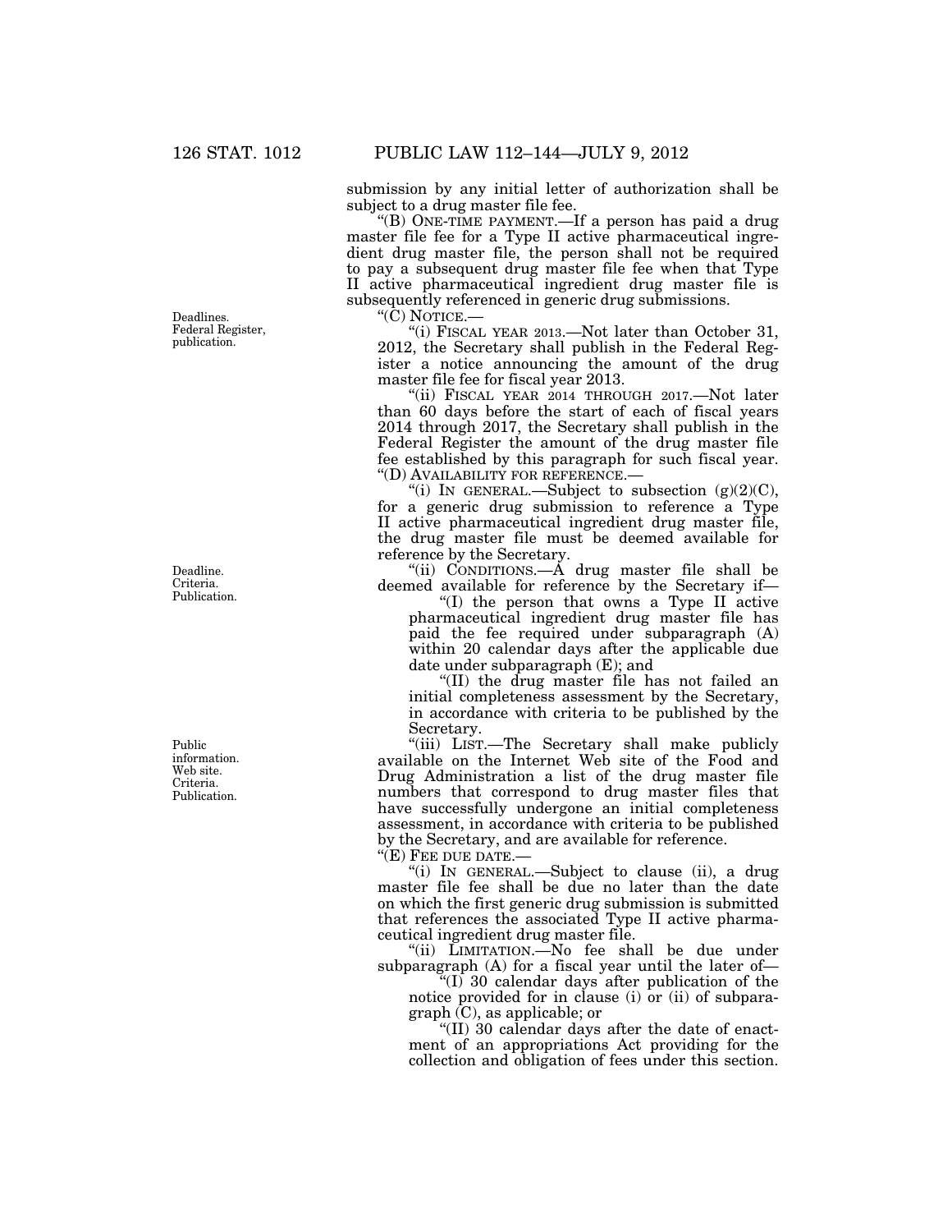submission by any initial letter of authorization shall be subject to a drug master file fee.

"(B) ONE-TIME PAYMENT.—If a person has paid a drug master file fee for a Type II active pharmaceutical ingredient drug master file, the person shall not be required to pay a subsequent drug master file fee when that Type II active pharmaceutical ingredient drug master file is subsequently referenced in generic drug submissions.

"(C) NOTICE.—

"(i) FISCAL YEAR 2013.—Not later than October 31, 2012, the Secretary shall publish in the Federal Register a notice announcing the amount of the drug master file fee for fiscal year 2013.

"(ii) FISCAL YEAR 2014 THROUGH 2017.—Not later than 60 days before the start of each of fiscal years 2014 through 2017, the Secretary shall publish in the Federal Register the amount of the drug master file fee established by this paragraph for such fiscal year.

"(D) AVAILABILITY FOR REFERENCE.—

"(i) IN GENERAL.—Subject to subsection (g)(2)(C), for a generic drug submission to reference a Type II active pharmaceutical ingredient drug master file, the drug master file must be deemed available for reference by the Secretary.

"(ii) CONDITIONS.—A drug master file shall be deemed available for reference by the Secretary if—

"(I) the person that owns a Type II active pharmaceutical ingredient drug master file has paid the fee required under subparagraph (A) within 20 calendar days after the applicable due date under subparagraph (E); and

"(II) the drug master file has not failed an initial completeness assessment by the Secretary, in accordance with criteria to be published by the Secretary.

"(iii) LIST.—The Secretary shall make publicly available on the Internet Web site of the Food and Drug Administration a list of the drug master file numbers that correspond to drug master files that have successfully undergone an initial completeness assessment, in accordance with criteria to be published by the Secretary, and are available for reference.

"(E) FEE DUE DATE.—

"(i) IN GENERAL.—Subject to clause (ii), a drug master file fee shall be due no later than the date on which the first generic drug submission is submitted that references the associated Type II active pharmaceutical ingredient drug master file.

"(ii) LIMITATION.—No fee shall be due under subparagraph (A) for a fiscal year until the later of—

"(I) 30 calendar days after publication of the notice provided for in clause (i) or (ii) of subparagraph (C), as applicable; or

"(II) 30 calendar days after the date of enactment of an appropriations Act providing for the collection and obligation of fees under this section.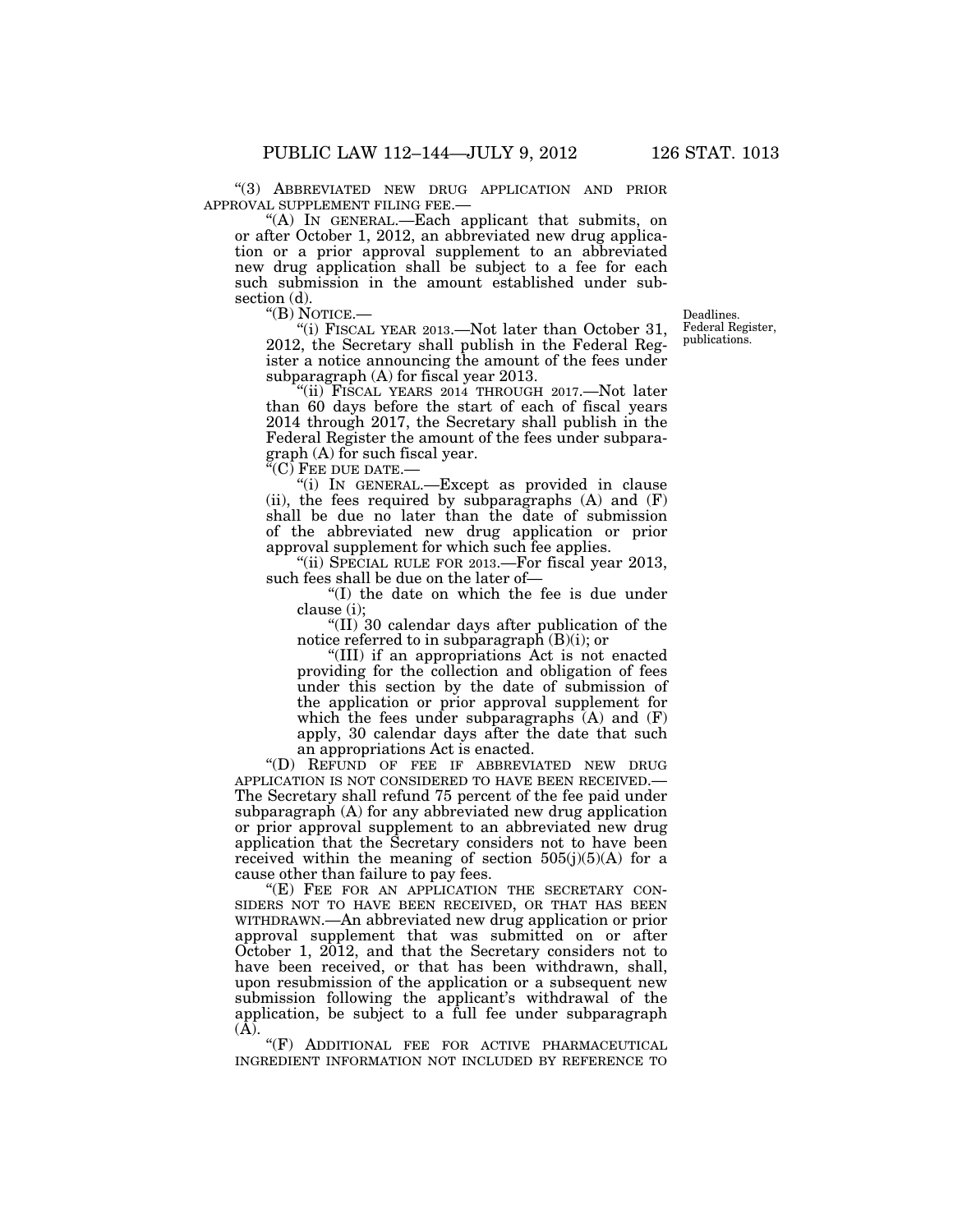"(3) ABBREVIATED NEW DRUG APPLICATION AND PRIOR APPROVAL SUPPLEMENT FILING FEE.—

"(A) IN GENERAL.—Each applicant that submits, on or after October 1, 2012, an abbreviated new drug application or a prior approval supplement to an abbreviated new drug application shall be subject to a fee for each such submission in the amount established under subsection (d).

"(B) NOTICE.—

Deadlines. Federal Register, publications.

"(i) FISCAL YEAR 2013.—Not later than October 31, 2012, the Secretary shall publish in the Federal Register a notice announcing the amount of the fees under subparagraph (A) for fiscal year 2013.

"(ii) FISCAL YEARS 2014 THROUGH 2017.—Not later than 60 days before the start of each of fiscal years 2014 through 2017, the Secretary shall publish in the Federal Register the amount of the fees under subparagraph (A) for such fiscal year.

"(C) FEE DUE DATE.—

"(i) IN GENERAL.—Except as provided in clause (ii), the fees required by subparagraphs (A) and (F) shall be due no later than the date of submission of the abbreviated new drug application or prior approval supplement for which such fee applies.

"(ii) SPECIAL RULE FOR 2013.—For fiscal year 2013, such fees shall be due on the later of—

"(I) the date on which the fee is due under clause (i);

"(II) 30 calendar days after publication of the notice referred to in subparagraph (B)(i); or

"(III) if an appropriations Act is not enacted providing for the collection and obligation of fees under this section by the date of submission of the application or prior approval supplement for which the fees under subparagraphs (A) and (F) apply, 30 calendar days after the date that such an appropriations Act is enacted.

"(D) REFUND OF FEE IF ABBREVIATED NEW DRUG APPLICATION IS NOT CONSIDERED TO HAVE BEEN RECEIVED.—The Secretary shall refund 75 percent of the fee paid under subparagraph (A) for any abbreviated new drug application or prior approval supplement to an abbreviated new drug application that the Secretary considers not to have been received within the meaning of section 505(j)(5)(A) for a cause other than failure to pay fees.

"(E) FEE FOR AN APPLICATION THE SECRETARY CONSIDERS NOT TO HAVE BEEN RECEIVED, OR THAT HAS BEEN WITHDRAWN.—An abbreviated new drug application or prior approval supplement that was submitted on or after October 1, 2012, and that the Secretary considers not to have been received, or that has been withdrawn, shall, upon resubmission of the application or a subsequent new submission following the applicant's withdrawal of the application, be subject to a full fee under subparagraph (A).

"(F) ADDITIONAL FEE FOR ACTIVE PHARMACEUTICAL INGREDIENT INFORMATION NOT INCLUDED BY REFERENCE TO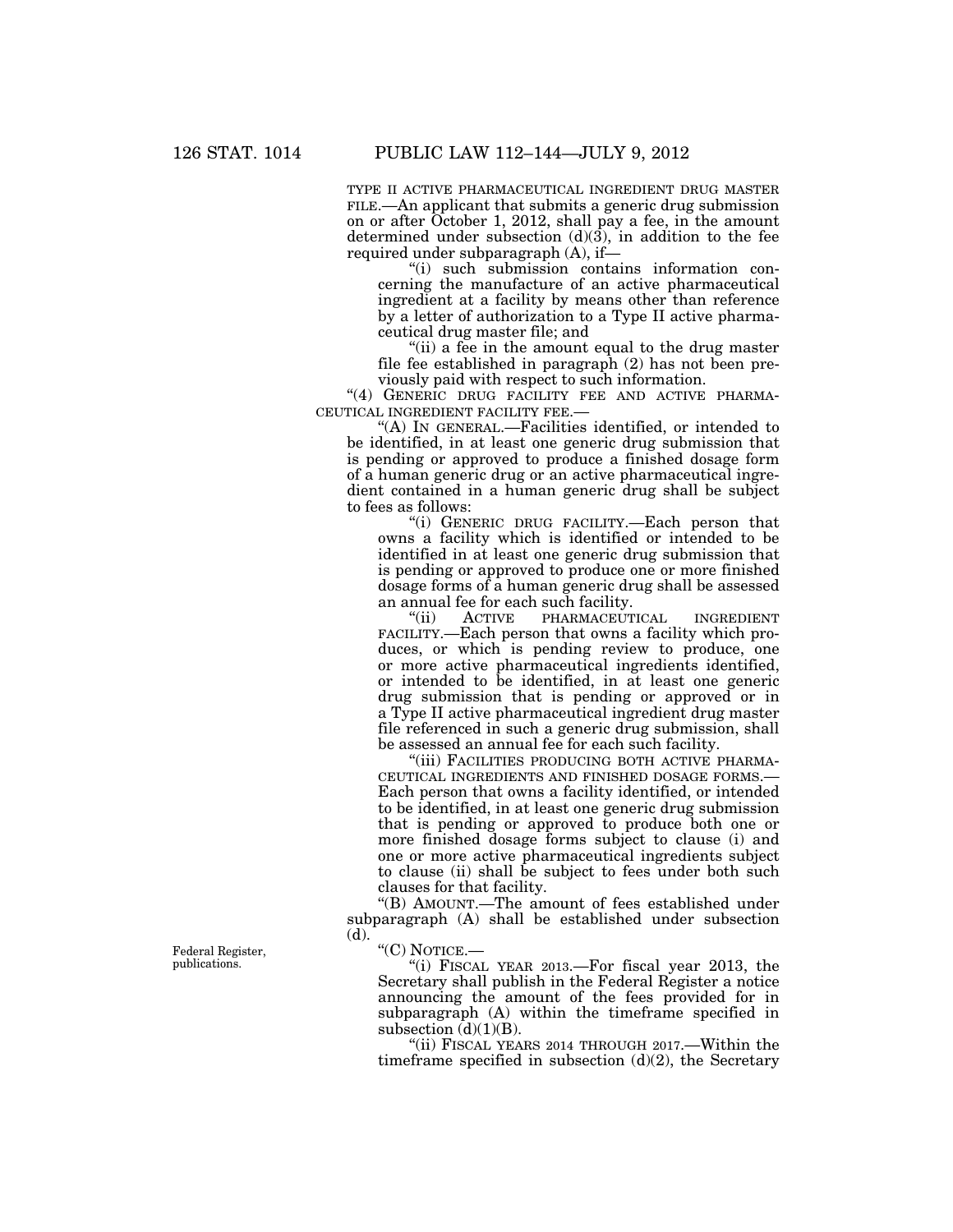TYPE II ACTIVE PHARMACEUTICAL INGREDIENT DRUG MASTER FILE.—An applicant that submits a generic drug submission on or after October 1, 2012, shall pay a fee, in the amount determined under subsection (d)(3), in addition to the fee required under subparagraph (A), if—

"(i) such submission contains information concerning the manufacture of an active pharmaceutical ingredient at a facility by means other than reference by a letter of authorization to a Type II active pharmaceutical drug master file; and

"(ii) a fee in the amount equal to the drug master file fee established in paragraph (2) has not been previously paid with respect to such information.

"(4) GENERIC DRUG FACILITY FEE AND ACTIVE PHARMACEUTICAL INGREDIENT FACILITY FEE.—

"(A) IN GENERAL.—Facilities identified, or intended to be identified, in at least one generic drug submission that is pending or approved to produce a finished dosage form of a human generic drug or an active pharmaceutical ingredient contained in a human generic drug shall be subject to fees as follows:

"(i) GENERIC DRUG FACILITY.—Each person that owns a facility which is identified or intended to be identified in at least one generic drug submission that is pending or approved to produce one or more finished dosage forms of a human generic drug shall be assessed an annual fee for each such facility.

"(ii) ACTIVE PHARMACEUTICAL INGREDIENT FACILITY.—Each person that owns a facility which produces, or which is pending review to produce, one or more active pharmaceutical ingredients identified, or intended to be identified, in at least one generic drug submission that is pending or approved or in a Type II active pharmaceutical ingredient drug master file referenced in such a generic drug submission, shall be assessed an annual fee for each such facility.

"(iii) FACILITIES PRODUCING BOTH ACTIVE PHARMACEUTICAL INGREDIENTS AND FINISHED DOSAGE FORMS.—Each person that owns a facility identified, or intended to be identified, in at least one generic drug submission that is pending or approved to produce both one or more finished dosage forms subject to clause (i) and one or more active pharmaceutical ingredients subject to clause (ii) shall be subject to fees under both such clauses for that facility.

"(B) AMOUNT.—The amount of fees established under subparagraph (A) shall be established under subsection (d).

"(C) NOTICE.—

Federal Register, publications.

"(i) FISCAL YEAR 2013.—For fiscal year 2013, the Secretary shall publish in the Federal Register a notice announcing the amount of the fees provided for in subparagraph (A) within the timeframe specified in subsection (d)(1)(B).

"(ii) FISCAL YEARS 2014 THROUGH 2017.—Within the timeframe specified in subsection (d)(2), the Secretary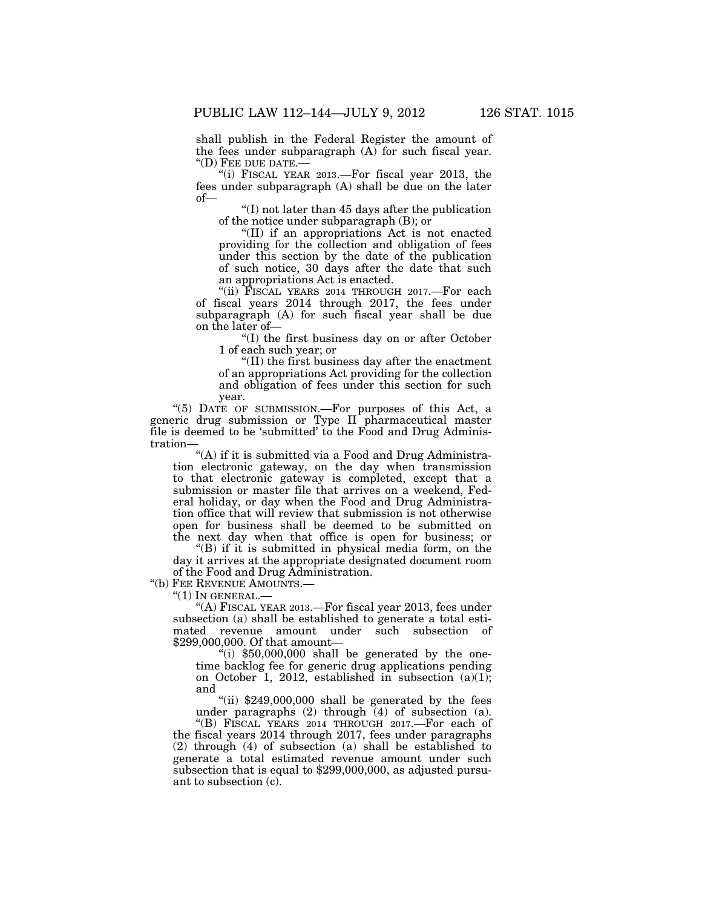shall publish in the Federal Register the amount of the fees under subparagraph (A) for such fiscal year.

"(D) FEE DUE DATE.—

"(i) FISCAL YEAR 2013.—For fiscal year 2013, the fees under subparagraph (A) shall be due on the later of—

"(I) not later than 45 days after the publication of the notice under subparagraph (B); or

"(II) if an appropriations Act is not enacted providing for the collection and obligation of fees under this section by the date of the publication of such notice, 30 days after the date that such an appropriations Act is enacted.

"(ii) FISCAL YEARS 2014 THROUGH 2017.—For each of fiscal years 2014 through 2017, the fees under subparagraph (A) for such fiscal year shall be due on the later of—

"(I) the first business day on or after October 1 of each such year; or

"(II) the first business day after the enactment of an appropriations Act providing for the collection and obligation of fees under this section for such year.

"(5) DATE OF SUBMISSION.—For purposes of this Act, a generic drug submission or Type II pharmaceutical master file is deemed to be 'submitted' to the Food and Drug Administration—

"(A) if it is submitted via a Food and Drug Administration electronic gateway, on the day when transmission to that electronic gateway is completed, except that a submission or master file that arrives on a weekend, Federal holiday, or day when the Food and Drug Administration office that will review that submission is not otherwise open for business shall be deemed to be submitted on the next day when that office is open for business; or

"(B) if it is submitted in physical media form, on the day it arrives at the appropriate designated document room of the Food and Drug Administration.

"(b) FEE REVENUE AMOUNTS.—

"(1) IN GENERAL.—

"(A) FISCAL YEAR 2013.—For fiscal year 2013, fees under subsection (a) shall be established to generate a total estimated revenue amount under such subsection of $299,000,000. Of that amount—

"(i) $50,000,000 shall be generated by the one-time backlog fee for generic drug applications pending on October 1, 2012, established in subsection (a)(1); and

"(ii) $249,000,000 shall be generated by the fees under paragraphs (2) through (4) of subsection (a).

"(B) FISCAL YEARS 2014 THROUGH 2017.—For each of the fiscal years 2014 through 2017, fees under paragraphs (2) through (4) of subsection (a) shall be established to generate a total estimated revenue amount under such subsection that is equal to $299,000,000, as adjusted pursuant to subsection (c).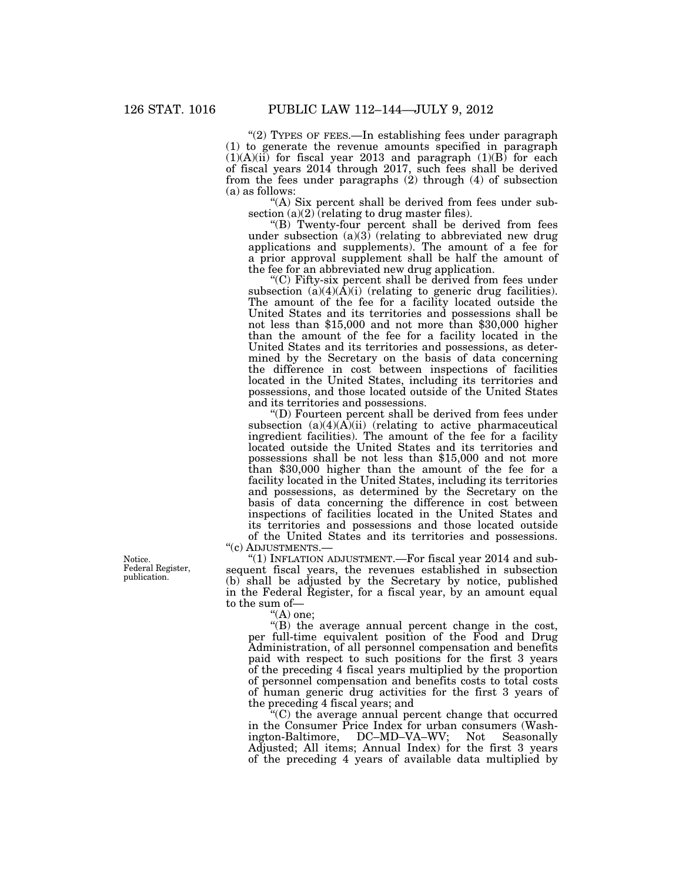"(2) TYPES OF FEES.—In establishing fees under paragraph (1) to generate the revenue amounts specified in paragraph (1)(A)(ii) for fiscal year 2013 and paragraph (1)(B) for each of fiscal years 2014 through 2017, such fees shall be derived from the fees under paragraphs (2) through (4) of subsection (a) as follows:

"(A) Six percent shall be derived from fees under subsection (a)(2) (relating to drug master files).

"(B) Twenty-four percent shall be derived from fees under subsection (a)(3) (relating to abbreviated new drug applications and supplements). The amount of a fee for a prior approval supplement shall be half the amount of the fee for an abbreviated new drug application.

"(C) Fifty-six percent shall be derived from fees under subsection (a)(4)(A)(i) (relating to generic drug facilities). The amount of the fee for a facility located outside the United States and its territories and possessions shall be not less than $15,000 and not more than $30,000 higher than the amount of the fee for a facility located in the United States and its territories and possessions, as determined by the Secretary on the basis of data concerning the difference in cost between inspections of facilities located in the United States, including its territories and possessions, and those located outside of the United States and its territories and possessions.

"(D) Fourteen percent shall be derived from fees under subsection (a)(4)(A)(ii) (relating to active pharmaceutical ingredient facilities). The amount of the fee for a facility located outside the United States and its territories and possessions shall be not less than $15,000 and not more than $30,000 higher than the amount of the fee for a facility located in the United States, including its territories and possessions, as determined by the Secretary on the basis of data concerning the difference in cost between inspections of facilities located in the United States and its territories and possessions and those located outside of the United States and its territories and possessions.

"(c) ADJUSTMENTS.—

Notice.
Federal Register, publication.

"(1) INFLATION ADJUSTMENT.—For fiscal year 2014 and subsequent fiscal years, the revenues established in subsection (b) shall be adjusted by the Secretary by notice, published in the Federal Register, for a fiscal year, by an amount equal to the sum of—

"(A) one;

"(B) the average annual percent change in the cost, per full-time equivalent position of the Food and Drug Administration, of all personnel compensation and benefits paid with respect to such positions for the first 3 years of the preceding 4 fiscal years multiplied by the proportion of personnel compensation and benefits costs to total costs of human generic drug activities for the first 3 years of the preceding 4 fiscal years; and

"(C) the average annual percent change that occurred in the Consumer Price Index for urban consumers (Washington-Baltimore, DC–MD–VA–WV; Not Seasonally Adjusted; All items; Annual Index) for the first 3 years of the preceding 4 years of available data multiplied by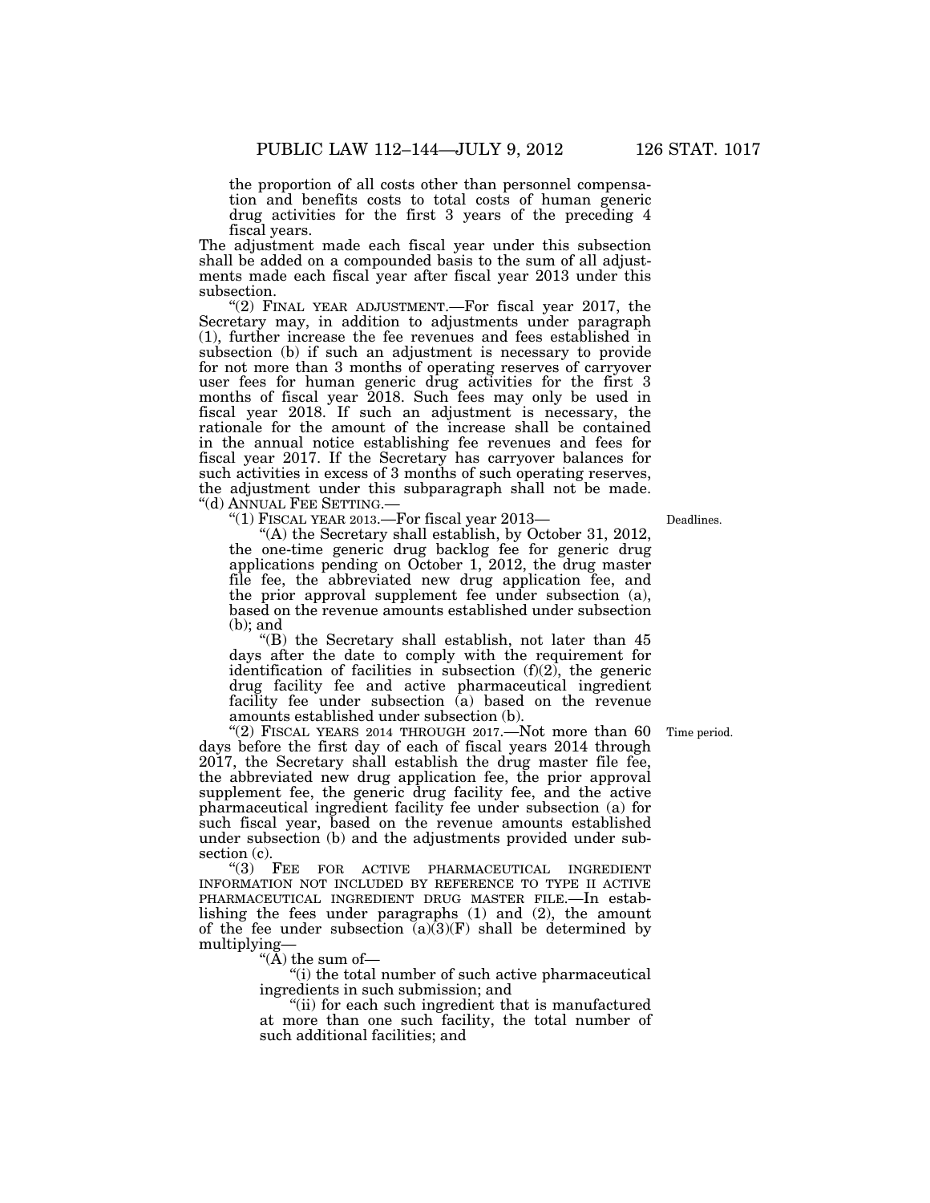the proportion of all costs other than personnel compensation and benefits costs to total costs of human generic drug activities for the first 3 years of the preceding 4 fiscal years.

The adjustment made each fiscal year under this subsection shall be added on a compounded basis to the sum of all adjustments made each fiscal year after fiscal year 2013 under this subsection.

"(2) FINAL YEAR ADJUSTMENT.—For fiscal year 2017, the Secretary may, in addition to adjustments under paragraph (1), further increase the fee revenues and fees established in subsection (b) if such an adjustment is necessary to provide for not more than 3 months of operating reserves of carryover user fees for human generic drug activities for the first 3 months of fiscal year 2018. Such fees may only be used in fiscal year 2018. If such an adjustment is necessary, the rationale for the amount of the increase shall be contained in the annual notice establishing fee revenues and fees for fiscal year 2017. If the Secretary has carryover balances for such activities in excess of 3 months of such operating reserves, the adjustment under this subparagraph shall not be made.

"(d) ANNUAL FEE SETTING.—

"(1) FISCAL YEAR 2013.—For fiscal year 2013—

Deadlines.

"(A) the Secretary shall establish, by October 31, 2012, the one-time generic drug backlog fee for generic drug applications pending on October 1, 2012, the drug master file fee, the abbreviated new drug application fee, and the prior approval supplement fee under subsection (a), based on the revenue amounts established under subsection (b); and

"(B) the Secretary shall establish, not later than 45 days after the date to comply with the requirement for identification of facilities in subsection (f)(2), the generic drug facility fee and active pharmaceutical ingredient facility fee under subsection (a) based on the revenue amounts established under subsection (b).

Time period.

"(2) FISCAL YEARS 2014 THROUGH 2017.—Not more than 60 days before the first day of each of fiscal years 2014 through 2017, the Secretary shall establish the drug master file fee, the abbreviated new drug application fee, the prior approval supplement fee, the generic drug facility fee, and the active pharmaceutical ingredient facility fee under subsection (a) for such fiscal year, based on the revenue amounts established under subsection (b) and the adjustments provided under subsection (c).

"(3) FEE FOR ACTIVE PHARMACEUTICAL INGREDIENT INFORMATION NOT INCLUDED BY REFERENCE TO TYPE II ACTIVE PHARMACEUTICAL INGREDIENT DRUG MASTER FILE.—In establishing the fees under paragraphs (1) and (2), the amount of the fee under subsection (a)(3)(F) shall be determined by multiplying—

"(A) the sum of—

"(i) the total number of such active pharmaceutical ingredients in such submission; and

"(ii) for each such ingredient that is manufactured at more than one such facility, the total number of such additional facilities; and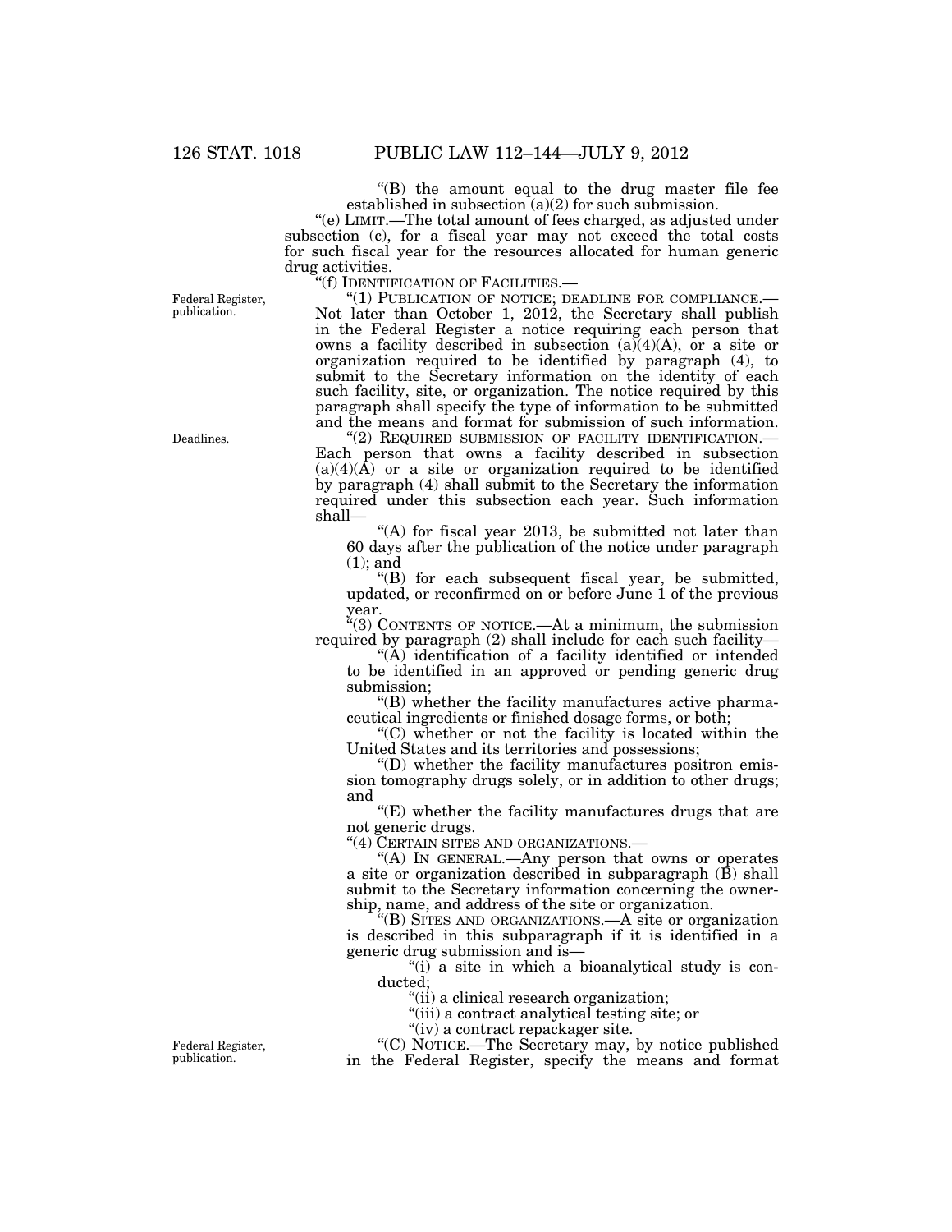"(B) the amount equal to the drug master file fee established in subsection (a)(2) for such submission.

"(e) LIMIT.—The total amount of fees charged, as adjusted under subsection (c), for a fiscal year may not exceed the total costs for such fiscal year for the resources allocated for human generic drug activities.

"(f) IDENTIFICATION OF FACILITIES.—

Federal Register, publication.

"(1) PUBLICATION OF NOTICE; DEADLINE FOR COMPLIANCE.— Not later than October 1, 2012, the Secretary shall publish in the Federal Register a notice requiring each person that owns a facility described in subsection (a)(4)(A), or a site or organization required to be identified by paragraph (4), to submit to the Secretary information on the identity of each such facility, site, or organization. The notice required by this paragraph shall specify the type of information to be submitted and the means and format for submission of such information.

Deadlines.

"(2) REQUIRED SUBMISSION OF FACILITY IDENTIFICATION.— Each person that owns a facility described in subsection (a)(4)(A) or a site or organization required to be identified by paragraph (4) shall submit to the Secretary the information required under this subsection each year. Such information shall—

"(A) for fiscal year 2013, be submitted not later than 60 days after the publication of the notice under paragraph (1); and

"(B) for each subsequent fiscal year, be submitted, updated, or reconfirmed on or before June 1 of the previous year.

"(3) CONTENTS OF NOTICE.—At a minimum, the submission required by paragraph (2) shall include for each such facility—

"(A) identification of a facility identified or intended to be identified in an approved or pending generic drug submission;

"(B) whether the facility manufactures active pharmaceutical ingredients or finished dosage forms, or both;

"(C) whether or not the facility is located within the United States and its territories and possessions;

"(D) whether the facility manufactures positron emission tomography drugs solely, or in addition to other drugs; and

"(E) whether the facility manufactures drugs that are not generic drugs.

"(4) CERTAIN SITES AND ORGANIZATIONS.—

"(A) IN GENERAL.—Any person that owns or operates a site or organization described in subparagraph (B) shall submit to the Secretary information concerning the ownership, name, and address of the site or organization.

"(B) SITES AND ORGANIZATIONS.—A site or organization is described in this subparagraph if it is identified in a generic drug submission and is—

"(i) a site in which a bioanalytical study is conducted;

"(ii) a clinical research organization;

"(iii) a contract analytical testing site; or

"(iv) a contract repackager site.

Federal Register, publication.

"(C) NOTICE.—The Secretary may, by notice published in the Federal Register, specify the means and format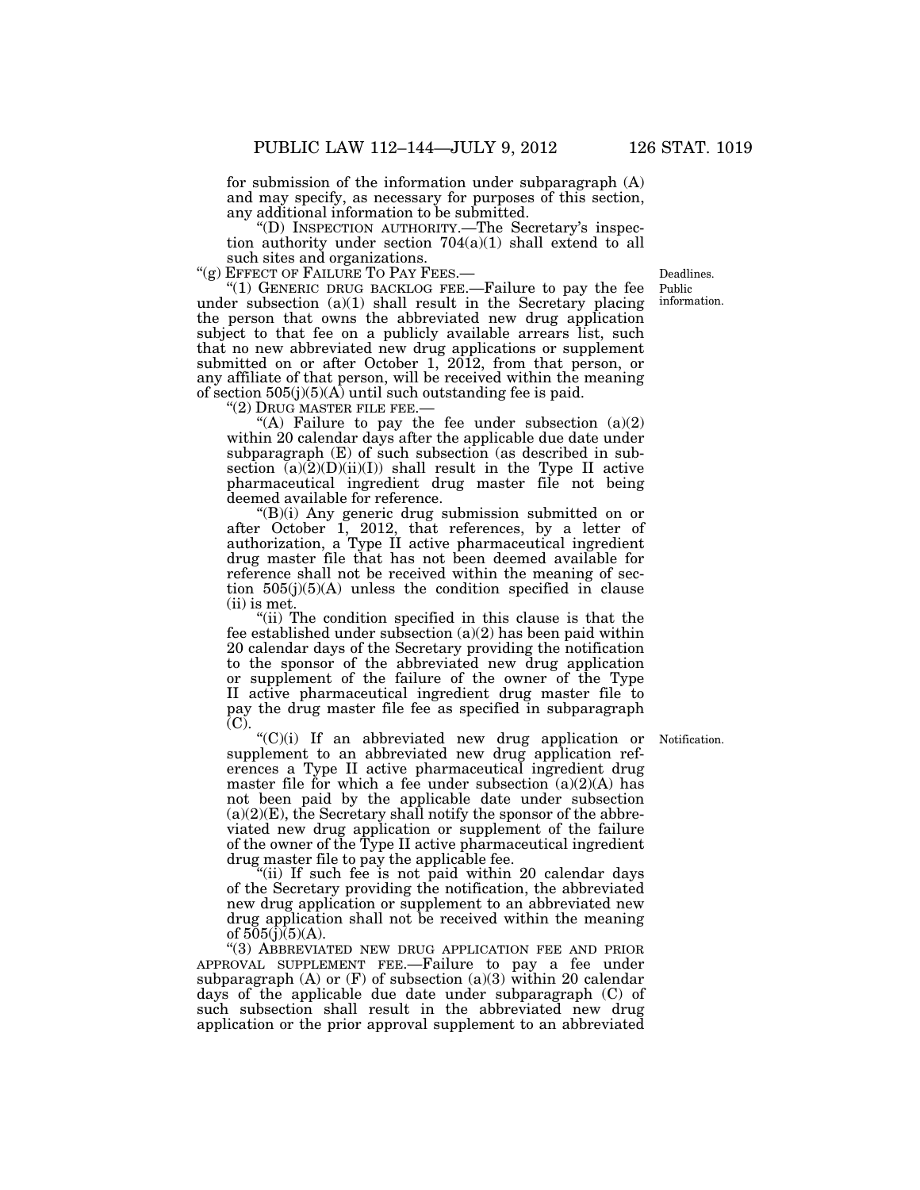for submission of the information under subparagraph (A) and may specify, as necessary for purposes of this section, any additional information to be submitted.

"(D) INSPECTION AUTHORITY.—The Secretary's inspection authority under section 704(a)(1) shall extend to all such sites and organizations.

"(g) EFFECT OF FAILURE TO PAY FEES.—

Deadlines. Public information.

"(1) GENERIC DRUG BACKLOG FEE.—Failure to pay the fee under subsection (a)(1) shall result in the Secretary placing the person that owns the abbreviated new drug application subject to that fee on a publicly available arrears list, such that no new abbreviated new drug applications or supplement submitted on or after October 1, 2012, from that person, or any affiliate of that person, will be received within the meaning of section 505(j)(5)(A) until such outstanding fee is paid.

"(2) DRUG MASTER FILE FEE.—

"(A) Failure to pay the fee under subsection (a)(2) within 20 calendar days after the applicable due date under subparagraph (E) of such subsection (as described in subsection (a)(2)(D)(ii)(I)) shall result in the Type II active pharmaceutical ingredient drug master file not being deemed available for reference.

"(B)(i) Any generic drug submission submitted on or after October 1, 2012, that references, by a letter of authorization, a Type II active pharmaceutical ingredient drug master file that has not been deemed available for reference shall not be received within the meaning of section 505(j)(5)(A) unless the condition specified in clause (ii) is met.

"(ii) The condition specified in this clause is that the fee established under subsection (a)(2) has been paid within 20 calendar days of the Secretary providing the notification to the sponsor of the abbreviated new drug application or supplement of the failure of the owner of the Type II active pharmaceutical ingredient drug master file to pay the drug master file fee as specified in subparagraph (C).

Notification.

"(C)(i) If an abbreviated new drug application or supplement to an abbreviated new drug application references a Type II active pharmaceutical ingredient drug master file for which a fee under subsection (a)(2)(A) has not been paid by the applicable date under subsection (a)(2)(E), the Secretary shall notify the sponsor of the abbreviated new drug application or supplement of the failure of the owner of the Type II active pharmaceutical ingredient drug master file to pay the applicable fee.

"(ii) If such fee is not paid within 20 calendar days of the Secretary providing the notification, the abbreviated new drug application or supplement to an abbreviated new drug application shall not be received within the meaning of 505(j)(5)(A).

"(3) ABBREVIATED NEW DRUG APPLICATION FEE AND PRIOR APPROVAL SUPPLEMENT FEE.—Failure to pay a fee under subparagraph (A) or (F) of subsection (a)(3) within 20 calendar days of the applicable due date under subparagraph (C) of such subsection shall result in the abbreviated new drug application or the prior approval supplement to an abbreviated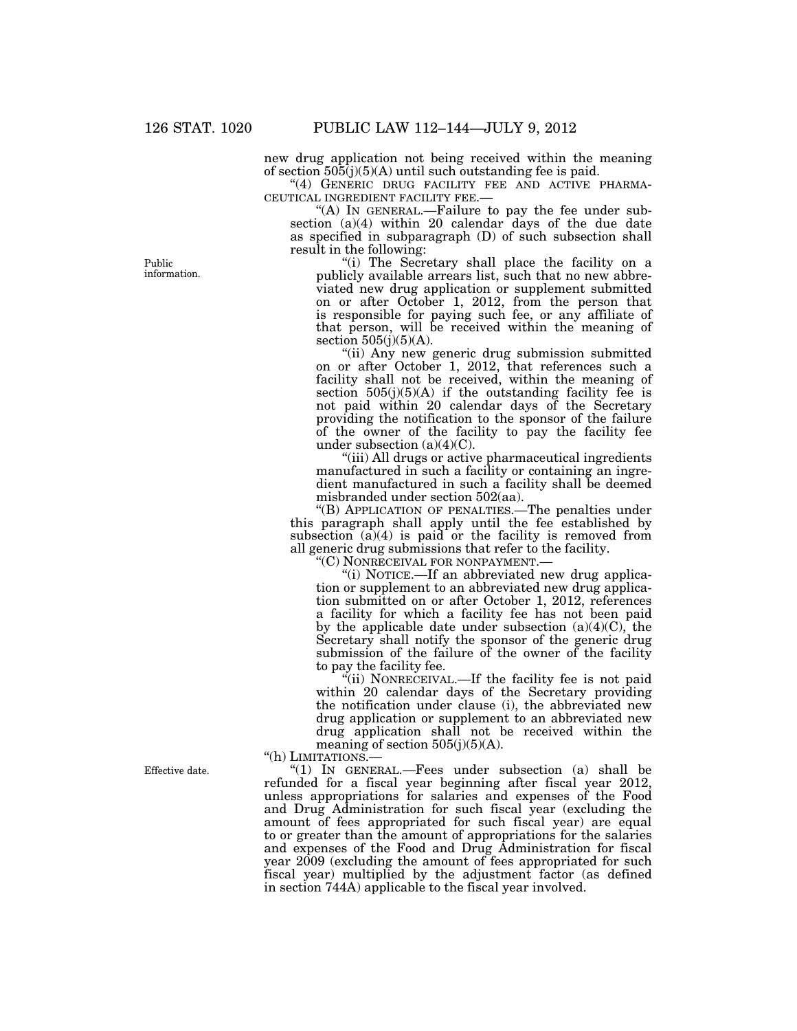new drug application not being received within the meaning of section 505(j)(5)(A) until such outstanding fee is paid.

"(4) GENERIC DRUG FACILITY FEE AND ACTIVE PHARMACEUTICAL INGREDIENT FACILITY FEE.—

"(A) IN GENERAL.—Failure to pay the fee under subsection (a)(4) within 20 calendar days of the due date as specified in subparagraph (D) of such subsection shall result in the following:

Public information.

"(i) The Secretary shall place the facility on a publicly available arrears list, such that no new abbreviated new drug application or supplement submitted on or after October 1, 2012, from the person that is responsible for paying such fee, or any affiliate of that person, will be received within the meaning of section 505(j)(5)(A).

"(ii) Any new generic drug submission submitted on or after October 1, 2012, that references such a facility shall not be received, within the meaning of section 505(j)(5)(A) if the outstanding facility fee is not paid within 20 calendar days of the Secretary providing the notification to the sponsor of the failure of the owner of the facility to pay the facility fee under subsection (a)(4)(C).

"(iii) All drugs or active pharmaceutical ingredients manufactured in such a facility or containing an ingredient manufactured in such a facility shall be deemed misbranded under section 502(aa).

"(B) APPLICATION OF PENALTIES.—The penalties under this paragraph shall apply until the fee established by subsection (a)(4) is paid or the facility is removed from all generic drug submissions that refer to the facility.

"(C) NONRECEIVAL FOR NONPAYMENT.—

"(i) NOTICE.—If an abbreviated new drug application or supplement to an abbreviated new drug application submitted on or after October 1, 2012, references a facility for which a facility fee has not been paid by the applicable date under subsection (a)(4)(C), the Secretary shall notify the sponsor of the generic drug submission of the failure of the owner of the facility to pay the facility fee.

"(ii) NONRECEIVAL.—If the facility fee is not paid within 20 calendar days of the Secretary providing the notification under clause (i), the abbreviated new drug application or supplement to an abbreviated new drug application shall not be received within the meaning of section 505(j)(5)(A).

"(h) LIMITATIONS.—

Effective date.

"(1) IN GENERAL.—Fees under subsection (a) shall be refunded for a fiscal year beginning after fiscal year 2012, unless appropriations for salaries and expenses of the Food and Drug Administration for such fiscal year (excluding the amount of fees appropriated for such fiscal year) are equal to or greater than the amount of appropriations for the salaries and expenses of the Food and Drug Administration for fiscal year 2009 (excluding the amount of fees appropriated for such fiscal year) multiplied by the adjustment factor (as defined in section 744A) applicable to the fiscal year involved.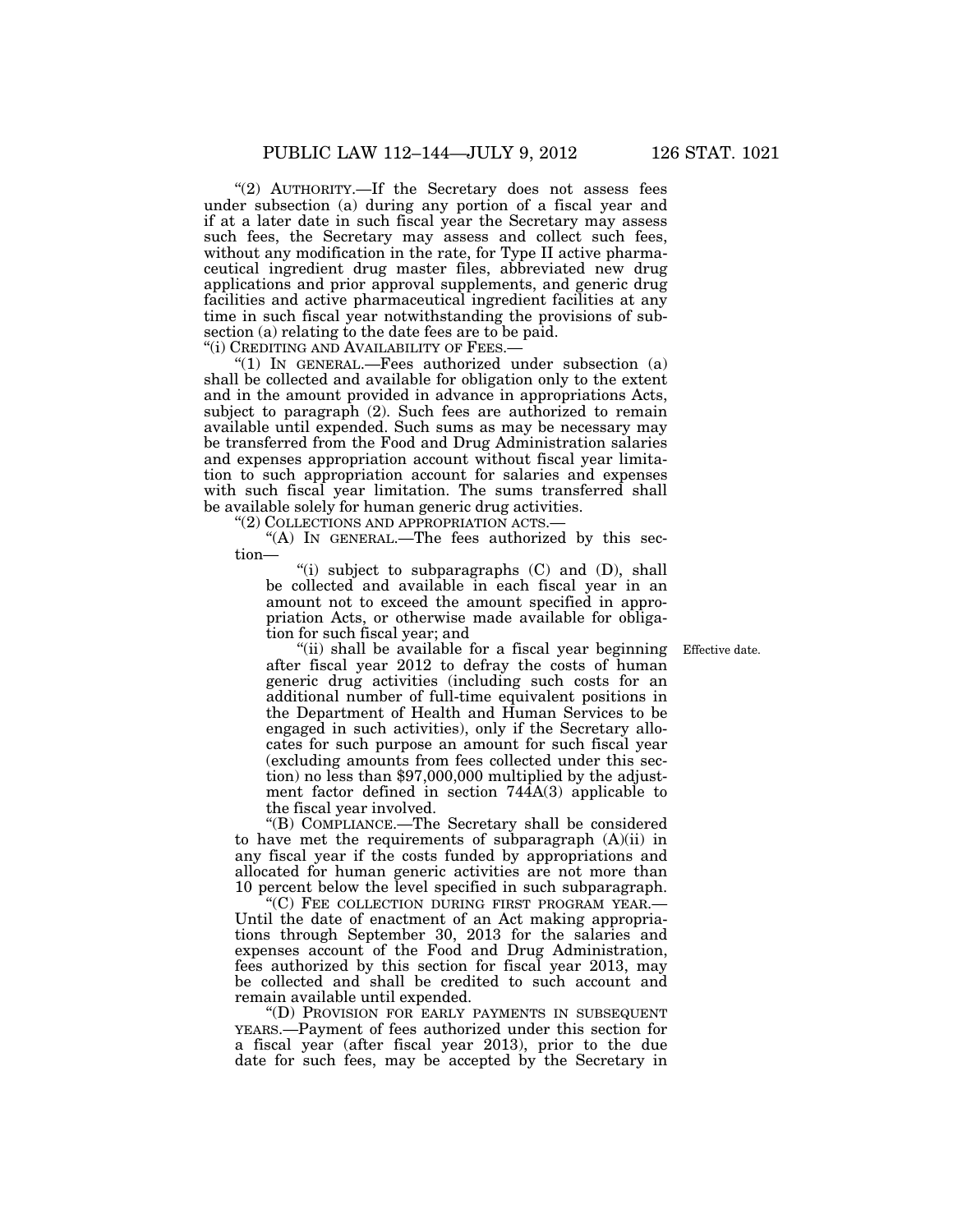"(2) AUTHORITY.—If the Secretary does not assess fees under subsection (a) during any portion of a fiscal year and if at a later date in such fiscal year the Secretary may assess such fees, the Secretary may assess and collect such fees, without any modification in the rate, for Type II active pharmaceutical ingredient drug master files, abbreviated new drug applications and prior approval supplements, and generic drug facilities and active pharmaceutical ingredient facilities at any time in such fiscal year notwithstanding the provisions of subsection (a) relating to the date fees are to be paid.

"(i) CREDITING AND AVAILABILITY OF FEES.—

"(1) IN GENERAL.—Fees authorized under subsection (a) shall be collected and available for obligation only to the extent and in the amount provided in advance in appropriations Acts, subject to paragraph (2). Such fees are authorized to remain available until expended. Such sums as may be necessary may be transferred from the Food and Drug Administration salaries and expenses appropriation account without fiscal year limitation to such appropriation account for salaries and expenses with such fiscal year limitation. The sums transferred shall be available solely for human generic drug activities.

"(2) COLLECTIONS AND APPROPRIATION ACTS.—

"(A) IN GENERAL.—The fees authorized by this section—

"(i) subject to subparagraphs (C) and (D), shall be collected and available in each fiscal year in an amount not to exceed the amount specified in appropriation Acts, or otherwise made available for obligation for such fiscal year; and

"(ii) shall be available for a fiscal year beginning after fiscal year 2012 to defray the costs of human generic drug activities (including such costs for an additional number of full-time equivalent positions in the Department of Health and Human Services to be engaged in such activities), only if the Secretary allocates for such purpose an amount for such fiscal year (excluding amounts from fees collected under this section) no less than $97,000,000 multiplied by the adjustment factor defined in section 744A(3) applicable to the fiscal year involved.

Effective date.

"(B) COMPLIANCE.—The Secretary shall be considered to have met the requirements of subparagraph (A)(ii) in any fiscal year if the costs funded by appropriations and allocated for human generic activities are not more than 10 percent below the level specified in such subparagraph.

"(C) FEE COLLECTION DURING FIRST PROGRAM YEAR.— Until the date of enactment of an Act making appropriations through September 30, 2013 for the salaries and expenses account of the Food and Drug Administration, fees authorized by this section for fiscal year 2013, may be collected and shall be credited to such account and remain available until expended.

"(D) PROVISION FOR EARLY PAYMENTS IN SUBSEQUENT YEARS.—Payment of fees authorized under this section for a fiscal year (after fiscal year 2013), prior to the due date for such fees, may be accepted by the Secretary in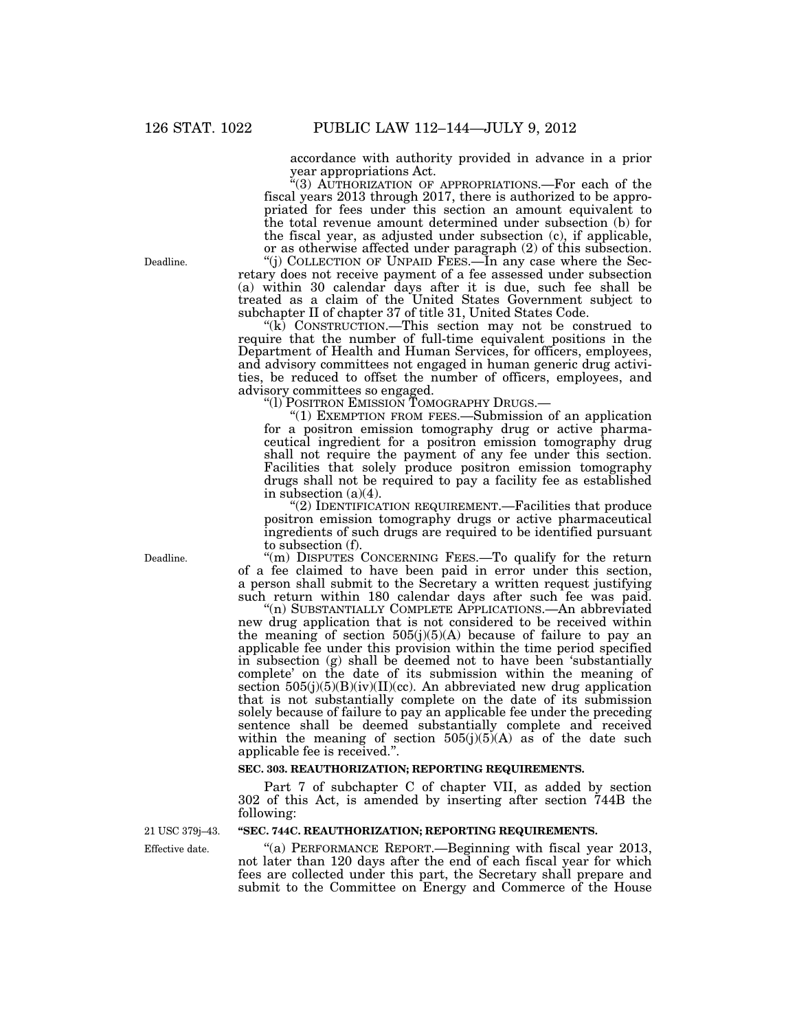accordance with authority provided in advance in a prior year appropriations Act.

"(3) AUTHORIZATION OF APPROPRIATIONS.—For each of the fiscal years 2013 through 2017, there is authorized to be appropriated for fees under this section an amount equivalent to the total revenue amount determined under subsection (b) for the fiscal year, as adjusted under subsection (c), if applicable, or as otherwise affected under paragraph (2) of this subsection.

Deadline.

"(j) COLLECTION OF UNPAID FEES.—In any case where the Secretary does not receive payment of a fee assessed under subsection (a) within 30 calendar days after it is due, such fee shall be treated as a claim of the United States Government subject to subchapter II of chapter 37 of title 31, United States Code.

"(k) CONSTRUCTION.—This section may not be construed to require that the number of full-time equivalent positions in the Department of Health and Human Services, for officers, employees, and advisory committees not engaged in human generic drug activities, be reduced to offset the number of officers, employees, and advisory committees so engaged.

"(l) POSITRON EMISSION TOMOGRAPHY DRUGS.—

"(1) EXEMPTION FROM FEES.—Submission of an application for a positron emission tomography drug or active pharmaceutical ingredient for a positron emission tomography drug shall not require the payment of any fee under this section. Facilities that solely produce positron emission tomography drugs shall not be required to pay a facility fee as established in subsection (a)(4).

"(2) IDENTIFICATION REQUIREMENT.—Facilities that produce positron emission tomography drugs or active pharmaceutical ingredients of such drugs are required to be identified pursuant to subsection (f).

Deadline.

"(m) DISPUTES CONCERNING FEES.—To qualify for the return of a fee claimed to have been paid in error under this section, a person shall submit to the Secretary a written request justifying such return within 180 calendar days after such fee was paid.

"(n) SUBSTANTIALLY COMPLETE APPLICATIONS.—An abbreviated new drug application that is not considered to be received within the meaning of section 505(j)(5)(A) because of failure to pay an applicable fee under this provision within the time period specified in subsection (g) shall be deemed not to have been 'substantially complete' on the date of its submission within the meaning of section 505(j)(5)(B)(iv)(II)(cc). An abbreviated new drug application that is not substantially complete on the date of its submission solely because of failure to pay an applicable fee under the preceding sentence shall be deemed substantially complete and received within the meaning of section 505(j)(5)(A) as of the date such applicable fee is received.".

**SEC. 303. REAUTHORIZATION; REPORTING REQUIREMENTS.**

Part 7 of subchapter C of chapter VII, as added by section 302 of this Act, is amended by inserting after section 744B the following:

21 USC 379j–43.

**"SEC. 744C. REAUTHORIZATION; REPORTING REQUIREMENTS.**

Effective date.

"(a) PERFORMANCE REPORT.—Beginning with fiscal year 2013, not later than 120 days after the end of each fiscal year for which fees are collected under this part, the Secretary shall prepare and submit to the Committee on Energy and Commerce of the House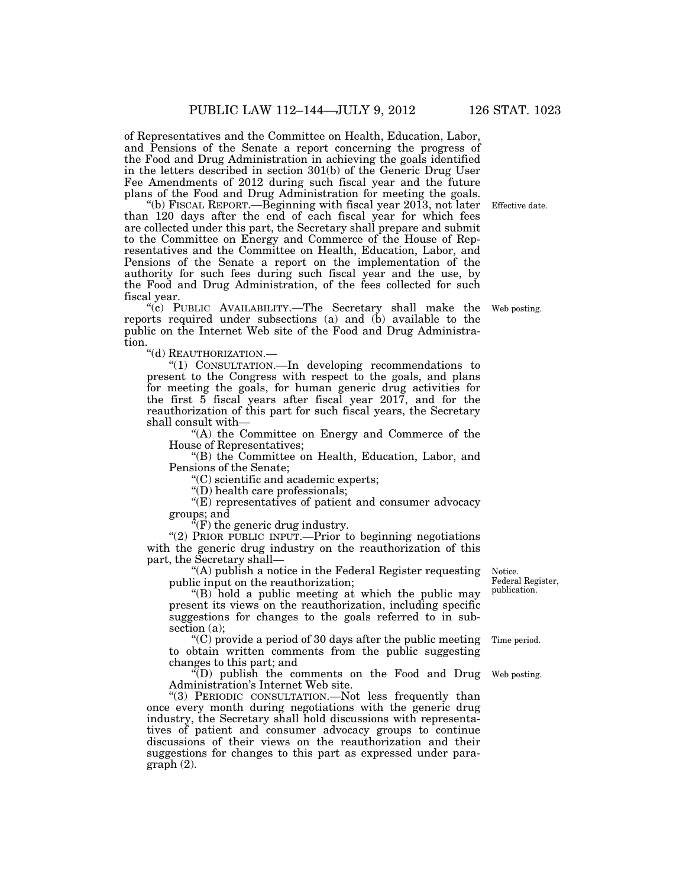of Representatives and the Committee on Health, Education, Labor, and Pensions of the Senate a report concerning the progress of the Food and Drug Administration in achieving the goals identified in the letters described in section 301(b) of the Generic Drug User Fee Amendments of 2012 during such fiscal year and the future plans of the Food and Drug Administration for meeting the goals.

"(b) FISCAL REPORT.—Beginning with fiscal year 2013, not later than 120 days after the end of each fiscal year for which fees are collected under this part, the Secretary shall prepare and submit to the Committee on Energy and Commerce of the House of Representatives and the Committee on Health, Education, Labor, and Pensions of the Senate a report on the implementation of the authority for such fees during such fiscal year and the use, by the Food and Drug Administration, of the fees collected for such fiscal year.

Effective date.

"(c) PUBLIC AVAILABILITY.—The Secretary shall make the reports required under subsections (a) and (b) available to the public on the Internet Web site of the Food and Drug Administration.

Web posting.

"(d) REAUTHORIZATION.—

"(1) CONSULTATION.—In developing recommendations to present to the Congress with respect to the goals, and plans for meeting the goals, for human generic drug activities for the first 5 fiscal years after fiscal year 2017, and for the reauthorization of this part for such fiscal years, the Secretary shall consult with—

"(A) the Committee on Energy and Commerce of the House of Representatives;

"(B) the Committee on Health, Education, Labor, and Pensions of the Senate;

"(C) scientific and academic experts;

"(D) health care professionals;

"(E) representatives of patient and consumer advocacy groups; and

"(F) the generic drug industry.

"(2) PRIOR PUBLIC INPUT.—Prior to beginning negotiations with the generic drug industry on the reauthorization of this part, the Secretary shall—

"(A) publish a notice in the Federal Register requesting public input on the reauthorization;

Notice.
Federal Register, publication.

"(B) hold a public meeting at which the public may present its views on the reauthorization, including specific suggestions for changes to the goals referred to in subsection (a);

"(C) provide a period of 30 days after the public meeting to obtain written comments from the public suggesting changes to this part; and

Time period.

"(D) publish the comments on the Food and Drug Administration's Internet Web site.

Web posting.

"(3) PERIODIC CONSULTATION.—Not less frequently than once every month during negotiations with the generic drug industry, the Secretary shall hold discussions with representatives of patient and consumer advocacy groups to continue discussions of their views on the reauthorization and their suggestions for changes to this part as expressed under paragraph (2).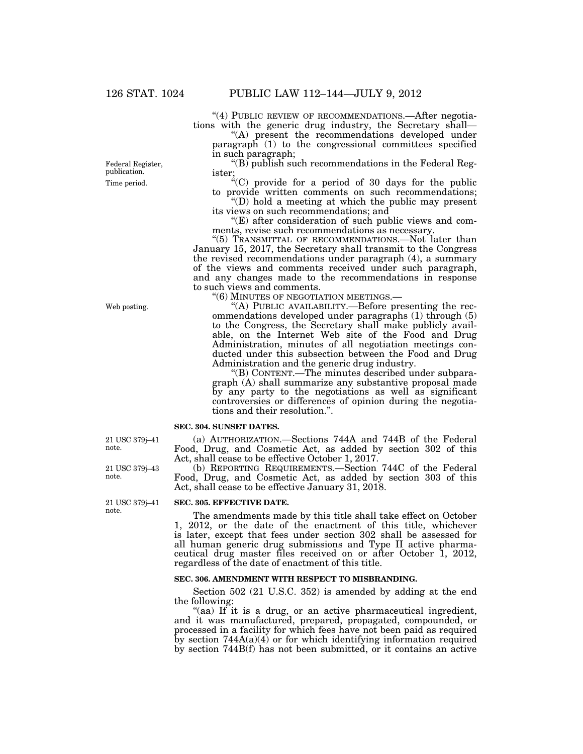"(4) PUBLIC REVIEW OF RECOMMENDATIONS.—After negotiations with the generic drug industry, the Secretary shall—

"(A) present the recommendations developed under paragraph (1) to the congressional committees specified in such paragraph;

"(B) publish such recommendations in the Federal Register;

"(C) provide for a period of 30 days for the public to provide written comments on such recommendations;

"(D) hold a meeting at which the public may present its views on such recommendations; and

"(E) after consideration of such public views and comments, revise such recommendations as necessary.

"(5) TRANSMITTAL OF RECOMMENDATIONS.—Not later than January 15, 2017, the Secretary shall transmit to the Congress the revised recommendations under paragraph (4), a summary of the views and comments received under such paragraph, and any changes made to the recommendations in response to such views and comments.

"(6) MINUTES OF NEGOTIATION MEETINGS.—

"(A) PUBLIC AVAILABILITY.—Before presenting the recommendations developed under paragraphs (1) through (5) to the Congress, the Secretary shall make publicly available, on the Internet Web site of the Food and Drug Administration, minutes of all negotiation meetings conducted under this subsection between the Food and Drug Administration and the generic drug industry.

"(B) CONTENT.—The minutes described under subparagraph (A) shall summarize any substantive proposal made by any party to the negotiations as well as significant controversies or differences of opinion during the negotiations and their resolution.".

**SEC. 304. SUNSET DATES.**

(a) AUTHORIZATION.—Sections 744A and 744B of the Federal Food, Drug, and Cosmetic Act, as added by section 302 of this Act, shall cease to be effective October 1, 2017.

(b) REPORTING REQUIREMENTS.—Section 744C of the Federal Food, Drug, and Cosmetic Act, as added by section 303 of this Act, shall cease to be effective January 31, 2018.

**SEC. 305. EFFECTIVE DATE.**

The amendments made by this title shall take effect on October 1, 2012, or the date of the enactment of this title, whichever is later, except that fees under section 302 shall be assessed for all human generic drug submissions and Type II active pharmaceutical drug master files received on or after October 1, 2012, regardless of the date of enactment of this title.

**SEC. 306. AMENDMENT WITH RESPECT TO MISBRANDING.**

Section 502 (21 U.S.C. 352) is amended by adding at the end the following:

"(aa) If it is a drug, or an active pharmaceutical ingredient, and it was manufactured, prepared, propagated, compounded, or processed in a facility for which fees have not been paid as required by section 744A(a)(4) or for which identifying information required by section 744B(f) has not been submitted, or it contains an active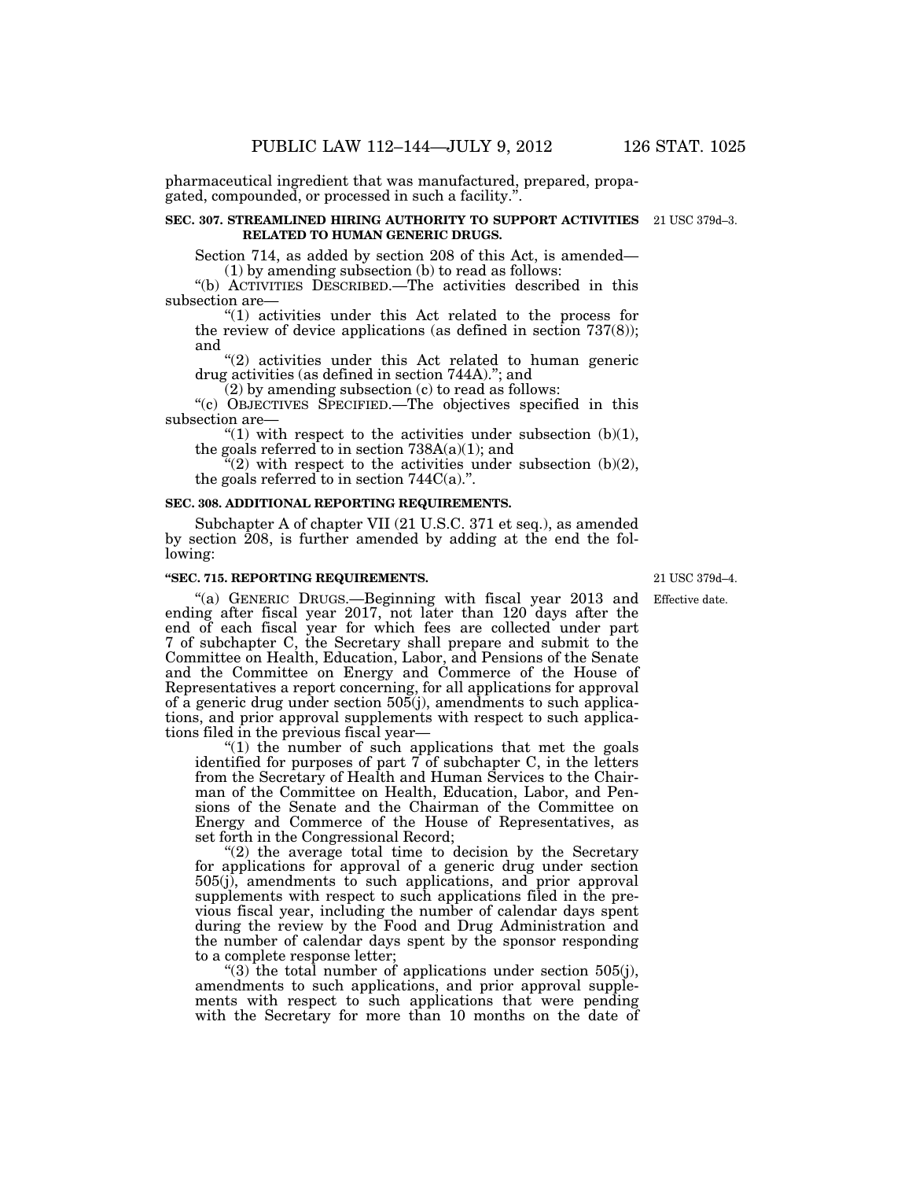pharmaceutical ingredient that was manufactured, prepared, propagated, compounded, or processed in such a facility.".

**SEC. 307. STREAMLINED HIRING AUTHORITY TO SUPPORT ACTIVITIES RELATED TO HUMAN GENERIC DRUGS.**

21 USC 379d–3.

Section 714, as added by section 208 of this Act, is amended—

(1) by amending subsection (b) to read as follows:

"(b) ACTIVITIES DESCRIBED.—The activities described in this subsection are—

"(1) activities under this Act related to the process for the review of device applications (as defined in section 737(8)); and

"(2) activities under this Act related to human generic drug activities (as defined in section 744A)."; and

(2) by amending subsection (c) to read as follows:

"(c) OBJECTIVES SPECIFIED.—The objectives specified in this subsection are—

"(1) with respect to the activities under subsection (b)(1), the goals referred to in section 738A(a)(1); and

"(2) with respect to the activities under subsection (b)(2), the goals referred to in section 744C(a).".

**SEC. 308. ADDITIONAL REPORTING REQUIREMENTS.**

Subchapter A of chapter VII (21 U.S.C. 371 et seq.), as amended by section 208, is further amended by adding at the end the following:

**"SEC. 715. REPORTING REQUIREMENTS.**

21 USC 379d–4.

Effective date.

"(a) GENERIC DRUGS.—Beginning with fiscal year 2013 and ending after fiscal year 2017, not later than 120 days after the end of each fiscal year for which fees are collected under part 7 of subchapter C, the Secretary shall prepare and submit to the Committee on Health, Education, Labor, and Pensions of the Senate and the Committee on Energy and Commerce of the House of Representatives a report concerning, for all applications for approval of a generic drug under section 505(j), amendments to such applications, and prior approval supplements with respect to such applications filed in the previous fiscal year—

"(1) the number of such applications that met the goals identified for purposes of part 7 of subchapter C, in the letters from the Secretary of Health and Human Services to the Chairman of the Committee on Health, Education, Labor, and Pensions of the Senate and the Chairman of the Committee on Energy and Commerce of the House of Representatives, as set forth in the Congressional Record;

"(2) the average total time to decision by the Secretary for applications for approval of a generic drug under section 505(j), amendments to such applications, and prior approval supplements with respect to such applications filed in the previous fiscal year, including the number of calendar days spent during the review by the Food and Drug Administration and the number of calendar days spent by the sponsor responding to a complete response letter;

"(3) the total number of applications under section 505(j), amendments to such applications, and prior approval supplements with respect to such applications that were pending with the Secretary for more than 10 months on the date of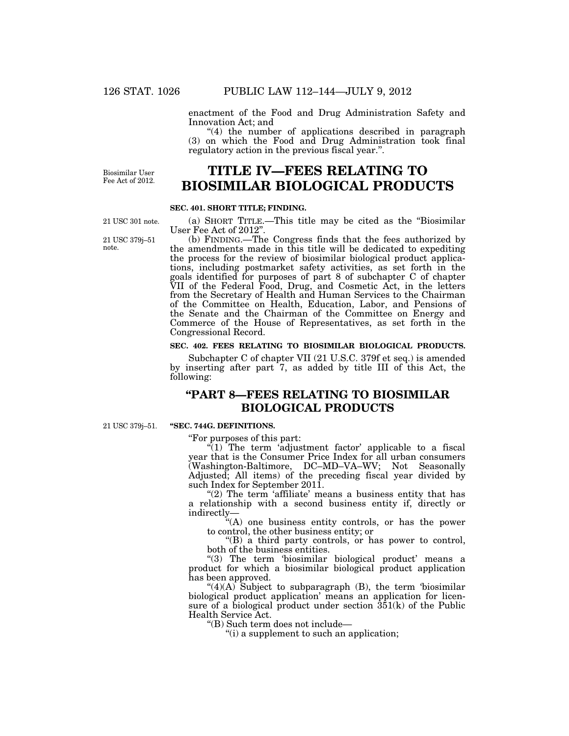enactment of the Food and Drug Administration Safety and Innovation Act; and

"(4) the number of applications described in paragraph (3) on which the Food and Drug Administration took final regulatory action in the previous fiscal year.".

Biosimilar User Fee Act of 2012.

# TITLE IV—FEES RELATING TO BIOSIMILAR BIOLOGICAL PRODUCTS

**SEC. 401. SHORT TITLE; FINDING.**

21 USC 301 note.

(a) SHORT TITLE.—This title may be cited as the "Biosimilar User Fee Act of 2012".

21 USC 379j–51 note.

(b) FINDING.—The Congress finds that the fees authorized by the amendments made in this title will be dedicated to expediting the process for the review of biosimilar biological product applications, including postmarket safety activities, as set forth in the goals identified for purposes of part 8 of subchapter C of chapter VII of the Federal Food, Drug, and Cosmetic Act, in the letters from the Secretary of Health and Human Services to the Chairman of the Committee on Health, Education, Labor, and Pensions of the Senate and the Chairman of the Committee on Energy and Commerce of the House of Representatives, as set forth in the Congressional Record.

**SEC. 402. FEES RELATING TO BIOSIMILAR BIOLOGICAL PRODUCTS.**

Subchapter C of chapter VII (21 U.S.C. 379f et seq.) is amended by inserting after part 7, as added by title III of this Act, the following:

## "PART 8—FEES RELATING TO BIOSIMILAR BIOLOGICAL PRODUCTS

21 USC 379j–51.

**"SEC. 744G. DEFINITIONS.**

"For purposes of this part:

"(1) The term 'adjustment factor' applicable to a fiscal year that is the Consumer Price Index for all urban consumers (Washington-Baltimore, DC–MD–VA–WV; Not Seasonally Adjusted; All items) of the preceding fiscal year divided by such Index for September 2011.

"(2) The term 'affiliate' means a business entity that has a relationship with a second business entity if, directly or indirectly—

"(A) one business entity controls, or has the power to control, the other business entity; or

"(B) a third party controls, or has power to control, both of the business entities.

"(3) The term 'biosimilar biological product' means a product for which a biosimilar biological product application has been approved.

"(4)(A) Subject to subparagraph (B), the term 'biosimilar biological product application' means an application for licensure of a biological product under section 351(k) of the Public Health Service Act.

"(B) Such term does not include—

"(i) a supplement to such an application;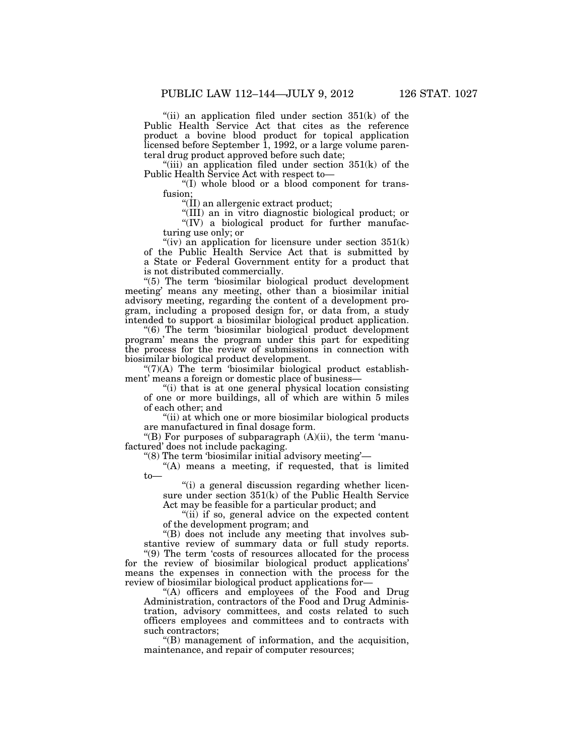"(ii) an application filed under section 351(k) of the Public Health Service Act that cites as the reference product a bovine blood product for topical application licensed before September 1, 1992, or a large volume parenteral drug product approved before such date;

"(iii) an application filed under section 351(k) of the Public Health Service Act with respect to—

"(I) whole blood or a blood component for transfusion;

"(II) an allergenic extract product;

"(III) an in vitro diagnostic biological product; or

"(IV) a biological product for further manufacturing use only; or

"(iv) an application for licensure under section 351(k) of the Public Health Service Act that is submitted by a State or Federal Government entity for a product that is not distributed commercially.

"(5) The term 'biosimilar biological product development meeting' means any meeting, other than a biosimilar initial advisory meeting, regarding the content of a development program, including a proposed design for, or data from, a study intended to support a biosimilar biological product application.

"(6) The term 'biosimilar biological product development program' means the program under this part for expediting the process for the review of submissions in connection with biosimilar biological product development.

"(7)(A) The term 'biosimilar biological product establishment' means a foreign or domestic place of business—

"(i) that is at one general physical location consisting of one or more buildings, all of which are within 5 miles of each other; and

"(ii) at which one or more biosimilar biological products are manufactured in final dosage form.

"(B) For purposes of subparagraph (A)(ii), the term 'manufactured' does not include packaging.

"(8) The term 'biosimilar initial advisory meeting'—

"(A) means a meeting, if requested, that is limited to—

"(i) a general discussion regarding whether licensure under section 351(k) of the Public Health Service Act may be feasible for a particular product; and

"(ii) if so, general advice on the expected content of the development program; and

"(B) does not include any meeting that involves substantive review of summary data or full study reports.

"(9) The term 'costs of resources allocated for the process for the review of biosimilar biological product applications' means the expenses in connection with the process for the review of biosimilar biological product applications for—

"(A) officers and employees of the Food and Drug Administration, contractors of the Food and Drug Administration, advisory committees, and costs related to such officers employees and committees and to contracts with such contractors;

"(B) management of information, and the acquisition, maintenance, and repair of computer resources;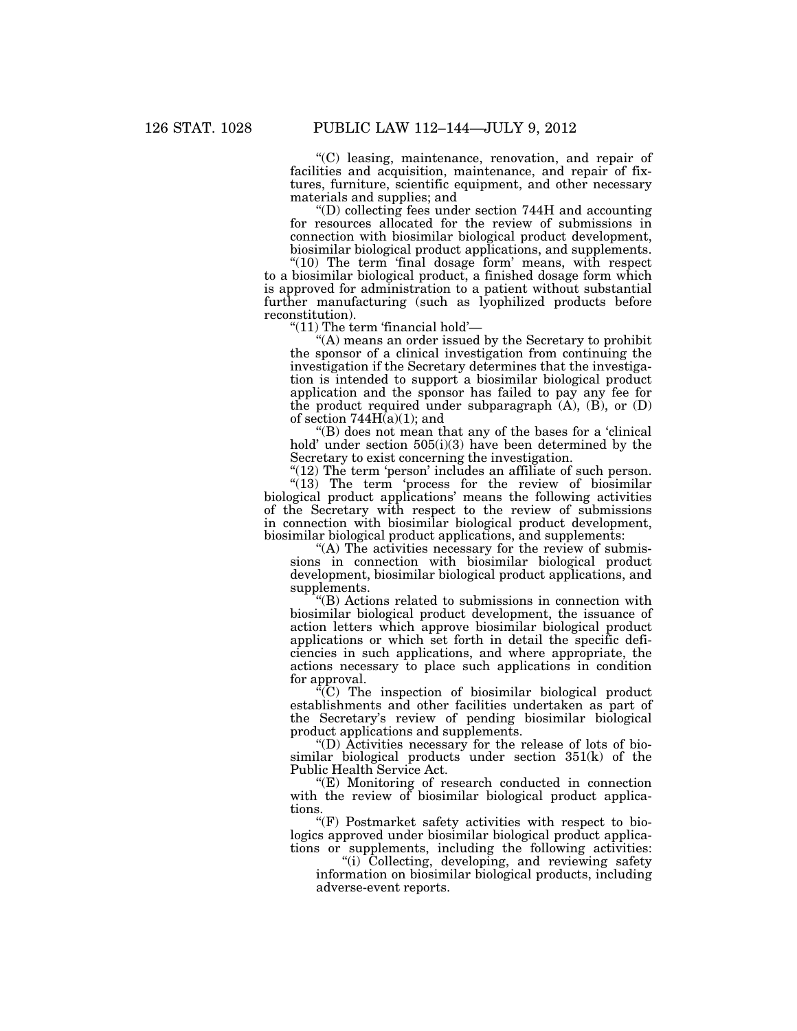"(C) leasing, maintenance, renovation, and repair of facilities and acquisition, maintenance, and repair of fixtures, furniture, scientific equipment, and other necessary materials and supplies; and

"(D) collecting fees under section 744H and accounting for resources allocated for the review of submissions in connection with biosimilar biological product development, biosimilar biological product applications, and supplements.

"(10) The term 'final dosage form' means, with respect to a biosimilar biological product, a finished dosage form which is approved for administration to a patient without substantial further manufacturing (such as lyophilized products before reconstitution).

"(11) The term 'financial hold'—

"(A) means an order issued by the Secretary to prohibit the sponsor of a clinical investigation from continuing the investigation if the Secretary determines that the investigation is intended to support a biosimilar biological product application and the sponsor has failed to pay any fee for the product required under subparagraph (A), (B), or (D) of section 744H(a)(1); and

"(B) does not mean that any of the bases for a 'clinical hold' under section 505(i)(3) have been determined by the Secretary to exist concerning the investigation.

"(12) The term 'person' includes an affiliate of such person.

"(13) The term 'process for the review of biosimilar biological product applications' means the following activities of the Secretary with respect to the review of submissions in connection with biosimilar biological product development, biosimilar biological product applications, and supplements:

"(A) The activities necessary for the review of submissions in connection with biosimilar biological product development, biosimilar biological product applications, and supplements.

"(B) Actions related to submissions in connection with biosimilar biological product development, the issuance of action letters which approve biosimilar biological product applications or which set forth in detail the specific deficiencies in such applications, and where appropriate, the actions necessary to place such applications in condition for approval.

"(C) The inspection of biosimilar biological product establishments and other facilities undertaken as part of the Secretary's review of pending biosimilar biological product applications and supplements.

"(D) Activities necessary for the release of lots of biosimilar biological products under section 351(k) of the Public Health Service Act.

"(E) Monitoring of research conducted in connection with the review of biosimilar biological product applications.

"(F) Postmarket safety activities with respect to biologics approved under biosimilar biological product applications or supplements, including the following activities:

"(i) Collecting, developing, and reviewing safety information on biosimilar biological products, including adverse-event reports.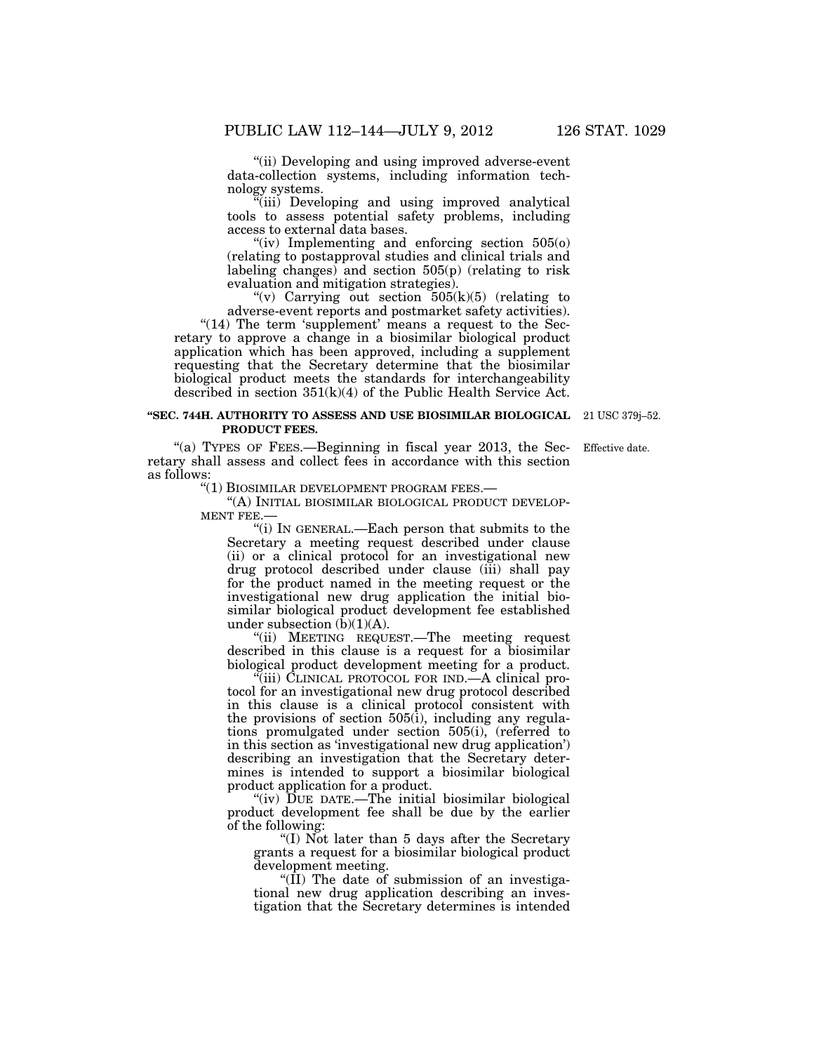"(ii) Developing and using improved adverse-event data-collection systems, including information technology systems.

"(iii) Developing and using improved analytical tools to assess potential safety problems, including access to external data bases.

"(iv) Implementing and enforcing section 505(o) (relating to postapproval studies and clinical trials and labeling changes) and section 505(p) (relating to risk evaluation and mitigation strategies).

"(v) Carrying out section 505(k)(5) (relating to adverse-event reports and postmarket safety activities).

"(14) The term 'supplement' means a request to the Secretary to approve a change in a biosimilar biological product application which has been approved, including a supplement requesting that the Secretary determine that the biosimilar biological product meets the standards for interchangeability described in section 351(k)(4) of the Public Health Service Act.

**"SEC. 744H. AUTHORITY TO ASSESS AND USE BIOSIMILAR BIOLOGICAL PRODUCT FEES.**

21 USC 379j–52.

Effective date.

"(a) TYPES OF FEES.—Beginning in fiscal year 2013, the Secretary shall assess and collect fees in accordance with this section as follows:

"(1) BIOSIMILAR DEVELOPMENT PROGRAM FEES.—

"(A) INITIAL BIOSIMILAR BIOLOGICAL PRODUCT DEVELOPMENT FEE.—

"(i) IN GENERAL.—Each person that submits to the Secretary a meeting request described under clause (ii) or a clinical protocol for an investigational new drug protocol described under clause (iii) shall pay for the product named in the meeting request or the investigational new drug application the initial biosimilar biological product development fee established under subsection (b)(1)(A).

"(ii) MEETING REQUEST.—The meeting request described in this clause is a request for a biosimilar biological product development meeting for a product.

"(iii) CLINICAL PROTOCOL FOR IND.—A clinical protocol for an investigational new drug protocol described in this clause is a clinical protocol consistent with the provisions of section 505(i), including any regulations promulgated under section 505(i), (referred to in this section as 'investigational new drug application') describing an investigation that the Secretary determines is intended to support a biosimilar biological product application for a product.

"(iv) DUE DATE.—The initial biosimilar biological product development fee shall be due by the earlier of the following:

"(I) Not later than 5 days after the Secretary grants a request for a biosimilar biological product development meeting.

"(II) The date of submission of an investigational new drug application describing an investigation that the Secretary determines is intended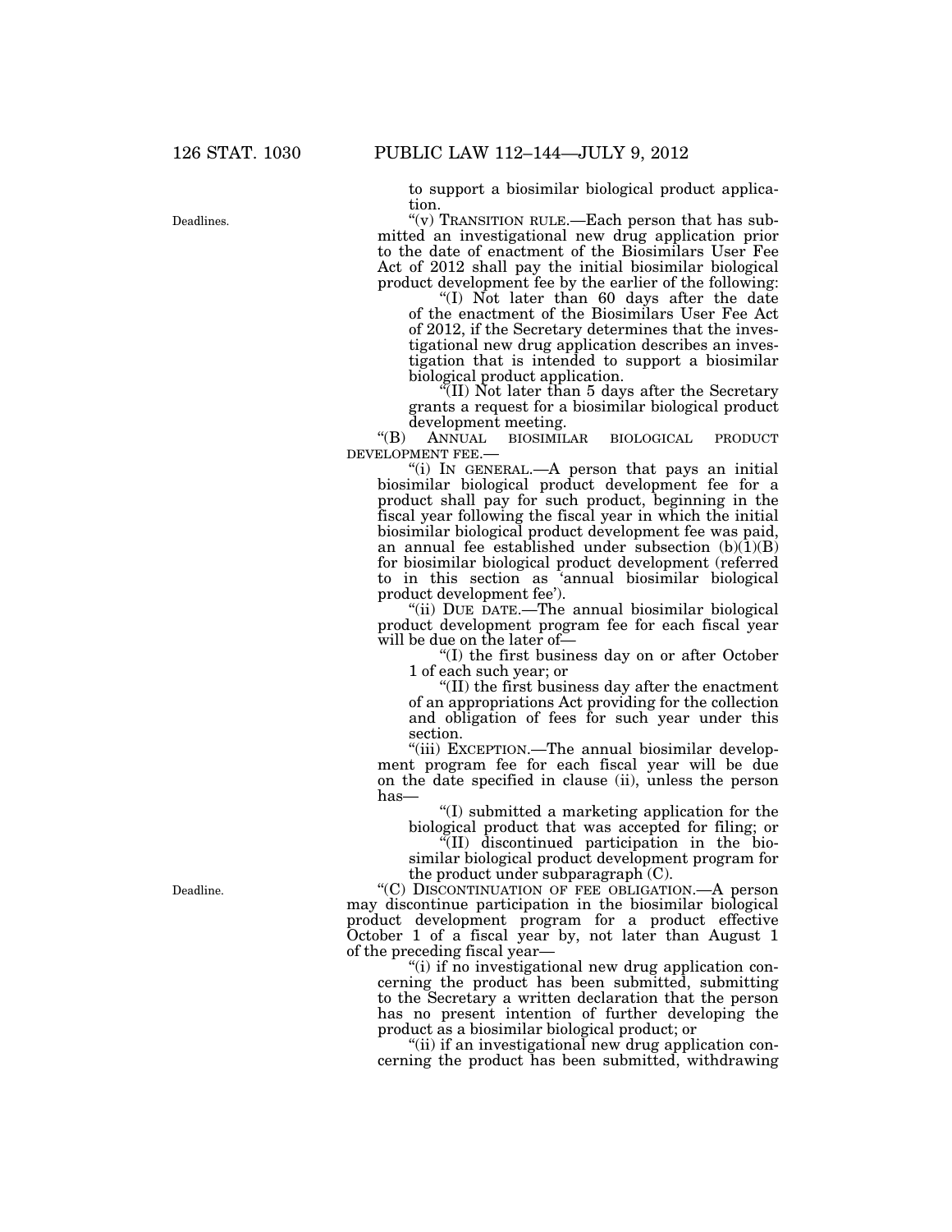to support a biosimilar biological product application.

Deadlines.

"(v) TRANSITION RULE.—Each person that has submitted an investigational new drug application prior to the date of enactment of the Biosimilars User Fee Act of 2012 shall pay the initial biosimilar biological product development fee by the earlier of the following:

"(I) Not later than 60 days after the date of the enactment of the Biosimilars User Fee Act of 2012, if the Secretary determines that the investigational new drug application describes an investigation that is intended to support a biosimilar biological product application.

"(II) Not later than 5 days after the Secretary grants a request for a biosimilar biological product development meeting.

"(B) ANNUAL BIOSIMILAR BIOLOGICAL PRODUCT DEVELOPMENT FEE.—

"(i) IN GENERAL.—A person that pays an initial biosimilar biological product development fee for a product shall pay for such product, beginning in the fiscal year following the fiscal year in which the initial biosimilar biological product development fee was paid, an annual fee established under subsection (b)(1)(B) for biosimilar biological product development (referred to in this section as 'annual biosimilar biological product development fee').

"(ii) DUE DATE.—The annual biosimilar biological product development program fee for each fiscal year will be due on the later of—

"(I) the first business day on or after October 1 of each such year; or

"(II) the first business day after the enactment of an appropriations Act providing for the collection and obligation of fees for such year under this section.

"(iii) EXCEPTION.—The annual biosimilar development program fee for each fiscal year will be due on the date specified in clause (ii), unless the person has—

"(I) submitted a marketing application for the biological product that was accepted for filing; or

"(II) discontinued participation in the biosimilar biological product development program for the product under subparagraph (C).

Deadline.

"(C) DISCONTINUATION OF FEE OBLIGATION.—A person may discontinue participation in the biosimilar biological product development program for a product effective October 1 of a fiscal year by, not later than August 1 of the preceding fiscal year—

"(i) if no investigational new drug application concerning the product has been submitted, submitting to the Secretary a written declaration that the person has no present intention of further developing the product as a biosimilar biological product; or

"(ii) if an investigational new drug application concerning the product has been submitted, withdrawing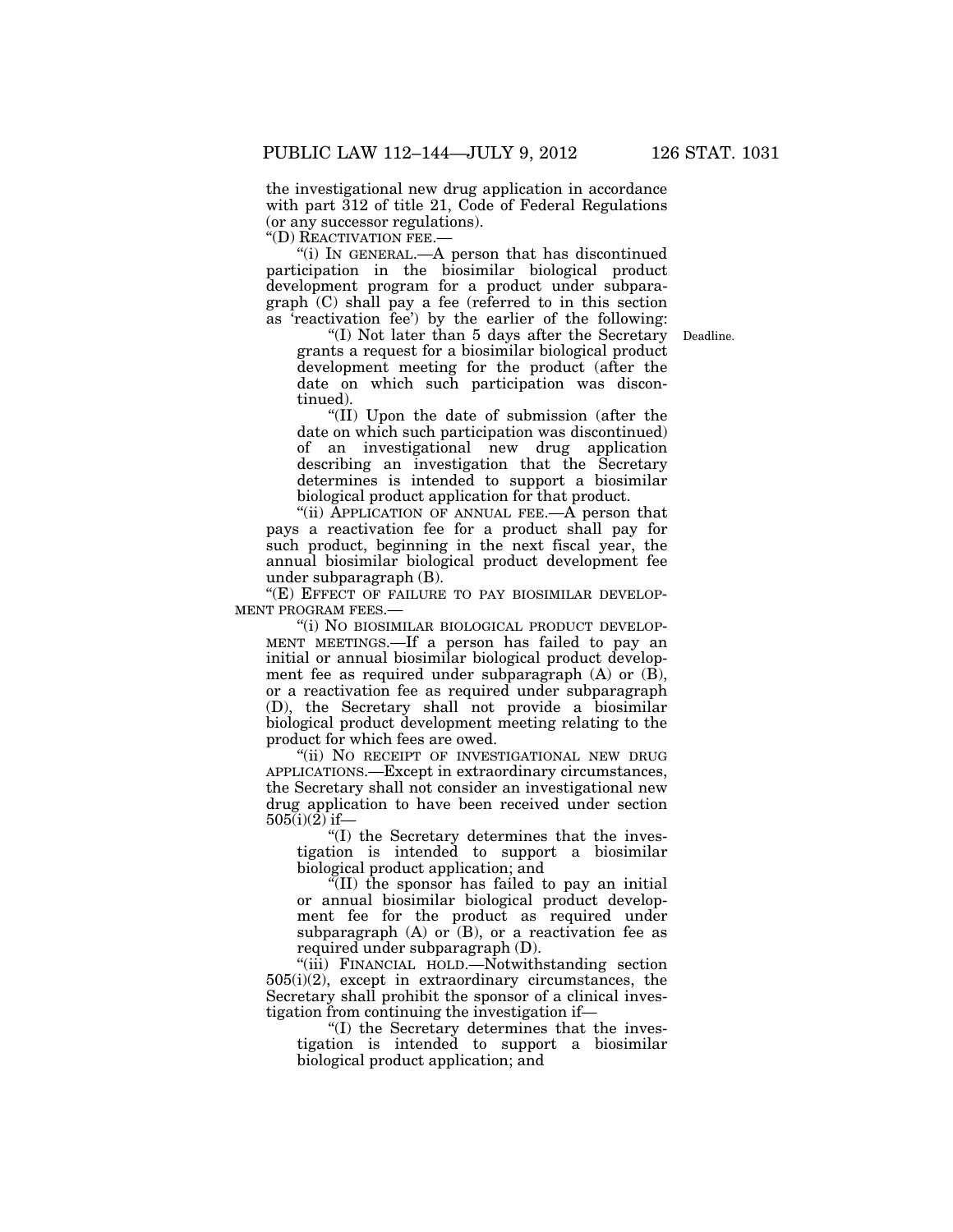the investigational new drug application in accordance with part 312 of title 21, Code of Federal Regulations (or any successor regulations).

"(D) REACTIVATION FEE.—

"(i) IN GENERAL.—A person that has discontinued participation in the biosimilar biological product development program for a product under subparagraph (C) shall pay a fee (referred to in this section as 'reactivation fee') by the earlier of the following:

"(I) Not later than 5 days after the Secretary grants a request for a biosimilar biological product development meeting for the product (after the date on which such participation was discontinued).

Deadline.

"(II) Upon the date of submission (after the date on which such participation was discontinued) of an investigational new drug application describing an investigation that the Secretary determines is intended to support a biosimilar biological product application for that product.

"(ii) APPLICATION OF ANNUAL FEE.—A person that pays a reactivation fee for a product shall pay for such product, beginning in the next fiscal year, the annual biosimilar biological product development fee under subparagraph (B).

"(E) EFFECT OF FAILURE TO PAY BIOSIMILAR DEVELOPMENT PROGRAM FEES.—

"(i) NO BIOSIMILAR BIOLOGICAL PRODUCT DEVELOPMENT MEETINGS.—If a person has failed to pay an initial or annual biosimilar biological product development fee as required under subparagraph (A) or (B), or a reactivation fee as required under subparagraph (D), the Secretary shall not provide a biosimilar biological product development meeting relating to the product for which fees are owed.

"(ii) NO RECEIPT OF INVESTIGATIONAL NEW DRUG APPLICATIONS.—Except in extraordinary circumstances, the Secretary shall not consider an investigational new drug application to have been received under section 505(i)(2) if—

"(I) the Secretary determines that the investigation is intended to support a biosimilar biological product application; and

"(II) the sponsor has failed to pay an initial or annual biosimilar biological product development fee for the product as required under subparagraph (A) or (B), or a reactivation fee as required under subparagraph (D).

"(iii) FINANCIAL HOLD.—Notwithstanding section 505(i)(2), except in extraordinary circumstances, the Secretary shall prohibit the sponsor of a clinical investigation from continuing the investigation if—

"(I) the Secretary determines that the investigation is intended to support a biosimilar biological product application; and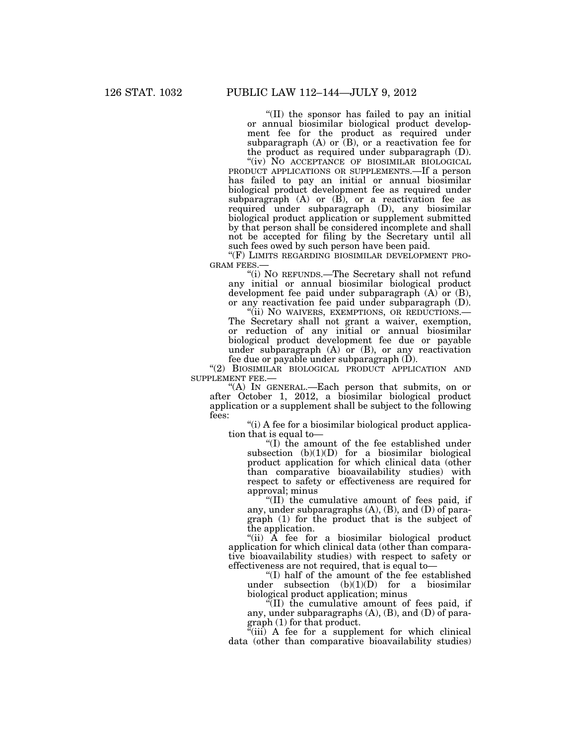"(II) the sponsor has failed to pay an initial or annual biosimilar biological product development fee for the product as required under subparagraph (A) or (B), or a reactivation fee for the product as required under subparagraph (D).

"(iv) NO ACCEPTANCE OF BIOSIMILAR BIOLOGICAL PRODUCT APPLICATIONS OR SUPPLEMENTS.—If a person has failed to pay an initial or annual biosimilar biological product development fee as required under subparagraph (A) or (B), or a reactivation fee as required under subparagraph (D), any biosimilar biological product application or supplement submitted by that person shall be considered incomplete and shall not be accepted for filing by the Secretary until all such fees owed by such person have been paid.

"(F) LIMITS REGARDING BIOSIMILAR DEVELOPMENT PROGRAM FEES.—

"(i) NO REFUNDS.—The Secretary shall not refund any initial or annual biosimilar biological product development fee paid under subparagraph (A) or (B), or any reactivation fee paid under subparagraph (D).

"(ii) NO WAIVERS, EXEMPTIONS, OR REDUCTIONS.—The Secretary shall not grant a waiver, exemption, or reduction of any initial or annual biosimilar biological product development fee due or payable under subparagraph (A) or (B), or any reactivation fee due or payable under subparagraph (D).

"(2) BIOSIMILAR BIOLOGICAL PRODUCT APPLICATION AND SUPPLEMENT FEE.—

"(A) IN GENERAL.—Each person that submits, on or after October 1, 2012, a biosimilar biological product application or a supplement shall be subject to the following fees:

"(i) A fee for a biosimilar biological product application that is equal to—

"(I) the amount of the fee established under subsection (b)(1)(D) for a biosimilar biological product application for which clinical data (other than comparative bioavailability studies) with respect to safety or effectiveness are required for approval; minus

"(II) the cumulative amount of fees paid, if any, under subparagraphs (A), (B), and (D) of paragraph (1) for the product that is the subject of the application.

"(ii) A fee for a biosimilar biological product application for which clinical data (other than comparative bioavailability studies) with respect to safety or effectiveness are not required, that is equal to—

"(I) half of the amount of the fee established under subsection (b)(1)(D) for a biosimilar biological product application; minus

"(II) the cumulative amount of fees paid, if any, under subparagraphs (A), (B), and (D) of paragraph (1) for that product.

"(iii) A fee for a supplement for which clinical data (other than comparative bioavailability studies)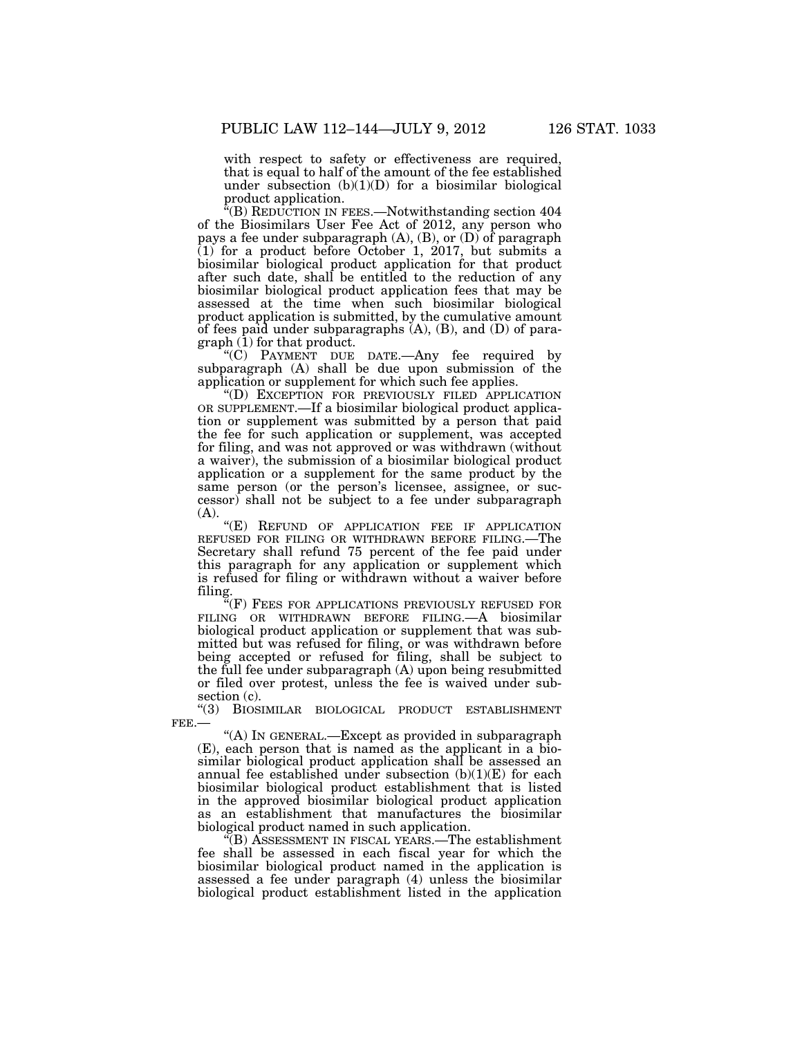with respect to safety or effectiveness are required, that is equal to half of the amount of the fee established under subsection (b)(1)(D) for a biosimilar biological product application.

"(B) REDUCTION IN FEES.—Notwithstanding section 404 of the Biosimilars User Fee Act of 2012, any person who pays a fee under subparagraph (A), (B), or (D) of paragraph (1) for a product before October 1, 2017, but submits a biosimilar biological product application for that product after such date, shall be entitled to the reduction of any biosimilar biological product application fees that may be assessed at the time when such biosimilar biological product application is submitted, by the cumulative amount of fees paid under subparagraphs (A), (B), and (D) of paragraph (1) for that product.

"(C) PAYMENT DUE DATE.—Any fee required by subparagraph (A) shall be due upon submission of the application or supplement for which such fee applies.

"(D) EXCEPTION FOR PREVIOUSLY FILED APPLICATION OR SUPPLEMENT.—If a biosimilar biological product application or supplement was submitted by a person that paid the fee for such application or supplement, was accepted for filing, and was not approved or was withdrawn (without a waiver), the submission of a biosimilar biological product application or a supplement for the same product by the same person (or the person's licensee, assignee, or successor) shall not be subject to a fee under subparagraph (A).

"(E) REFUND OF APPLICATION FEE IF APPLICATION REFUSED FOR FILING OR WITHDRAWN BEFORE FILING.—The Secretary shall refund 75 percent of the fee paid under this paragraph for any application or supplement which is refused for filing or withdrawn without a waiver before filing.

"(F) FEES FOR APPLICATIONS PREVIOUSLY REFUSED FOR FILING OR WITHDRAWN BEFORE FILING.—A biosimilar biological product application or supplement that was submitted but was refused for filing, or was withdrawn before being accepted or refused for filing, shall be subject to the full fee under subparagraph (A) upon being resubmitted or filed over protest, unless the fee is waived under subsection (c).

"(3) BIOSIMILAR BIOLOGICAL PRODUCT ESTABLISHMENT FEE.—

"(A) IN GENERAL.—Except as provided in subparagraph (E), each person that is named as the applicant in a biosimilar biological product application shall be assessed an annual fee established under subsection (b)(1)(E) for each biosimilar biological product establishment that is listed in the approved biosimilar biological product application as an establishment that manufactures the biosimilar biological product named in such application.

"(B) ASSESSMENT IN FISCAL YEARS.—The establishment fee shall be assessed in each fiscal year for which the biosimilar biological product named in the application is assessed a fee under paragraph (4) unless the biosimilar biological product establishment listed in the application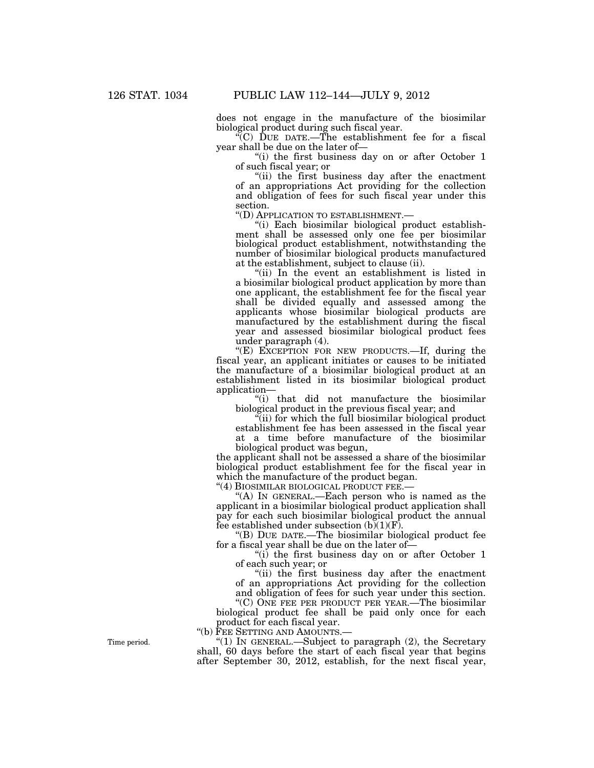does not engage in the manufacture of the biosimilar biological product during such fiscal year.

"(C) DUE DATE.—The establishment fee for a fiscal year shall be due on the later of—

"(i) the first business day on or after October 1 of such fiscal year; or

"(ii) the first business day after the enactment of an appropriations Act providing for the collection and obligation of fees for such fiscal year under this section.

"(D) APPLICATION TO ESTABLISHMENT.—

"(i) Each biosimilar biological product establishment shall be assessed only one fee per biosimilar biological product establishment, notwithstanding the number of biosimilar biological products manufactured at the establishment, subject to clause (ii).

"(ii) In the event an establishment is listed in a biosimilar biological product application by more than one applicant, the establishment fee for the fiscal year shall be divided equally and assessed among the applicants whose biosimilar biological products are manufactured by the establishment during the fiscal year and assessed biosimilar biological product fees under paragraph (4).

"(E) EXCEPTION FOR NEW PRODUCTS.—If, during the fiscal year, an applicant initiates or causes to be initiated the manufacture of a biosimilar biological product at an establishment listed in its biosimilar biological product application—

"(i) that did not manufacture the biosimilar biological product in the previous fiscal year; and

"(ii) for which the full biosimilar biological product establishment fee has been assessed in the fiscal year at a time before manufacture of the biosimilar biological product was begun,

the applicant shall not be assessed a share of the biosimilar biological product establishment fee for the fiscal year in which the manufacture of the product began.

"(4) BIOSIMILAR BIOLOGICAL PRODUCT FEE.—

"(A) IN GENERAL.—Each person who is named as the applicant in a biosimilar biological product application shall pay for each such biosimilar biological product the annual fee established under subsection (b)(1)(F).

"(B) DUE DATE.—The biosimilar biological product fee for a fiscal year shall be due on the later of—

"(i) the first business day on or after October 1 of each such year; or

"(ii) the first business day after the enactment of an appropriations Act providing for the collection and obligation of fees for such year under this section.

"(C) ONE FEE PER PRODUCT PER YEAR.—The biosimilar biological product fee shall be paid only once for each product for each fiscal year.

"(b) FEE SETTING AND AMOUNTS.—

Time period.

"(1) IN GENERAL.—Subject to paragraph (2), the Secretary shall, 60 days before the start of each fiscal year that begins after September 30, 2012, establish, for the next fiscal year,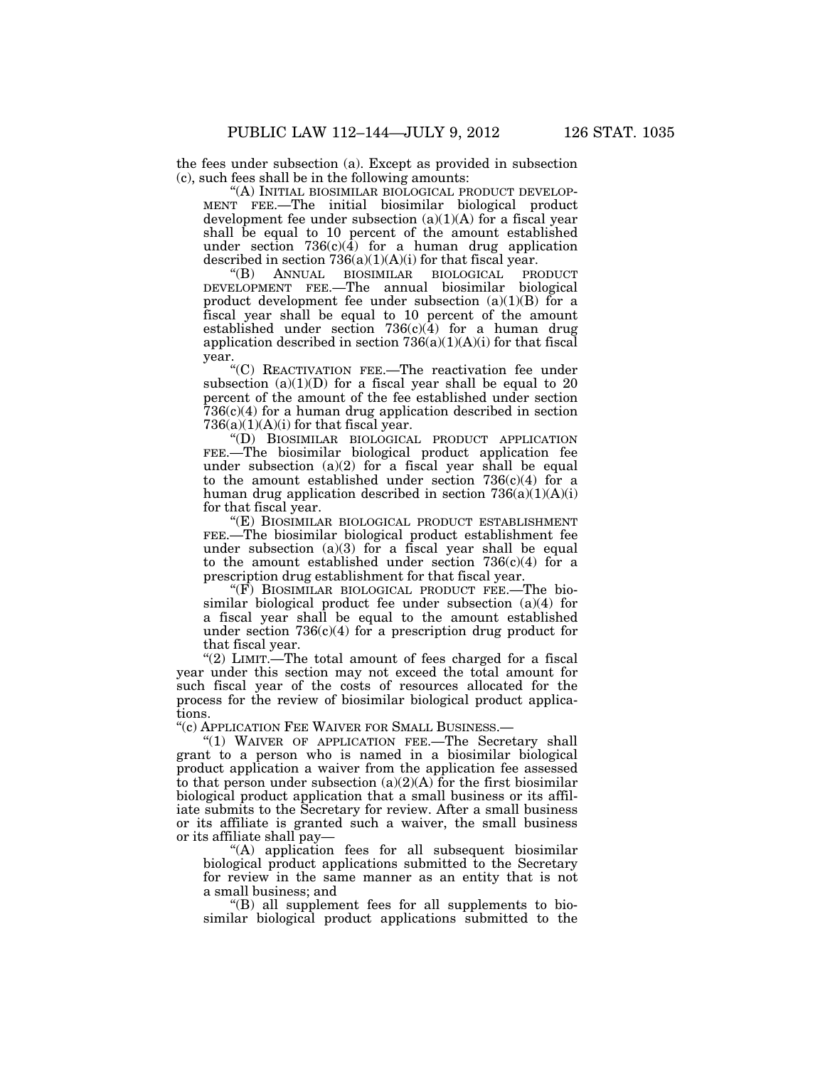the fees under subsection (a). Except as provided in subsection (c), such fees shall be in the following amounts:

"(A) INITIAL BIOSIMILAR BIOLOGICAL PRODUCT DEVELOPMENT FEE.—The initial biosimilar biological product development fee under subsection (a)(1)(A) for a fiscal year shall be equal to 10 percent of the amount established under section 736(c)(4) for a human drug application described in section 736(a)(1)(A)(i) for that fiscal year.

"(B) ANNUAL BIOSIMILAR BIOLOGICAL PRODUCT DEVELOPMENT FEE.—The annual biosimilar biological product development fee under subsection (a)(1)(B) for a fiscal year shall be equal to 10 percent of the amount established under section 736(c)(4) for a human drug application described in section 736(a)(1)(A)(i) for that fiscal year.

"(C) REACTIVATION FEE.—The reactivation fee under subsection (a)(1)(D) for a fiscal year shall be equal to 20 percent of the amount of the fee established under section 736(c)(4) for a human drug application described in section 736(a)(1)(A)(i) for that fiscal year.

"(D) BIOSIMILAR BIOLOGICAL PRODUCT APPLICATION FEE.—The biosimilar biological product application fee under subsection (a)(2) for a fiscal year shall be equal to the amount established under section 736(c)(4) for a human drug application described in section 736(a)(1)(A)(i) for that fiscal year.

"(E) BIOSIMILAR BIOLOGICAL PRODUCT ESTABLISHMENT FEE.—The biosimilar biological product establishment fee under subsection (a)(3) for a fiscal year shall be equal to the amount established under section 736(c)(4) for a prescription drug establishment for that fiscal year.

"(F) BIOSIMILAR BIOLOGICAL PRODUCT FEE.—The biosimilar biological product fee under subsection (a)(4) for a fiscal year shall be equal to the amount established under section 736(c)(4) for a prescription drug product for that fiscal year.

"(2) LIMIT.—The total amount of fees charged for a fiscal year under this section may not exceed the total amount for such fiscal year of the costs of resources allocated for the process for the review of biosimilar biological product applications.

"(c) APPLICATION FEE WAIVER FOR SMALL BUSINESS.—

"(1) WAIVER OF APPLICATION FEE.—The Secretary shall grant to a person who is named in a biosimilar biological product application a waiver from the application fee assessed to that person under subsection (a)(2)(A) for the first biosimilar biological product application that a small business or its affiliate submits to the Secretary for review. After a small business or its affiliate is granted such a waiver, the small business or its affiliate shall pay—

"(A) application fees for all subsequent biosimilar biological product applications submitted to the Secretary for review in the same manner as an entity that is not a small business; and

"(B) all supplement fees for all supplements to biosimilar biological product applications submitted to the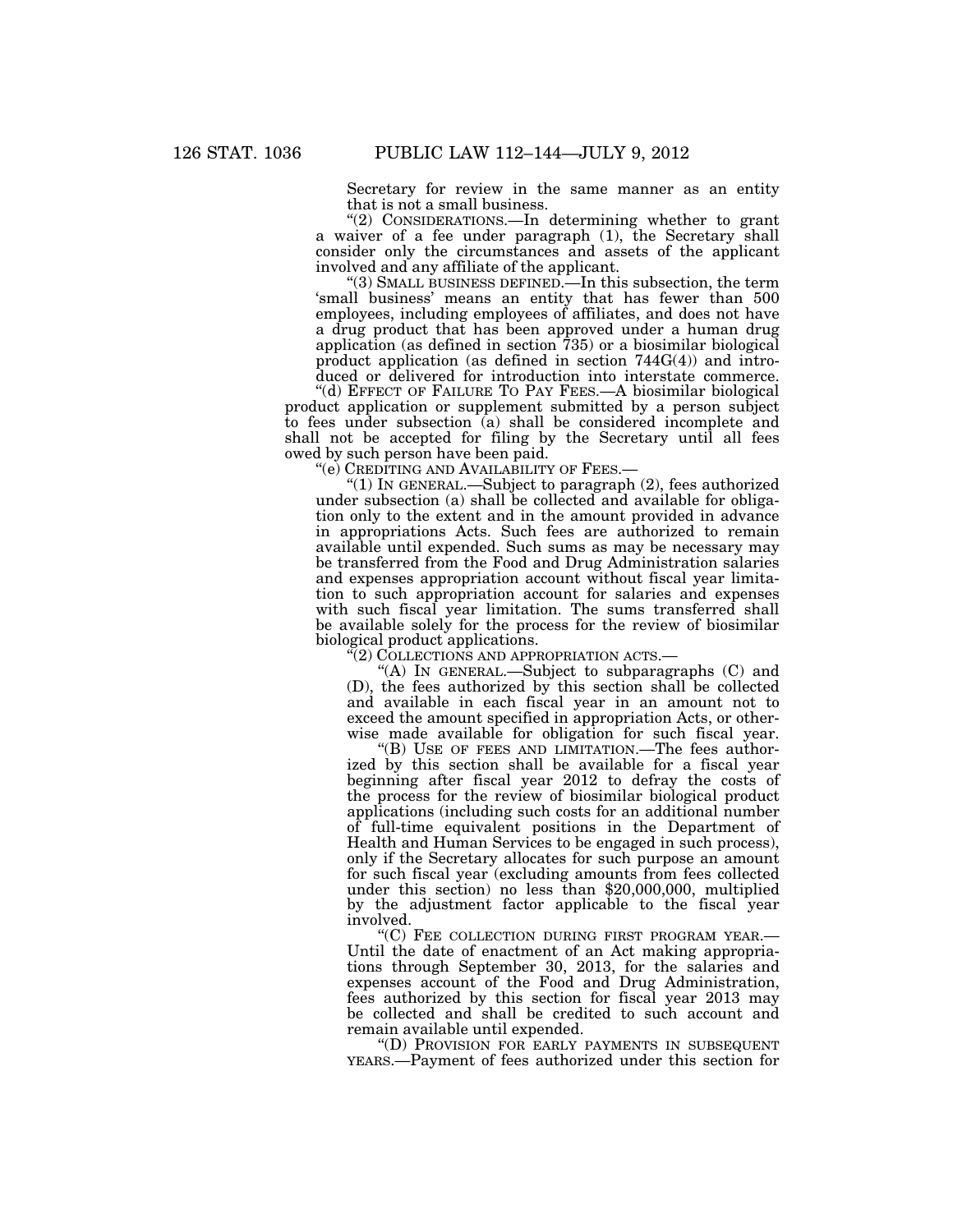Secretary for review in the same manner as an entity that is not a small business.

"(2) CONSIDERATIONS.—In determining whether to grant a waiver of a fee under paragraph (1), the Secretary shall consider only the circumstances and assets of the applicant involved and any affiliate of the applicant.

"(3) SMALL BUSINESS DEFINED.—In this subsection, the term 'small business' means an entity that has fewer than 500 employees, including employees of affiliates, and does not have a drug product that has been approved under a human drug application (as defined in section 735) or a biosimilar biological product application (as defined in section 744G(4)) and introduced or delivered for introduction into interstate commerce.

"(d) EFFECT OF FAILURE TO PAY FEES.—A biosimilar biological product application or supplement submitted by a person subject to fees under subsection (a) shall be considered incomplete and shall not be accepted for filing by the Secretary until all fees owed by such person have been paid.

"(e) CREDITING AND AVAILABILITY OF FEES.—

"(1) IN GENERAL.—Subject to paragraph (2), fees authorized under subsection (a) shall be collected and available for obligation only to the extent and in the amount provided in advance in appropriations Acts. Such fees are authorized to remain available until expended. Such sums as may be necessary may be transferred from the Food and Drug Administration salaries and expenses appropriation account without fiscal year limitation to such appropriation account for salaries and expenses with such fiscal year limitation. The sums transferred shall be available solely for the process for the review of biosimilar biological product applications.

"(2) COLLECTIONS AND APPROPRIATION ACTS.—

"(A) IN GENERAL.—Subject to subparagraphs (C) and (D), the fees authorized by this section shall be collected and available in each fiscal year in an amount not to exceed the amount specified in appropriation Acts, or otherwise made available for obligation for such fiscal year.

"(B) USE OF FEES AND LIMITATION.—The fees authorized by this section shall be available for a fiscal year beginning after fiscal year 2012 to defray the costs of the process for the review of biosimilar biological product applications (including such costs for an additional number of full-time equivalent positions in the Department of Health and Human Services to be engaged in such process), only if the Secretary allocates for such purpose an amount for such fiscal year (excluding amounts from fees collected under this section) no less than $20,000,000, multiplied by the adjustment factor applicable to the fiscal year involved.

"(C) FEE COLLECTION DURING FIRST PROGRAM YEAR.—Until the date of enactment of an Act making appropriations through September 30, 2013, for the salaries and expenses account of the Food and Drug Administration, fees authorized by this section for fiscal year 2013 may be collected and shall be credited to such account and remain available until expended.

"(D) PROVISION FOR EARLY PAYMENTS IN SUBSEQUENT YEARS.—Payment of fees authorized under this section for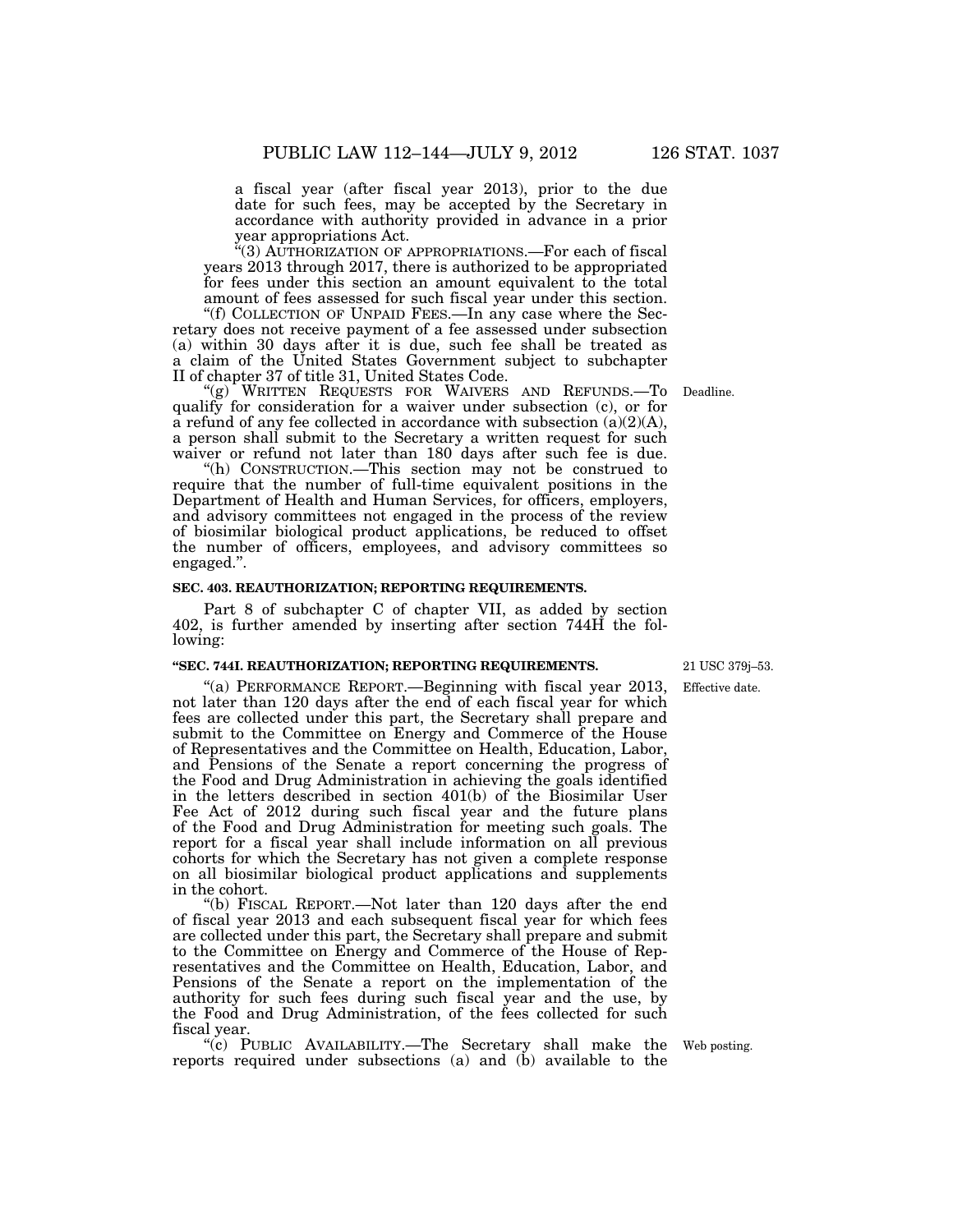a fiscal year (after fiscal year 2013), prior to the due date for such fees, may be accepted by the Secretary in accordance with authority provided in advance in a prior year appropriations Act.

"(3) AUTHORIZATION OF APPROPRIATIONS.—For each of fiscal years 2013 through 2017, there is authorized to be appropriated for fees under this section an amount equivalent to the total amount of fees assessed for such fiscal year under this section.

"(f) COLLECTION OF UNPAID FEES.—In any case where the Secretary does not receive payment of a fee assessed under subsection (a) within 30 days after it is due, such fee shall be treated as a claim of the United States Government subject to subchapter II of chapter 37 of title 31, United States Code.

Deadline.

"(g) WRITTEN REQUESTS FOR WAIVERS AND REFUNDS.—To qualify for consideration for a waiver under subsection (c), or for a refund of any fee collected in accordance with subsection (a)(2)(A), a person shall submit to the Secretary a written request for such waiver or refund not later than 180 days after such fee is due.

"(h) CONSTRUCTION.—This section may not be construed to require that the number of full-time equivalent positions in the Department of Health and Human Services, for officers, employers, and advisory committees not engaged in the process of the review of biosimilar biological product applications, be reduced to offset the number of officers, employees, and advisory committees so engaged.".

**SEC. 403. REAUTHORIZATION; REPORTING REQUIREMENTS.**

Part 8 of subchapter C of chapter VII, as added by section 402, is further amended by inserting after section 744H the following:

**"SEC. 744I. REAUTHORIZATION; REPORTING REQUIREMENTS.**

21 USC 379j–53.

Effective date.

"(a) PERFORMANCE REPORT.—Beginning with fiscal year 2013, not later than 120 days after the end of each fiscal year for which fees are collected under this part, the Secretary shall prepare and submit to the Committee on Energy and Commerce of the House of Representatives and the Committee on Health, Education, Labor, and Pensions of the Senate a report concerning the progress of the Food and Drug Administration in achieving the goals identified in the letters described in section 401(b) of the Biosimilar User Fee Act of 2012 during such fiscal year and the future plans of the Food and Drug Administration for meeting such goals. The report for a fiscal year shall include information on all previous cohorts for which the Secretary has not given a complete response on all biosimilar biological product applications and supplements in the cohort.

"(b) FISCAL REPORT.—Not later than 120 days after the end of fiscal year 2013 and each subsequent fiscal year for which fees are collected under this part, the Secretary shall prepare and submit to the Committee on Energy and Commerce of the House of Representatives and the Committee on Health, Education, Labor, and Pensions of the Senate a report on the implementation of the authority for such fees during such fiscal year and the use, by the Food and Drug Administration, of the fees collected for such fiscal year.

Web posting.

"(c) PUBLIC AVAILABILITY.—The Secretary shall make the reports required under subsections (a) and (b) available to the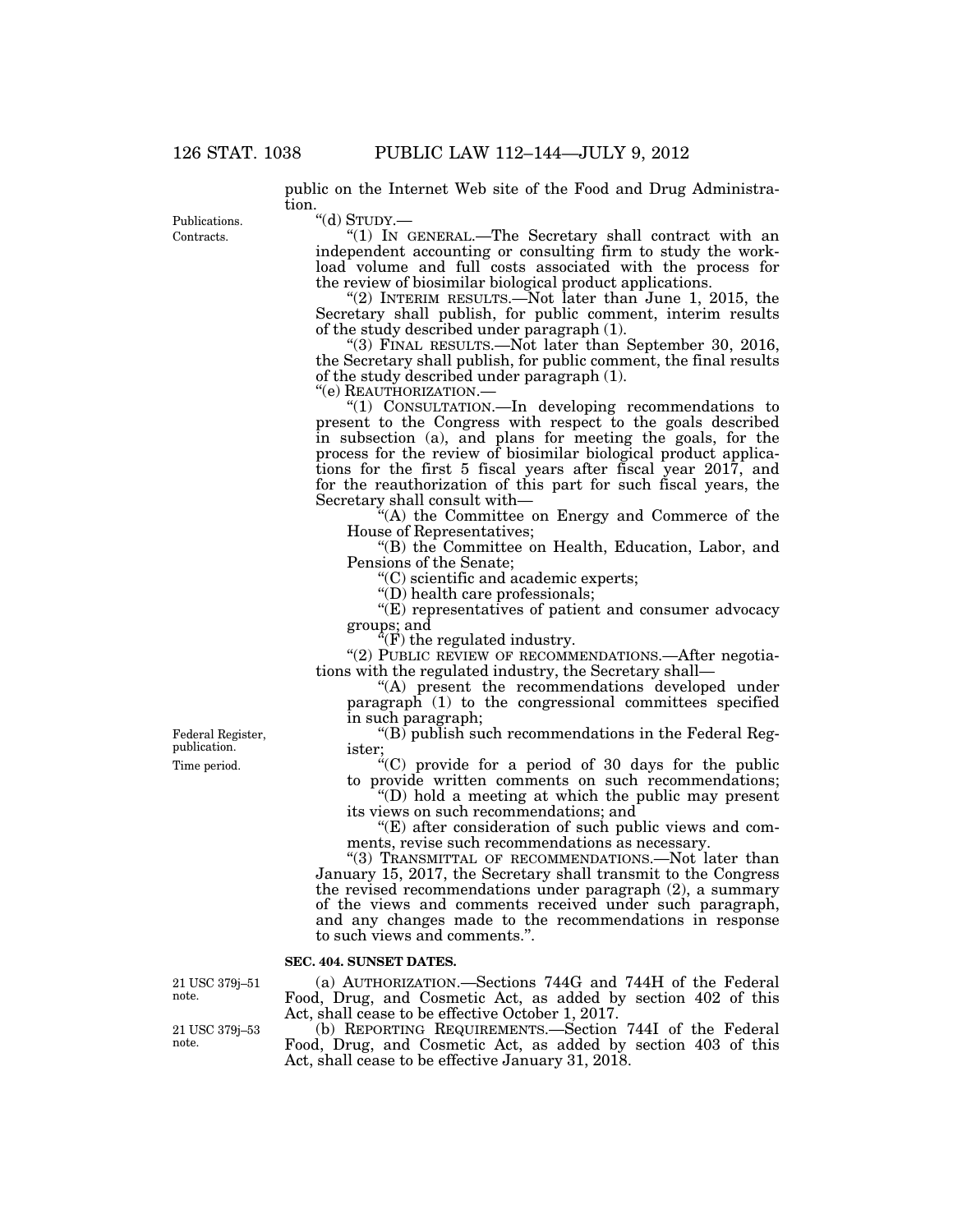public on the Internet Web site of the Food and Drug Administration.

Publications.
Contracts.

"(d) STUDY.—

"(1) IN GENERAL.—The Secretary shall contract with an independent accounting or consulting firm to study the workload volume and full costs associated with the process for the review of biosimilar biological product applications.

"(2) INTERIM RESULTS.—Not later than June 1, 2015, the Secretary shall publish, for public comment, interim results of the study described under paragraph (1).

"(3) FINAL RESULTS.—Not later than September 30, 2016, the Secretary shall publish, for public comment, the final results of the study described under paragraph (1).

"(e) REAUTHORIZATION.—

"(1) CONSULTATION.—In developing recommendations to present to the Congress with respect to the goals described in subsection (a), and plans for meeting the goals, for the process for the review of biosimilar biological product applications for the first 5 fiscal years after fiscal year 2017, and for the reauthorization of this part for such fiscal years, the Secretary shall consult with—

"(A) the Committee on Energy and Commerce of the House of Representatives;

"(B) the Committee on Health, Education, Labor, and Pensions of the Senate;

"(C) scientific and academic experts;

"(D) health care professionals;

"(E) representatives of patient and consumer advocacy groups; and

"(F) the regulated industry.

"(2) PUBLIC REVIEW OF RECOMMENDATIONS.—After negotiations with the regulated industry, the Secretary shall—

"(A) present the recommendations developed under paragraph (1) to the congressional committees specified in such paragraph;

Federal Register, publication.

"(B) publish such recommendations in the Federal Register;

Time period.

"(C) provide for a period of 30 days for the public to provide written comments on such recommendations;

"(D) hold a meeting at which the public may present its views on such recommendations; and

"(E) after consideration of such public views and comments, revise such recommendations as necessary.

"(3) TRANSMITTAL OF RECOMMENDATIONS.—Not later than January 15, 2017, the Secretary shall transmit to the Congress the revised recommendations under paragraph (2), a summary of the views and comments received under such paragraph, and any changes made to the recommendations in response to such views and comments.".

**SEC. 404. SUNSET DATES.**

21 USC 379j–51 note.

(a) AUTHORIZATION.—Sections 744G and 744H of the Federal Food, Drug, and Cosmetic Act, as added by section 402 of this Act, shall cease to be effective October 1, 2017.

21 USC 379j–53 note.

(b) REPORTING REQUIREMENTS.—Section 744I of the Federal Food, Drug, and Cosmetic Act, as added by section 403 of this Act, shall cease to be effective January 31, 2018.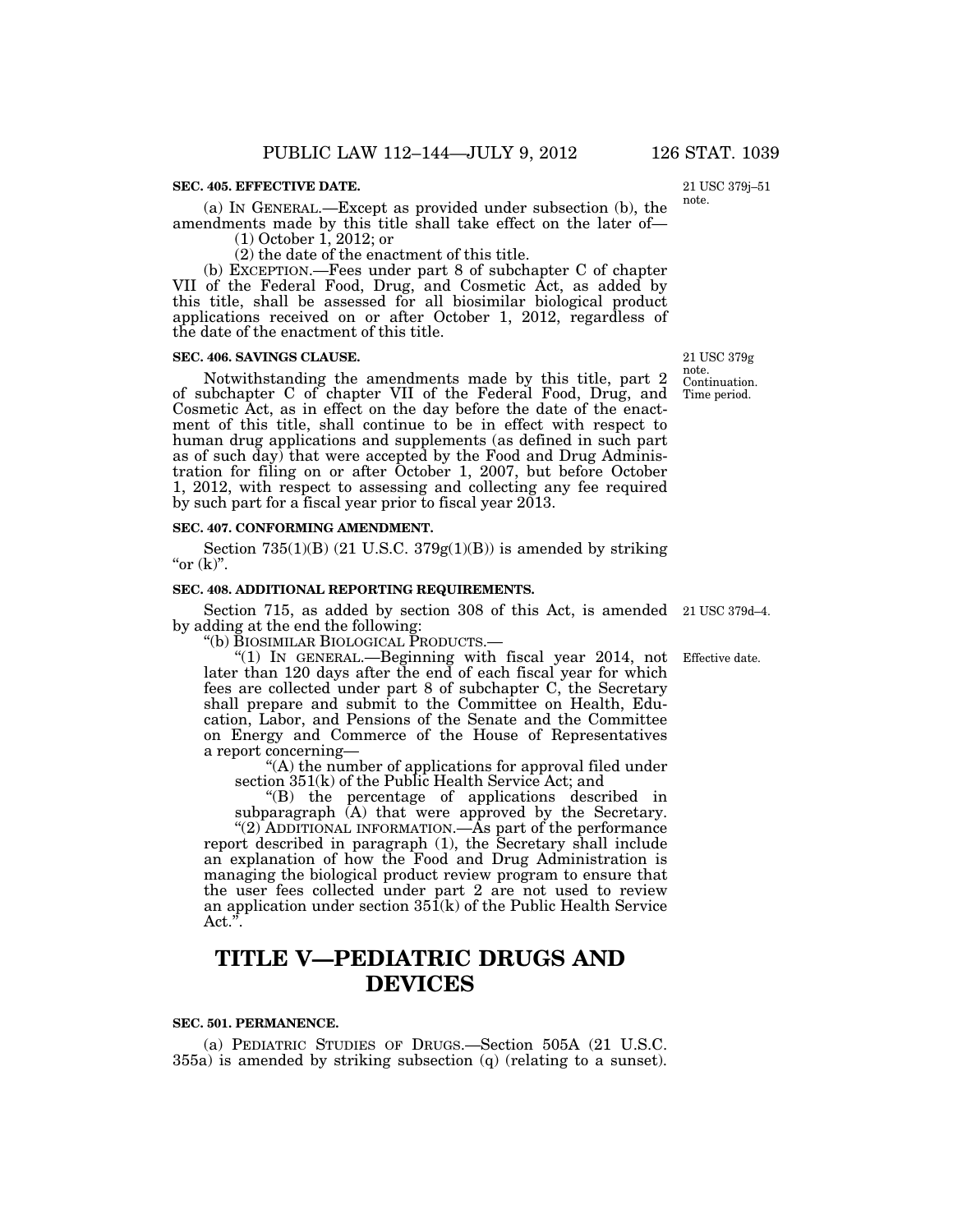**SEC. 405. EFFECTIVE DATE.**

21 USC 379j–51 note.

(a) IN GENERAL.—Except as provided under subsection (b), the amendments made by this title shall take effect on the later of—

(1) October 1, 2012; or

(2) the date of the enactment of this title.

(b) EXCEPTION.—Fees under part 8 of subchapter C of chapter VII of the Federal Food, Drug, and Cosmetic Act, as added by this title, shall be assessed for all biosimilar biological product applications received on or after October 1, 2012, regardless of the date of the enactment of this title.

**SEC. 406. SAVINGS CLAUSE.**

21 USC 379g note. Continuation. Time period.

Notwithstanding the amendments made by this title, part 2 of subchapter C of chapter VII of the Federal Food, Drug, and Cosmetic Act, as in effect on the day before the date of the enactment of this title, shall continue to be in effect with respect to human drug applications and supplements (as defined in such part as of such day) that were accepted by the Food and Drug Administration for filing on or after October 1, 2007, but before October 1, 2012, with respect to assessing and collecting any fee required by such part for a fiscal year prior to fiscal year 2013.

**SEC. 407. CONFORMING AMENDMENT.**

Section 735(1)(B) (21 U.S.C. 379g(1)(B)) is amended by striking "or (k)".

**SEC. 408. ADDITIONAL REPORTING REQUIREMENTS.**

21 USC 379d–4.

Section 715, as added by section 308 of this Act, is amended by adding at the end the following:

"(b) BIOSIMILAR BIOLOGICAL PRODUCTS.—

Effective date.

"(1) IN GENERAL.—Beginning with fiscal year 2014, not later than 120 days after the end of each fiscal year for which fees are collected under part 8 of subchapter C, the Secretary shall prepare and submit to the Committee on Health, Education, Labor, and Pensions of the Senate and the Committee on Energy and Commerce of the House of Representatives a report concerning—

"(A) the number of applications for approval filed under section 351(k) of the Public Health Service Act; and

"(B) the percentage of applications described in subparagraph (A) that were approved by the Secretary.

"(2) ADDITIONAL INFORMATION.—As part of the performance report described in paragraph (1), the Secretary shall include an explanation of how the Food and Drug Administration is managing the biological product review program to ensure that the user fees collected under part 2 are not used to review an application under section 351(k) of the Public Health Service Act.".

# TITLE V—PEDIATRIC DRUGS AND DEVICES

**SEC. 501. PERMANENCE.**

(a) PEDIATRIC STUDIES OF DRUGS.—Section 505A (21 U.S.C. 355a) is amended by striking subsection (q) (relating to a sunset).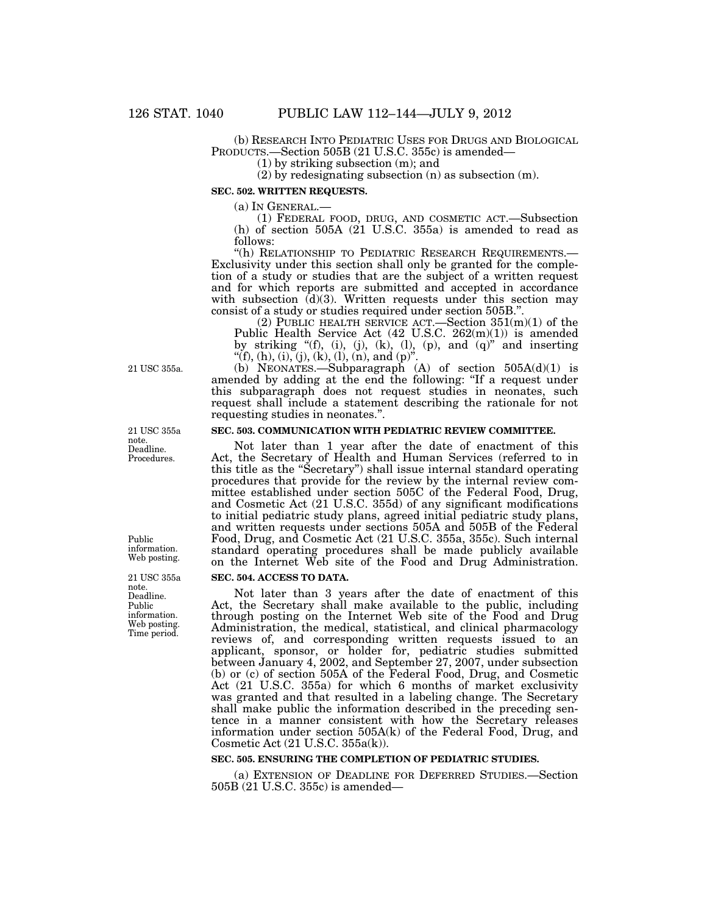(b) RESEARCH INTO PEDIATRIC USES FOR DRUGS AND BIOLOGICAL PRODUCTS.—Section 505B (21 U.S.C. 355c) is amended—

(1) by striking subsection (m); and

(2) by redesignating subsection (n) as subsection (m).

**SEC. 502. WRITTEN REQUESTS.**

(a) IN GENERAL.—

(1) FEDERAL FOOD, DRUG, AND COSMETIC ACT.—Subsection (h) of section 505A (21 U.S.C. 355a) is amended to read as follows:

"(h) RELATIONSHIP TO PEDIATRIC RESEARCH REQUIREMENTS.—Exclusivity under this section shall only be granted for the completion of a study or studies that are the subject of a written request and for which reports are submitted and accepted in accordance with subsection (d)(3). Written requests under this section may consist of a study or studies required under section 505B.".

(2) PUBLIC HEALTH SERVICE ACT.—Section 351(m)(1) of the Public Health Service Act (42 U.S.C. 262(m)(1)) is amended by striking "(f), (i), (j), (k), (l), (p), and (q)" and inserting "(f), (h), (i), (j), (k), (l), (n), and (p)".

21 USC 355a.

(b) NEONATES.—Subparagraph (A) of section 505A(d)(1) is amended by adding at the end the following: "If a request under this subparagraph does not request studies in neonates, such request shall include a statement describing the rationale for not requesting studies in neonates.".

21 USC 355a note. Deadline. Procedures.

**SEC. 503. COMMUNICATION WITH PEDIATRIC REVIEW COMMITTEE.**

Not later than 1 year after the date of enactment of this Act, the Secretary of Health and Human Services (referred to in this title as the "Secretary") shall issue internal standard operating procedures that provide for the review by the internal review committee established under section 505C of the Federal Food, Drug, and Cosmetic Act (21 U.S.C. 355d) of any significant modifications to initial pediatric study plans, agreed initial pediatric study plans, and written requests under sections 505A and 505B of the Federal Food, Drug, and Cosmetic Act (21 U.S.C. 355a, 355c). Such internal standard operating procedures shall be made publicly available on the Internet Web site of the Food and Drug Administration.

Public information. Web posting.

21 USC 355a note. Deadline. Public information. Web posting. Time period.

**SEC. 504. ACCESS TO DATA.**

Not later than 3 years after the date of enactment of this Act, the Secretary shall make available to the public, including through posting on the Internet Web site of the Food and Drug Administration, the medical, statistical, and clinical pharmacology reviews of, and corresponding written requests issued to an applicant, sponsor, or holder for, pediatric studies submitted between January 4, 2002, and September 27, 2007, under subsection (b) or (c) of section 505A of the Federal Food, Drug, and Cosmetic Act (21 U.S.C. 355a) for which 6 months of market exclusivity was granted and that resulted in a labeling change. The Secretary shall make public the information described in the preceding sentence in a manner consistent with how the Secretary releases information under section 505A(k) of the Federal Food, Drug, and Cosmetic Act (21 U.S.C. 355a(k)).

**SEC. 505. ENSURING THE COMPLETION OF PEDIATRIC STUDIES.**

(a) EXTENSION OF DEADLINE FOR DEFERRED STUDIES.—Section 505B (21 U.S.C. 355c) is amended—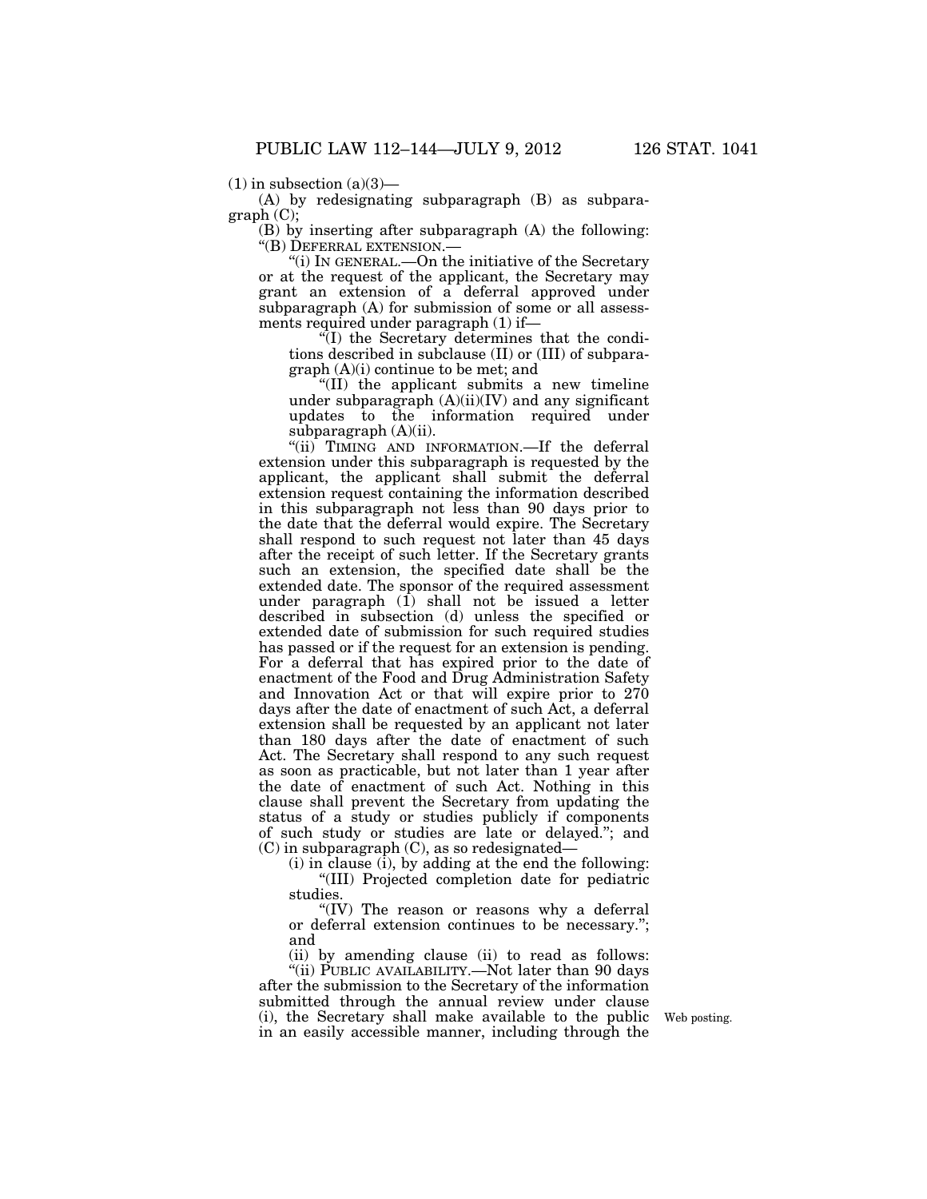(1) in subsection (a)(3)—

(A) by redesignating subparagraph (B) as subparagraph (C);

(B) by inserting after subparagraph (A) the following:

"(B) DEFERRAL EXTENSION.—

"(i) IN GENERAL.—On the initiative of the Secretary or at the request of the applicant, the Secretary may grant an extension of a deferral approved under subparagraph (A) for submission of some or all assessments required under paragraph (1) if—

"(I) the Secretary determines that the conditions described in subclause (II) or (III) of subparagraph (A)(i) continue to be met; and

"(II) the applicant submits a new timeline under subparagraph (A)(ii)(IV) and any significant updates to the information required under subparagraph (A)(ii).

"(ii) TIMING AND INFORMATION.—If the deferral extension under this subparagraph is requested by the applicant, the applicant shall submit the deferral extension request containing the information described in this subparagraph not less than 90 days prior to the date that the deferral would expire. The Secretary shall respond to such request not later than 45 days after the receipt of such letter. If the Secretary grants such an extension, the specified date shall be the extended date. The sponsor of the required assessment under paragraph (1) shall not be issued a letter described in subsection (d) unless the specified or extended date of submission for such required studies has passed or if the request for an extension is pending. For a deferral that has expired prior to the date of enactment of the Food and Drug Administration Safety and Innovation Act or that will expire prior to 270 days after the date of enactment of such Act, a deferral extension shall be requested by an applicant not later than 180 days after the date of enactment of such Act. The Secretary shall respond to any such request as soon as practicable, but not later than 1 year after the date of enactment of such Act. Nothing in this clause shall prevent the Secretary from updating the status of a study or studies publicly if components of such study or studies are late or delayed."; and

(C) in subparagraph (C), as so redesignated—

(i) in clause (i), by adding at the end the following:

"(III) Projected completion date for pediatric studies.

"(IV) The reason or reasons why a deferral or deferral extension continues to be necessary."; and

(ii) by amending clause (ii) to read as follows:

"(ii) PUBLIC AVAILABILITY.—Not later than 90 days after the submission to the Secretary of the information submitted through the annual review under clause (i), the Secretary shall make available to the public in an easily accessible manner, including through the

Web posting.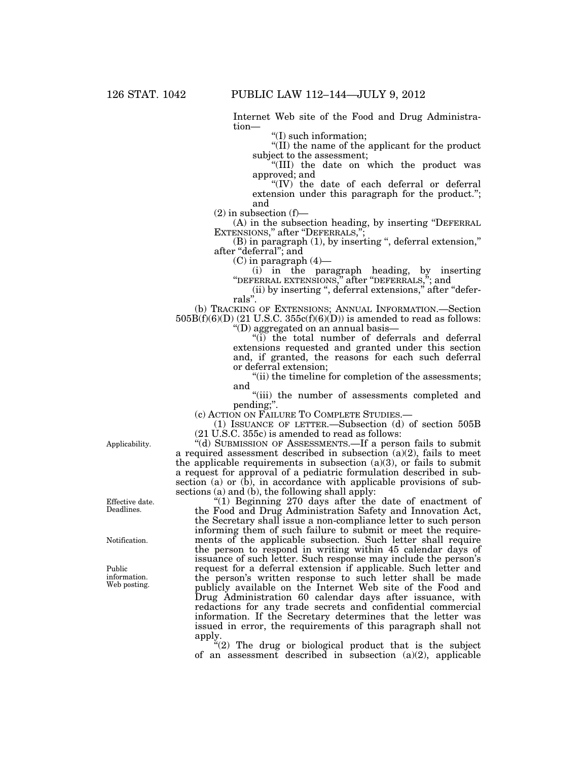Internet Web site of the Food and Drug Administration—

"(I) such information;

"(II) the name of the applicant for the product subject to the assessment;

"(III) the date on which the product was approved; and

"(IV) the date of each deferral or deferral extension under this paragraph for the product."; and

(2) in subsection (f)—

(A) in the subsection heading, by inserting "DEFERRAL EXTENSIONS," after "DEFERRALS,";

(B) in paragraph (1), by inserting ", deferral extension," after "deferral"; and

(C) in paragraph (4)—

(i) in the paragraph heading, by inserting "DEFERRAL EXTENSIONS," after "DEFERRALS,"; and

(ii) by inserting ", deferral extensions," after "deferrals".

(b) TRACKING OF EXTENSIONS; ANNUAL INFORMATION.—Section 505B(f)(6)(D) (21 U.S.C. 355c(f)(6)(D)) is amended to read as follows:

"(D) aggregated on an annual basis—

"(i) the total number of deferrals and deferral extensions requested and granted under this section and, if granted, the reasons for each such deferral or deferral extension;

"(ii) the timeline for completion of the assessments; and

"(iii) the number of assessments completed and pending;".

(c) ACTION ON FAILURE TO COMPLETE STUDIES.—

(1) ISSUANCE OF LETTER.—Subsection (d) of section 505B (21 U.S.C. 355c) is amended to read as follows:

Applicability.

"(d) SUBMISSION OF ASSESSMENTS.—If a person fails to submit a required assessment described in subsection (a)(2), fails to meet the applicable requirements in subsection (a)(3), or fails to submit a request for approval of a pediatric formulation described in subsection (a) or (b), in accordance with applicable provisions of subsections (a) and (b), the following shall apply:

Effective date. Deadlines.

Notification.

Public information. Web posting.

"(1) Beginning 270 days after the date of enactment of the Food and Drug Administration Safety and Innovation Act, the Secretary shall issue a non-compliance letter to such person informing them of such failure to submit or meet the requirements of the applicable subsection. Such letter shall require the person to respond in writing within 45 calendar days of issuance of such letter. Such response may include the person's request for a deferral extension if applicable. Such letter and the person's written response to such letter shall be made publicly available on the Internet Web site of the Food and Drug Administration 60 calendar days after issuance, with redactions for any trade secrets and confidential commercial information. If the Secretary determines that the letter was issued in error, the requirements of this paragraph shall not apply.

"(2) The drug or biological product that is the subject of an assessment described in subsection (a)(2), applicable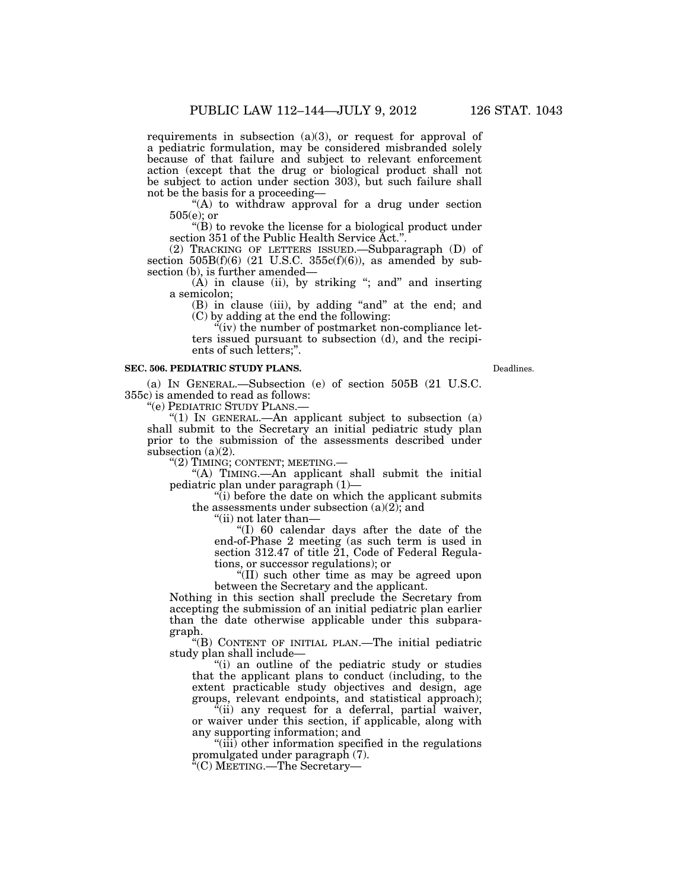requirements in subsection (a)(3), or request for approval of a pediatric formulation, may be considered misbranded solely because of that failure and subject to relevant enforcement action (except that the drug or biological product shall not be subject to action under section 303), but such failure shall not be the basis for a proceeding—

"(A) to withdraw approval for a drug under section 505(e); or

"(B) to revoke the license for a biological product under section 351 of the Public Health Service Act.".

(2) TRACKING OF LETTERS ISSUED.—Subparagraph (D) of section 505B(f)(6) (21 U.S.C. 355c(f)(6)), as amended by subsection (b), is further amended—

(A) in clause (ii), by striking "; and" and inserting a semicolon;

(B) in clause (iii), by adding "and" at the end; and

(C) by adding at the end the following:

"(iv) the number of postmarket non-compliance letters issued pursuant to subsection (d), and the recipients of such letters;".

**SEC. 506. PEDIATRIC STUDY PLANS.**

Deadlines.

(a) IN GENERAL.—Subsection (e) of section 505B (21 U.S.C. 355c) is amended to read as follows:

"(e) PEDIATRIC STUDY PLANS.—

"(1) IN GENERAL.—An applicant subject to subsection (a) shall submit to the Secretary an initial pediatric study plan prior to the submission of the assessments described under subsection (a)(2).

"(2) TIMING; CONTENT; MEETING.—

"(A) TIMING.—An applicant shall submit the initial pediatric plan under paragraph (1)—

"(i) before the date on which the applicant submits the assessments under subsection (a)(2); and

"(ii) not later than—

"(I) 60 calendar days after the date of the end-of-Phase 2 meeting (as such term is used in section 312.47 of title 21, Code of Federal Regulations, or successor regulations); or

"(II) such other time as may be agreed upon between the Secretary and the applicant.

Nothing in this section shall preclude the Secretary from accepting the submission of an initial pediatric plan earlier than the date otherwise applicable under this subparagraph.

"(B) CONTENT OF INITIAL PLAN.—The initial pediatric study plan shall include—

"(i) an outline of the pediatric study or studies that the applicant plans to conduct (including, to the extent practicable study objectives and design, age groups, relevant endpoints, and statistical approach);

"(ii) any request for a deferral, partial waiver, or waiver under this section, if applicable, along with any supporting information; and

"(iii) other information specified in the regulations promulgated under paragraph (7).

"(C) MEETING.—The Secretary—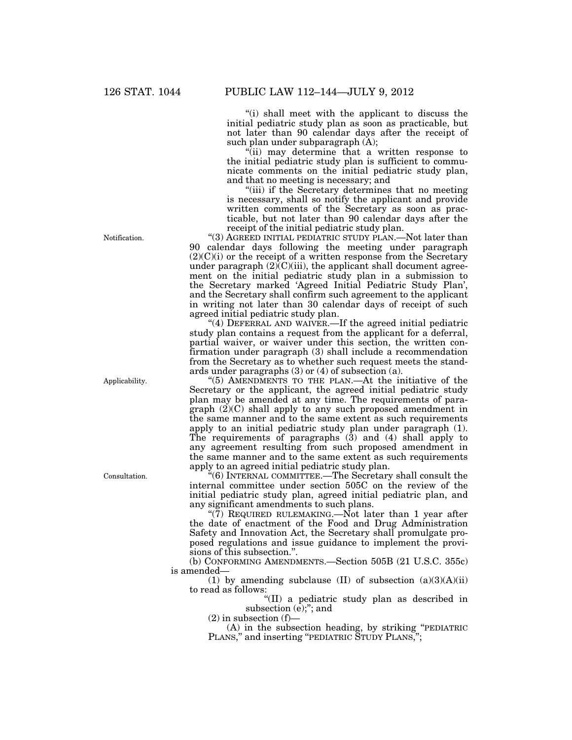"(i) shall meet with the applicant to discuss the initial pediatric study plan as soon as practicable, but not later than 90 calendar days after the receipt of such plan under subparagraph (A);

"(ii) may determine that a written response to the initial pediatric study plan is sufficient to communicate comments on the initial pediatric study plan, and that no meeting is necessary; and

"(iii) if the Secretary determines that no meeting is necessary, shall so notify the applicant and provide written comments of the Secretary as soon as practicable, but not later than 90 calendar days after the receipt of the initial pediatric study plan.

Notification.

"(3) AGREED INITIAL PEDIATRIC STUDY PLAN.—Not later than 90 calendar days following the meeting under paragraph (2)(C)(i) or the receipt of a written response from the Secretary under paragraph (2)(C)(iii), the applicant shall document agreement on the initial pediatric study plan in a submission to the Secretary marked 'Agreed Initial Pediatric Study Plan', and the Secretary shall confirm such agreement to the applicant in writing not later than 30 calendar days of receipt of such agreed initial pediatric study plan.

"(4) DEFERRAL AND WAIVER.—If the agreed initial pediatric study plan contains a request from the applicant for a deferral, partial waiver, or waiver under this section, the written confirmation under paragraph (3) shall include a recommendation from the Secretary as to whether such request meets the standards under paragraphs (3) or (4) of subsection (a).

Applicability.

"(5) AMENDMENTS TO THE PLAN.—At the initiative of the Secretary or the applicant, the agreed initial pediatric study plan may be amended at any time. The requirements of paragraph (2)(C) shall apply to any such proposed amendment in the same manner and to the same extent as such requirements apply to an initial pediatric study plan under paragraph (1). The requirements of paragraphs (3) and (4) shall apply to any agreement resulting from such proposed amendment in the same manner and to the same extent as such requirements apply to an agreed initial pediatric study plan.

Consultation.

"(6) INTERNAL COMMITTEE.—The Secretary shall consult the internal committee under section 505C on the review of the initial pediatric study plan, agreed initial pediatric plan, and any significant amendments to such plans.

"(7) REQUIRED RULEMAKING.—Not later than 1 year after the date of enactment of the Food and Drug Administration Safety and Innovation Act, the Secretary shall promulgate proposed regulations and issue guidance to implement the provisions of this subsection.".

(b) CONFORMING AMENDMENTS.—Section 505B (21 U.S.C. 355c) is amended—

(1) by amending subclause (II) of subsection (a)(3)(A)(ii) to read as follows:

"(II) a pediatric study plan as described in subsection (e);"; and

(2) in subsection (f)—

(A) in the subsection heading, by striking "PEDIATRIC PLANS," and inserting "PEDIATRIC STUDY PLANS,";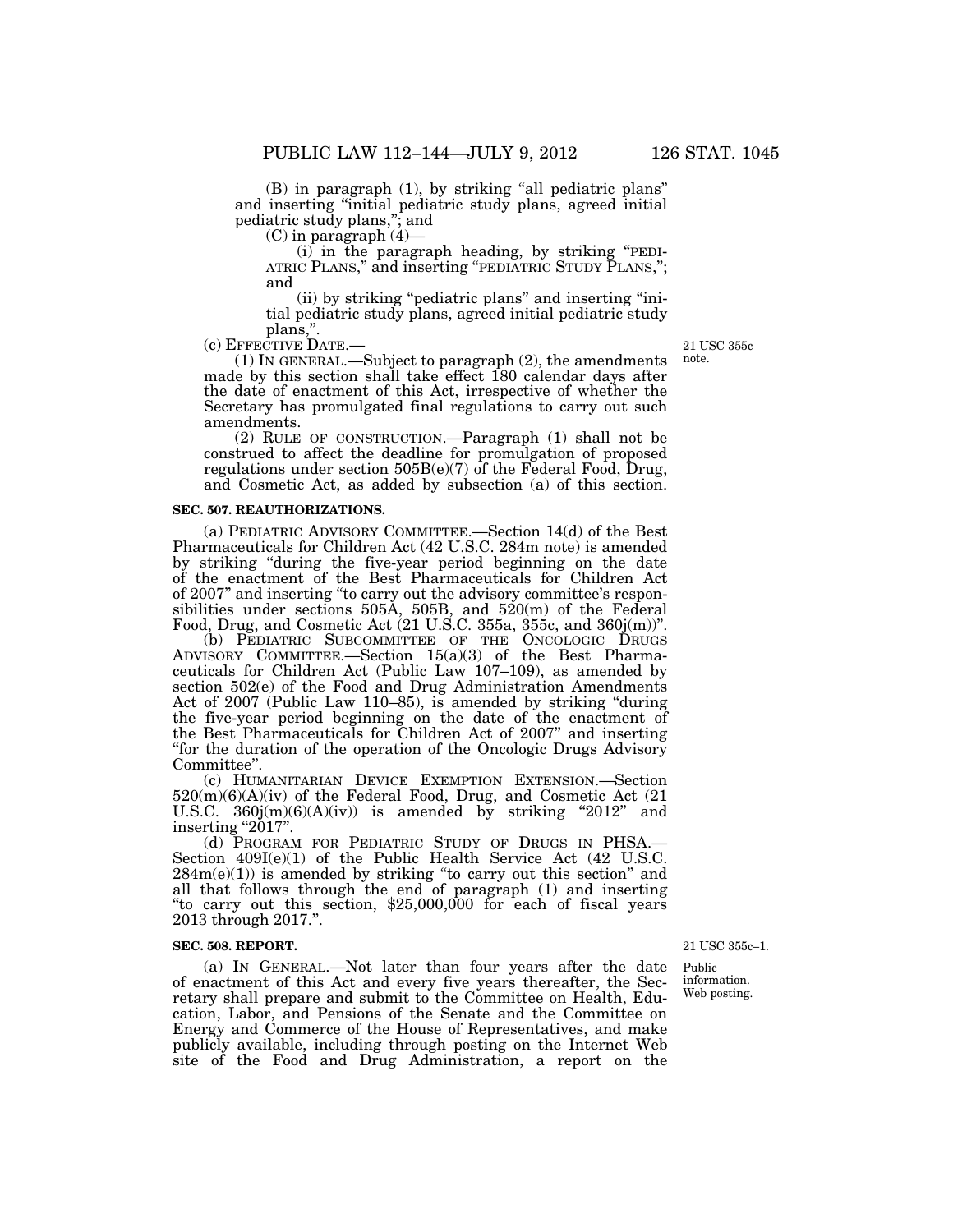(B) in paragraph (1), by striking "all pediatric plans" and inserting "initial pediatric study plans, agreed initial pediatric study plans,"; and

(C) in paragraph (4)—

(i) in the paragraph heading, by striking "PEDIATRIC PLANS," and inserting "PEDIATRIC STUDY PLANS,"; and

(ii) by striking "pediatric plans" and inserting "initial pediatric study plans, agreed initial pediatric study plans,".

(c) EFFECTIVE DATE.—

21 USC 355c note.

(1) IN GENERAL.—Subject to paragraph (2), the amendments made by this section shall take effect 180 calendar days after the date of enactment of this Act, irrespective of whether the Secretary has promulgated final regulations to carry out such amendments.

(2) RULE OF CONSTRUCTION.—Paragraph (1) shall not be construed to affect the deadline for promulgation of proposed regulations under section 505B(e)(7) of the Federal Food, Drug, and Cosmetic Act, as added by subsection (a) of this section.

**SEC. 507. REAUTHORIZATIONS.**

(a) PEDIATRIC ADVISORY COMMITTEE.—Section 14(d) of the Best Pharmaceuticals for Children Act (42 U.S.C. 284m note) is amended by striking "during the five-year period beginning on the date of the enactment of the Best Pharmaceuticals for Children Act of 2007" and inserting "to carry out the advisory committee's responsibilities under sections 505A, 505B, and 520(m) of the Federal Food, Drug, and Cosmetic Act (21 U.S.C. 355a, 355c, and 360j(m))".

(b) PEDIATRIC SUBCOMMITTEE OF THE ONCOLOGIC DRUGS ADVISORY COMMITTEE.—Section 15(a)(3) of the Best Pharmaceuticals for Children Act (Public Law 107–109), as amended by section 502(e) of the Food and Drug Administration Amendments Act of 2007 (Public Law 110–85), is amended by striking "during the five-year period beginning on the date of the enactment of the Best Pharmaceuticals for Children Act of 2007" and inserting "for the duration of the operation of the Oncologic Drugs Advisory Committee".

(c) HUMANITARIAN DEVICE EXEMPTION EXTENSION.—Section 520(m)(6)(A)(iv) of the Federal Food, Drug, and Cosmetic Act (21 U.S.C. 360j(m)(6)(A)(iv)) is amended by striking "2012" and inserting "2017".

(d) PROGRAM FOR PEDIATRIC STUDY OF DRUGS IN PHSA.—Section 409I(e)(1) of the Public Health Service Act (42 U.S.C. 284m(e)(1)) is amended by striking "to carry out this section" and all that follows through the end of paragraph (1) and inserting "to carry out this section, $25,000,000 for each of fiscal years 2013 through 2017.".

**SEC. 508. REPORT.**

21 USC 355c–1.

Public information. Web posting.

(a) IN GENERAL.—Not later than four years after the date of enactment of this Act and every five years thereafter, the Secretary shall prepare and submit to the Committee on Health, Education, Labor, and Pensions of the Senate and the Committee on Energy and Commerce of the House of Representatives, and make publicly available, including through posting on the Internet Web site of the Food and Drug Administration, a report on the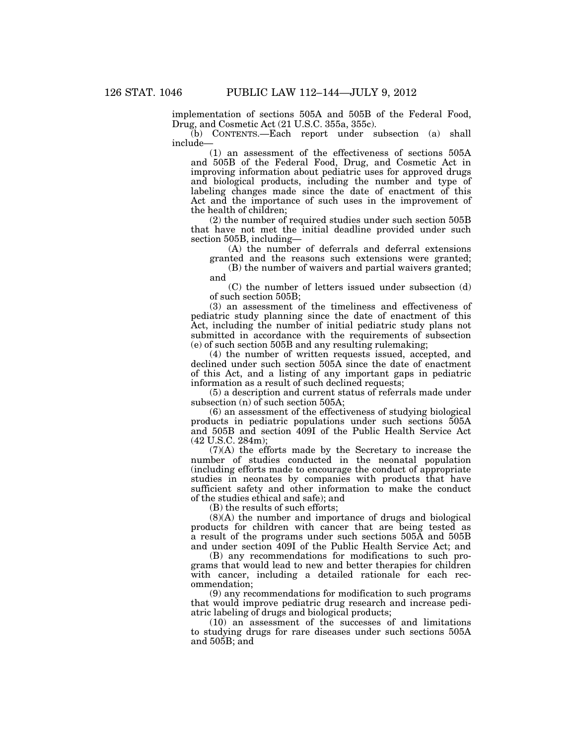implementation of sections 505A and 505B of the Federal Food, Drug, and Cosmetic Act (21 U.S.C. 355a, 355c).

(b) CONTENTS.—Each report under subsection (a) shall include—

(1) an assessment of the effectiveness of sections 505A and 505B of the Federal Food, Drug, and Cosmetic Act in improving information about pediatric uses for approved drugs and biological products, including the number and type of labeling changes made since the date of enactment of this Act and the importance of such uses in the improvement of the health of children;

(2) the number of required studies under such section 505B that have not met the initial deadline provided under such section 505B, including—

(A) the number of deferrals and deferral extensions granted and the reasons such extensions were granted;

(B) the number of waivers and partial waivers granted; and

(C) the number of letters issued under subsection (d) of such section 505B;

(3) an assessment of the timeliness and effectiveness of pediatric study planning since the date of enactment of this Act, including the number of initial pediatric study plans not submitted in accordance with the requirements of subsection (e) of such section 505B and any resulting rulemaking;

(4) the number of written requests issued, accepted, and declined under such section 505A since the date of enactment of this Act, and a listing of any important gaps in pediatric information as a result of such declined requests;

(5) a description and current status of referrals made under subsection (n) of such section 505A;

(6) an assessment of the effectiveness of studying biological products in pediatric populations under such sections 505A and 505B and section 409I of the Public Health Service Act (42 U.S.C. 284m);

(7)(A) the efforts made by the Secretary to increase the number of studies conducted in the neonatal population (including efforts made to encourage the conduct of appropriate studies in neonates by companies with products that have sufficient safety and other information to make the conduct of the studies ethical and safe); and

(B) the results of such efforts;

(8)(A) the number and importance of drugs and biological products for children with cancer that are being tested as a result of the programs under such sections 505A and 505B and under section 409I of the Public Health Service Act; and

(B) any recommendations for modifications to such programs that would lead to new and better therapies for children with cancer, including a detailed rationale for each recommendation;

(9) any recommendations for modification to such programs that would improve pediatric drug research and increase pediatric labeling of drugs and biological products;

(10) an assessment of the successes of and limitations to studying drugs for rare diseases under such sections 505A and 505B; and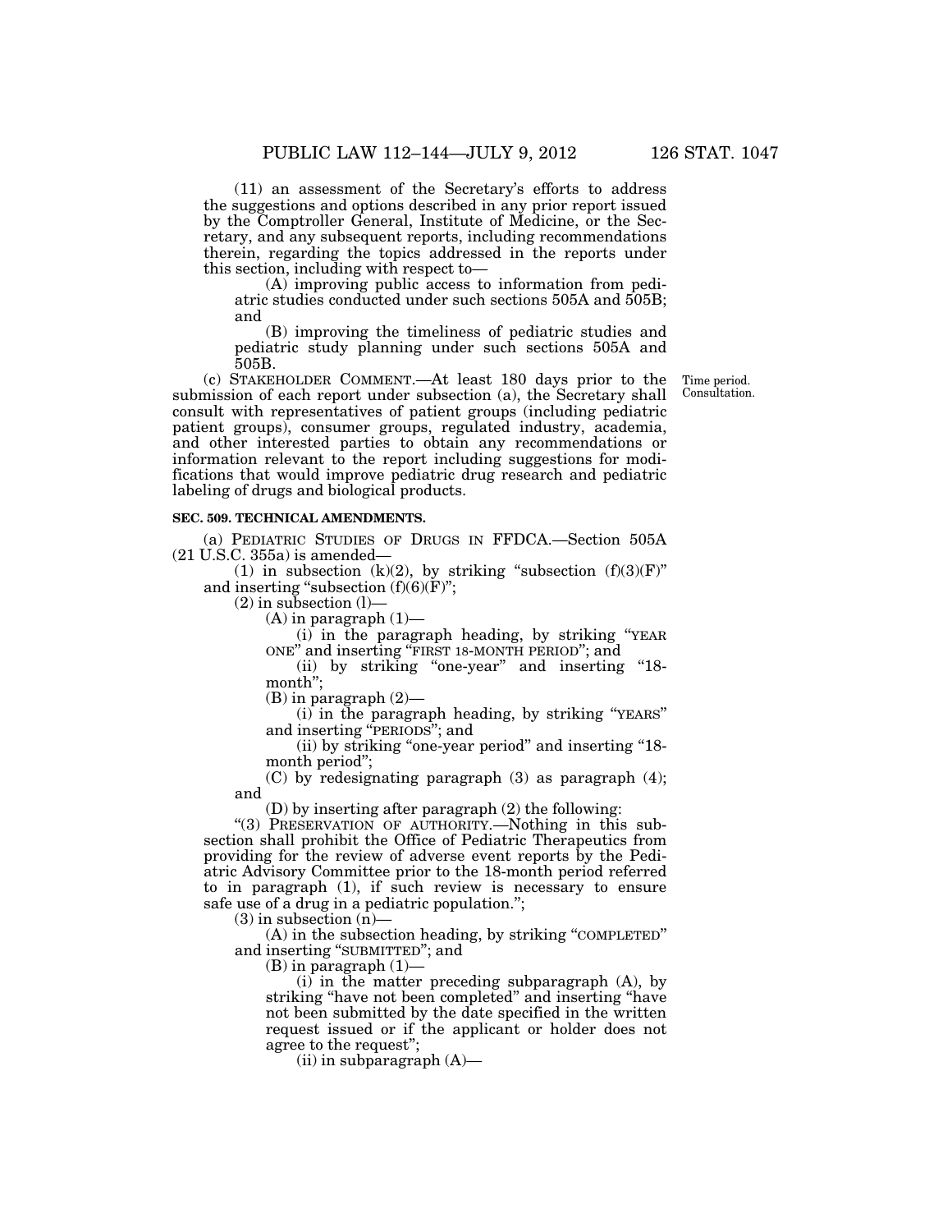(11) an assessment of the Secretary's efforts to address the suggestions and options described in any prior report issued by the Comptroller General, Institute of Medicine, or the Secretary, and any subsequent reports, including recommendations therein, regarding the topics addressed in the reports under this section, including with respect to—

(A) improving public access to information from pediatric studies conducted under such sections 505A and 505B; and

(B) improving the timeliness of pediatric studies and pediatric study planning under such sections 505A and 505B.

(c) STAKEHOLDER COMMENT.—At least 180 days prior to the submission of each report under subsection (a), the Secretary shall consult with representatives of patient groups (including pediatric patient groups), consumer groups, regulated industry, academia, and other interested parties to obtain any recommendations or information relevant to the report including suggestions for modifications that would improve pediatric drug research and pediatric labeling of drugs and biological products.

Time period. Consultation.

**SEC. 509. TECHNICAL AMENDMENTS.**

(a) PEDIATRIC STUDIES OF DRUGS IN FFDCA.—Section 505A (21 U.S.C. 355a) is amended—

(1) in subsection (k)(2), by striking "subsection (f)(3)(F)" and inserting "subsection (f)(6)(F)";

(2) in subsection (l)—

(A) in paragraph (1)—

(i) in the paragraph heading, by striking "YEAR ONE" and inserting "FIRST 18-MONTH PERIOD"; and

(ii) by striking "one-year" and inserting "18-month";

(B) in paragraph (2)—

(i) in the paragraph heading, by striking "YEARS" and inserting "PERIODS"; and

(ii) by striking "one-year period" and inserting "18-month period";

(C) by redesignating paragraph (3) as paragraph (4); and

(D) by inserting after paragraph (2) the following:

"(3) PRESERVATION OF AUTHORITY.—Nothing in this subsection shall prohibit the Office of Pediatric Therapeutics from providing for the review of adverse event reports by the Pediatric Advisory Committee prior to the 18-month period referred to in paragraph (1), if such review is necessary to ensure safe use of a drug in a pediatric population.";

(3) in subsection (n)—

(A) in the subsection heading, by striking "COMPLETED" and inserting "SUBMITTED"; and

(B) in paragraph (1)—

(i) in the matter preceding subparagraph (A), by striking "have not been completed" and inserting "have not been submitted by the date specified in the written request issued or if the applicant or holder does not agree to the request";

(ii) in subparagraph (A)—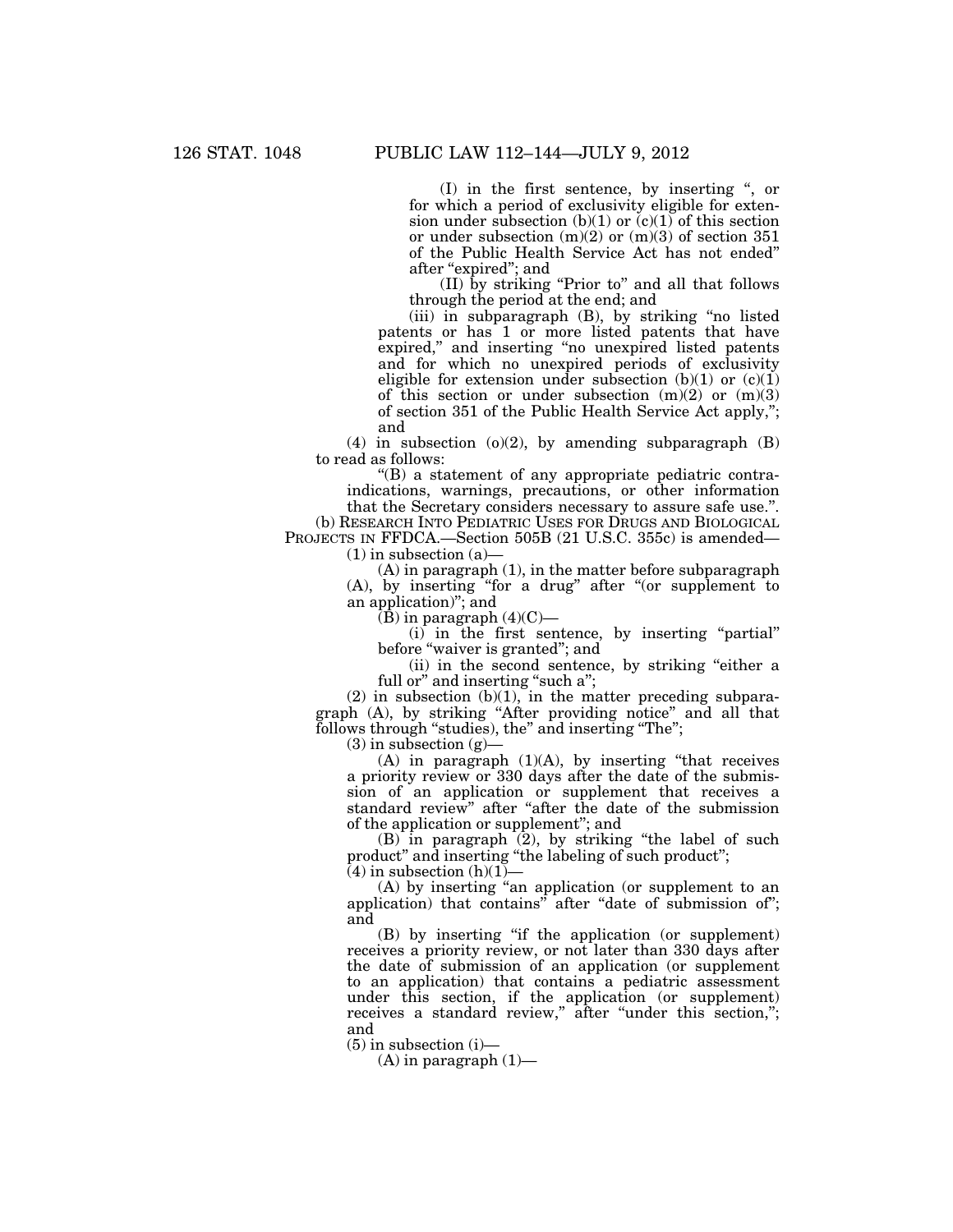(I) in the first sentence, by inserting ", or for which a period of exclusivity eligible for extension under subsection (b)(1) or (c)(1) of this section or under subsection (m)(2) or (m)(3) of section 351 of the Public Health Service Act has not ended" after "expired"; and

(II) by striking "Prior to" and all that follows through the period at the end; and

(iii) in subparagraph (B), by striking "no listed patents or has 1 or more listed patents that have expired," and inserting "no unexpired listed patents and for which no unexpired periods of exclusivity eligible for extension under subsection (b)(1) or (c)(1) of this section or under subsection (m)(2) or (m)(3) of section 351 of the Public Health Service Act apply,"; and

(4) in subsection (o)(2), by amending subparagraph (B) to read as follows:

"(B) a statement of any appropriate pediatric contraindications, warnings, precautions, or other information that the Secretary considers necessary to assure safe use.".

(b) RESEARCH INTO PEDIATRIC USES FOR DRUGS AND BIOLOGICAL PROJECTS IN FFDCA.—Section 505B (21 U.S.C. 355c) is amended—

(1) in subsection (a)—

(A) in paragraph (1), in the matter before subparagraph (A), by inserting "for a drug" after "(or supplement to an application)"; and

(B) in paragraph (4)(C)—

(i) in the first sentence, by inserting "partial" before "waiver is granted"; and

(ii) in the second sentence, by striking "either a full or" and inserting "such a";

(2) in subsection (b)(1), in the matter preceding subparagraph (A), by striking "After providing notice" and all that follows through "studies), the" and inserting "The";

(3) in subsection (g)—

(A) in paragraph (1)(A), by inserting "that receives a priority review or 330 days after the date of the submission of an application or supplement that receives a standard review" after "after the date of the submission of the application or supplement"; and

(B) in paragraph (2), by striking "the label of such product" and inserting "the labeling of such product";

(4) in subsection (h)(1)—

(A) by inserting "an application (or supplement to an application) that contains" after "date of submission of"; and

(B) by inserting "if the application (or supplement) receives a priority review, or not later than 330 days after the date of submission of an application (or supplement to an application) that contains a pediatric assessment under this section, if the application (or supplement) receives a standard review," after "under this section,"; and

(5) in subsection (i)—

(A) in paragraph (1)—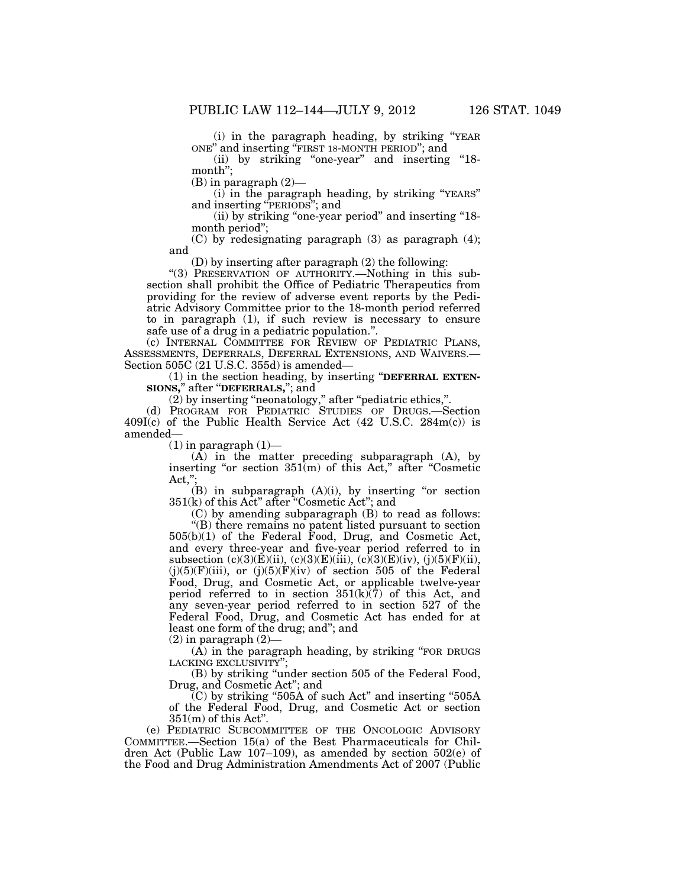(i) in the paragraph heading, by striking "YEAR ONE" and inserting "FIRST 18-MONTH PERIOD"; and

(ii) by striking "one-year" and inserting "18-month";

(B) in paragraph (2)—

(i) in the paragraph heading, by striking "YEARS" and inserting "PERIODS"; and

(ii) by striking "one-year period" and inserting "18-month period";

(C) by redesignating paragraph (3) as paragraph (4); and

(D) by inserting after paragraph (2) the following:

"(3) PRESERVATION OF AUTHORITY.—Nothing in this subsection shall prohibit the Office of Pediatric Therapeutics from providing for the review of adverse event reports by the Pediatric Advisory Committee prior to the 18-month period referred to in paragraph (1), if such review is necessary to ensure safe use of a drug in a pediatric population.".

(c) INTERNAL COMMITTEE FOR REVIEW OF PEDIATRIC PLANS, ASSESSMENTS, DEFERRALS, DEFERRAL EXTENSIONS, AND WAIVERS.—Section 505C (21 U.S.C. 355d) is amended—

(1) in the section heading, by inserting "**DEFERRAL EXTENSIONS,**" after "**DEFERRALS,**"; and

(2) by inserting "neonatology," after "pediatric ethics,".

(d) PROGRAM FOR PEDIATRIC STUDIES OF DRUGS.—Section 409I(c) of the Public Health Service Act (42 U.S.C. 284m(c)) is amended—

(1) in paragraph (1)—

(A) in the matter preceding subparagraph (A), by inserting "or section 351(m) of this Act," after "Cosmetic Act,";

(B) in subparagraph (A)(i), by inserting "or section 351(k) of this Act" after "Cosmetic Act"; and

(C) by amending subparagraph (B) to read as follows:

"(B) there remains no patent listed pursuant to section 505(b)(1) of the Federal Food, Drug, and Cosmetic Act, and every three-year and five-year period referred to in subsection (c)(3)(E)(ii), (c)(3)(E)(iii), (c)(3)(E)(iv), (j)(5)(F)(ii), (j)(5)(F)(iii), or (j)(5)(F)(iv) of section 505 of the Federal Food, Drug, and Cosmetic Act, or applicable twelve-year period referred to in section 351(k)(7) of this Act, and any seven-year period referred to in section 527 of the Federal Food, Drug, and Cosmetic Act has ended for at least one form of the drug; and"; and

(2) in paragraph (2)—

(A) in the paragraph heading, by striking "FOR DRUGS LACKING EXCLUSIVITY";

(B) by striking "under section 505 of the Federal Food, Drug, and Cosmetic Act"; and

(C) by striking "505A of such Act" and inserting "505A of the Federal Food, Drug, and Cosmetic Act or section 351(m) of this Act".

(e) PEDIATRIC SUBCOMMITTEE OF THE ONCOLOGIC ADVISORY COMMITTEE.—Section 15(a) of the Best Pharmaceuticals for Children Act (Public Law 107–109), as amended by section 502(e) of the Food and Drug Administration Amendments Act of 2007 (Public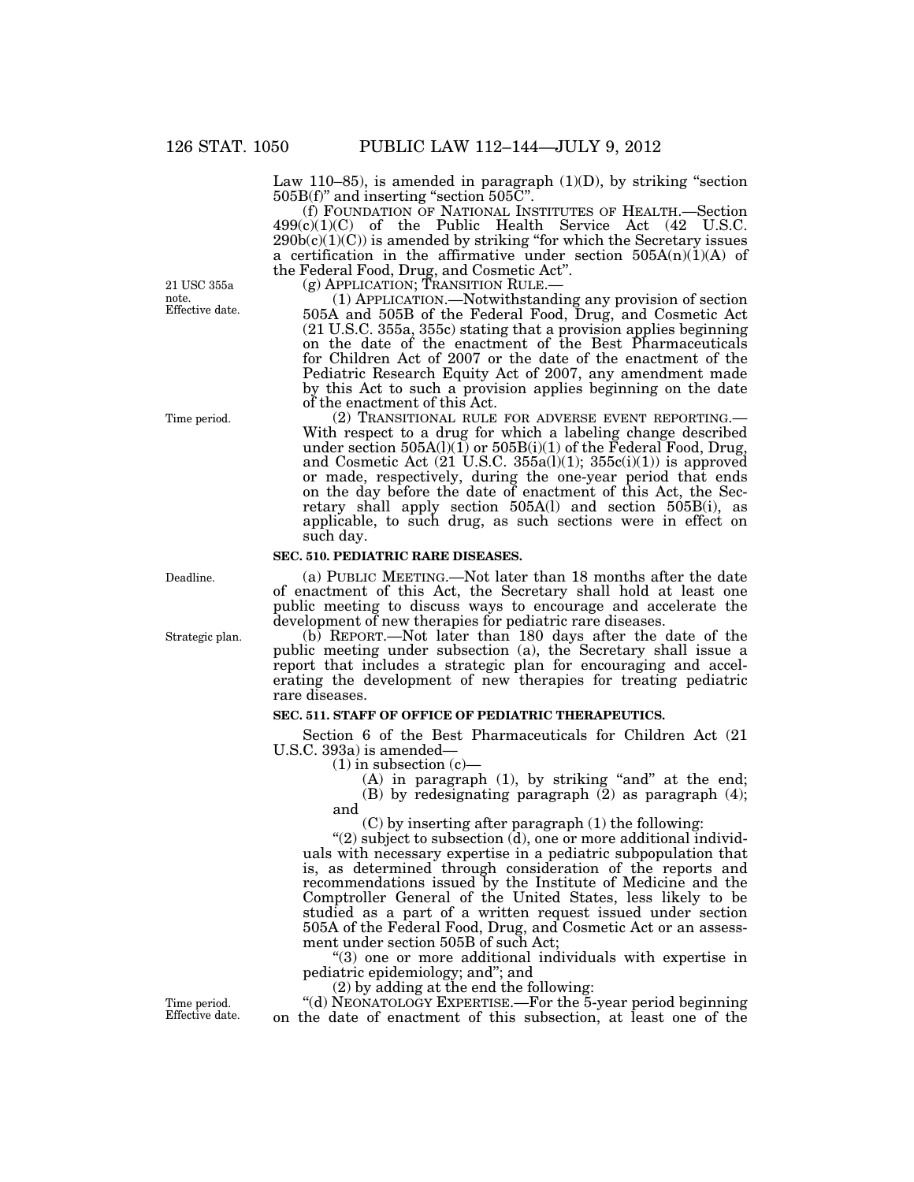Law 110–85), is amended in paragraph (1)(D), by striking "section 505B(f)" and inserting "section 505C".

(f) FOUNDATION OF NATIONAL INSTITUTES OF HEALTH.—Section 499(c)(1)(C) of the Public Health Service Act (42 U.S.C. 290b(c)(1)(C)) is amended by striking "for which the Secretary issues a certification in the affirmative under section 505A(n)(1)(A) of the Federal Food, Drug, and Cosmetic Act".

21 USC 355a note. Effective date.

(g) APPLICATION; TRANSITION RULE.—

(1) APPLICATION.—Notwithstanding any provision of section 505A and 505B of the Federal Food, Drug, and Cosmetic Act (21 U.S.C. 355a, 355c) stating that a provision applies beginning on the date of the enactment of the Best Pharmaceuticals for Children Act of 2007 or the date of the enactment of the Pediatric Research Equity Act of 2007, any amendment made by this Act to such a provision applies beginning on the date of the enactment of this Act.

Time period.

(2) TRANSITIONAL RULE FOR ADVERSE EVENT REPORTING.—With respect to a drug for which a labeling change described under section 505A(l)(1) or 505B(i)(1) of the Federal Food, Drug, and Cosmetic Act (21 U.S.C. 355a(l)(1); 355c(i)(1)) is approved or made, respectively, during the one-year period that ends on the day before the date of enactment of this Act, the Secretary shall apply section 505A(l) and section 505B(i), as applicable, to such drug, as such sections were in effect on such day.

**SEC. 510. PEDIATRIC RARE DISEASES.**

Deadline.

(a) PUBLIC MEETING.—Not later than 18 months after the date of enactment of this Act, the Secretary shall hold at least one public meeting to discuss ways to encourage and accelerate the development of new therapies for pediatric rare diseases.

Strategic plan.

(b) REPORT.—Not later than 180 days after the date of the public meeting under subsection (a), the Secretary shall issue a report that includes a strategic plan for encouraging and accelerating the development of new therapies for treating pediatric rare diseases.

**SEC. 511. STAFF OF OFFICE OF PEDIATRIC THERAPEUTICS.**

Section 6 of the Best Pharmaceuticals for Children Act (21 U.S.C. 393a) is amended—

(1) in subsection (c)—

(A) in paragraph (1), by striking "and" at the end;

(B) by redesignating paragraph (2) as paragraph (4); and

(C) by inserting after paragraph (1) the following:

"(2) subject to subsection (d), one or more additional individuals with necessary expertise in a pediatric subpopulation that is, as determined through consideration of the reports and recommendations issued by the Institute of Medicine and the Comptroller General of the United States, less likely to be studied as a part of a written request issued under section 505A of the Federal Food, Drug, and Cosmetic Act or an assessment under section 505B of such Act;

"(3) one or more additional individuals with expertise in pediatric epidemiology; and"; and

(2) by adding at the end the following:

Time period. Effective date.

"(d) NEONATOLOGY EXPERTISE.—For the 5-year period beginning on the date of enactment of this subsection, at least one of the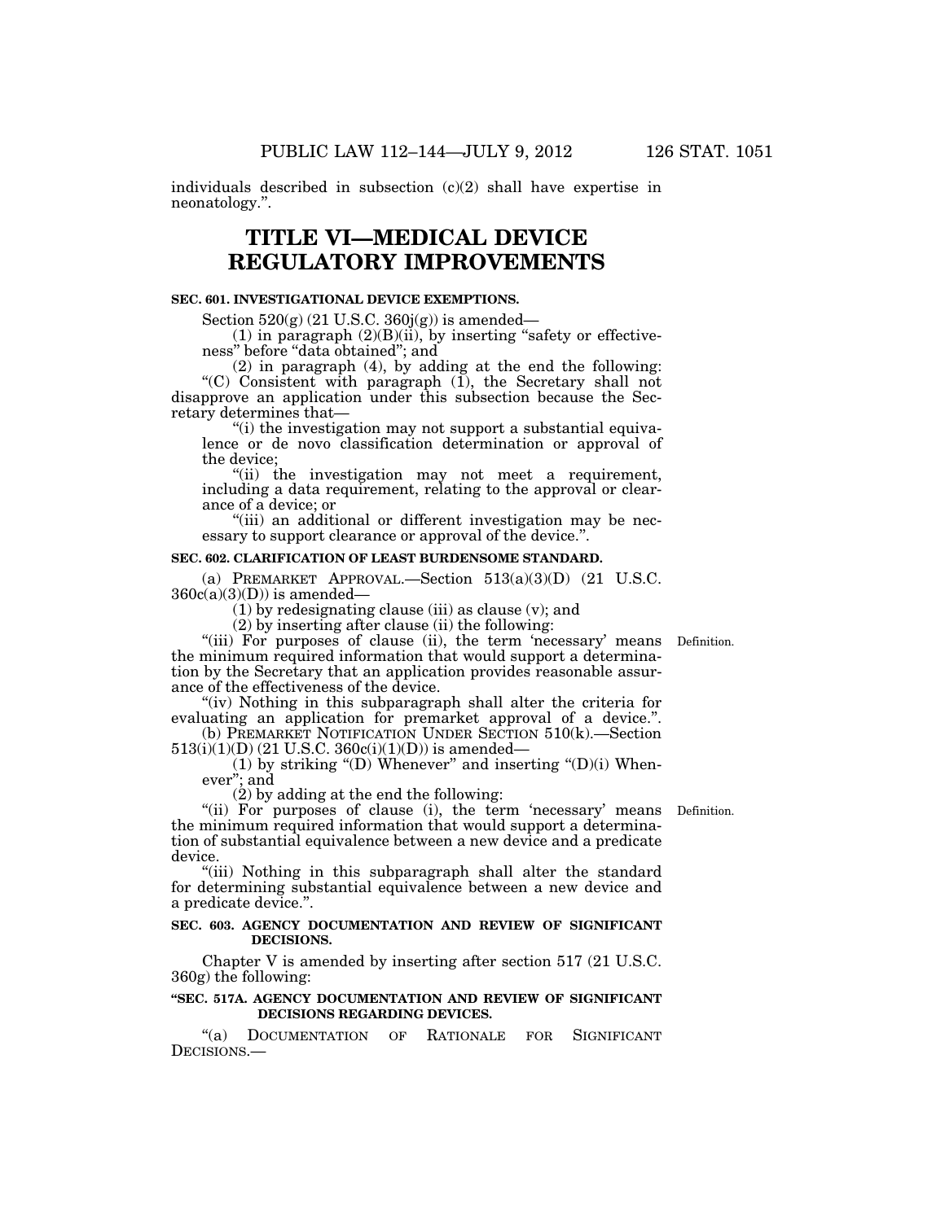individuals described in subsection (c)(2) shall have expertise in neonatology.".

# TITLE VI—MEDICAL DEVICE REGULATORY IMPROVEMENTS

### SEC. 601. INVESTIGATIONAL DEVICE EXEMPTIONS.

Section 520(g) (21 U.S.C. 360j(g)) is amended—

(1) in paragraph (2)(B)(ii), by inserting "safety or effectiveness" before "data obtained"; and

(2) in paragraph (4), by adding at the end the following:

"(C) Consistent with paragraph (1), the Secretary shall not disapprove an application under this subsection because the Secretary determines that—

"(i) the investigation may not support a substantial equivalence or de novo classification determination or approval of the device;

"(ii) the investigation may not meet a requirement, including a data requirement, relating to the approval or clearance of a device; or

"(iii) an additional or different investigation may be necessary to support clearance or approval of the device.".

### SEC. 602. CLARIFICATION OF LEAST BURDENSOME STANDARD.

(a) PREMARKET APPROVAL.—Section 513(a)(3)(D) (21 U.S.C. 360c(a)(3)(D)) is amended—

(1) by redesignating clause (iii) as clause (v); and

(2) by inserting after clause (ii) the following:

"(iii) For purposes of clause (ii), the term 'necessary' means the minimum required information that would support a determination by the Secretary that an application provides reasonable assurance of the effectiveness of the device. Definition.

"(iv) Nothing in this subparagraph shall alter the criteria for evaluating an application for premarket approval of a device.".

(b) PREMARKET NOTIFICATION UNDER SECTION 510(k).—Section 513(i)(1)(D) (21 U.S.C. 360c(i)(1)(D)) is amended—

(1) by striking "(D) Whenever" and inserting "(D)(i) Whenever"; and

(2) by adding at the end the following:

"(ii) For purposes of clause (i), the term 'necessary' means the minimum required information that would support a determination of substantial equivalence between a new device and a predicate device. Definition.

"(iii) Nothing in this subparagraph shall alter the standard for determining substantial equivalence between a new device and a predicate device.".

### SEC. 603. AGENCY DOCUMENTATION AND REVIEW OF SIGNIFICANT DECISIONS.

Chapter V is amended by inserting after section 517 (21 U.S.C. 360g) the following:

### "SEC. 517A. AGENCY DOCUMENTATION AND REVIEW OF SIGNIFICANT DECISIONS REGARDING DEVICES.

"(a) DOCUMENTATION OF RATIONALE FOR SIGNIFICANT DECISIONS.—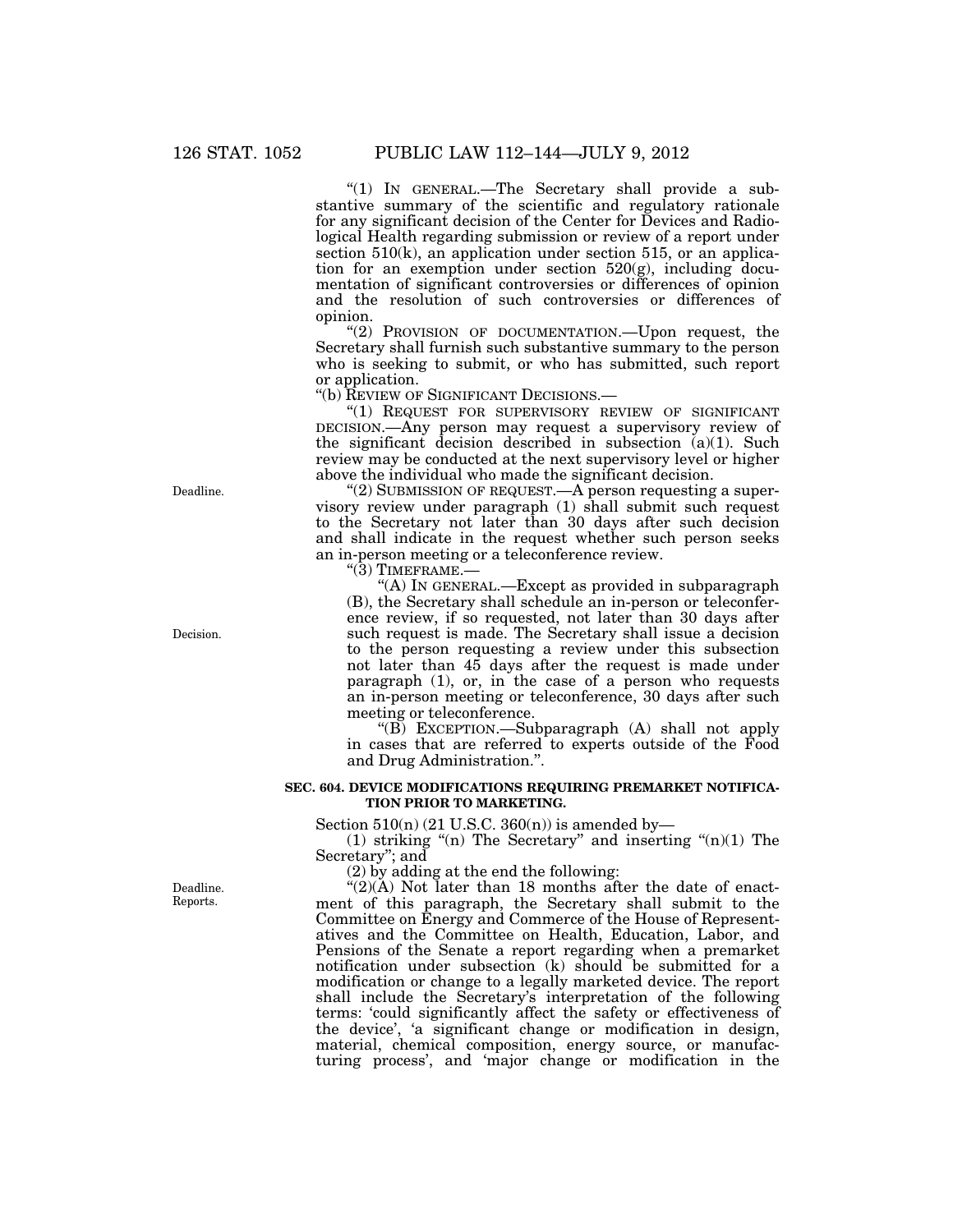"(1) IN GENERAL.—The Secretary shall provide a substantive summary of the scientific and regulatory rationale for any significant decision of the Center for Devices and Radiological Health regarding submission or review of a report under section 510(k), an application under section 515, or an application for an exemption under section 520(g), including documentation of significant controversies or differences of opinion and the resolution of such controversies or differences of opinion.

"(2) PROVISION OF DOCUMENTATION.—Upon request, the Secretary shall furnish such substantive summary to the person who is seeking to submit, or who has submitted, such report or application.

"(b) REVIEW OF SIGNIFICANT DECISIONS.—

"(1) REQUEST FOR SUPERVISORY REVIEW OF SIGNIFICANT DECISION.—Any person may request a supervisory review of the significant decision described in subsection (a)(1). Such review may be conducted at the next supervisory level or higher above the individual who made the significant decision.

Deadline.

"(2) SUBMISSION OF REQUEST.—A person requesting a supervisory review under paragraph (1) shall submit such request to the Secretary not later than 30 days after such decision and shall indicate in the request whether such person seeks an in-person meeting or a teleconference review.

"(3) TIMEFRAME.—

"(A) IN GENERAL.—Except as provided in subparagraph (B), the Secretary shall schedule an in-person or teleconference review, if so requested, not later than 30 days after such request is made. The Secretary shall issue a decision to the person requesting a review under this subsection not later than 45 days after the request is made under paragraph (1), or, in the case of a person who requests an in-person meeting or teleconference, 30 days after such meeting or teleconference.

Decision.

"(B) EXCEPTION.—Subparagraph (A) shall not apply in cases that are referred to experts outside of the Food and Drug Administration.".

**SEC. 604. DEVICE MODIFICATIONS REQUIRING PREMARKET NOTIFICATION PRIOR TO MARKETING.**

Section 510(n) (21 U.S.C. 360(n)) is amended by—

(1) striking "(n) The Secretary" and inserting "(n)(1) The Secretary"; and

(2) by adding at the end the following:

Deadline. Reports.

"(2)(A) Not later than 18 months after the date of enactment of this paragraph, the Secretary shall submit to the Committee on Energy and Commerce of the House of Representatives and the Committee on Health, Education, Labor, and Pensions of the Senate a report regarding when a premarket notification under subsection (k) should be submitted for a modification or change to a legally marketed device. The report shall include the Secretary's interpretation of the following terms: 'could significantly affect the safety or effectiveness of the device', 'a significant change or modification in design, material, chemical composition, energy source, or manufacturing process', and 'major change or modification in the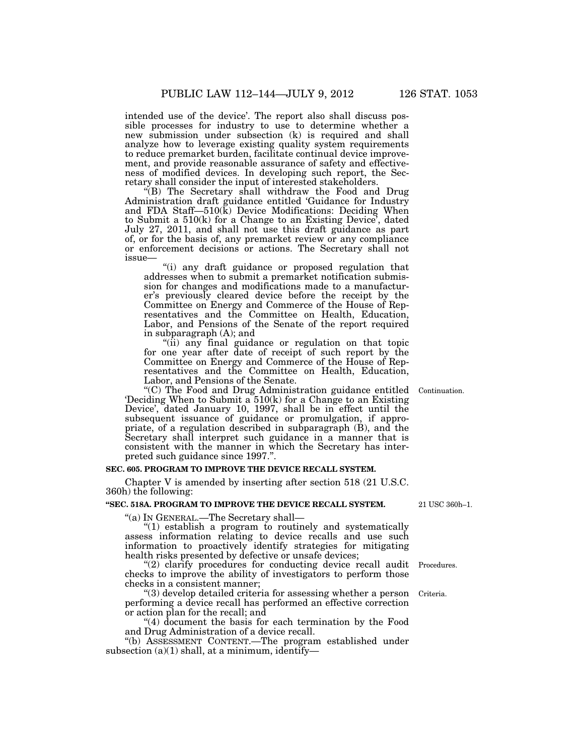intended use of the device'. The report also shall discuss possible processes for industry to use to determine whether a new submission under subsection (k) is required and shall analyze how to leverage existing quality system requirements to reduce premarket burden, facilitate continual device improvement, and provide reasonable assurance of safety and effectiveness of modified devices. In developing such report, the Secretary shall consider the input of interested stakeholders.

"(B) The Secretary shall withdraw the Food and Drug Administration draft guidance entitled 'Guidance for Industry and FDA Staff—510(k) Device Modifications: Deciding When to Submit a 510(k) for a Change to an Existing Device', dated July 27, 2011, and shall not use this draft guidance as part of, or for the basis of, any premarket review or any compliance or enforcement decisions or actions. The Secretary shall not issue—

"(i) any draft guidance or proposed regulation that addresses when to submit a premarket notification submission for changes and modifications made to a manufacturer's previously cleared device before the receipt by the Committee on Energy and Commerce of the House of Representatives and the Committee on Health, Education, Labor, and Pensions of the Senate of the report required in subparagraph (A); and

"(ii) any final guidance or regulation on that topic for one year after date of receipt of such report by the Committee on Energy and Commerce of the House of Representatives and the Committee on Health, Education, Labor, and Pensions of the Senate.

Continuation.

"(C) The Food and Drug Administration guidance entitled 'Deciding When to Submit a 510(k) for a Change to an Existing Device', dated January 10, 1997, shall be in effect until the subsequent issuance of guidance or promulgation, if appropriate, of a regulation described in subparagraph (B), and the Secretary shall interpret such guidance in a manner that is consistent with the manner in which the Secretary has interpreted such guidance since 1997.".

**SEC. 605. PROGRAM TO IMPROVE THE DEVICE RECALL SYSTEM.**

Chapter V is amended by inserting after section 518 (21 U.S.C. 360h) the following:

21 USC 360h–1.

**"SEC. 518A. PROGRAM TO IMPROVE THE DEVICE RECALL SYSTEM.**

"(a) IN GENERAL.—The Secretary shall—

"(1) establish a program to routinely and systematically assess information relating to device recalls and use such information to proactively identify strategies for mitigating health risks presented by defective or unsafe devices;

Procedures.

"(2) clarify procedures for conducting device recall audit checks to improve the ability of investigators to perform those checks in a consistent manner;

Criteria.

"(3) develop detailed criteria for assessing whether a person performing a device recall has performed an effective correction or action plan for the recall; and

"(4) document the basis for each termination by the Food and Drug Administration of a device recall.

"(b) ASSESSMENT CONTENT.—The program established under subsection (a)(1) shall, at a minimum, identify—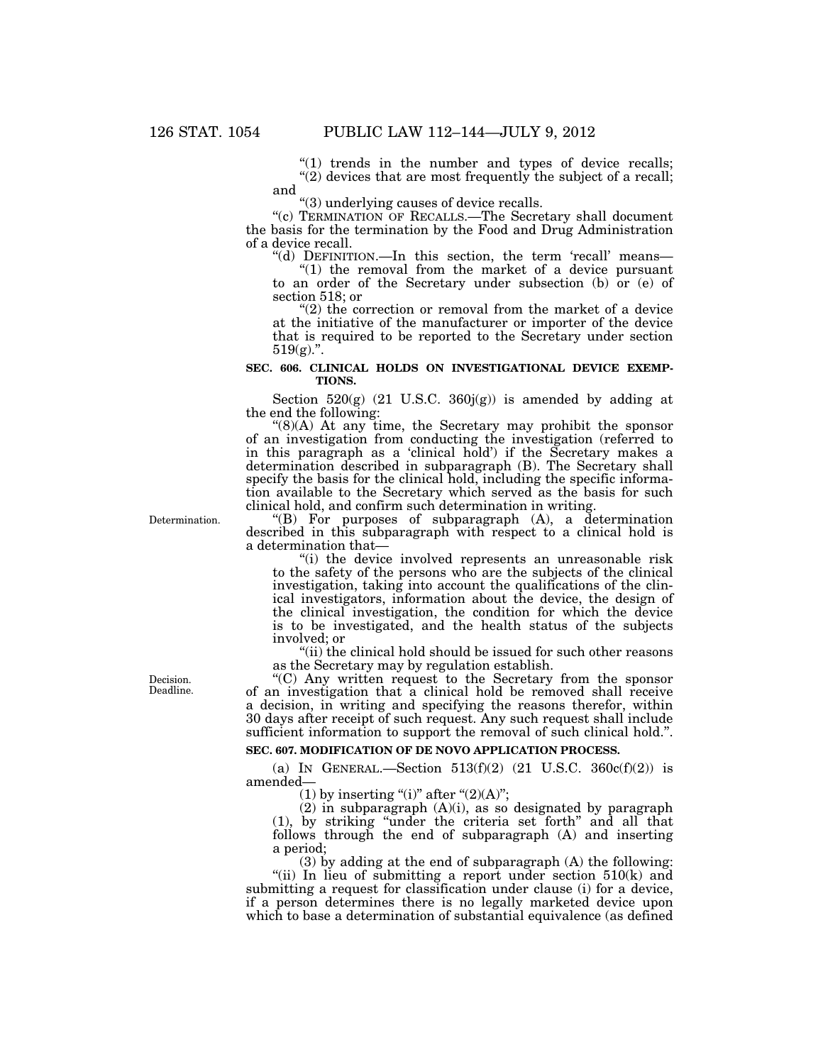"(1) trends in the number and types of device recalls;

"(2) devices that are most frequently the subject of a recall; and

"(3) underlying causes of device recalls.

"(c) TERMINATION OF RECALLS.—The Secretary shall document the basis for the termination by the Food and Drug Administration of a device recall.

"(d) DEFINITION.—In this section, the term 'recall' means—

"(1) the removal from the market of a device pursuant to an order of the Secretary under subsection (b) or (e) of section 518; or

"(2) the correction or removal from the market of a device at the initiative of the manufacturer or importer of the device that is required to be reported to the Secretary under section 519(g).".

**SEC. 606. CLINICAL HOLDS ON INVESTIGATIONAL DEVICE EXEMPTIONS.**

Section 520(g) (21 U.S.C. 360j(g)) is amended by adding at the end the following:

"(8)(A) At any time, the Secretary may prohibit the sponsor of an investigation from conducting the investigation (referred to in this paragraph as a 'clinical hold') if the Secretary makes a determination described in subparagraph (B). The Secretary shall specify the basis for the clinical hold, including the specific information available to the Secretary which served as the basis for such clinical hold, and confirm such determination in writing.

Determination.

"(B) For purposes of subparagraph (A), a determination described in this subparagraph with respect to a clinical hold is a determination that—

"(i) the device involved represents an unreasonable risk to the safety of the persons who are the subjects of the clinical investigation, taking into account the qualifications of the clinical investigators, information about the device, the design of the clinical investigation, the condition for which the device is to be investigated, and the health status of the subjects involved; or

"(ii) the clinical hold should be issued for such other reasons as the Secretary may by regulation establish.

Decision. Deadline.

"(C) Any written request to the Secretary from the sponsor of an investigation that a clinical hold be removed shall receive a decision, in writing and specifying the reasons therefor, within 30 days after receipt of such request. Any such request shall include sufficient information to support the removal of such clinical hold.".

**SEC. 607. MODIFICATION OF DE NOVO APPLICATION PROCESS.**

(a) IN GENERAL.—Section 513(f)(2) (21 U.S.C. 360c(f)(2)) is amended—

(1) by inserting "(i)" after "(2)(A)";

(2) in subparagraph (A)(i), as so designated by paragraph (1), by striking "under the criteria set forth" and all that follows through the end of subparagraph (A) and inserting a period;

(3) by adding at the end of subparagraph (A) the following:

"(ii) In lieu of submitting a report under section 510(k) and submitting a request for classification under clause (i) for a device, if a person determines there is no legally marketed device upon which to base a determination of substantial equivalence (as defined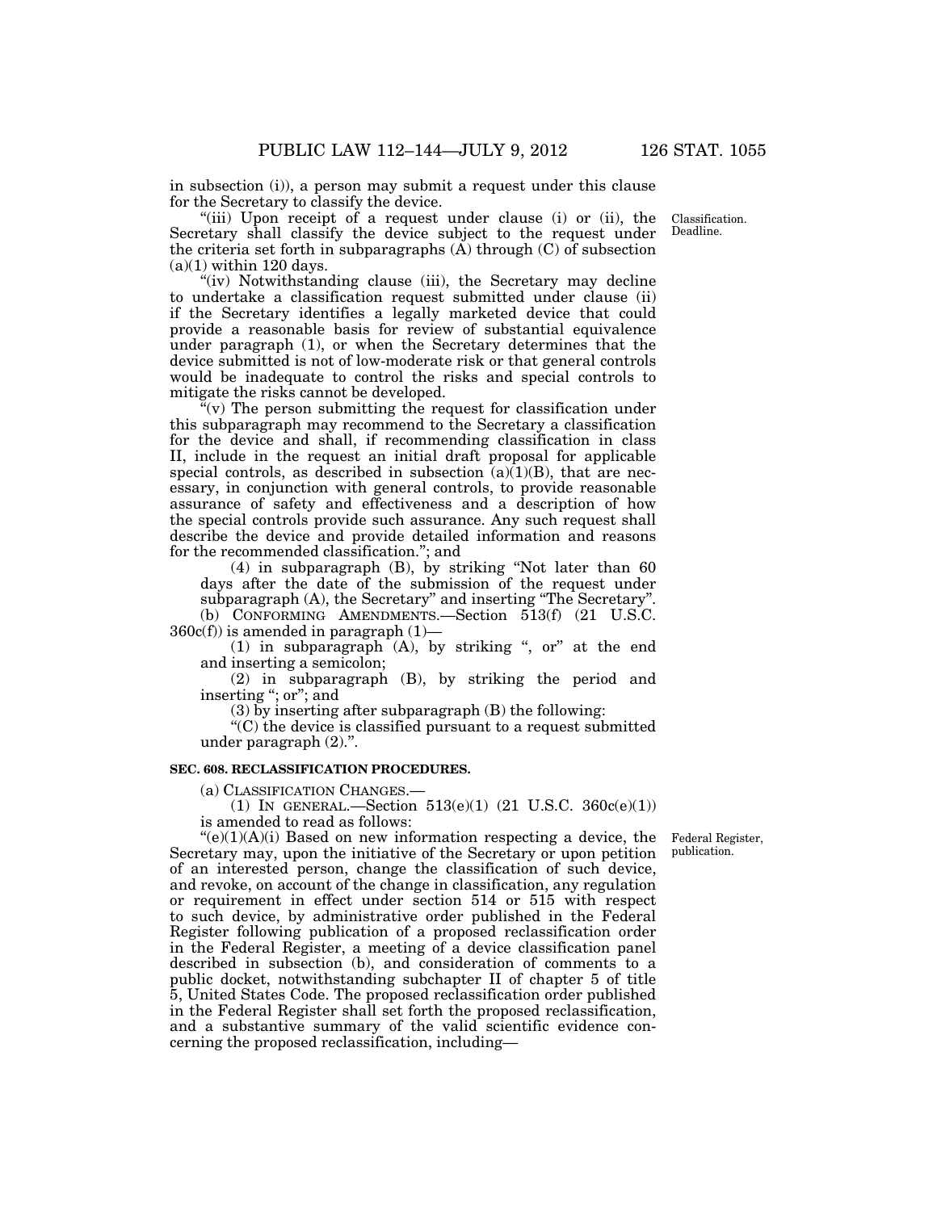in subsection (i)), a person may submit a request under this clause for the Secretary to classify the device.

"(iii) Upon receipt of a request under clause (i) or (ii), the Secretary shall classify the device subject to the request under the criteria set forth in subparagraphs (A) through (C) of subsection (a)(1) within 120 days.

Classification. Deadline.

"(iv) Notwithstanding clause (iii), the Secretary may decline to undertake a classification request submitted under clause (ii) if the Secretary identifies a legally marketed device that could provide a reasonable basis for review of substantial equivalence under paragraph (1), or when the Secretary determines that the device submitted is not of low-moderate risk or that general controls would be inadequate to control the risks and special controls to mitigate the risks cannot be developed.

"(v) The person submitting the request for classification under this subparagraph may recommend to the Secretary a classification for the device and shall, if recommending classification in class II, include in the request an initial draft proposal for applicable special controls, as described in subsection (a)(1)(B), that are necessary, in conjunction with general controls, to provide reasonable assurance of safety and effectiveness and a description of how the special controls provide such assurance. Any such request shall describe the device and provide detailed information and reasons for the recommended classification."; and

(4) in subparagraph (B), by striking "Not later than 60 days after the date of the submission of the request under subparagraph (A), the Secretary" and inserting "The Secretary".

(b) CONFORMING AMENDMENTS.—Section 513(f) (21 U.S.C. 360c(f)) is amended in paragraph (1)—

(1) in subparagraph (A), by striking ", or" at the end and inserting a semicolon;

(2) in subparagraph (B), by striking the period and inserting "; or"; and

(3) by inserting after subparagraph (B) the following:

"(C) the device is classified pursuant to a request submitted under paragraph (2).".

**SEC. 608. RECLASSIFICATION PROCEDURES.**

(a) CLASSIFICATION CHANGES.—

(1) IN GENERAL.—Section 513(e)(1) (21 U.S.C. 360c(e)(1)) is amended to read as follows:

Federal Register, publication.

"(e)(1)(A)(i) Based on new information respecting a device, the Secretary may, upon the initiative of the Secretary or upon petition of an interested person, change the classification of such device, and revoke, on account of the change in classification, any regulation or requirement in effect under section 514 or 515 with respect to such device, by administrative order published in the Federal Register following publication of a proposed reclassification order in the Federal Register, a meeting of a device classification panel described in subsection (b), and consideration of comments to a public docket, notwithstanding subchapter II of chapter 5 of title 5, United States Code. The proposed reclassification order published in the Federal Register shall set forth the proposed reclassification, and a substantive summary of the valid scientific evidence concerning the proposed reclassification, including—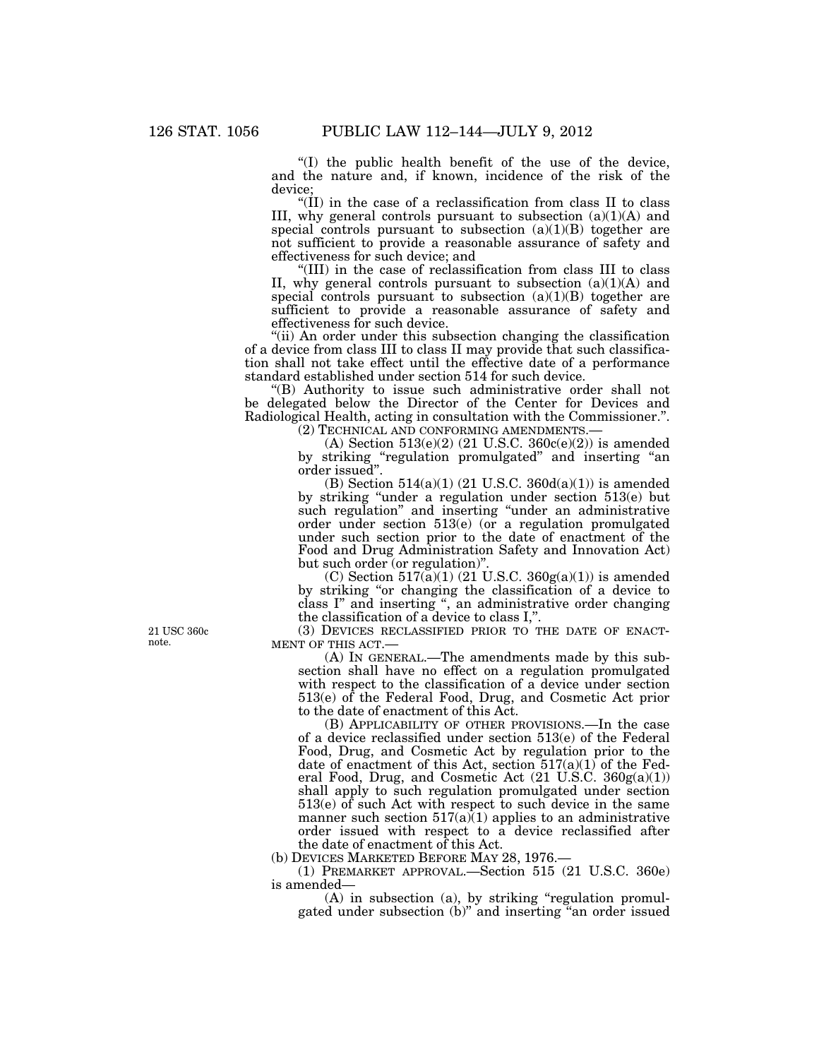"(I) the public health benefit of the use of the device, and the nature and, if known, incidence of the risk of the device;

"(II) in the case of a reclassification from class II to class III, why general controls pursuant to subsection (a)(1)(A) and special controls pursuant to subsection (a)(1)(B) together are not sufficient to provide a reasonable assurance of safety and effectiveness for such device; and

"(III) in the case of reclassification from class III to class II, why general controls pursuant to subsection (a)(1)(A) and special controls pursuant to subsection (a)(1)(B) together are sufficient to provide a reasonable assurance of safety and effectiveness for such device.

"(ii) An order under this subsection changing the classification of a device from class III to class II may provide that such classification shall not take effect until the effective date of a performance standard established under section 514 for such device.

"(B) Authority to issue such administrative order shall not be delegated below the Director of the Center for Devices and Radiological Health, acting in consultation with the Commissioner.".

(2) TECHNICAL AND CONFORMING AMENDMENTS.—

(A) Section 513(e)(2) (21 U.S.C. 360c(e)(2)) is amended by striking "regulation promulgated" and inserting "an order issued".

(B) Section 514(a)(1) (21 U.S.C. 360d(a)(1)) is amended by striking "under a regulation under section 513(e) but such regulation" and inserting "under an administrative order under section 513(e) (or a regulation promulgated under such section prior to the date of enactment of the Food and Drug Administration Safety and Innovation Act) but such order (or regulation)".

(C) Section 517(a)(1) (21 U.S.C. 360g(a)(1)) is amended by striking "or changing the classification of a device to class I" and inserting ", an administrative order changing the classification of a device to class I,".

21 USC 360c note.

(3) DEVICES RECLASSIFIED PRIOR TO THE DATE OF ENACTMENT OF THIS ACT.—

(A) IN GENERAL.—The amendments made by this subsection shall have no effect on a regulation promulgated with respect to the classification of a device under section 513(e) of the Federal Food, Drug, and Cosmetic Act prior to the date of enactment of this Act.

(B) APPLICABILITY OF OTHER PROVISIONS.—In the case of a device reclassified under section 513(e) of the Federal Food, Drug, and Cosmetic Act by regulation prior to the date of enactment of this Act, section 517(a)(1) of the Federal Food, Drug, and Cosmetic Act (21 U.S.C. 360g(a)(1)) shall apply to such regulation promulgated under section 513(e) of such Act with respect to such device in the same manner such section 517(a)(1) applies to an administrative order issued with respect to a device reclassified after the date of enactment of this Act.

(b) DEVICES MARKETED BEFORE MAY 28, 1976.—

(1) PREMARKET APPROVAL.—Section 515 (21 U.S.C. 360e) is amended—

(A) in subsection (a), by striking "regulation promulgated under subsection (b)" and inserting "an order issued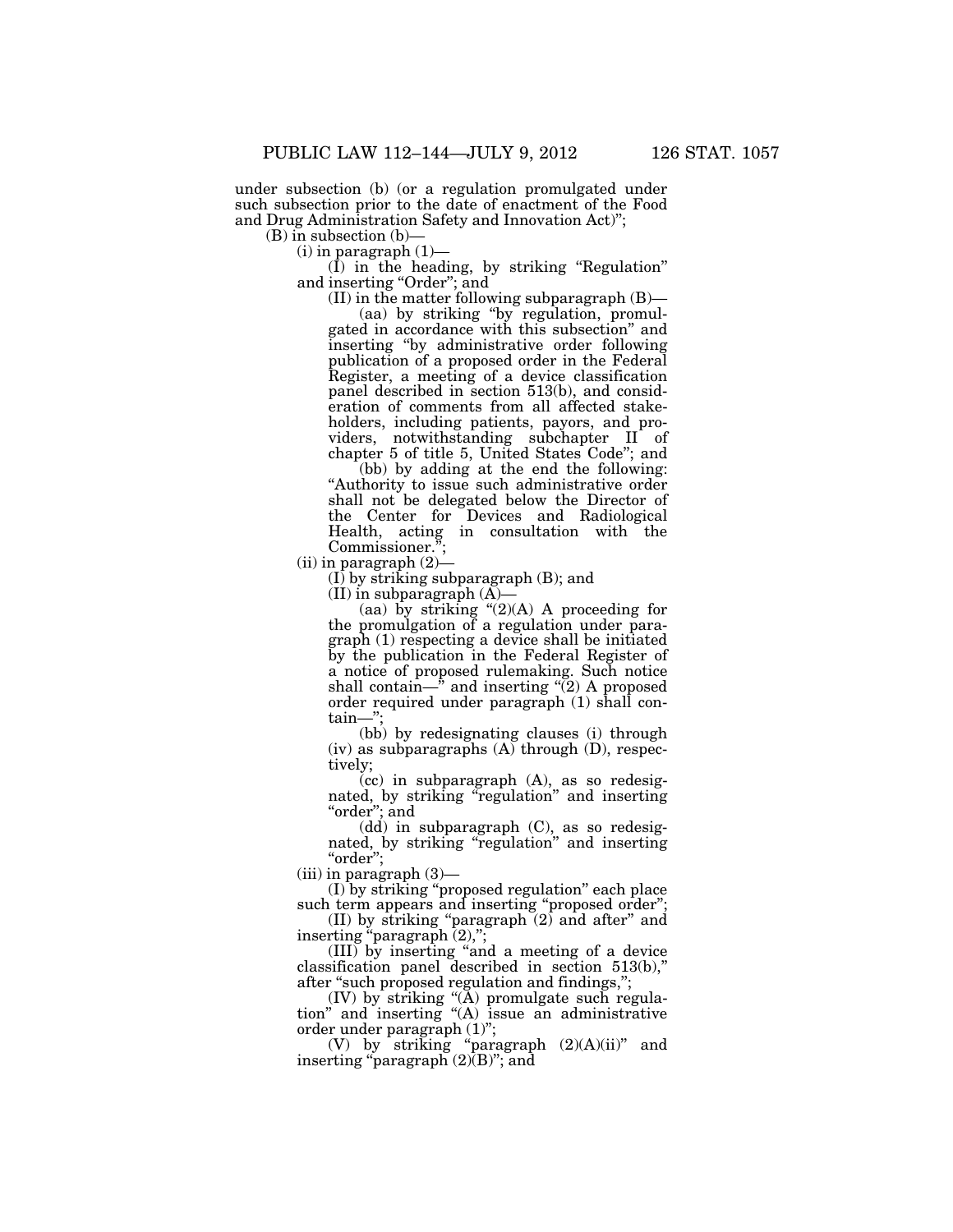under subsection (b) (or a regulation promulgated under such subsection prior to the date of enactment of the Food and Drug Administration Safety and Innovation Act)";

(B) in subsection (b)—

(i) in paragraph (1)—

(I) in the heading, by striking "Regulation" and inserting "Order"; and

(II) in the matter following subparagraph (B)—

(aa) by striking "by regulation, promulgated in accordance with this subsection" and inserting "by administrative order following publication of a proposed order in the Federal Register, a meeting of a device classification panel described in section 513(b), and consideration of comments from all affected stakeholders, including patients, payors, and providers, notwithstanding subchapter II of chapter 5 of title 5, United States Code"; and

(bb) by adding at the end the following: "Authority to issue such administrative order shall not be delegated below the Director of the Center for Devices and Radiological Health, acting in consultation with the Commissioner.";

(ii) in paragraph (2)—

(I) by striking subparagraph (B); and

(II) in subparagraph (A)—

(aa) by striking "(2)(A) A proceeding for the promulgation of a regulation under paragraph (1) respecting a device shall be initiated by the publication in the Federal Register of a notice of proposed rulemaking. Such notice shall contain—" and inserting "(2) A proposed order required under paragraph (1) shall contain—";

(bb) by redesignating clauses (i) through (iv) as subparagraphs (A) through (D), respectively;

(cc) in subparagraph (A), as so redesignated, by striking "regulation" and inserting "order"; and

(dd) in subparagraph (C), as so redesignated, by striking "regulation" and inserting "order";

(iii) in paragraph (3)—

(I) by striking "proposed regulation" each place such term appears and inserting "proposed order";

(II) by striking "paragraph (2) and after" and inserting "paragraph (2),";

(III) by inserting "and a meeting of a device classification panel described in section 513(b)," after "such proposed regulation and findings,";

(IV) by striking "(A) promulgate such regulation" and inserting "(A) issue an administrative order under paragraph (1)";

(V) by striking "paragraph (2)(A)(ii)" and inserting "paragraph (2)(B)"; and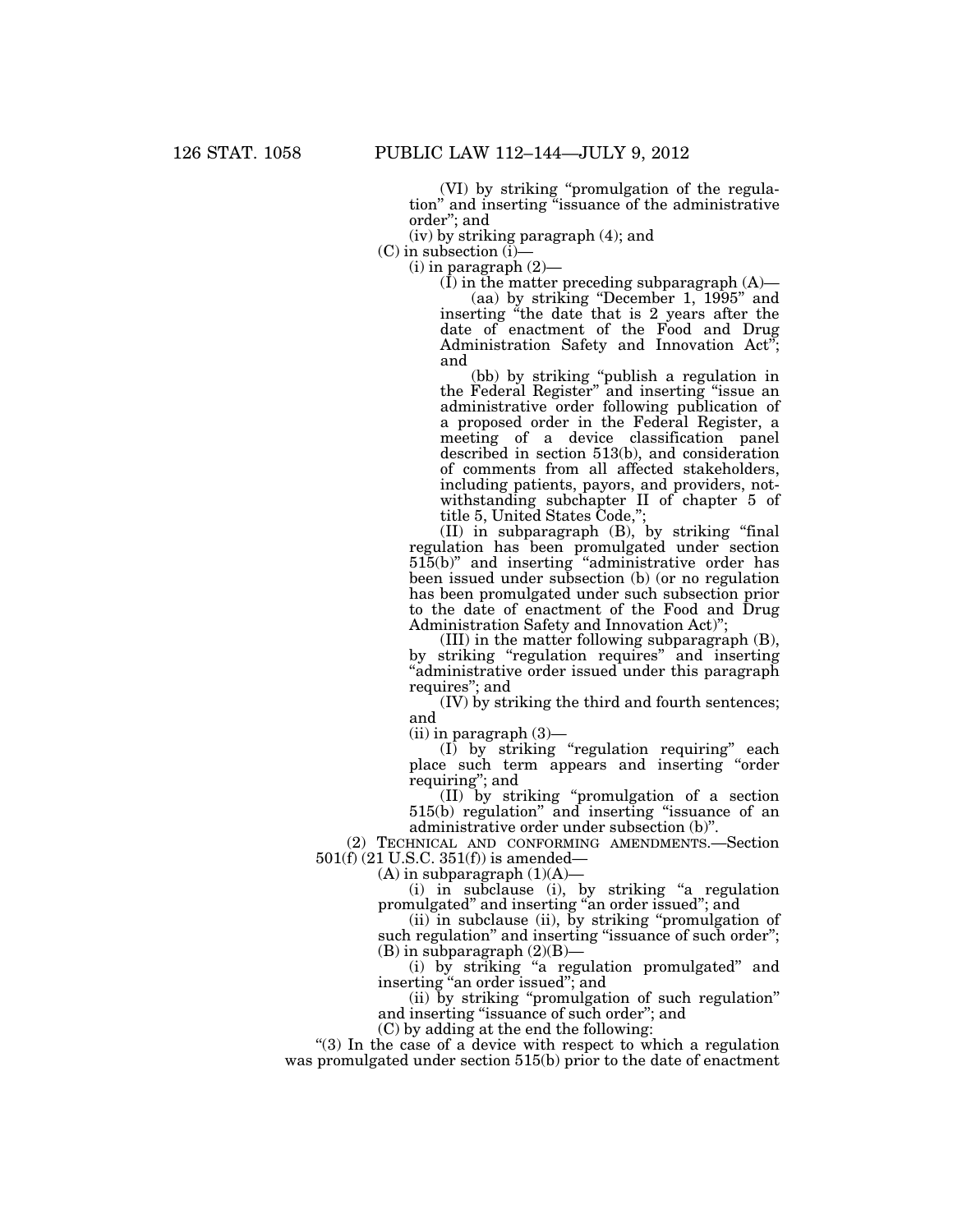(VI) by striking "promulgation of the regulation" and inserting "issuance of the administrative order"; and

(iv) by striking paragraph (4); and

(C) in subsection (i)—

(i) in paragraph (2)—

(I) in the matter preceding subparagraph (A)—

(aa) by striking "December 1, 1995" and inserting "the date that is 2 years after the date of enactment of the Food and Drug Administration Safety and Innovation Act"; and

(bb) by striking "publish a regulation in the Federal Register" and inserting "issue an administrative order following publication of a proposed order in the Federal Register, a meeting of a device classification panel described in section 513(b), and consideration of comments from all affected stakeholders, including patients, payors, and providers, notwithstanding subchapter II of chapter 5 of title 5, United States Code,";

(II) in subparagraph (B), by striking "final regulation has been promulgated under section 515(b)" and inserting "administrative order has been issued under subsection (b) (or no regulation has been promulgated under such subsection prior to the date of enactment of the Food and Drug Administration Safety and Innovation Act)";

(III) in the matter following subparagraph (B), by striking "regulation requires" and inserting "administrative order issued under this paragraph requires"; and

(IV) by striking the third and fourth sentences; and

(ii) in paragraph (3)—

(I) by striking "regulation requiring" each place such term appears and inserting "order requiring"; and

(II) by striking "promulgation of a section 515(b) regulation" and inserting "issuance of an administrative order under subsection (b)".

(2) TECHNICAL AND CONFORMING AMENDMENTS.—Section 501(f) (21 U.S.C. 351(f)) is amended—

(A) in subparagraph (1)(A)—

(i) in subclause (i), by striking "a regulation promulgated" and inserting "an order issued"; and

(ii) in subclause (ii), by striking "promulgation of such regulation" and inserting "issuance of such order";

(B) in subparagraph (2)(B)—

(i) by striking "a regulation promulgated" and inserting "an order issued"; and

(ii) by striking "promulgation of such regulation" and inserting "issuance of such order"; and

(C) by adding at the end the following:

"(3) In the case of a device with respect to which a regulation was promulgated under section 515(b) prior to the date of enactment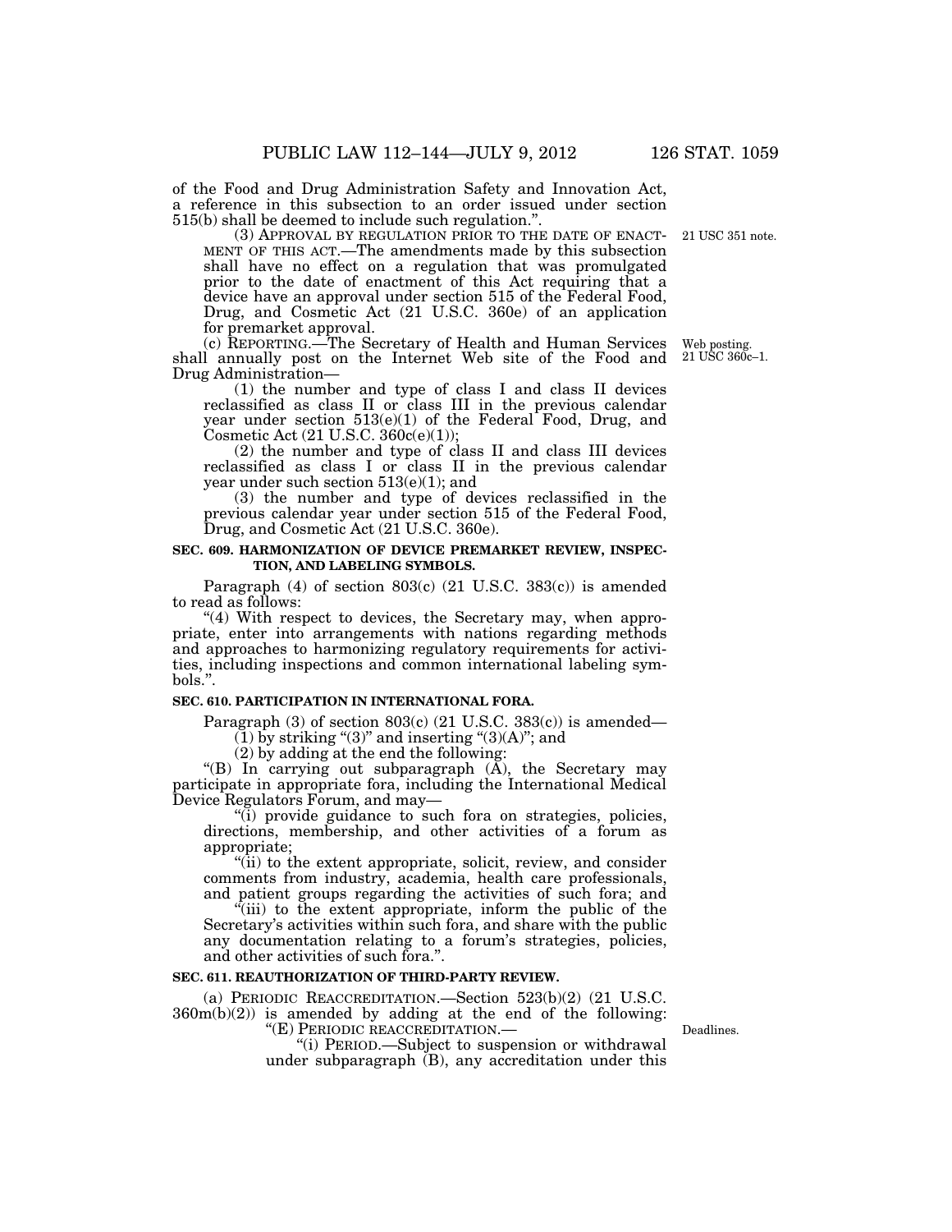of the Food and Drug Administration Safety and Innovation Act, a reference in this subsection to an order issued under section 515(b) shall be deemed to include such regulation.".

(3) APPROVAL BY REGULATION PRIOR TO THE DATE OF ENACTMENT OF THIS ACT.—The amendments made by this subsection shall have no effect on a regulation that was promulgated prior to the date of enactment of this Act requiring that a device have an approval under section 515 of the Federal Food, Drug, and Cosmetic Act (21 U.S.C. 360e) of an application for premarket approval.

21 USC 351 note.

(c) REPORTING.—The Secretary of Health and Human Services shall annually post on the Internet Web site of the Food and Drug Administration—

Web posting. 21 USC 360c–1.

(1) the number and type of class I and class II devices reclassified as class II or class III in the previous calendar year under section 513(e)(1) of the Federal Food, Drug, and Cosmetic Act (21 U.S.C. 360c(e)(1));

(2) the number and type of class II and class III devices reclassified as class I or class II in the previous calendar year under such section 513(e)(1); and

(3) the number and type of devices reclassified in the previous calendar year under section 515 of the Federal Food, Drug, and Cosmetic Act (21 U.S.C. 360e).

**SEC. 609. HARMONIZATION OF DEVICE PREMARKET REVIEW, INSPECTION, AND LABELING SYMBOLS.**

Paragraph (4) of section 803(c) (21 U.S.C. 383(c)) is amended to read as follows:

"(4) With respect to devices, the Secretary may, when appropriate, enter into arrangements with nations regarding methods and approaches to harmonizing regulatory requirements for activities, including inspections and common international labeling symbols.".

**SEC. 610. PARTICIPATION IN INTERNATIONAL FORA.**

Paragraph (3) of section 803(c) (21 U.S.C. 383(c)) is amended—

(1) by striking "(3)" and inserting "(3)(A)"; and

(2) by adding at the end the following:

"(B) In carrying out subparagraph (A), the Secretary may participate in appropriate fora, including the International Medical Device Regulators Forum, and may—

"(i) provide guidance to such fora on strategies, policies, directions, membership, and other activities of a forum as appropriate;

"(ii) to the extent appropriate, solicit, review, and consider comments from industry, academia, health care professionals, and patient groups regarding the activities of such fora; and

"(iii) to the extent appropriate, inform the public of the Secretary's activities within such fora, and share with the public any documentation relating to a forum's strategies, policies, and other activities of such fora.".

**SEC. 611. REAUTHORIZATION OF THIRD-PARTY REVIEW.**

(a) PERIODIC REACCREDITATION.—Section 523(b)(2) (21 U.S.C. 360m(b)(2)) is amended by adding at the end of the following:

"(E) PERIODIC REACCREDITATION.—

Deadlines.

"(i) PERIOD.—Subject to suspension or withdrawal under subparagraph (B), any accreditation under this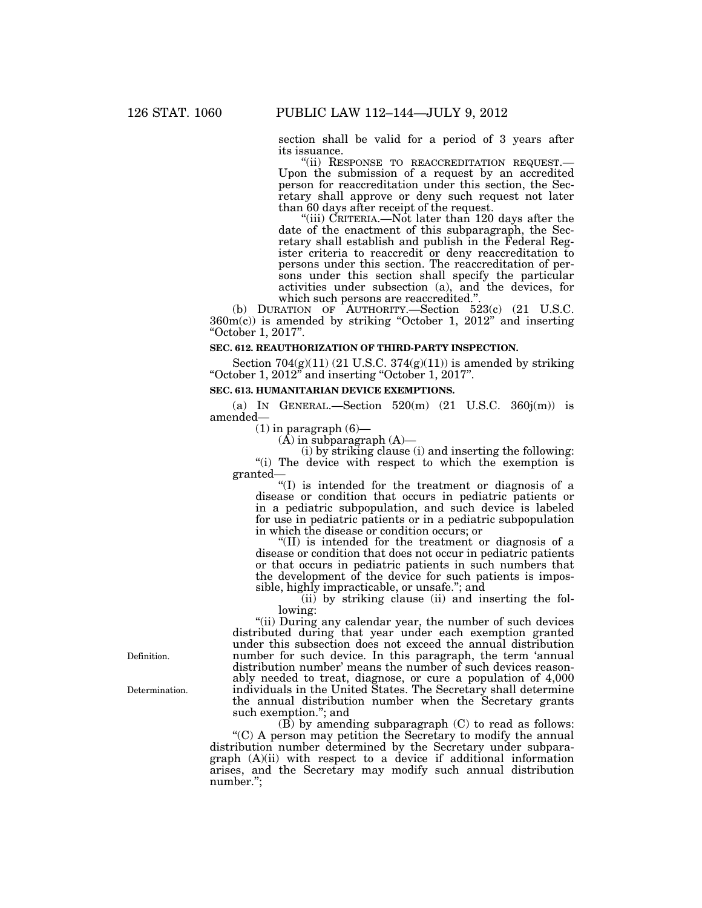section shall be valid for a period of 3 years after its issuance.

"(ii) RESPONSE TO REACCREDITATION REQUEST.—Upon the submission of a request by an accredited person for reaccreditation under this section, the Secretary shall approve or deny such request not later than 60 days after receipt of the request.

"(iii) CRITERIA.—Not later than 120 days after the date of the enactment of this subparagraph, the Secretary shall establish and publish in the Federal Register criteria to reaccredit or deny reaccreditation to persons under this section. The reaccreditation of persons under this section shall specify the particular activities under subsection (a), and the devices, for which such persons are reaccredited.".

(b) DURATION OF AUTHORITY.—Section 523(c) (21 U.S.C. 360m(c)) is amended by striking "October 1, 2012" and inserting "October 1, 2017".

**SEC. 612. REAUTHORIZATION OF THIRD-PARTY INSPECTION.**

Section 704(g)(11) (21 U.S.C. 374(g)(11)) is amended by striking "October 1, 2012" and inserting "October 1, 2017".

**SEC. 613. HUMANITARIAN DEVICE EXEMPTIONS.**

(a) IN GENERAL.—Section 520(m) (21 U.S.C. 360j(m)) is amended—

(1) in paragraph (6)—

(A) in subparagraph (A)—

(i) by striking clause (i) and inserting the following:

"(i) The device with respect to which the exemption is granted—

"(I) is intended for the treatment or diagnosis of a disease or condition that occurs in pediatric patients or in a pediatric subpopulation, and such device is labeled for use in pediatric patients or in a pediatric subpopulation in which the disease or condition occurs; or

"(II) is intended for the treatment or diagnosis of a disease or condition that does not occur in pediatric patients or that occurs in pediatric patients in such numbers that the development of the device for such patients is impossible, highly impracticable, or unsafe."; and

(ii) by striking clause (ii) and inserting the following:

Definition.

Determination.

"(ii) During any calendar year, the number of such devices distributed during that year under each exemption granted under this subsection does not exceed the annual distribution number for such device. In this paragraph, the term 'annual distribution number' means the number of such devices reasonably needed to treat, diagnose, or cure a population of 4,000 individuals in the United States. The Secretary shall determine the annual distribution number when the Secretary grants such exemption."; and

(B) by amending subparagraph (C) to read as follows:

"(C) A person may petition the Secretary to modify the annual distribution number determined by the Secretary under subparagraph (A)(ii) with respect to a device if additional information arises, and the Secretary may modify such annual distribution number.";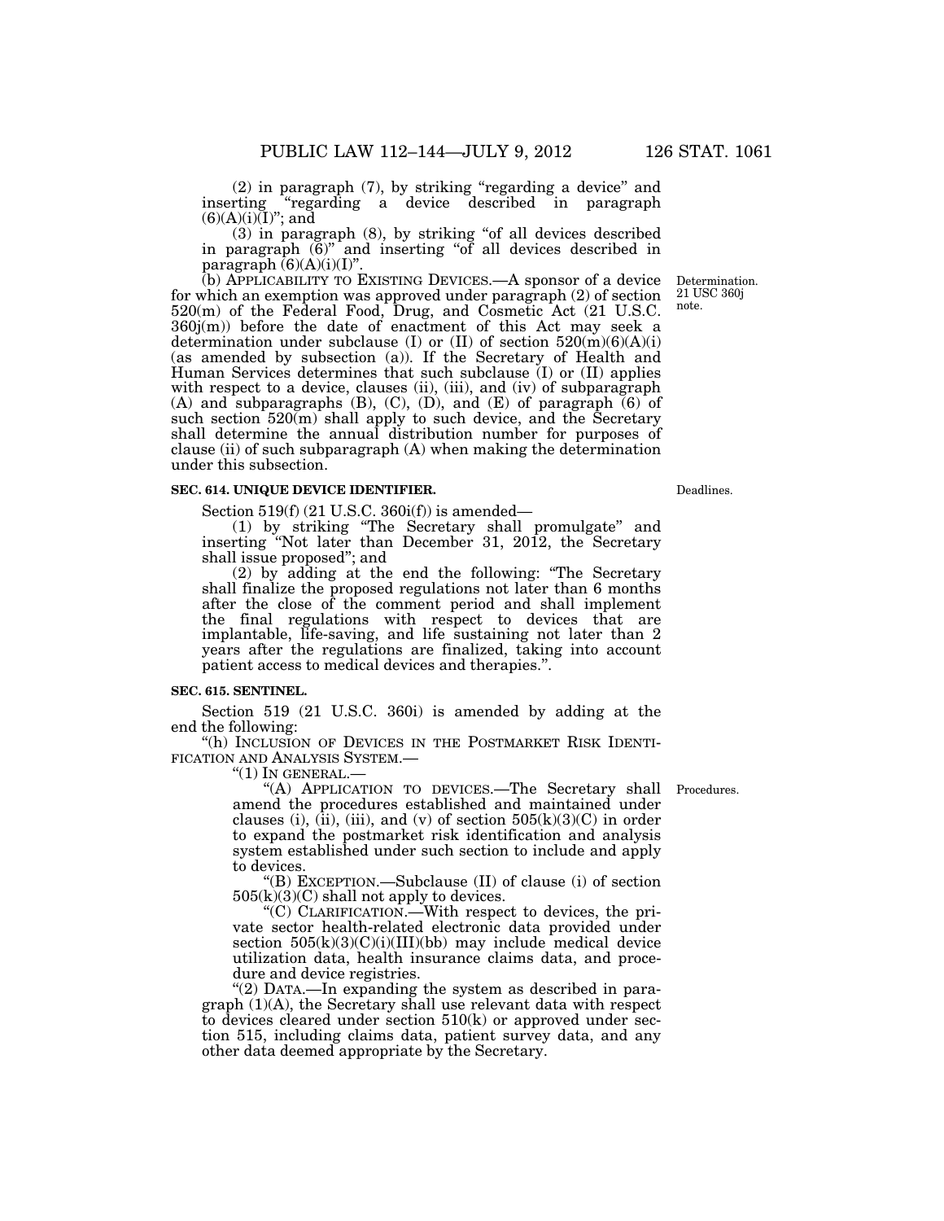(2) in paragraph (7), by striking "regarding a device" and inserting "regarding a device described in paragraph (6)(A)(i)(I)"; and

(3) in paragraph (8), by striking "of all devices described in paragraph (6)" and inserting "of all devices described in paragraph (6)(A)(i)(I)".

(b) APPLICABILITY TO EXISTING DEVICES.—A sponsor of a device for which an exemption was approved under paragraph (2) of section 520(m) of the Federal Food, Drug, and Cosmetic Act (21 U.S.C. 360j(m)) before the date of enactment of this Act may seek a determination under subclause (I) or (II) of section 520(m)(6)(A)(i) (as amended by subsection (a)). If the Secretary of Health and Human Services determines that such subclause (I) or (II) applies with respect to a device, clauses (ii), (iii), and (iv) of subparagraph (A) and subparagraphs (B), (C), (D), and (E) of paragraph (6) of such section 520(m) shall apply to such device, and the Secretary shall determine the annual distribution number for purposes of clause (ii) of such subparagraph (A) when making the determination under this subsection.

Determination. 21 USC 360j note.

**SEC. 614. UNIQUE DEVICE IDENTIFIER.**

Deadlines.

Section 519(f) (21 U.S.C. 360i(f)) is amended—

(1) by striking "The Secretary shall promulgate" and inserting "Not later than December 31, 2012, the Secretary shall issue proposed"; and

(2) by adding at the end the following: "The Secretary shall finalize the proposed regulations not later than 6 months after the close of the comment period and shall implement the final regulations with respect to devices that are implantable, life-saving, and life sustaining not later than 2 years after the regulations are finalized, taking into account patient access to medical devices and therapies.".

**SEC. 615. SENTINEL.**

Section 519 (21 U.S.C. 360i) is amended by adding at the end the following:

"(h) INCLUSION OF DEVICES IN THE POSTMARKET RISK IDENTIFICATION AND ANALYSIS SYSTEM.—

"(1) IN GENERAL.—

"(A) APPLICATION TO DEVICES.—The Secretary shall amend the procedures established and maintained under clauses (i), (ii), (iii), and (v) of section 505(k)(3)(C) in order to expand the postmarket risk identification and analysis system established under such section to include and apply to devices.

Procedures.

"(B) EXCEPTION.—Subclause (II) of clause (i) of section 505(k)(3)(C) shall not apply to devices.

"(C) CLARIFICATION.—With respect to devices, the private sector health-related electronic data provided under section 505(k)(3)(C)(i)(III)(bb) may include medical device utilization data, health insurance claims data, and procedure and device registries.

"(2) DATA.—In expanding the system as described in paragraph (1)(A), the Secretary shall use relevant data with respect to devices cleared under section 510(k) or approved under section 515, including claims data, patient survey data, and any other data deemed appropriate by the Secretary.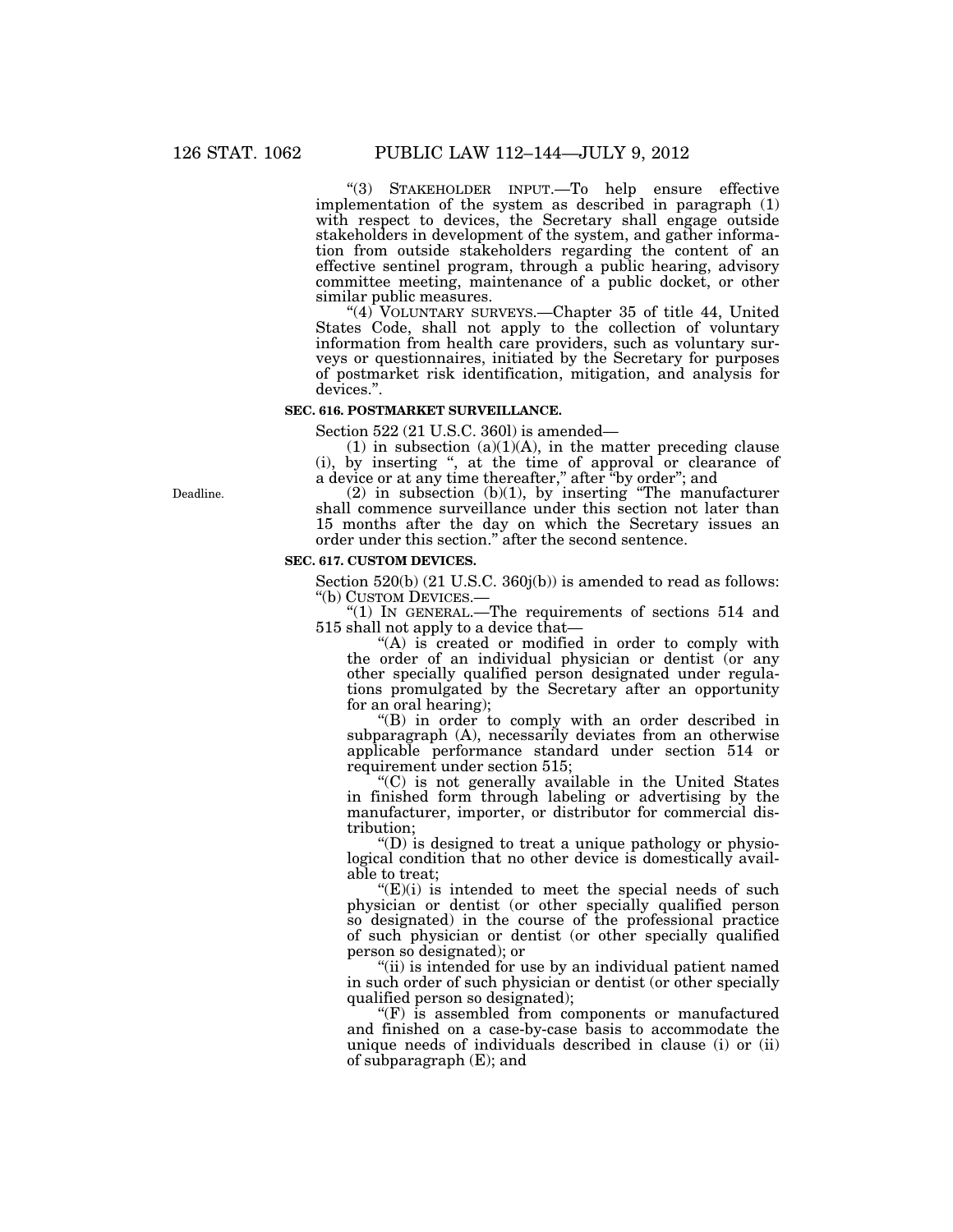"(3) STAKEHOLDER INPUT.—To help ensure effective implementation of the system as described in paragraph (1) with respect to devices, the Secretary shall engage outside stakeholders in development of the system, and gather information from outside stakeholders regarding the content of an effective sentinel program, through a public hearing, advisory committee meeting, maintenance of a public docket, or other similar public measures.

"(4) VOLUNTARY SURVEYS.—Chapter 35 of title 44, United States Code, shall not apply to the collection of voluntary information from health care providers, such as voluntary surveys or questionnaires, initiated by the Secretary for purposes of postmarket risk identification, mitigation, and analysis for devices.".

**SEC. 616. POSTMARKET SURVEILLANCE.**

Section 522 (21 U.S.C. 360l) is amended—

(1) in subsection (a)(1)(A), in the matter preceding clause (i), by inserting ", at the time of approval or clearance of a device or at any time thereafter," after "by order"; and

Deadline.

(2) in subsection (b)(1), by inserting "The manufacturer shall commence surveillance under this section not later than 15 months after the day on which the Secretary issues an order under this section." after the second sentence.

**SEC. 617. CUSTOM DEVICES.**

Section 520(b) (21 U.S.C. 360j(b)) is amended to read as follows:

"(b) CUSTOM DEVICES.—

"(1) IN GENERAL.—The requirements of sections 514 and 515 shall not apply to a device that—

"(A) is created or modified in order to comply with the order of an individual physician or dentist (or any other specially qualified person designated under regulations promulgated by the Secretary after an opportunity for an oral hearing);

"(B) in order to comply with an order described in subparagraph (A), necessarily deviates from an otherwise applicable performance standard under section 514 or requirement under section 515;

"(C) is not generally available in the United States in finished form through labeling or advertising by the manufacturer, importer, or distributor for commercial distribution;

"(D) is designed to treat a unique pathology or physiological condition that no other device is domestically available to treat;

"(E)(i) is intended to meet the special needs of such physician or dentist (or other specially qualified person so designated) in the course of the professional practice of such physician or dentist (or other specially qualified person so designated); or

"(ii) is intended for use by an individual patient named in such order of such physician or dentist (or other specially qualified person so designated);

"(F) is assembled from components or manufactured and finished on a case-by-case basis to accommodate the unique needs of individuals described in clause (i) or (ii) of subparagraph (E); and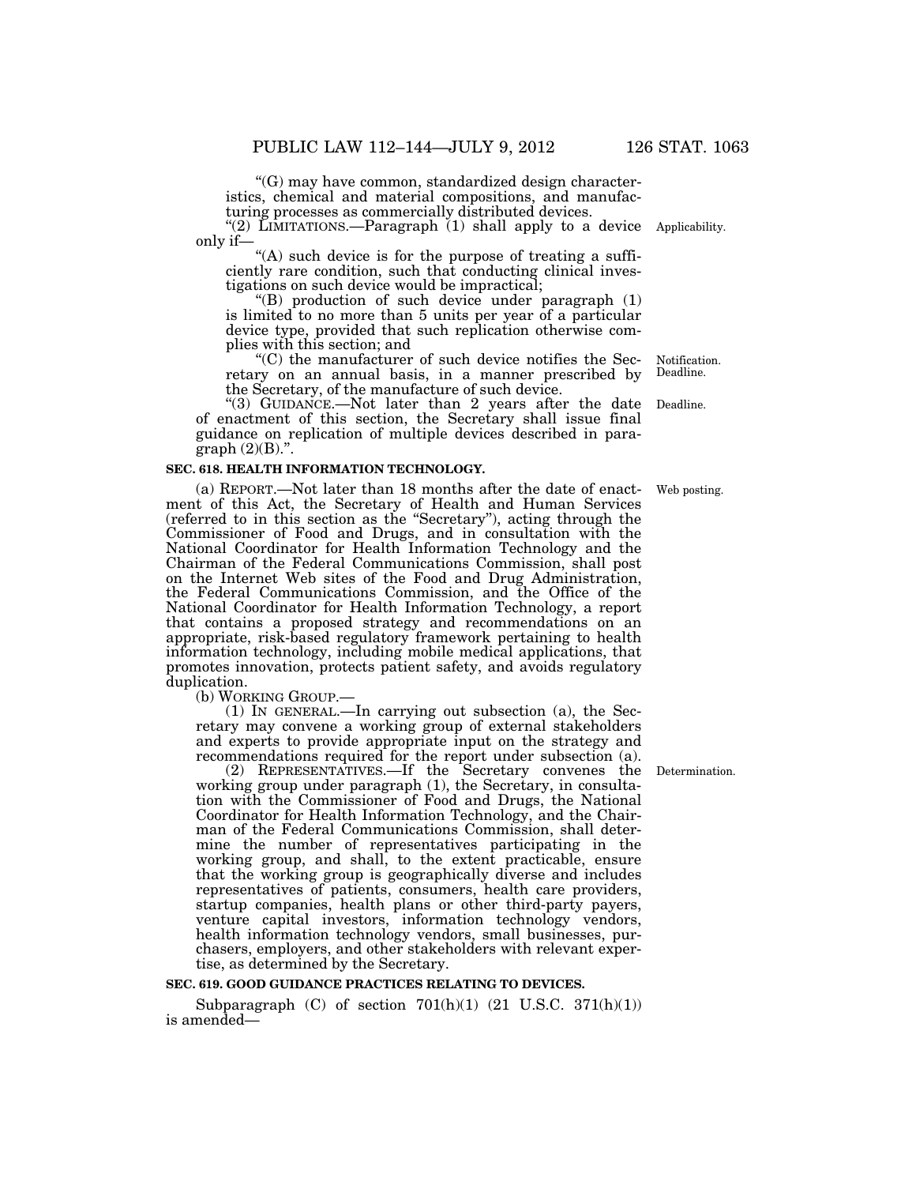"(G) may have common, standardized design characteristics, chemical and material compositions, and manufacturing processes as commercially distributed devices.

"(2) LIMITATIONS.—Paragraph (1) shall apply to a device only if—

Applicability.

"(A) such device is for the purpose of treating a sufficiently rare condition, such that conducting clinical investigations on such device would be impractical;

"(B) production of such device under paragraph (1) is limited to no more than 5 units per year of a particular device type, provided that such replication otherwise complies with this section; and

"(C) the manufacturer of such device notifies the Secretary on an annual basis, in a manner prescribed by the Secretary, of the manufacture of such device.

Notification. Deadline.

"(3) GUIDANCE.—Not later than 2 years after the date of enactment of this section, the Secretary shall issue final guidance on replication of multiple devices described in paragraph (2)(B).".

Deadline.

**SEC. 618. HEALTH INFORMATION TECHNOLOGY.**

(a) REPORT.—Not later than 18 months after the date of enactment of this Act, the Secretary of Health and Human Services (referred to in this section as the "Secretary"), acting through the Commissioner of Food and Drugs, and in consultation with the National Coordinator for Health Information Technology and the Chairman of the Federal Communications Commission, shall post on the Internet Web sites of the Food and Drug Administration, the Federal Communications Commission, and the Office of the National Coordinator for Health Information Technology, a report that contains a proposed strategy and recommendations on an appropriate, risk-based regulatory framework pertaining to health information technology, including mobile medical applications, that promotes innovation, protects patient safety, and avoids regulatory duplication.

Web posting.

(b) WORKING GROUP.—

(1) IN GENERAL.—In carrying out subsection (a), the Secretary may convene a working group of external stakeholders and experts to provide appropriate input on the strategy and recommendations required for the report under subsection (a).

(2) REPRESENTATIVES.—If the Secretary convenes the working group under paragraph (1), the Secretary, in consultation with the Commissioner of Food and Drugs, the National Coordinator for Health Information Technology, and the Chairman of the Federal Communications Commission, shall determine the number of representatives participating in the working group, and shall, to the extent practicable, ensure that the working group is geographically diverse and includes representatives of patients, consumers, health care providers, startup companies, health plans or other third-party payers, venture capital investors, information technology vendors, health information technology vendors, small businesses, purchasers, employers, and other stakeholders with relevant expertise, as determined by the Secretary.

Determination.

**SEC. 619. GOOD GUIDANCE PRACTICES RELATING TO DEVICES.**

Subparagraph (C) of section 701(h)(1) (21 U.S.C. 371(h)(1)) is amended—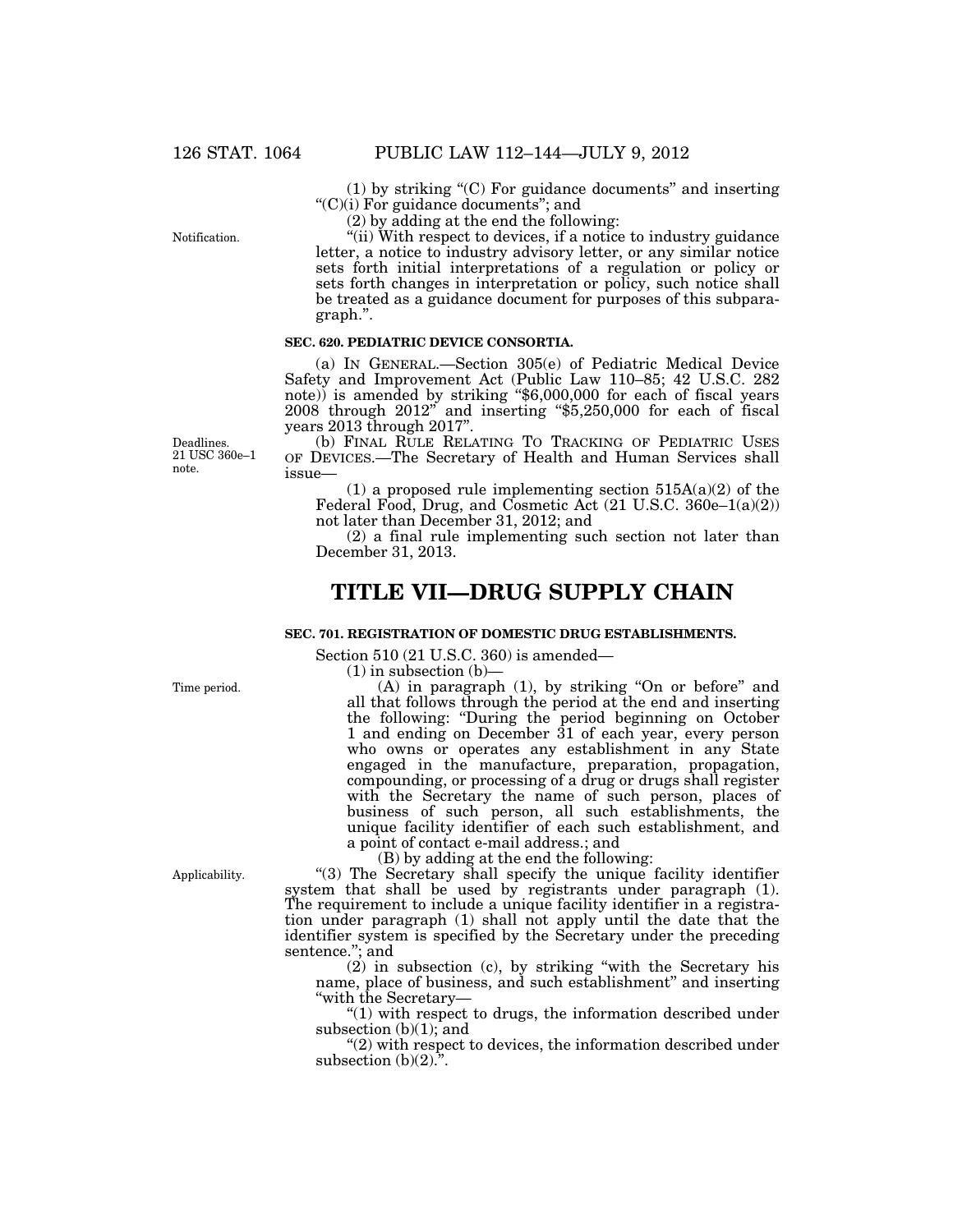(1) by striking "(C) For guidance documents" and inserting "(C)(i) For guidance documents"; and

(2) by adding at the end the following:

Notification.

"(ii) With respect to devices, if a notice to industry guidance letter, a notice to industry advisory letter, or any similar notice sets forth initial interpretations of a regulation or policy or sets forth changes in interpretation or policy, such notice shall be treated as a guidance document for purposes of this subparagraph.".

**SEC. 620. PEDIATRIC DEVICE CONSORTIA.**

(a) IN GENERAL.—Section 305(e) of Pediatric Medical Device Safety and Improvement Act (Public Law 110–85; 42 U.S.C. 282 note)) is amended by striking "$6,000,000 for each of fiscal years 2008 through 2012" and inserting "$5,250,000 for each of fiscal years 2013 through 2017".

Deadlines. 21 USC 360e–1 note.

(b) FINAL RULE RELATING TO TRACKING OF PEDIATRIC USES OF DEVICES.—The Secretary of Health and Human Services shall issue—

(1) a proposed rule implementing section 515A(a)(2) of the Federal Food, Drug, and Cosmetic Act (21 U.S.C. 360e–1(a)(2)) not later than December 31, 2012; and

(2) a final rule implementing such section not later than December 31, 2013.

# TITLE VII—DRUG SUPPLY CHAIN

**SEC. 701. REGISTRATION OF DOMESTIC DRUG ESTABLISHMENTS.**

Section 510 (21 U.S.C. 360) is amended—

(1) in subsection (b)—

Time period.

(A) in paragraph (1), by striking "On or before" and all that follows through the period at the end and inserting the following: "During the period beginning on October 1 and ending on December 31 of each year, every person who owns or operates any establishment in any State engaged in the manufacture, preparation, propagation, compounding, or processing of a drug or drugs shall register with the Secretary the name of such person, places of business of such person, all such establishments, the unique facility identifier of each such establishment, and a point of contact e-mail address.; and

(B) by adding at the end the following:

Applicability.

"(3) The Secretary shall specify the unique facility identifier system that shall be used by registrants under paragraph (1). The requirement to include a unique facility identifier in a registration under paragraph (1) shall not apply until the date that the identifier system is specified by the Secretary under the preceding sentence."; and

(2) in subsection (c), by striking "with the Secretary his name, place of business, and such establishment" and inserting "with the Secretary—

"(1) with respect to drugs, the information described under subsection (b)(1); and

"(2) with respect to devices, the information described under subsection (b)(2).".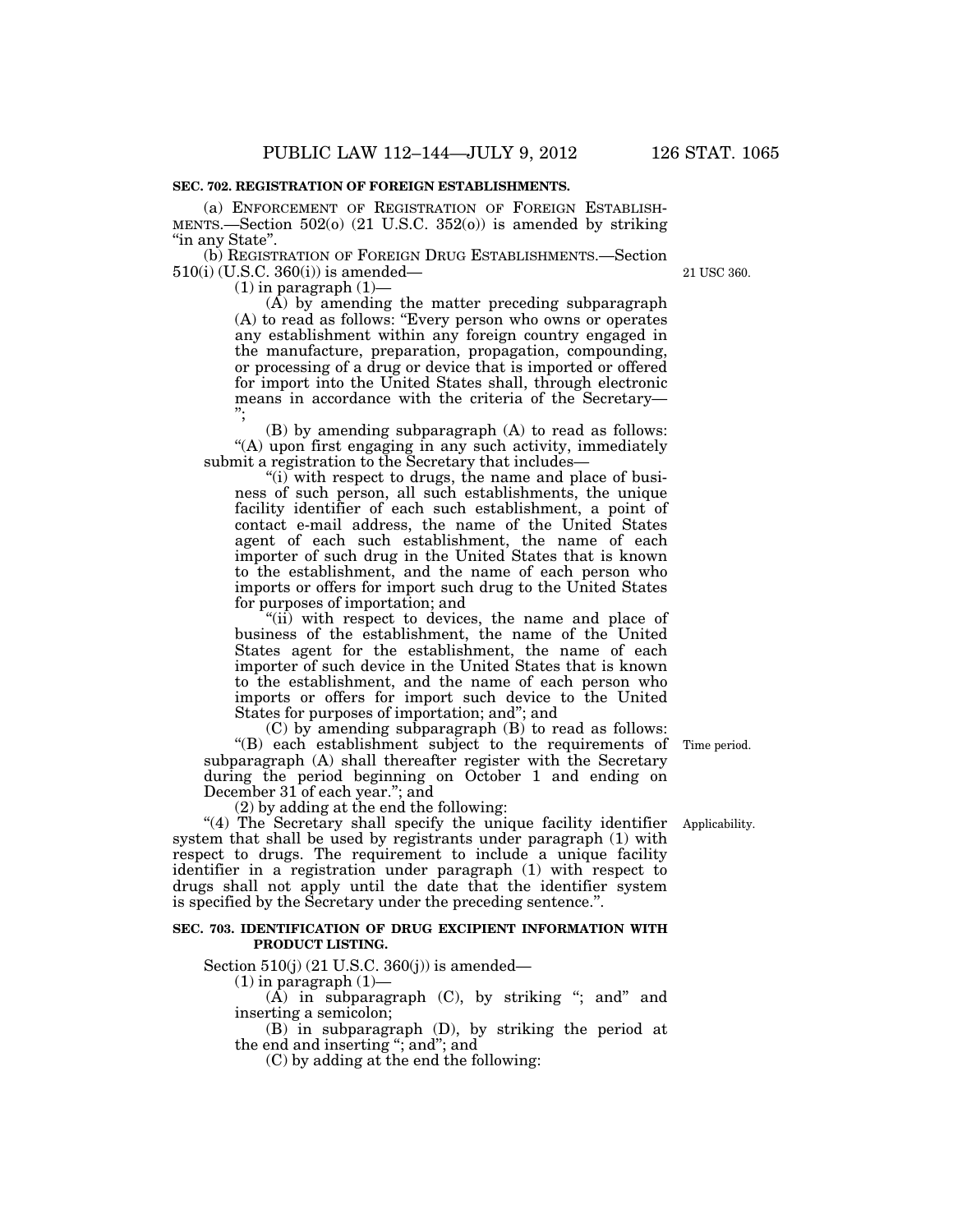**SEC. 702. REGISTRATION OF FOREIGN ESTABLISHMENTS.**

(a) ENFORCEMENT OF REGISTRATION OF FOREIGN ESTABLISHMENTS.—Section 502(o) (21 U.S.C. 352(o)) is amended by striking "in any State".

(b) REGISTRATION OF FOREIGN DRUG ESTABLISHMENTS.—Section 510(i) (U.S.C. 360(i)) is amended—

21 USC 360.

(1) in paragraph (1)—

(A) by amending the matter preceding subparagraph (A) to read as follows: "Every person who owns or operates any establishment within any foreign country engaged in the manufacture, preparation, propagation, compounding, or processing of a drug or device that is imported or offered for import into the United States shall, through electronic means in accordance with the criteria of the Secretary— ";

(B) by amending subparagraph (A) to read as follows: "(A) upon first engaging in any such activity, immediately submit a registration to the Secretary that includes—

"(i) with respect to drugs, the name and place of business of such person, all such establishments, the unique facility identifier of each such establishment, a point of contact e-mail address, the name of the United States agent of each such establishment, the name of each importer of such drug in the United States that is known to the establishment, and the name of each person who imports or offers for import such drug to the United States for purposes of importation; and

"(ii) with respect to devices, the name and place of business of the establishment, the name of the United States agent for the establishment, the name of each importer of such device in the United States that is known to the establishment, and the name of each person who imports or offers for import such device to the United States for purposes of importation; and"; and

(C) by amending subparagraph (B) to read as follows: "(B) each establishment subject to the requirements of subparagraph (A) shall thereafter register with the Secretary during the period beginning on October 1 and ending on December 31 of each year."; and

Time period.

(2) by adding at the end the following:

Applicability.

"(4) The Secretary shall specify the unique facility identifier system that shall be used by registrants under paragraph (1) with respect to drugs. The requirement to include a unique facility identifier in a registration under paragraph (1) with respect to drugs shall not apply until the date that the identifier system is specified by the Secretary under the preceding sentence.".

**SEC. 703. IDENTIFICATION OF DRUG EXCIPIENT INFORMATION WITH PRODUCT LISTING.**

Section 510(j) (21 U.S.C. 360(j)) is amended—

(1) in paragraph (1)—

(A) in subparagraph (C), by striking "; and" and inserting a semicolon;

(B) in subparagraph (D), by striking the period at the end and inserting "; and"; and

(C) by adding at the end the following: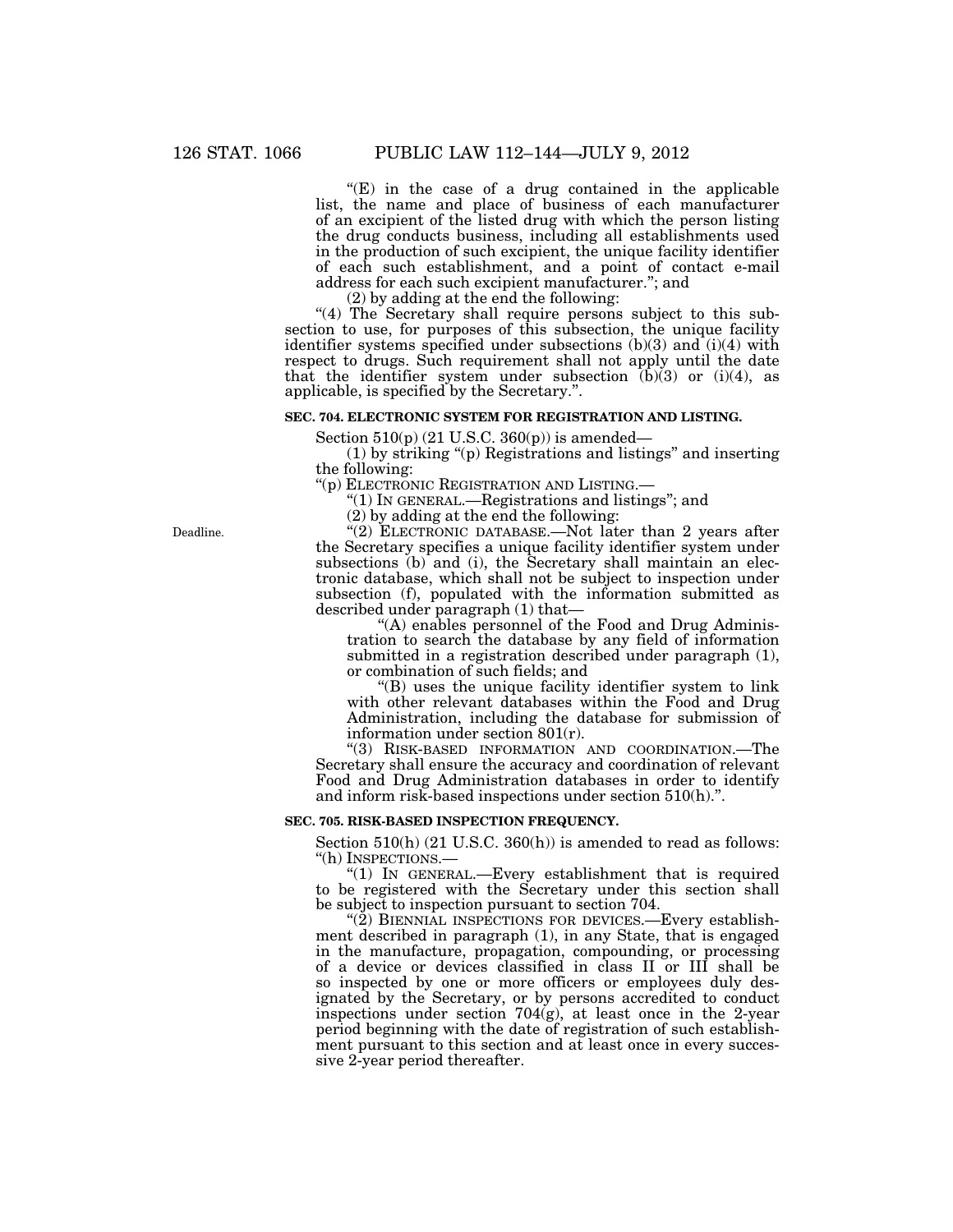"(E) in the case of a drug contained in the applicable list, the name and place of business of each manufacturer of an excipient of the listed drug with which the person listing the drug conducts business, including all establishments used in the production of such excipient, the unique facility identifier of each such establishment, and a point of contact e-mail address for each such excipient manufacturer."; and

(2) by adding at the end the following:

"(4) The Secretary shall require persons subject to this subsection to use, for purposes of this subsection, the unique facility identifier systems specified under subsections (b)(3) and (i)(4) with respect to drugs. Such requirement shall not apply until the date that the identifier system under subsection (b)(3) or (i)(4), as applicable, is specified by the Secretary.".

**SEC. 704. ELECTRONIC SYSTEM FOR REGISTRATION AND LISTING.**

Section 510(p) (21 U.S.C. 360(p)) is amended—

(1) by striking "(p) Registrations and listings" and inserting the following:

"(p) ELECTRONIC REGISTRATION AND LISTING.—

"(1) IN GENERAL.—Registrations and listings"; and

(2) by adding at the end the following:

Deadline.

"(2) ELECTRONIC DATABASE.—Not later than 2 years after the Secretary specifies a unique facility identifier system under subsections (b) and (i), the Secretary shall maintain an electronic database, which shall not be subject to inspection under subsection (f), populated with the information submitted as described under paragraph (1) that—

"(A) enables personnel of the Food and Drug Administration to search the database by any field of information submitted in a registration described under paragraph (1), or combination of such fields; and

"(B) uses the unique facility identifier system to link with other relevant databases within the Food and Drug Administration, including the database for submission of information under section 801(r).

"(3) RISK-BASED INFORMATION AND COORDINATION.—The Secretary shall ensure the accuracy and coordination of relevant Food and Drug Administration databases in order to identify and inform risk-based inspections under section 510(h).".

**SEC. 705. RISK-BASED INSPECTION FREQUENCY.**

Section 510(h) (21 U.S.C. 360(h)) is amended to read as follows:

"(h) INSPECTIONS.—

"(1) IN GENERAL.—Every establishment that is required to be registered with the Secretary under this section shall be subject to inspection pursuant to section 704.

"(2) BIENNIAL INSPECTIONS FOR DEVICES.—Every establishment described in paragraph (1), in any State, that is engaged in the manufacture, propagation, compounding, or processing of a device or devices classified in class II or III shall be so inspected by one or more officers or employees duly designated by the Secretary, or by persons accredited to conduct inspections under section 704(g), at least once in the 2-year period beginning with the date of registration of such establishment pursuant to this section and at least once in every successive 2-year period thereafter.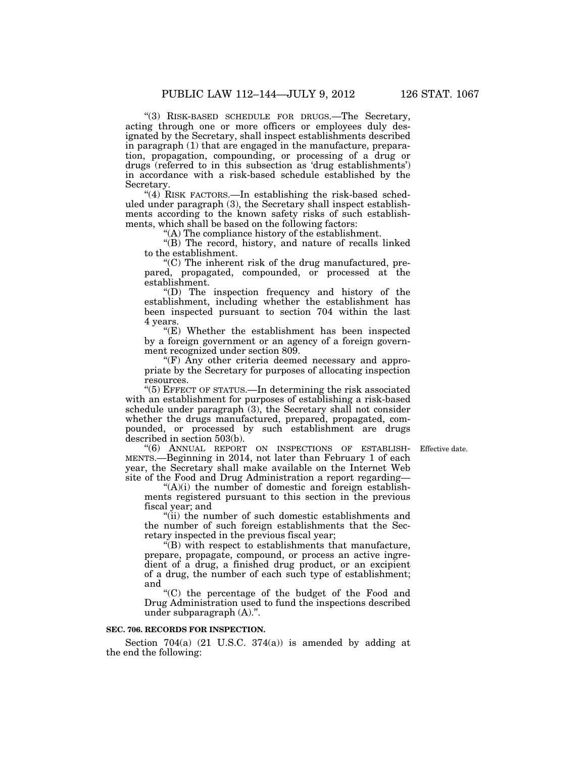"(3) RISK-BASED SCHEDULE FOR DRUGS.—The Secretary, acting through one or more officers or employees duly designated by the Secretary, shall inspect establishments described in paragraph (1) that are engaged in the manufacture, preparation, propagation, compounding, or processing of a drug or drugs (referred to in this subsection as 'drug establishments') in accordance with a risk-based schedule established by the Secretary.

"(4) RISK FACTORS.—In establishing the risk-based scheduled under paragraph (3), the Secretary shall inspect establishments according to the known safety risks of such establishments, which shall be based on the following factors:

"(A) The compliance history of the establishment.

"(B) The record, history, and nature of recalls linked to the establishment.

"(C) The inherent risk of the drug manufactured, prepared, propagated, compounded, or processed at the establishment.

"(D) The inspection frequency and history of the establishment, including whether the establishment has been inspected pursuant to section 704 within the last 4 years.

"(E) Whether the establishment has been inspected by a foreign government or an agency of a foreign government recognized under section 809.

"(F) Any other criteria deemed necessary and appropriate by the Secretary for purposes of allocating inspection resources.

"(5) EFFECT OF STATUS.—In determining the risk associated with an establishment for purposes of establishing a risk-based schedule under paragraph (3), the Secretary shall not consider whether the drugs manufactured, prepared, propagated, compounded, or processed by such establishment are drugs described in section 503(b).

Effective date.

"(6) ANNUAL REPORT ON INSPECTIONS OF ESTABLISHMENTS.—Beginning in 2014, not later than February 1 of each year, the Secretary shall make available on the Internet Web site of the Food and Drug Administration a report regarding—

"(A)(i) the number of domestic and foreign establishments registered pursuant to this section in the previous fiscal year; and

"(ii) the number of such domestic establishments and the number of such foreign establishments that the Secretary inspected in the previous fiscal year;

"(B) with respect to establishments that manufacture, prepare, propagate, compound, or process an active ingredient of a drug, a finished drug product, or an excipient of a drug, the number of each such type of establishment; and

"(C) the percentage of the budget of the Food and Drug Administration used to fund the inspections described under subparagraph (A).".

**SEC. 706. RECORDS FOR INSPECTION.**

Section 704(a) (21 U.S.C. 374(a)) is amended by adding at the end the following: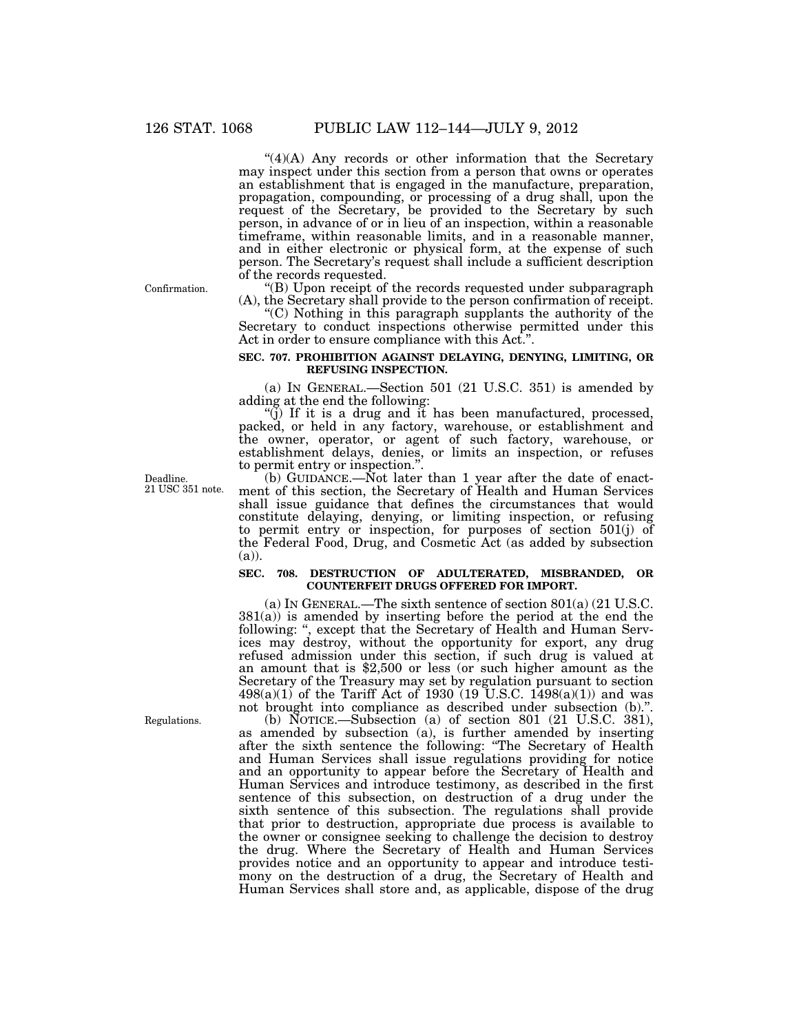"(4)(A) Any records or other information that the Secretary may inspect under this section from a person that owns or operates an establishment that is engaged in the manufacture, preparation, propagation, compounding, or processing of a drug shall, upon the request of the Secretary, be provided to the Secretary by such person, in advance of or in lieu of an inspection, within a reasonable timeframe, within reasonable limits, and in a reasonable manner, and in either electronic or physical form, at the expense of such person. The Secretary's request shall include a sufficient description of the records requested.

Confirmation.

"(B) Upon receipt of the records requested under subparagraph (A), the Secretary shall provide to the person confirmation of receipt.

"(C) Nothing in this paragraph supplants the authority of the Secretary to conduct inspections otherwise permitted under this Act in order to ensure compliance with this Act.".

**SEC. 707. PROHIBITION AGAINST DELAYING, DENYING, LIMITING, OR REFUSING INSPECTION.**

(a) IN GENERAL.—Section 501 (21 U.S.C. 351) is amended by adding at the end the following:

"(j) If it is a drug and it has been manufactured, processed, packed, or held in any factory, warehouse, or establishment and the owner, operator, or agent of such factory, warehouse, or establishment delays, denies, or limits an inspection, or refuses to permit entry or inspection.".

Deadline. 21 USC 351 note.

(b) GUIDANCE.—Not later than 1 year after the date of enactment of this section, the Secretary of Health and Human Services shall issue guidance that defines the circumstances that would constitute delaying, denying, or limiting inspection, or refusing to permit entry or inspection, for purposes of section 501(j) of the Federal Food, Drug, and Cosmetic Act (as added by subsection (a)).

**SEC. 708. DESTRUCTION OF ADULTERATED, MISBRANDED, OR COUNTERFEIT DRUGS OFFERED FOR IMPORT.**

(a) IN GENERAL.—The sixth sentence of section 801(a) (21 U.S.C. 381(a)) is amended by inserting before the period at the end the following: ", except that the Secretary of Health and Human Services may destroy, without the opportunity for export, any drug refused admission under this section, if such drug is valued at an amount that is $2,500 or less (or such higher amount as the Secretary of the Treasury may set by regulation pursuant to section 498(a)(1) of the Tariff Act of 1930 (19 U.S.C. 1498(a)(1)) and was not brought into compliance as described under subsection (b).".

Regulations.

(b) NOTICE.—Subsection (a) of section 801 (21 U.S.C. 381), as amended by subsection (a), is further amended by inserting after the sixth sentence the following: "The Secretary of Health and Human Services shall issue regulations providing for notice and an opportunity to appear before the Secretary of Health and Human Services and introduce testimony, as described in the first sentence of this subsection, on destruction of a drug under the sixth sentence of this subsection. The regulations shall provide that prior to destruction, appropriate due process is available to the owner or consignee seeking to challenge the decision to destroy the drug. Where the Secretary of Health and Human Services provides notice and an opportunity to appear and introduce testimony on the destruction of a drug, the Secretary of Health and Human Services shall store and, as applicable, dispose of the drug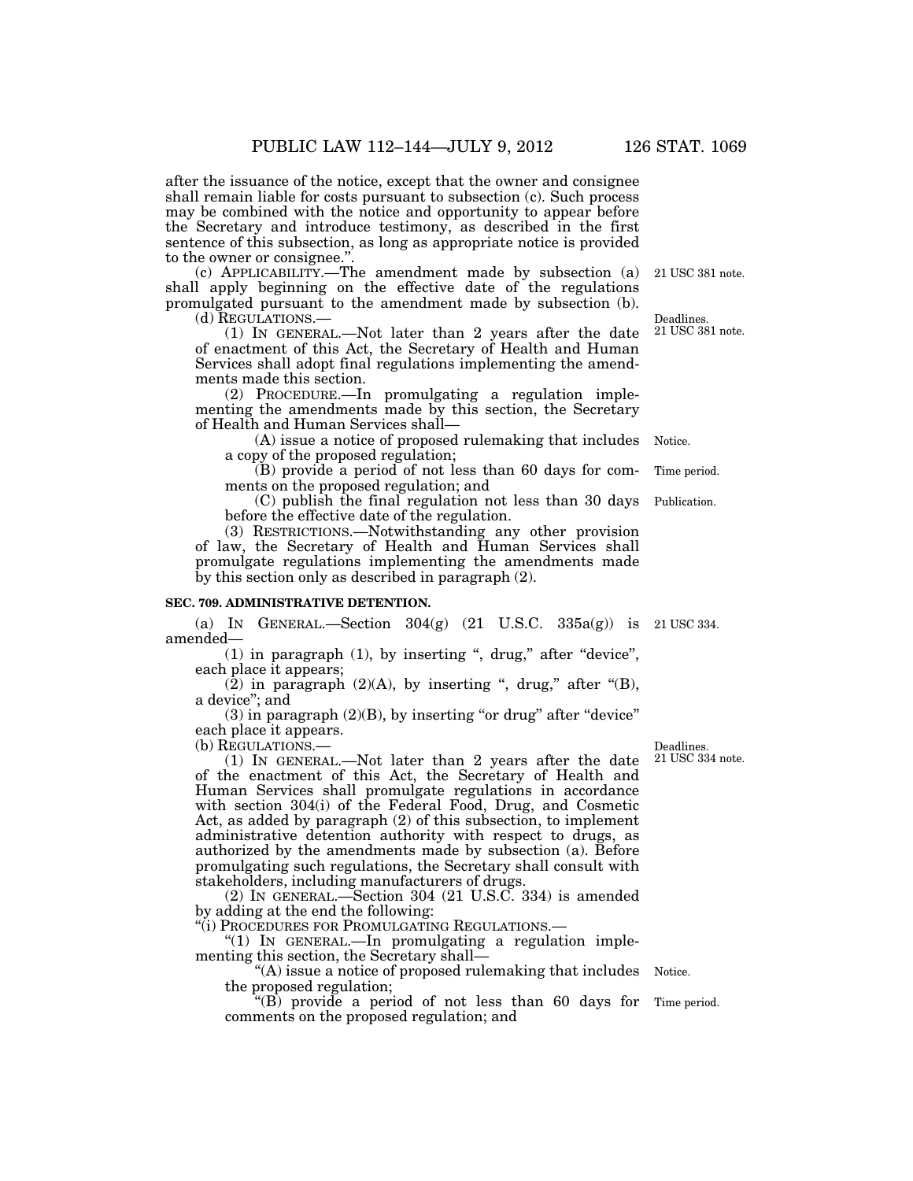after the issuance of the notice, except that the owner and consignee shall remain liable for costs pursuant to subsection (c). Such process may be combined with the notice and opportunity to appear before the Secretary and introduce testimony, as described in the first sentence of this subsection, as long as appropriate notice is provided to the owner or consignee.".

(c) APPLICABILITY.—The amendment made by subsection (a) shall apply beginning on the effective date of the regulations promulgated pursuant to the amendment made by subsection (b).

21 USC 381 note.

(d) REGULATIONS.—

Deadlines. 21 USC 381 note.

(1) IN GENERAL.—Not later than 2 years after the date of enactment of this Act, the Secretary of Health and Human Services shall adopt final regulations implementing the amendments made this section.

(2) PROCEDURE.—In promulgating a regulation implementing the amendments made by this section, the Secretary of Health and Human Services shall—

(A) issue a notice of proposed rulemaking that includes a copy of the proposed regulation;

Notice.

(B) provide a period of not less than 60 days for comments on the proposed regulation; and

Time period.

(C) publish the final regulation not less than 30 days before the effective date of the regulation.

Publication.

(3) RESTRICTIONS.—Notwithstanding any other provision of law, the Secretary of Health and Human Services shall promulgate regulations implementing the amendments made by this section only as described in paragraph (2).

**SEC. 709. ADMINISTRATIVE DETENTION.**

(a) IN GENERAL.—Section 304(g) (21 U.S.C. 335a(g)) is amended—

21 USC 334.

(1) in paragraph (1), by inserting ", drug," after "device", each place it appears;

(2) in paragraph (2)(A), by inserting ", drug," after "(B), a device"; and

(3) in paragraph (2)(B), by inserting "or drug" after "device" each place it appears.

(b) REGULATIONS.—

Deadlines. 21 USC 334 note.

(1) IN GENERAL.—Not later than 2 years after the date of the enactment of this Act, the Secretary of Health and Human Services shall promulgate regulations in accordance with section 304(i) of the Federal Food, Drug, and Cosmetic Act, as added by paragraph (2) of this subsection, to implement administrative detention authority with respect to drugs, as authorized by the amendments made by subsection (a). Before promulgating such regulations, the Secretary shall consult with stakeholders, including manufacturers of drugs.

(2) IN GENERAL.—Section 304 (21 U.S.C. 334) is amended by adding at the end the following:

"(i) PROCEDURES FOR PROMULGATING REGULATIONS.—

"(1) IN GENERAL.—In promulgating a regulation implementing this section, the Secretary shall—

"(A) issue a notice of proposed rulemaking that includes the proposed regulation;

Notice.

"(B) provide a period of not less than 60 days for comments on the proposed regulation; and

Time period.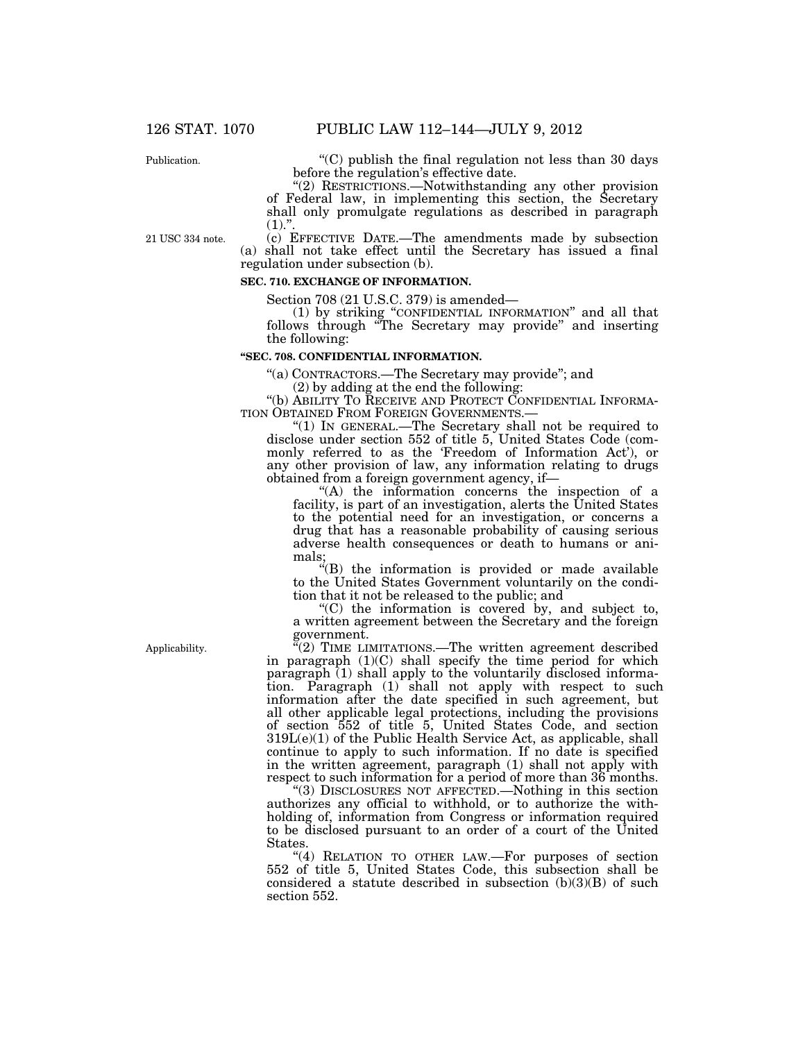Publication.

"(C) publish the final regulation not less than 30 days before the regulation's effective date.

"(2) RESTRICTIONS.—Notwithstanding any other provision of Federal law, in implementing this section, the Secretary shall only promulgate regulations as described in paragraph (1).".

21 USC 334 note.

(c) EFFECTIVE DATE.—The amendments made by subsection (a) shall not take effect until the Secretary has issued a final regulation under subsection (b).

**SEC. 710. EXCHANGE OF INFORMATION.**

Section 708 (21 U.S.C. 379) is amended—

(1) by striking "CONFIDENTIAL INFORMATION" and all that follows through "The Secretary may provide" and inserting the following:

**"SEC. 708. CONFIDENTIAL INFORMATION.**

"(a) CONTRACTORS.—The Secretary may provide"; and

(2) by adding at the end the following:

"(b) ABILITY TO RECEIVE AND PROTECT CONFIDENTIAL INFORMATION OBTAINED FROM FOREIGN GOVERNMENTS.—

"(1) IN GENERAL.—The Secretary shall not be required to disclose under section 552 of title 5, United States Code (commonly referred to as the 'Freedom of Information Act'), or any other provision of law, any information relating to drugs obtained from a foreign government agency, if—

"(A) the information concerns the inspection of a facility, is part of an investigation, alerts the United States to the potential need for an investigation, or concerns a drug that has a reasonable probability of causing serious adverse health consequences or death to humans or animals;

"(B) the information is provided or made available to the United States Government voluntarily on the condition that it not be released to the public; and

"(C) the information is covered by, and subject to, a written agreement between the Secretary and the foreign government.

Applicability.

"(2) TIME LIMITATIONS.—The written agreement described in paragraph (1)(C) shall specify the time period for which paragraph (1) shall apply to the voluntarily disclosed information. Paragraph (1) shall not apply with respect to such information after the date specified in such agreement, but all other applicable legal protections, including the provisions of section 552 of title 5, United States Code, and section 319L(e)(1) of the Public Health Service Act, as applicable, shall continue to apply to such information. If no date is specified in the written agreement, paragraph (1) shall not apply with respect to such information for a period of more than 36 months.

"(3) DISCLOSURES NOT AFFECTED.—Nothing in this section authorizes any official to withhold, or to authorize the withholding of, information from Congress or information required to be disclosed pursuant to an order of a court of the United States.

"(4) RELATION TO OTHER LAW.—For purposes of section 552 of title 5, United States Code, this subsection shall be considered a statute described in subsection (b)(3)(B) of such section 552.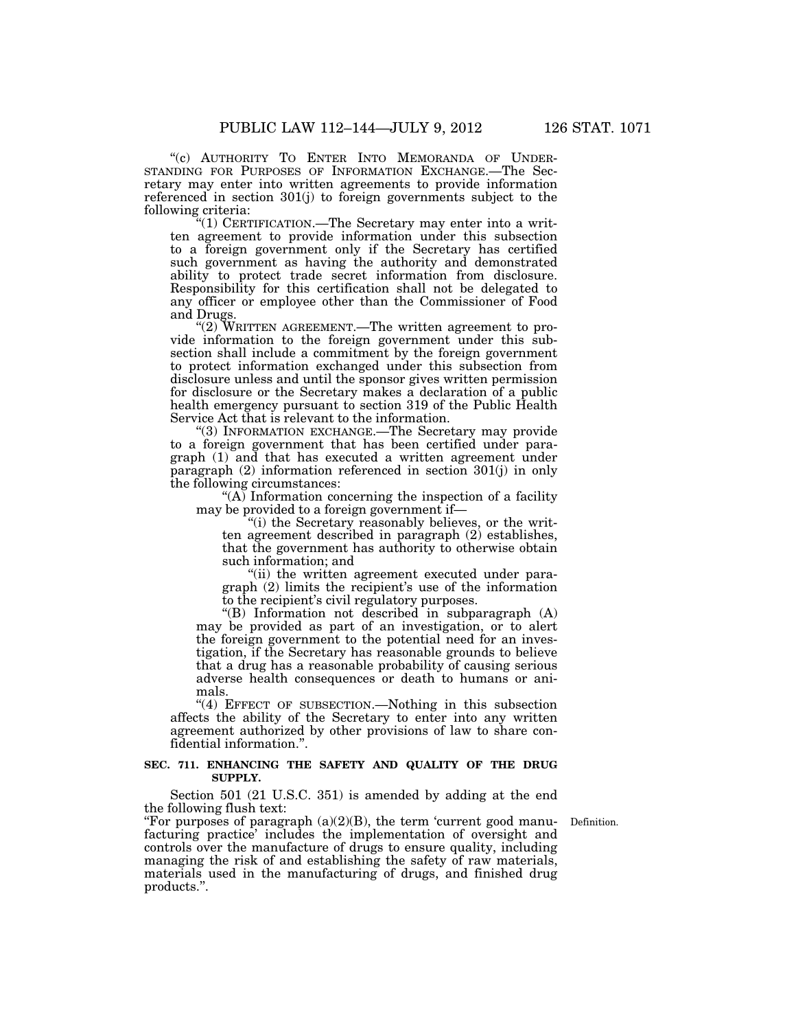"(c) AUTHORITY TO ENTER INTO MEMORANDA OF UNDERSTANDING FOR PURPOSES OF INFORMATION EXCHANGE.—The Secretary may enter into written agreements to provide information referenced in section 301(j) to foreign governments subject to the following criteria:

"(1) CERTIFICATION.—The Secretary may enter into a written agreement to provide information under this subsection to a foreign government only if the Secretary has certified such government as having the authority and demonstrated ability to protect trade secret information from disclosure. Responsibility for this certification shall not be delegated to any officer or employee other than the Commissioner of Food and Drugs.

"(2) WRITTEN AGREEMENT.—The written agreement to provide information to the foreign government under this subsection shall include a commitment by the foreign government to protect information exchanged under this subsection from disclosure unless and until the sponsor gives written permission for disclosure or the Secretary makes a declaration of a public health emergency pursuant to section 319 of the Public Health Service Act that is relevant to the information.

"(3) INFORMATION EXCHANGE.—The Secretary may provide to a foreign government that has been certified under paragraph (1) and that has executed a written agreement under paragraph (2) information referenced in section 301(j) in only the following circumstances:

"(A) Information concerning the inspection of a facility may be provided to a foreign government if—

"(i) the Secretary reasonably believes, or the written agreement described in paragraph (2) establishes, that the government has authority to otherwise obtain such information; and

"(ii) the written agreement executed under paragraph (2) limits the recipient's use of the information to the recipient's civil regulatory purposes.

"(B) Information not described in subparagraph (A) may be provided as part of an investigation, or to alert the foreign government to the potential need for an investigation, if the Secretary has reasonable grounds to believe that a drug has a reasonable probability of causing serious adverse health consequences or death to humans or animals.

"(4) EFFECT OF SUBSECTION.—Nothing in this subsection affects the ability of the Secretary to enter into any written agreement authorized by other provisions of law to share confidential information.".

**SEC. 711. ENHANCING THE SAFETY AND QUALITY OF THE DRUG SUPPLY.**

Section 501 (21 U.S.C. 351) is amended by adding at the end the following flush text:

Definition.

"For purposes of paragraph (a)(2)(B), the term 'current good manufacturing practice' includes the implementation of oversight and controls over the manufacture of drugs to ensure quality, including managing the risk of and establishing the safety of raw materials, materials used in the manufacturing of drugs, and finished drug products.".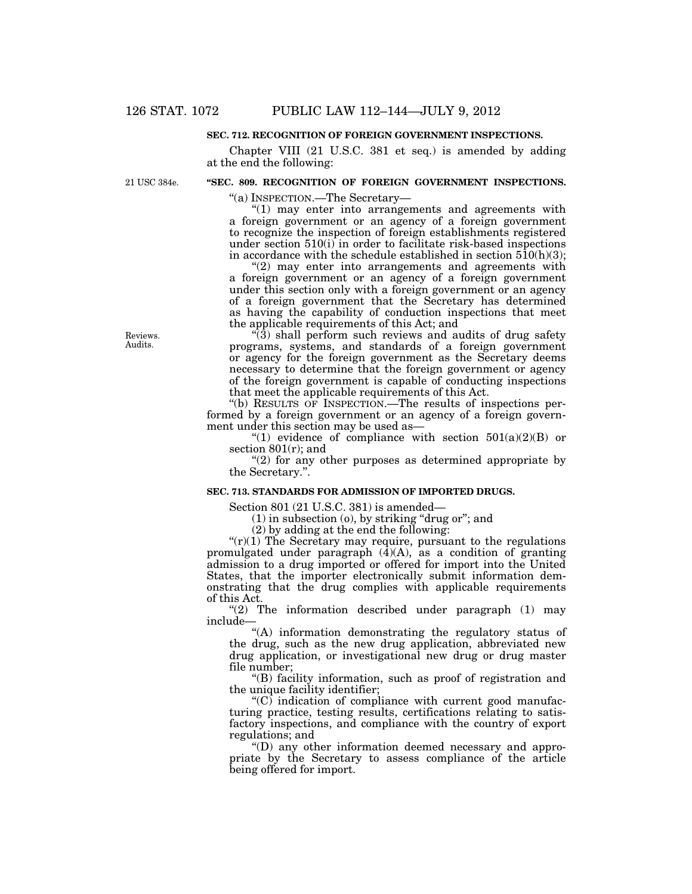### SEC. 712. RECOGNITION OF FOREIGN GOVERNMENT INSPECTIONS.

Chapter VIII (21 U.S.C. 381 et seq.) is amended by adding at the end the following:

21 USC 384e.

**"SEC. 809. RECOGNITION OF FOREIGN GOVERNMENT INSPECTIONS.**

"(a) INSPECTION.—The Secretary—

"(1) may enter into arrangements and agreements with a foreign government or an agency of a foreign government to recognize the inspection of foreign establishments registered under section 510(i) in order to facilitate risk-based inspections in accordance with the schedule established in section 510(h)(3);

"(2) may enter into arrangements and agreements with a foreign government or an agency of a foreign government under this section only with a foreign government or an agency of a foreign government that the Secretary has determined as having the capability of conduction inspections that meet the applicable requirements of this Act; and

Reviews. Audits.

"(3) shall perform such reviews and audits of drug safety programs, systems, and standards of a foreign government or agency for the foreign government as the Secretary deems necessary to determine that the foreign government or agency of the foreign government is capable of conducting inspections that meet the applicable requirements of this Act.

"(b) RESULTS OF INSPECTION.—The results of inspections performed by a foreign government or an agency of a foreign government under this section may be used as—

"(1) evidence of compliance with section 501(a)(2)(B) or section 801(r); and

"(2) for any other purposes as determined appropriate by the Secretary.".

### SEC. 713. STANDARDS FOR ADMISSION OF IMPORTED DRUGS.

Section 801 (21 U.S.C. 381) is amended—

(1) in subsection (o), by striking "drug or"; and

(2) by adding at the end the following:

"(r)(1) The Secretary may require, pursuant to the regulations promulgated under paragraph (4)(A), as a condition of granting admission to a drug imported or offered for import into the United States, that the importer electronically submit information demonstrating that the drug complies with applicable requirements of this Act.

"(2) The information described under paragraph (1) may include—

"(A) information demonstrating the regulatory status of the drug, such as the new drug application, abbreviated new drug application, or investigational new drug or drug master file number;

"(B) facility information, such as proof of registration and the unique facility identifier;

"(C) indication of compliance with current good manufacturing practice, testing results, certifications relating to satisfactory inspections, and compliance with the country of export regulations; and

"(D) any other information deemed necessary and appropriate by the Secretary to assess compliance of the article being offered for import.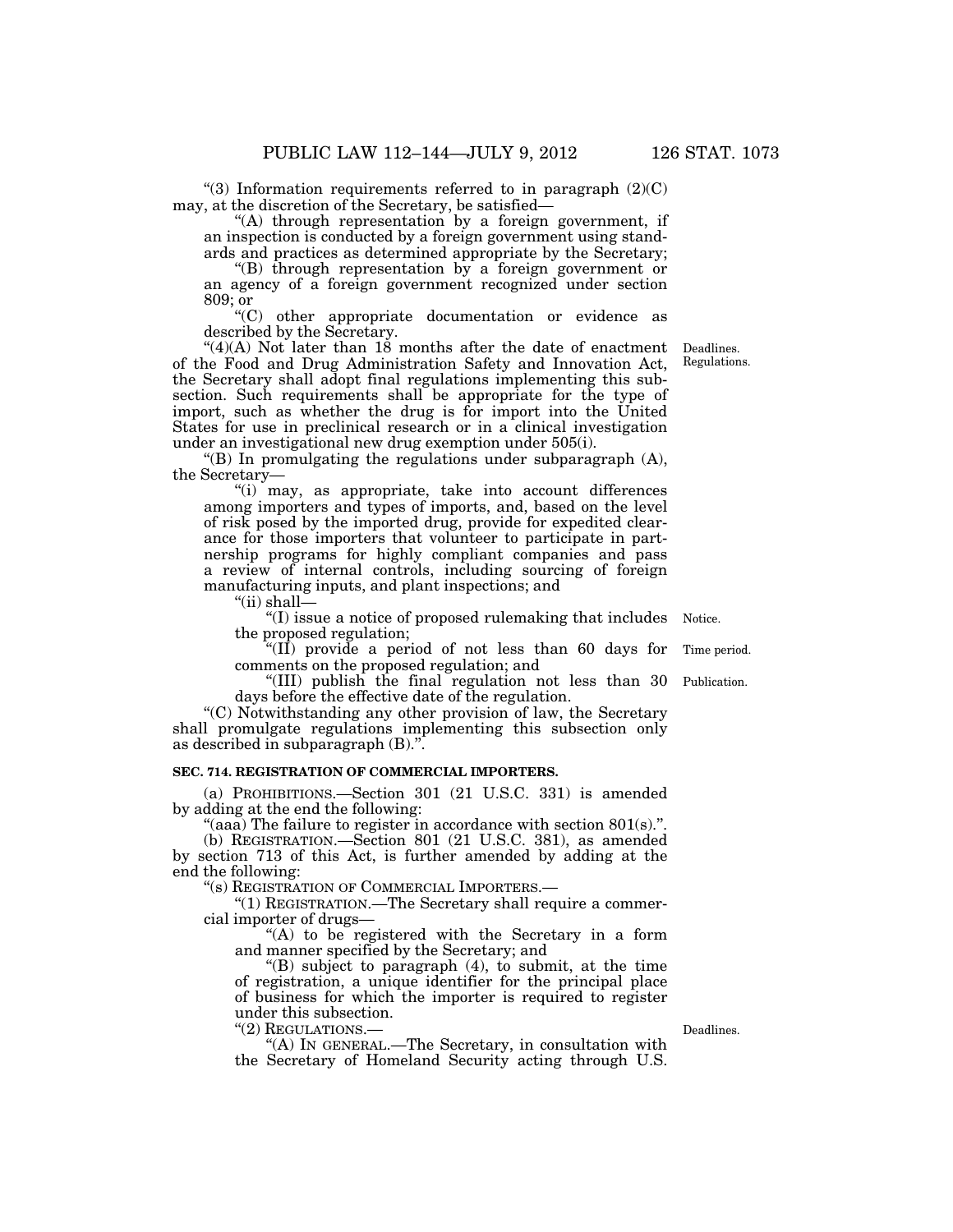"(3) Information requirements referred to in paragraph (2)(C) may, at the discretion of the Secretary, be satisfied—

"(A) through representation by a foreign government, if an inspection is conducted by a foreign government using standards and practices as determined appropriate by the Secretary;

"(B) through representation by a foreign government or an agency of a foreign government recognized under section 809; or

"(C) other appropriate documentation or evidence as described by the Secretary.

Deadlines. Regulations.

"(4)(A) Not later than 18 months after the date of enactment of the Food and Drug Administration Safety and Innovation Act, the Secretary shall adopt final regulations implementing this subsection. Such requirements shall be appropriate for the type of import, such as whether the drug is for import into the United States for use in preclinical research or in a clinical investigation under an investigational new drug exemption under 505(i).

"(B) In promulgating the regulations under subparagraph (A), the Secretary—

"(i) may, as appropriate, take into account differences among importers and types of imports, and, based on the level of risk posed by the imported drug, provide for expedited clearance for those importers that volunteer to participate in partnership programs for highly compliant companies and pass a review of internal controls, including sourcing of foreign manufacturing inputs, and plant inspections; and

"(ii) shall—

Notice.

"(I) issue a notice of proposed rulemaking that includes the proposed regulation;

Time period.

"(II) provide a period of not less than 60 days for comments on the proposed regulation; and

Publication.

"(III) publish the final regulation not less than 30 days before the effective date of the regulation.

"(C) Notwithstanding any other provision of law, the Secretary shall promulgate regulations implementing this subsection only as described in subparagraph (B).".

**SEC. 714. REGISTRATION OF COMMERCIAL IMPORTERS.**

(a) PROHIBITIONS.—Section 301 (21 U.S.C. 331) is amended by adding at the end the following:

"(aaa) The failure to register in accordance with section 801(s).".

(b) REGISTRATION.—Section 801 (21 U.S.C. 381), as amended by section 713 of this Act, is further amended by adding at the end the following:

"(s) REGISTRATION OF COMMERCIAL IMPORTERS.—

"(1) REGISTRATION.—The Secretary shall require a commercial importer of drugs—

"(A) to be registered with the Secretary in a form and manner specified by the Secretary; and

"(B) subject to paragraph (4), to submit, at the time of registration, a unique identifier for the principal place of business for which the importer is required to register under this subsection.

Deadlines.

"(2) REGULATIONS.—

"(A) IN GENERAL.—The Secretary, in consultation with the Secretary of Homeland Security acting through U.S.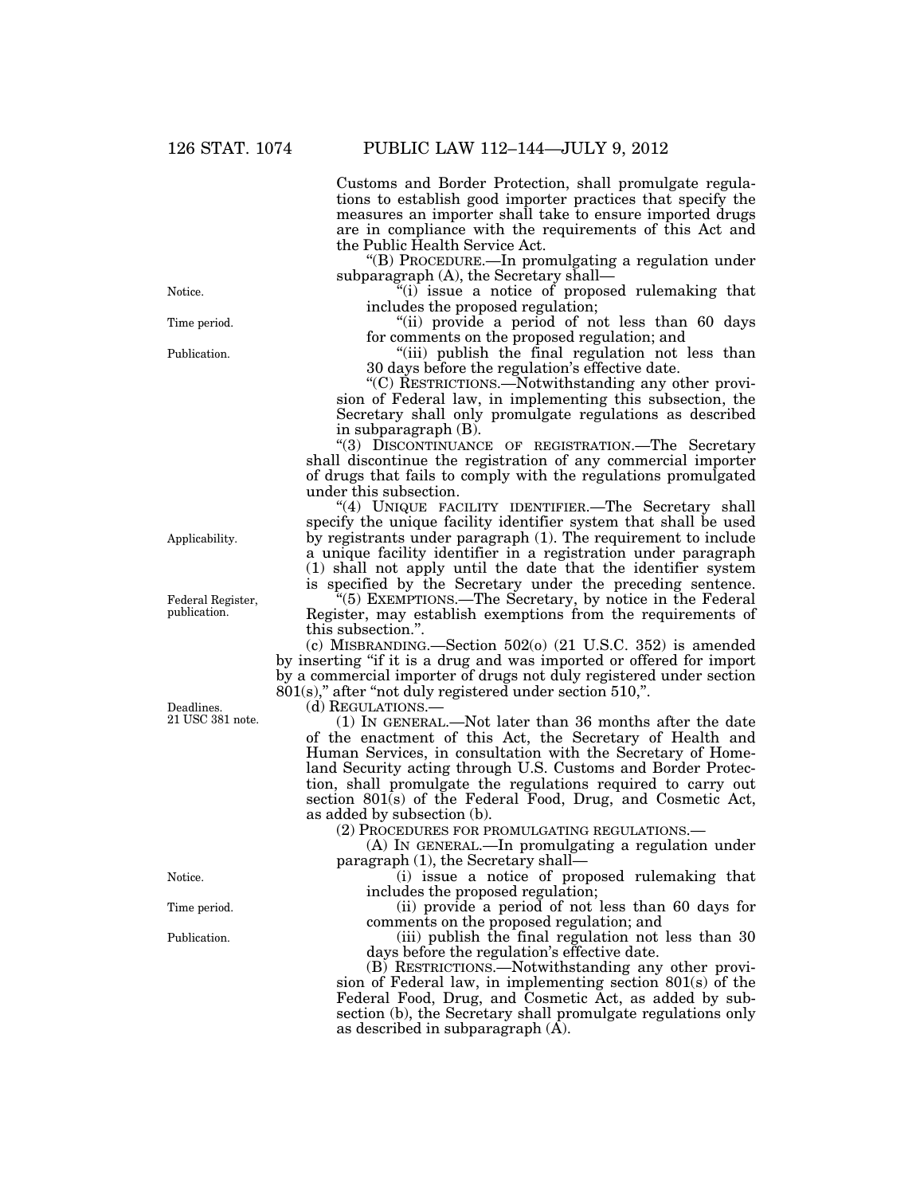Customs and Border Protection, shall promulgate regulations to establish good importer practices that specify the measures an importer shall take to ensure imported drugs are in compliance with the requirements of this Act and the Public Health Service Act.

"(B) PROCEDURE.—In promulgating a regulation under subparagraph (A), the Secretary shall—

"(i) issue a notice of proposed rulemaking that includes the proposed regulation;

"(ii) provide a period of not less than 60 days for comments on the proposed regulation; and

"(iii) publish the final regulation not less than 30 days before the regulation's effective date.

"(C) RESTRICTIONS.—Notwithstanding any other provision of Federal law, in implementing this subsection, the Secretary shall only promulgate regulations as described in subparagraph (B).

"(3) DISCONTINUANCE OF REGISTRATION.—The Secretary shall discontinue the registration of any commercial importer of drugs that fails to comply with the regulations promulgated under this subsection.

"(4) UNIQUE FACILITY IDENTIFIER.—The Secretary shall specify the unique facility identifier system that shall be used by registrants under paragraph (1). The requirement to include a unique facility identifier in a registration under paragraph (1) shall not apply until the date that the identifier system is specified by the Secretary under the preceding sentence.

"(5) EXEMPTIONS.—The Secretary, by notice in the Federal Register, may establish exemptions from the requirements of this subsection.".

(c) MISBRANDING.—Section 502(o) (21 U.S.C. 352) is amended by inserting "if it is a drug and was imported or offered for import by a commercial importer of drugs not duly registered under section 801(s)," after "not duly registered under section 510,".

(d) REGULATIONS.—

(1) IN GENERAL.—Not later than 36 months after the date of the enactment of this Act, the Secretary of Health and Human Services, in consultation with the Secretary of Homeland Security acting through U.S. Customs and Border Protection, shall promulgate the regulations required to carry out section 801(s) of the Federal Food, Drug, and Cosmetic Act, as added by subsection (b).

(2) PROCEDURES FOR PROMULGATING REGULATIONS.—

(A) IN GENERAL.—In promulgating a regulation under paragraph (1), the Secretary shall—

(i) issue a notice of proposed rulemaking that includes the proposed regulation;

(ii) provide a period of not less than 60 days for comments on the proposed regulation; and

(iii) publish the final regulation not less than 30 days before the regulation's effective date.

(B) RESTRICTIONS.—Notwithstanding any other provision of Federal law, in implementing section 801(s) of the Federal Food, Drug, and Cosmetic Act, as added by subsection (b), the Secretary shall promulgate regulations only as described in subparagraph (A).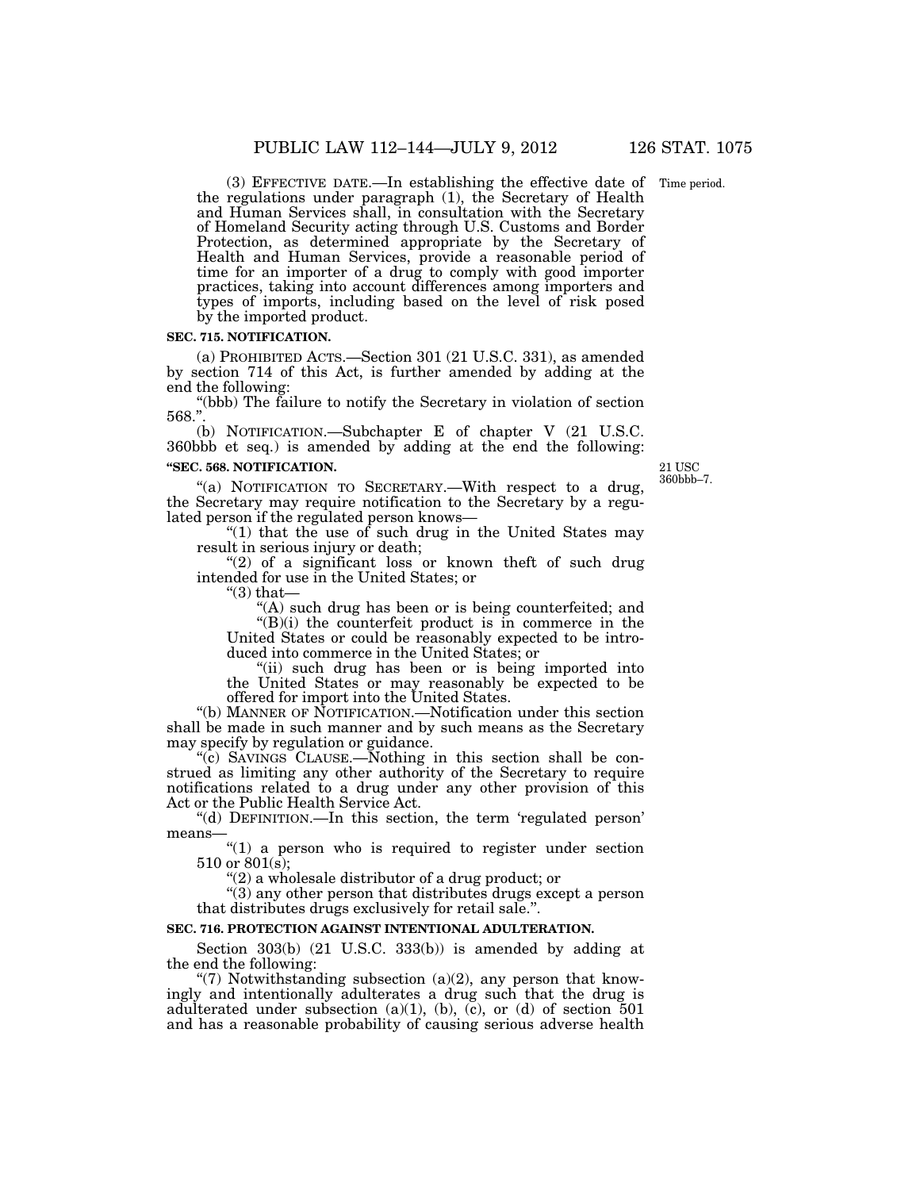(3) EFFECTIVE DATE.—In establishing the effective date of the regulations under paragraph (1), the Secretary of Health and Human Services shall, in consultation with the Secretary of Homeland Security acting through U.S. Customs and Border Protection, as determined appropriate by the Secretary of Health and Human Services, provide a reasonable period of time for an importer of a drug to comply with good importer practices, taking into account differences among importers and types of imports, including based on the level of risk posed by the imported product.

Time period.

**SEC. 715. NOTIFICATION.**

(a) PROHIBITED ACTS.—Section 301 (21 U.S.C. 331), as amended by section 714 of this Act, is further amended by adding at the end the following:

"(bbb) The failure to notify the Secretary in violation of section 568.".

(b) NOTIFICATION.—Subchapter E of chapter V (21 U.S.C. 360bbb et seq.) is amended by adding at the end the following:

**"SEC. 568. NOTIFICATION.**

21 USC 360bbb–7.

"(a) NOTIFICATION TO SECRETARY.—With respect to a drug, the Secretary may require notification to the Secretary by a regulated person if the regulated person knows—

"(1) that the use of such drug in the United States may result in serious injury or death;

"(2) of a significant loss or known theft of such drug intended for use in the United States; or

"(3) that—

"(A) such drug has been or is being counterfeited; and

"(B)(i) the counterfeit product is in commerce in the United States or could be reasonably expected to be introduced into commerce in the United States; or

"(ii) such drug has been or is being imported into the United States or may reasonably be expected to be offered for import into the United States.

"(b) MANNER OF NOTIFICATION.—Notification under this section shall be made in such manner and by such means as the Secretary may specify by regulation or guidance.

"(c) SAVINGS CLAUSE.—Nothing in this section shall be construed as limiting any other authority of the Secretary to require notifications related to a drug under any other provision of this Act or the Public Health Service Act.

"(d) DEFINITION.—In this section, the term 'regulated person' means—

"(1) a person who is required to register under section 510 or 801(s);

"(2) a wholesale distributor of a drug product; or

"(3) any other person that distributes drugs except a person that distributes drugs exclusively for retail sale.".

**SEC. 716. PROTECTION AGAINST INTENTIONAL ADULTERATION.**

Section 303(b) (21 U.S.C. 333(b)) is amended by adding at the end the following:

"(7) Notwithstanding subsection (a)(2), any person that knowingly and intentionally adulterates a drug such that the drug is adulterated under subsection (a)(1), (b), (c), or (d) of section 501 and has a reasonable probability of causing serious adverse health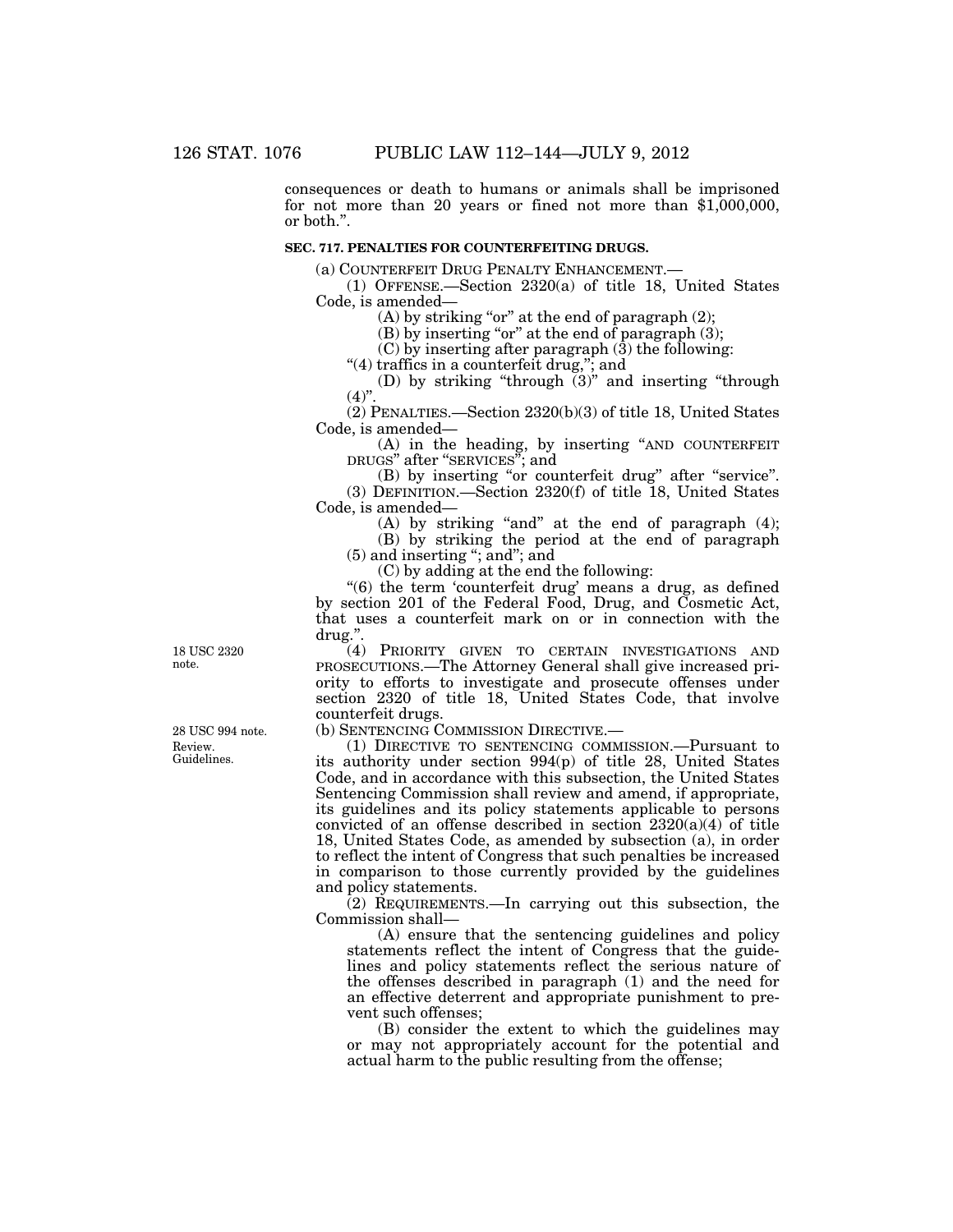consequences or death to humans or animals shall be imprisoned for not more than 20 years or fined not more than $1,000,000, or both.".

**SEC. 717. PENALTIES FOR COUNTERFEITING DRUGS.**

(a) COUNTERFEIT DRUG PENALTY ENHANCEMENT.—

(1) OFFENSE.—Section 2320(a) of title 18, United States Code, is amended—

(A) by striking "or" at the end of paragraph (2);

(B) by inserting "or" at the end of paragraph (3);

(C) by inserting after paragraph (3) the following:

"(4) traffics in a counterfeit drug,"; and

(D) by striking "through (3)" and inserting "through (4)".

(2) PENALTIES.—Section 2320(b)(3) of title 18, United States Code, is amended—

(A) in the heading, by inserting "AND COUNTERFEIT DRUGS" after "SERVICES"; and

(B) by inserting "or counterfeit drug" after "service".

(3) DEFINITION.—Section 2320(f) of title 18, United States Code, is amended—

(A) by striking "and" at the end of paragraph (4);

(B) by striking the period at the end of paragraph (5) and inserting "; and"; and

(C) by adding at the end the following:

"(6) the term 'counterfeit drug' means a drug, as defined by section 201 of the Federal Food, Drug, and Cosmetic Act, that uses a counterfeit mark on or in connection with the drug.".

18 USC 2320 note.

(4) PRIORITY GIVEN TO CERTAIN INVESTIGATIONS AND PROSECUTIONS.—The Attorney General shall give increased priority to efforts to investigate and prosecute offenses under section 2320 of title 18, United States Code, that involve counterfeit drugs.

28 USC 994 note. Review. Guidelines.

(b) SENTENCING COMMISSION DIRECTIVE.—

(1) DIRECTIVE TO SENTENCING COMMISSION.—Pursuant to its authority under section 994(p) of title 28, United States Code, and in accordance with this subsection, the United States Sentencing Commission shall review and amend, if appropriate, its guidelines and its policy statements applicable to persons convicted of an offense described in section 2320(a)(4) of title 18, United States Code, as amended by subsection (a), in order to reflect the intent of Congress that such penalties be increased in comparison to those currently provided by the guidelines and policy statements.

(2) REQUIREMENTS.—In carrying out this subsection, the Commission shall—

(A) ensure that the sentencing guidelines and policy statements reflect the intent of Congress that the guidelines and policy statements reflect the serious nature of the offenses described in paragraph (1) and the need for an effective deterrent and appropriate punishment to prevent such offenses;

(B) consider the extent to which the guidelines may or may not appropriately account for the potential and actual harm to the public resulting from the offense;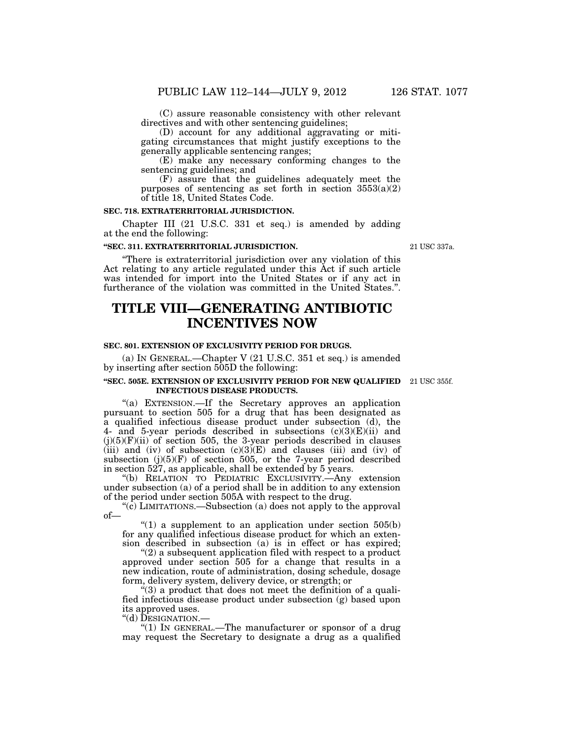(C) assure reasonable consistency with other relevant directives and with other sentencing guidelines;

(D) account for any additional aggravating or mitigating circumstances that might justify exceptions to the generally applicable sentencing ranges;

(E) make any necessary conforming changes to the sentencing guidelines; and

(F) assure that the guidelines adequately meet the purposes of sentencing as set forth in section 3553(a)(2) of title 18, United States Code.

**SEC. 718. EXTRATERRITORIAL JURISDICTION.**

Chapter III (21 U.S.C. 331 et seq.) is amended by adding at the end the following:

**"SEC. 311. EXTRATERRITORIAL JURISDICTION.**

21 USC 337a.

"There is extraterritorial jurisdiction over any violation of this Act relating to any article regulated under this Act if such article was intended for import into the United States or if any act in furtherance of the violation was committed in the United States.".

# TITLE VIII—GENERATING ANTIBIOTIC INCENTIVES NOW

**SEC. 801. EXTENSION OF EXCLUSIVITY PERIOD FOR DRUGS.**

(a) IN GENERAL.—Chapter V (21 U.S.C. 351 et seq.) is amended by inserting after section 505D the following:

**"SEC. 505E. EXTENSION OF EXCLUSIVITY PERIOD FOR NEW QUALIFIED INFECTIOUS DISEASE PRODUCTS.**

21 USC 355f.

"(a) EXTENSION.—If the Secretary approves an application pursuant to section 505 for a drug that has been designated as a qualified infectious disease product under subsection (d), the 4- and 5-year periods described in subsections (c)(3)(E)(ii) and (j)(5)(F)(ii) of section 505, the 3-year periods described in clauses (iii) and (iv) of subsection (c)(3)(E) and clauses (iii) and (iv) of subsection (j)(5)(F) of section 505, or the 7-year period described in section 527, as applicable, shall be extended by 5 years.

"(b) RELATION TO PEDIATRIC EXCLUSIVITY.—Any extension under subsection (a) of a period shall be in addition to any extension of the period under section 505A with respect to the drug.

"(c) LIMITATIONS.—Subsection (a) does not apply to the approval of—

"(1) a supplement to an application under section 505(b) for any qualified infectious disease product for which an extension described in subsection (a) is in effect or has expired;

"(2) a subsequent application filed with respect to a product approved under section 505 for a change that results in a new indication, route of administration, dosing schedule, dosage form, delivery system, delivery device, or strength; or

"(3) a product that does not meet the definition of a qualified infectious disease product under subsection (g) based upon its approved uses.

"(d) DESIGNATION.—

"(1) IN GENERAL.—The manufacturer or sponsor of a drug may request the Secretary to designate a drug as a qualified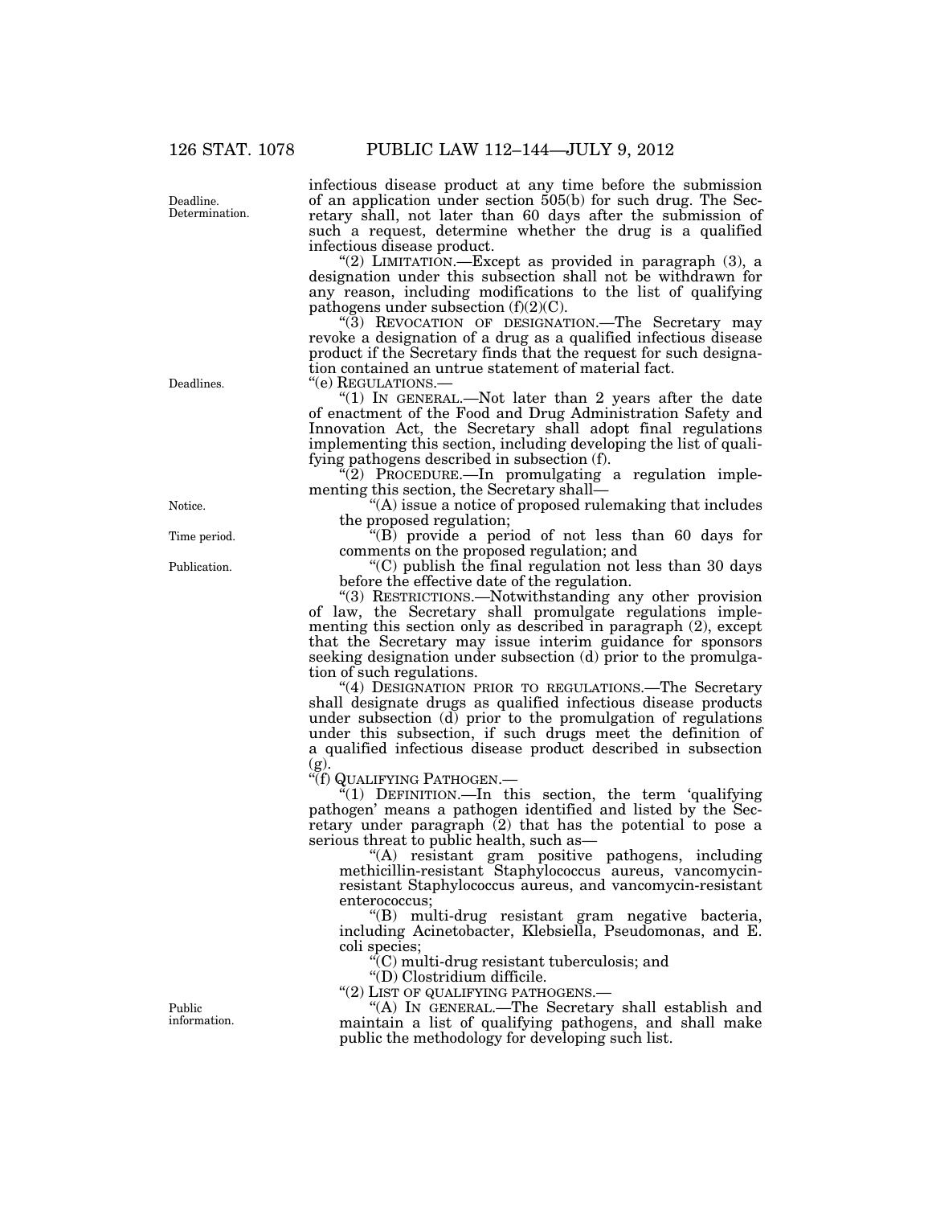infectious disease product at any time before the submission of an application under section 505(b) for such drug. The Secretary shall, not later than 60 days after the submission of such a request, determine whether the drug is a qualified infectious disease product.

"(2) LIMITATION.—Except as provided in paragraph (3), a designation under this subsection shall not be withdrawn for any reason, including modifications to the list of qualifying pathogens under subsection (f)(2)(C).

"(3) REVOCATION OF DESIGNATION.—The Secretary may revoke a designation of a drug as a qualified infectious disease product if the Secretary finds that the request for such designation contained an untrue statement of material fact.

"(e) REGULATIONS.—

"(1) IN GENERAL.—Not later than 2 years after the date of enactment of the Food and Drug Administration Safety and Innovation Act, the Secretary shall adopt final regulations implementing this section, including developing the list of qualifying pathogens described in subsection (f).

"(2) PROCEDURE.—In promulgating a regulation implementing this section, the Secretary shall—

"(A) issue a notice of proposed rulemaking that includes the proposed regulation;

"(B) provide a period of not less than 60 days for comments on the proposed regulation; and

"(C) publish the final regulation not less than 30 days before the effective date of the regulation.

"(3) RESTRICTIONS.—Notwithstanding any other provision of law, the Secretary shall promulgate regulations implementing this section only as described in paragraph (2), except that the Secretary may issue interim guidance for sponsors seeking designation under subsection (d) prior to the promulgation of such regulations.

"(4) DESIGNATION PRIOR TO REGULATIONS.—The Secretary shall designate drugs as qualified infectious disease products under subsection (d) prior to the promulgation of regulations under this subsection, if such drugs meet the definition of a qualified infectious disease product described in subsection (g).

"(f) QUALIFYING PATHOGEN.—

"(1) DEFINITION.—In this section, the term 'qualifying pathogen' means a pathogen identified and listed by the Secretary under paragraph (2) that has the potential to pose a serious threat to public health, such as—

"(A) resistant gram positive pathogens, including methicillin-resistant Staphylococcus aureus, vancomycin-resistant Staphylococcus aureus, and vancomycin-resistant enterococcus;

"(B) multi-drug resistant gram negative bacteria, including Acinetobacter, Klebsiella, Pseudomonas, and E. coli species;

"(C) multi-drug resistant tuberculosis; and

"(D) Clostridium difficile.

"(2) LIST OF QUALIFYING PATHOGENS.—

"(A) IN GENERAL.—The Secretary shall establish and maintain a list of qualifying pathogens, and shall make public the methodology for developing such list.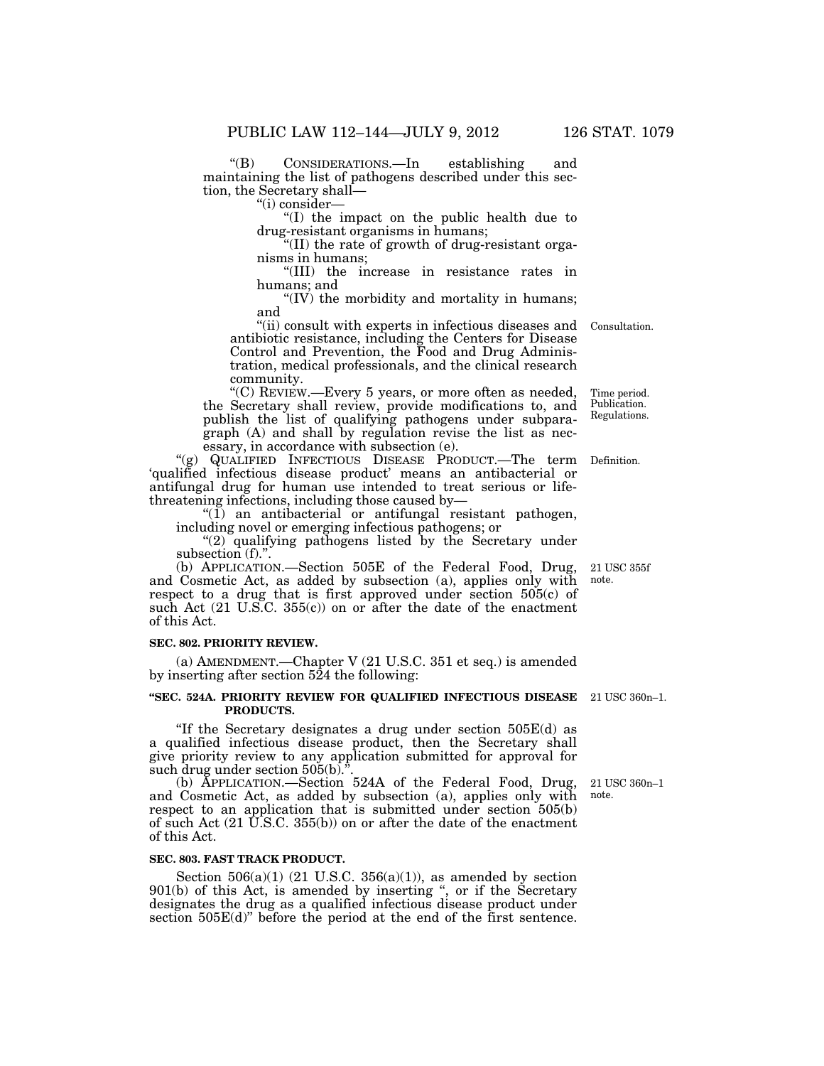"(B) CONSIDERATIONS.—In establishing and maintaining the list of pathogens described under this section, the Secretary shall—

"(i) consider—

"(I) the impact on the public health due to drug-resistant organisms in humans;

"(II) the rate of growth of drug-resistant organisms in humans;

"(III) the increase in resistance rates in humans; and

"(IV) the morbidity and mortality in humans; and

"(ii) consult with experts in infectious diseases and antibiotic resistance, including the Centers for Disease Control and Prevention, the Food and Drug Administration, medical professionals, and the clinical research community.

Consultation.

"(C) REVIEW.—Every 5 years, or more often as needed, the Secretary shall review, provide modifications to, and publish the list of qualifying pathogens under subparagraph (A) and shall by regulation revise the list as necessary, in accordance with subsection (e).

Time period. Publication. Regulations.

"(g) QUALIFIED INFECTIOUS DISEASE PRODUCT.—The term 'qualified infectious disease product' means an antibacterial or antifungal drug for human use intended to treat serious or life-threatening infections, including those caused by—

Definition.

"(1) an antibacterial or antifungal resistant pathogen, including novel or emerging infectious pathogens; or

"(2) qualifying pathogens listed by the Secretary under subsection (f).".

(b) APPLICATION.—Section 505E of the Federal Food, Drug, and Cosmetic Act, as added by subsection (a), applies only with respect to a drug that is first approved under section 505(c) of such Act (21 U.S.C. 355(c)) on or after the date of the enactment of this Act.

21 USC 355f note.

**SEC. 802. PRIORITY REVIEW.**

(a) AMENDMENT.—Chapter V (21 U.S.C. 351 et seq.) is amended by inserting after section 524 the following:

**"SEC. 524A. PRIORITY REVIEW FOR QUALIFIED INFECTIOUS DISEASE PRODUCTS.**

21 USC 360n–1.

"If the Secretary designates a drug under section 505E(d) as a qualified infectious disease product, then the Secretary shall give priority review to any application submitted for approval for such drug under section 505(b).".

(b) APPLICATION.—Section 524A of the Federal Food, Drug, and Cosmetic Act, as added by subsection (a), applies only with respect to an application that is submitted under section 505(b) of such Act (21 U.S.C. 355(b)) on or after the date of the enactment of this Act.

21 USC 360n–1 note.

**SEC. 803. FAST TRACK PRODUCT.**

Section 506(a)(1) (21 U.S.C. 356(a)(1)), as amended by section 901(b) of this Act, is amended by inserting ", or if the Secretary designates the drug as a qualified infectious disease product under section 505E(d)" before the period at the end of the first sentence.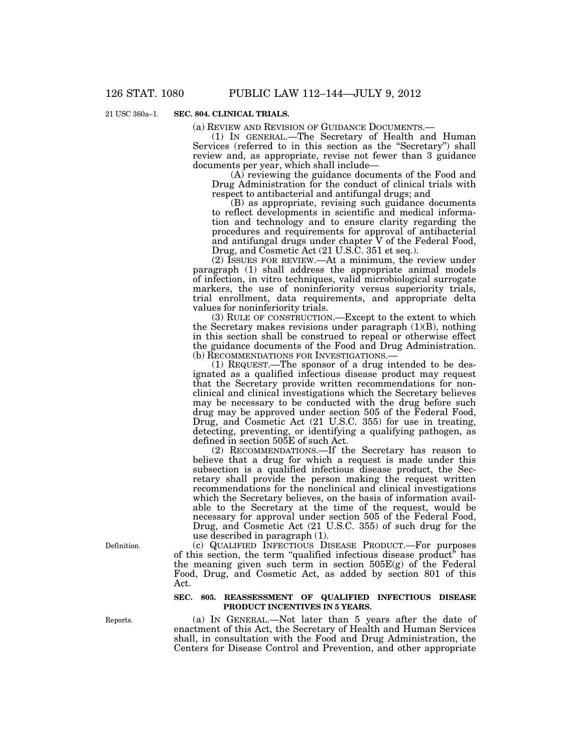21 USC 360a–1.

**SEC. 804. CLINICAL TRIALS.**

(a) REVIEW AND REVISION OF GUIDANCE DOCUMENTS.—

(1) IN GENERAL.—The Secretary of Health and Human Services (referred to in this section as the "Secretary") shall review and, as appropriate, revise not fewer than 3 guidance documents per year, which shall include—

(A) reviewing the guidance documents of the Food and Drug Administration for the conduct of clinical trials with respect to antibacterial and antifungal drugs; and

(B) as appropriate, revising such guidance documents to reflect developments in scientific and medical information and technology and to ensure clarity regarding the procedures and requirements for approval of antibacterial and antifungal drugs under chapter V of the Federal Food, Drug, and Cosmetic Act (21 U.S.C. 351 et seq.).

(2) ISSUES FOR REVIEW.—At a minimum, the review under paragraph (1) shall address the appropriate animal models of infection, in vitro techniques, valid microbiological surrogate markers, the use of noninferiority versus superiority trials, trial enrollment, data requirements, and appropriate delta values for noninferiority trials.

(3) RULE OF CONSTRUCTION.—Except to the extent to which the Secretary makes revisions under paragraph (1)(B), nothing in this section shall be construed to repeal or otherwise effect the guidance documents of the Food and Drug Administration.

(b) RECOMMENDATIONS FOR INVESTIGATIONS.—

(1) REQUEST.—The sponsor of a drug intended to be designated as a qualified infectious disease product may request that the Secretary provide written recommendations for nonclinical and clinical investigations which the Secretary believes may be necessary to be conducted with the drug before such drug may be approved under section 505 of the Federal Food, Drug, and Cosmetic Act (21 U.S.C. 355) for use in treating, detecting, preventing, or identifying a qualifying pathogen, as defined in section 505E of such Act.

(2) RECOMMENDATIONS.—If the Secretary has reason to believe that a drug for which a request is made under this subsection is a qualified infectious disease product, the Secretary shall provide the person making the request written recommendations for the nonclinical and clinical investigations which the Secretary believes, on the basis of information available to the Secretary at the time of the request, would be necessary for approval under section 505 of the Federal Food, Drug, and Cosmetic Act (21 U.S.C. 355) of such drug for the use described in paragraph (1).

Definition.

(c) QUALIFIED INFECTIOUS DISEASE PRODUCT.—For purposes of this section, the term "qualified infectious disease product" has the meaning given such term in section 505E(g) of the Federal Food, Drug, and Cosmetic Act, as added by section 801 of this Act.

**SEC. 805. REASSESSMENT OF QUALIFIED INFECTIOUS DISEASE PRODUCT INCENTIVES IN 5 YEARS.**

Reports.

(a) IN GENERAL.—Not later than 5 years after the date of enactment of this Act, the Secretary of Health and Human Services shall, in consultation with the Food and Drug Administration, the Centers for Disease Control and Prevention, and other appropriate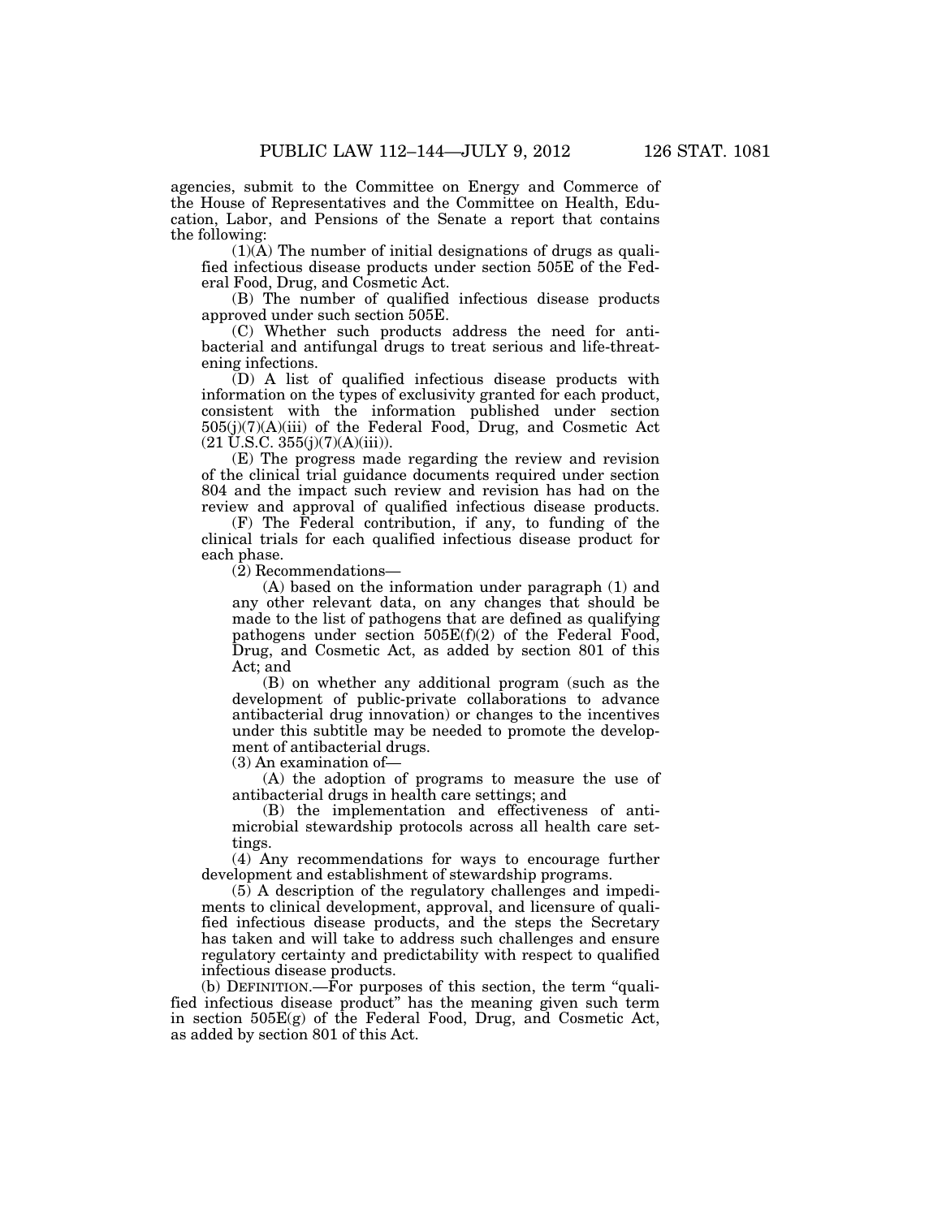agencies, submit to the Committee on Energy and Commerce of the House of Representatives and the Committee on Health, Education, Labor, and Pensions of the Senate a report that contains the following:

(1)(A) The number of initial designations of drugs as qualified infectious disease products under section 505E of the Federal Food, Drug, and Cosmetic Act.

(B) The number of qualified infectious disease products approved under such section 505E.

(C) Whether such products address the need for antibacterial and antifungal drugs to treat serious and life-threatening infections.

(D) A list of qualified infectious disease products with information on the types of exclusivity granted for each product, consistent with the information published under section 505(j)(7)(A)(iii) of the Federal Food, Drug, and Cosmetic Act (21 U.S.C. 355(j)(7)(A)(iii)).

(E) The progress made regarding the review and revision of the clinical trial guidance documents required under section 804 and the impact such review and revision has had on the review and approval of qualified infectious disease products.

(F) The Federal contribution, if any, to funding of the clinical trials for each qualified infectious disease product for each phase.

(2) Recommendations—

(A) based on the information under paragraph (1) and any other relevant data, on any changes that should be made to the list of pathogens that are defined as qualifying pathogens under section 505E(f)(2) of the Federal Food, Drug, and Cosmetic Act, as added by section 801 of this Act; and

(B) on whether any additional program (such as the development of public-private collaborations to advance antibacterial drug innovation) or changes to the incentives under this subtitle may be needed to promote the development of antibacterial drugs.

(3) An examination of—

(A) the adoption of programs to measure the use of antibacterial drugs in health care settings; and

(B) the implementation and effectiveness of antimicrobial stewardship protocols across all health care settings.

(4) Any recommendations for ways to encourage further development and establishment of stewardship programs.

(5) A description of the regulatory challenges and impediments to clinical development, approval, and licensure of qualified infectious disease products, and the steps the Secretary has taken and will take to address such challenges and ensure regulatory certainty and predictability with respect to qualified infectious disease products.

(b) DEFINITION.—For purposes of this section, the term "qualified infectious disease product" has the meaning given such term in section 505E(g) of the Federal Food, Drug, and Cosmetic Act, as added by section 801 of this Act.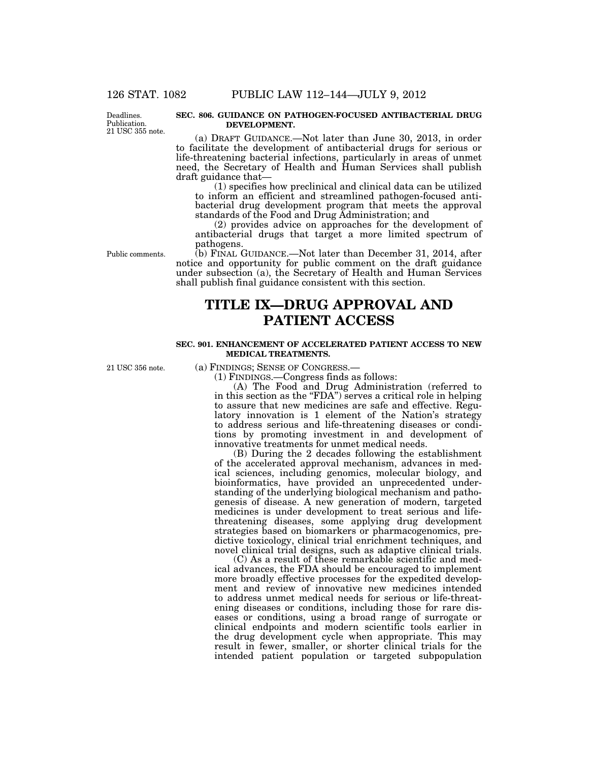**SEC. 806. GUIDANCE ON PATHOGEN-FOCUSED ANTIBACTERIAL DRUG DEVELOPMENT.**

Deadlines. Publication. 21 USC 355 note.

(a) DRAFT GUIDANCE.—Not later than June 30, 2013, in order to facilitate the development of antibacterial drugs for serious or life-threatening bacterial infections, particularly in areas of unmet need, the Secretary of Health and Human Services shall publish draft guidance that—

(1) specifies how preclinical and clinical data can be utilized to inform an efficient and streamlined pathogen-focused antibacterial drug development program that meets the approval standards of the Food and Drug Administration; and

(2) provides advice on approaches for the development of antibacterial drugs that target a more limited spectrum of pathogens.

Public comments.

(b) FINAL GUIDANCE.—Not later than December 31, 2014, after notice and opportunity for public comment on the draft guidance under subsection (a), the Secretary of Health and Human Services shall publish final guidance consistent with this section.

# TITLE IX—DRUG APPROVAL AND PATIENT ACCESS

**SEC. 901. ENHANCEMENT OF ACCELERATED PATIENT ACCESS TO NEW MEDICAL TREATMENTS.**

21 USC 356 note.

(a) FINDINGS; SENSE OF CONGRESS.—

(1) FINDINGS.—Congress finds as follows:

(A) The Food and Drug Administration (referred to in this section as the "FDA") serves a critical role in helping to assure that new medicines are safe and effective. Regulatory innovation is 1 element of the Nation's strategy to address serious and life-threatening diseases or conditions by promoting investment in and development of innovative treatments for unmet medical needs.

(B) During the 2 decades following the establishment of the accelerated approval mechanism, advances in medical sciences, including genomics, molecular biology, and bioinformatics, have provided an unprecedented understanding of the underlying biological mechanism and pathogenesis of disease. A new generation of modern, targeted medicines is under development to treat serious and life-threatening diseases, some applying drug development strategies based on biomarkers or pharmacogenomics, predictive toxicology, clinical trial enrichment techniques, and novel clinical trial designs, such as adaptive clinical trials.

(C) As a result of these remarkable scientific and medical advances, the FDA should be encouraged to implement more broadly effective processes for the expedited development and review of innovative new medicines intended to address unmet medical needs for serious or life-threatening diseases or conditions, including those for rare diseases or conditions, using a broad range of surrogate or clinical endpoints and modern scientific tools earlier in the drug development cycle when appropriate. This may result in fewer, smaller, or shorter clinical trials for the intended patient population or targeted subpopulation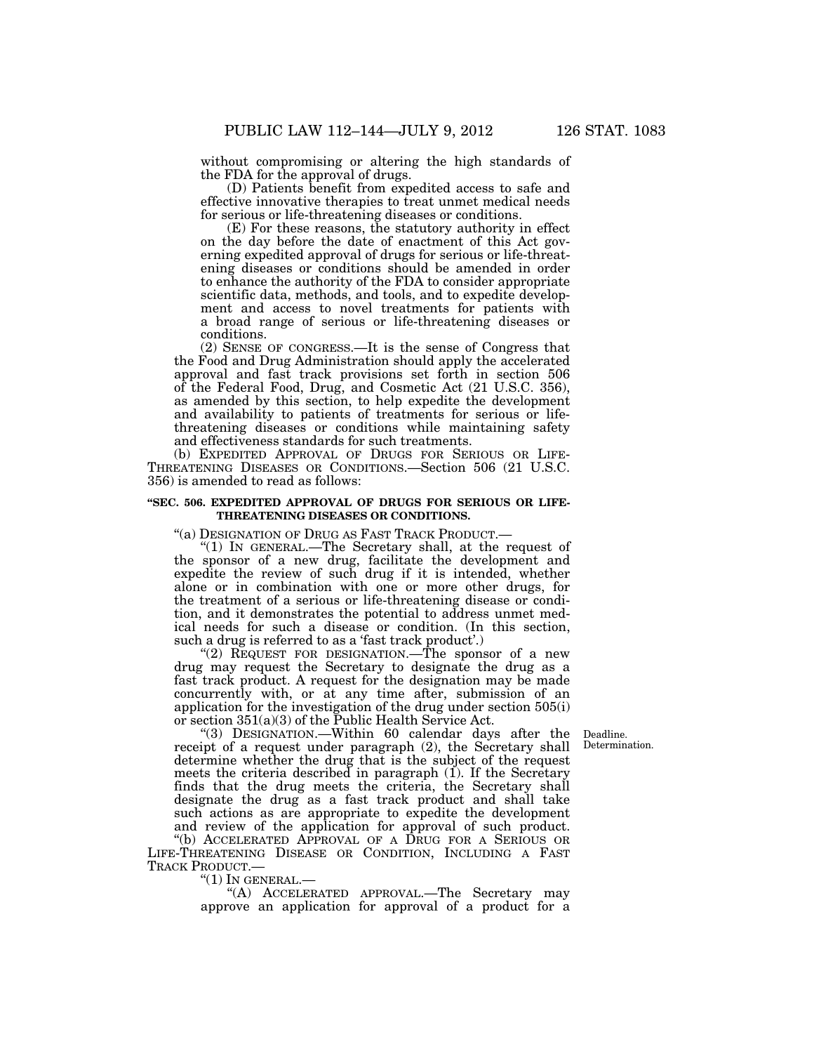without compromising or altering the high standards of the FDA for the approval of drugs.

(D) Patients benefit from expedited access to safe and effective innovative therapies to treat unmet medical needs for serious or life-threatening diseases or conditions.

(E) For these reasons, the statutory authority in effect on the day before the date of enactment of this Act governing expedited approval of drugs for serious or life-threatening diseases or conditions should be amended in order to enhance the authority of the FDA to consider appropriate scientific data, methods, and tools, and to expedite development and access to novel treatments for patients with a broad range of serious or life-threatening diseases or conditions.

(2) SENSE OF CONGRESS.—It is the sense of Congress that the Food and Drug Administration should apply the accelerated approval and fast track provisions set forth in section 506 of the Federal Food, Drug, and Cosmetic Act (21 U.S.C. 356), as amended by this section, to help expedite the development and availability to patients of treatments for serious or life-threatening diseases or conditions while maintaining safety and effectiveness standards for such treatments.

(b) EXPEDITED APPROVAL OF DRUGS FOR SERIOUS OR LIFE-THREATENING DISEASES OR CONDITIONS.—Section 506 (21 U.S.C. 356) is amended to read as follows:

**"SEC. 506. EXPEDITED APPROVAL OF DRUGS FOR SERIOUS OR LIFE-THREATENING DISEASES OR CONDITIONS.**

"(a) DESIGNATION OF DRUG AS FAST TRACK PRODUCT.—

"(1) IN GENERAL.—The Secretary shall, at the request of the sponsor of a new drug, facilitate the development and expedite the review of such drug if it is intended, whether alone or in combination with one or more other drugs, for the treatment of a serious or life-threatening disease or condition, and it demonstrates the potential to address unmet medical needs for such a disease or condition. (In this section, such a drug is referred to as a 'fast track product'.)

"(2) REQUEST FOR DESIGNATION.—The sponsor of a new drug may request the Secretary to designate the drug as a fast track product. A request for the designation may be made concurrently with, or at any time after, submission of an application for the investigation of the drug under section 505(i) or section 351(a)(3) of the Public Health Service Act.

Deadline. Determination.

"(3) DESIGNATION.—Within 60 calendar days after the receipt of a request under paragraph (2), the Secretary shall determine whether the drug that is the subject of the request meets the criteria described in paragraph (1). If the Secretary finds that the drug meets the criteria, the Secretary shall designate the drug as a fast track product and shall take such actions as are appropriate to expedite the development and review of the application for approval of such product.

"(b) ACCELERATED APPROVAL OF A DRUG FOR A SERIOUS OR LIFE-THREATENING DISEASE OR CONDITION, INCLUDING A FAST TRACK PRODUCT.—

"(1) IN GENERAL.—

"(A) ACCELERATED APPROVAL.—The Secretary may approve an application for approval of a product for a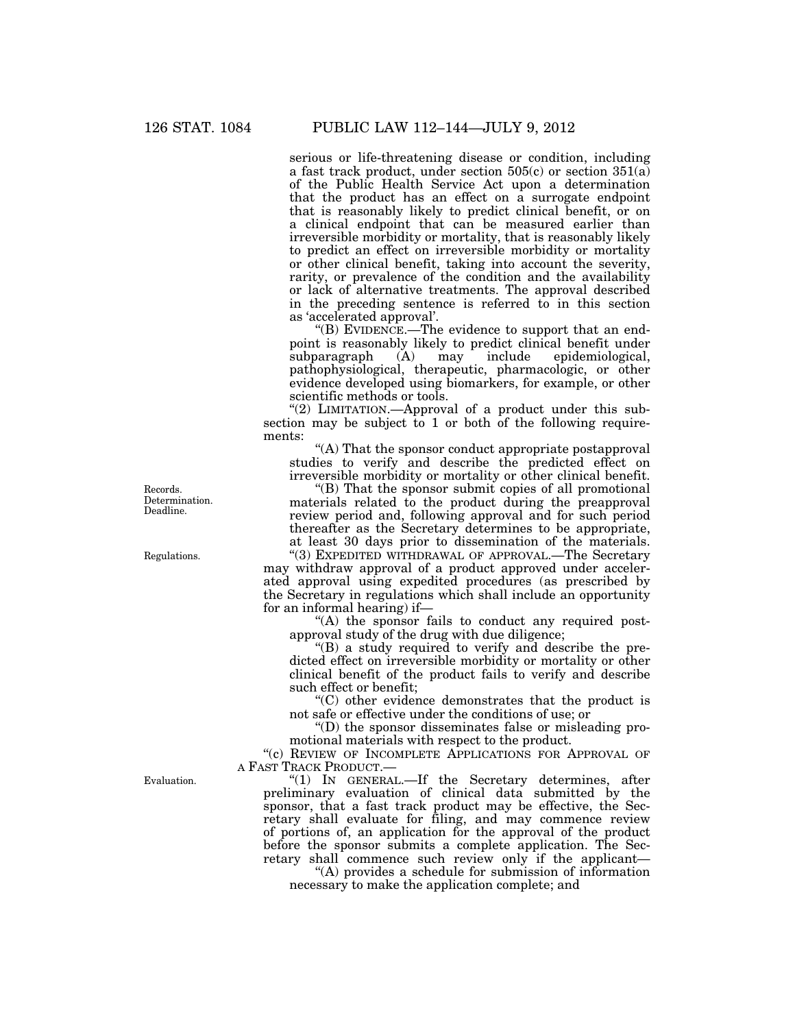serious or life-threatening disease or condition, including a fast track product, under section 505(c) or section 351(a) of the Public Health Service Act upon a determination that the product has an effect on a surrogate endpoint that is reasonably likely to predict clinical benefit, or on a clinical endpoint that can be measured earlier than irreversible morbidity or mortality, that is reasonably likely to predict an effect on irreversible morbidity or mortality or other clinical benefit, taking into account the severity, rarity, or prevalence of the condition and the availability or lack of alternative treatments. The approval described in the preceding sentence is referred to in this section as 'accelerated approval'.

"(B) EVIDENCE.—The evidence to support that an endpoint is reasonably likely to predict clinical benefit under subparagraph (A) may include epidemiological, pathophysiological, therapeutic, pharmacologic, or other evidence developed using biomarkers, for example, or other scientific methods or tools.

"(2) LIMITATION.—Approval of a product under this subsection may be subject to 1 or both of the following requirements:

"(A) That the sponsor conduct appropriate postapproval studies to verify and describe the predicted effect on irreversible morbidity or mortality or other clinical benefit.

Records. Determination. Deadline.

"(B) That the sponsor submit copies of all promotional materials related to the product during the preapproval review period and, following approval and for such period thereafter as the Secretary determines to be appropriate, at least 30 days prior to dissemination of the materials.

Regulations.

"(3) EXPEDITED WITHDRAWAL OF APPROVAL.—The Secretary may withdraw approval of a product approved under accelerated approval using expedited procedures (as prescribed by the Secretary in regulations which shall include an opportunity for an informal hearing) if—

"(A) the sponsor fails to conduct any required postapproval study of the drug with due diligence;

"(B) a study required to verify and describe the predicted effect on irreversible morbidity or mortality or other clinical benefit of the product fails to verify and describe such effect or benefit;

"(C) other evidence demonstrates that the product is not safe or effective under the conditions of use; or

"(D) the sponsor disseminates false or misleading promotional materials with respect to the product.

"(c) REVIEW OF INCOMPLETE APPLICATIONS FOR APPROVAL OF A FAST TRACK PRODUCT.—

Evaluation.

"(1) IN GENERAL.—If the Secretary determines, after preliminary evaluation of clinical data submitted by the sponsor, that a fast track product may be effective, the Secretary shall evaluate for filing, and may commence review of portions of, an application for the approval of the product before the sponsor submits a complete application. The Secretary shall commence such review only if the applicant—

"(A) provides a schedule for submission of information necessary to make the application complete; and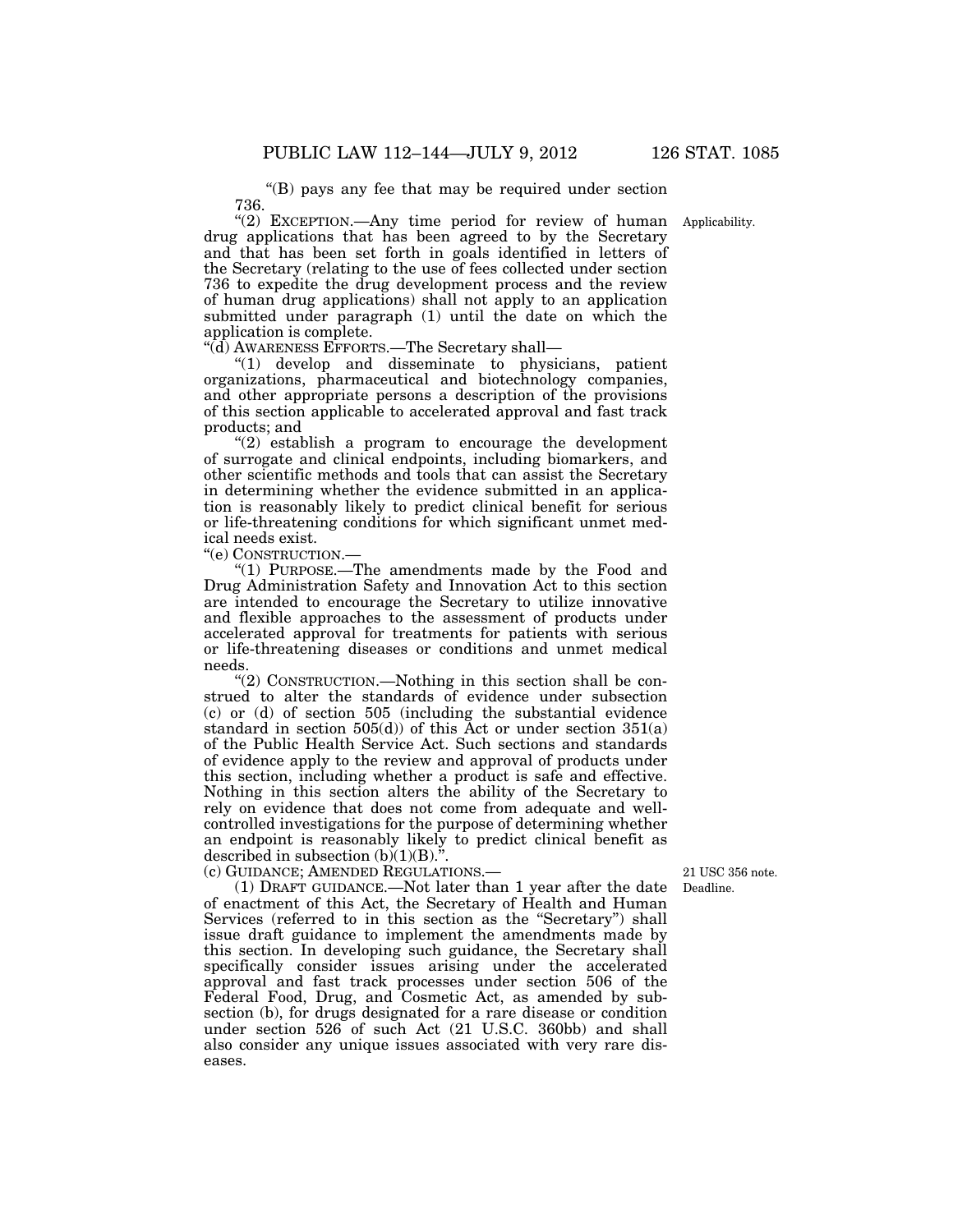"(B) pays any fee that may be required under section 736.

"(2) EXCEPTION.—Any time period for review of human drug applications that has been agreed to by the Secretary and that has been set forth in goals identified in letters of the Secretary (relating to the use of fees collected under section 736 to expedite the drug development process and the review of human drug applications) shall not apply to an application submitted under paragraph (1) until the date on which the application is complete.

Applicability.

"(d) AWARENESS EFFORTS.—The Secretary shall—

"(1) develop and disseminate to physicians, patient organizations, pharmaceutical and biotechnology companies, and other appropriate persons a description of the provisions of this section applicable to accelerated approval and fast track products; and

"(2) establish a program to encourage the development of surrogate and clinical endpoints, including biomarkers, and other scientific methods and tools that can assist the Secretary in determining whether the evidence submitted in an application is reasonably likely to predict clinical benefit for serious or life-threatening conditions for which significant unmet medical needs exist.

"(e) CONSTRUCTION.—

"(1) PURPOSE.—The amendments made by the Food and Drug Administration Safety and Innovation Act to this section are intended to encourage the Secretary to utilize innovative and flexible approaches to the assessment of products under accelerated approval for treatments for patients with serious or life-threatening diseases or conditions and unmet medical needs.

"(2) CONSTRUCTION.—Nothing in this section shall be construed to alter the standards of evidence under subsection (c) or (d) of section 505 (including the substantial evidence standard in section 505(d)) of this Act or under section 351(a) of the Public Health Service Act. Such sections and standards of evidence apply to the review and approval of products under this section, including whether a product is safe and effective. Nothing in this section alters the ability of the Secretary to rely on evidence that does not come from adequate and well-controlled investigations for the purpose of determining whether an endpoint is reasonably likely to predict clinical benefit as described in subsection (b)(1)(B).".

(c) GUIDANCE; AMENDED REGULATIONS.—

21 USC 356 note.
Deadline.

(1) DRAFT GUIDANCE.—Not later than 1 year after the date of enactment of this Act, the Secretary of Health and Human Services (referred to in this section as the "Secretary") shall issue draft guidance to implement the amendments made by this section. In developing such guidance, the Secretary shall specifically consider issues arising under the accelerated approval and fast track processes under section 506 of the Federal Food, Drug, and Cosmetic Act, as amended by subsection (b), for drugs designated for a rare disease or condition under section 526 of such Act (21 U.S.C. 360bb) and shall also consider any unique issues associated with very rare diseases.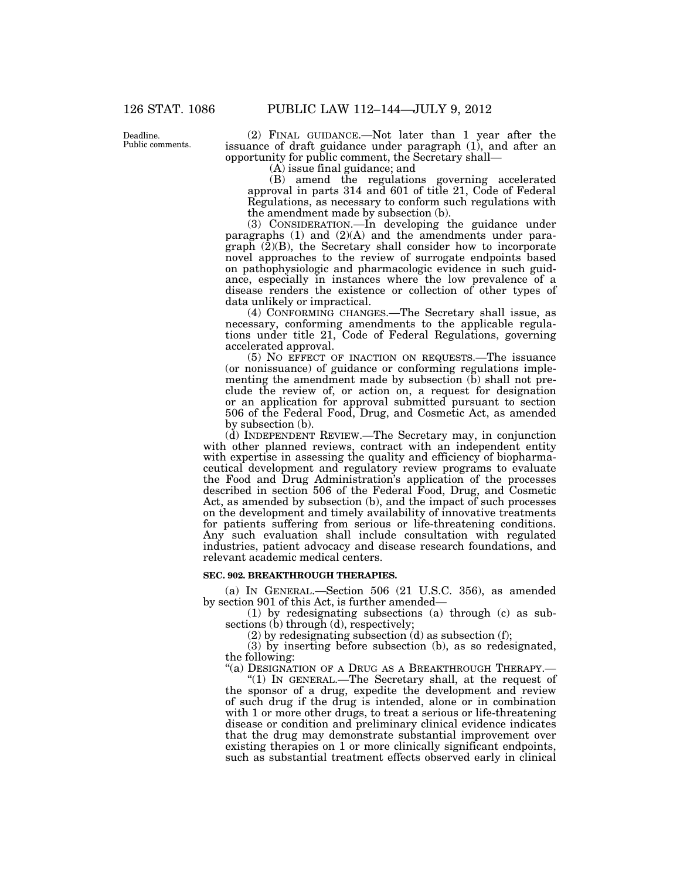Deadline.
Public comments.

(2) FINAL GUIDANCE.—Not later than 1 year after the issuance of draft guidance under paragraph (1), and after an opportunity for public comment, the Secretary shall—

(A) issue final guidance; and

(B) amend the regulations governing accelerated approval in parts 314 and 601 of title 21, Code of Federal Regulations, as necessary to conform such regulations with the amendment made by subsection (b).

(3) CONSIDERATION.—In developing the guidance under paragraphs (1) and (2)(A) and the amendments under paragraph (2)(B), the Secretary shall consider how to incorporate novel approaches to the review of surrogate endpoints based on pathophysiologic and pharmacologic evidence in such guidance, especially in instances where the low prevalence of a disease renders the existence or collection of other types of data unlikely or impractical.

(4) CONFORMING CHANGES.—The Secretary shall issue, as necessary, conforming amendments to the applicable regulations under title 21, Code of Federal Regulations, governing accelerated approval.

(5) NO EFFECT OF INACTION ON REQUESTS.—The issuance (or nonissuance) of guidance or conforming regulations implementing the amendment made by subsection (b) shall not preclude the review of, or action on, a request for designation or an application for approval submitted pursuant to section 506 of the Federal Food, Drug, and Cosmetic Act, as amended by subsection (b).

(d) INDEPENDENT REVIEW.—The Secretary may, in conjunction with other planned reviews, contract with an independent entity with expertise in assessing the quality and efficiency of biopharmaceutical development and regulatory review programs to evaluate the Food and Drug Administration's application of the processes described in section 506 of the Federal Food, Drug, and Cosmetic Act, as amended by subsection (b), and the impact of such processes on the development and timely availability of innovative treatments for patients suffering from serious or life-threatening conditions. Any such evaluation shall include consultation with regulated industries, patient advocacy and disease research foundations, and relevant academic medical centers.

**SEC. 902. BREAKTHROUGH THERAPIES.**

(a) IN GENERAL.—Section 506 (21 U.S.C. 356), as amended by section 901 of this Act, is further amended—

(1) by redesignating subsections (a) through (c) as subsections (b) through (d), respectively;

(2) by redesignating subsection (d) as subsection (f);

(3) by inserting before subsection (b), as so redesignated, the following:

"(a) DESIGNATION OF A DRUG AS A BREAKTHROUGH THERAPY.—

"(1) IN GENERAL.—The Secretary shall, at the request of the sponsor of a drug, expedite the development and review of such drug if the drug is intended, alone or in combination with 1 or more other drugs, to treat a serious or life-threatening disease or condition and preliminary clinical evidence indicates that the drug may demonstrate substantial improvement over existing therapies on 1 or more clinically significant endpoints, such as substantial treatment effects observed early in clinical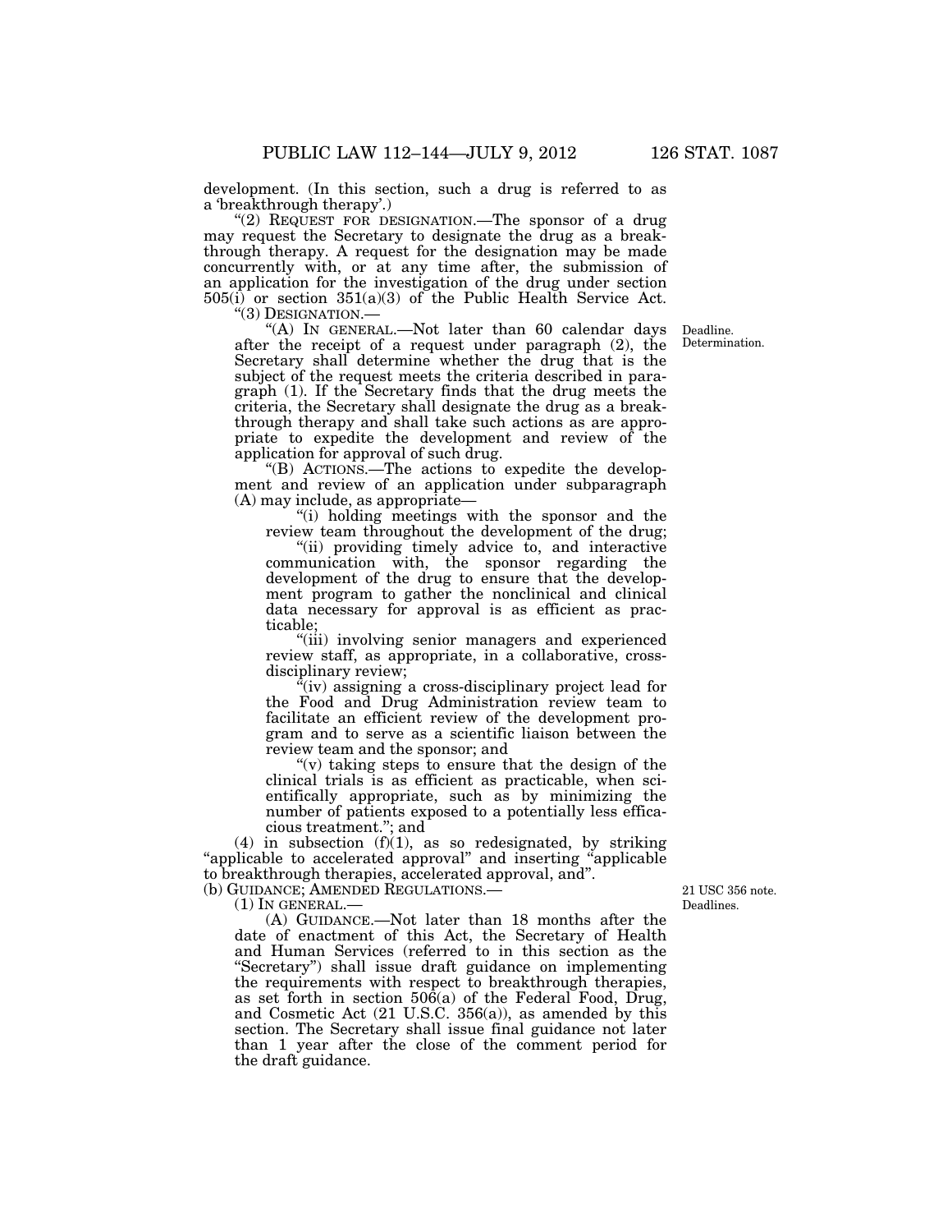development. (In this section, such a drug is referred to as a 'breakthrough therapy'.)

"(2) REQUEST FOR DESIGNATION.—The sponsor of a drug may request the Secretary to designate the drug as a breakthrough therapy. A request for the designation may be made concurrently with, or at any time after, the submission of an application for the investigation of the drug under section 505(i) or section 351(a)(3) of the Public Health Service Act.

"(3) DESIGNATION.—

Deadline. Determination.

"(A) IN GENERAL.—Not later than 60 calendar days after the receipt of a request under paragraph (2), the Secretary shall determine whether the drug that is the subject of the request meets the criteria described in paragraph (1). If the Secretary finds that the drug meets the criteria, the Secretary shall designate the drug as a breakthrough therapy and shall take such actions as are appropriate to expedite the development and review of the application for approval of such drug.

"(B) ACTIONS.—The actions to expedite the development and review of an application under subparagraph (A) may include, as appropriate—

"(i) holding meetings with the sponsor and the review team throughout the development of the drug;

"(ii) providing timely advice to, and interactive communication with, the sponsor regarding the development of the drug to ensure that the development program to gather the nonclinical and clinical data necessary for approval is as efficient as practicable;

"(iii) involving senior managers and experienced review staff, as appropriate, in a collaborative, cross-disciplinary review;

"(iv) assigning a cross-disciplinary project lead for the Food and Drug Administration review team to facilitate an efficient review of the development program and to serve as a scientific liaison between the review team and the sponsor; and

"(v) taking steps to ensure that the design of the clinical trials is as efficient as practicable, when scientifically appropriate, such as by minimizing the number of patients exposed to a potentially less efficacious treatment."; and

(4) in subsection (f)(1), as so redesignated, by striking "applicable to accelerated approval" and inserting "applicable to breakthrough therapies, accelerated approval, and".

(b) GUIDANCE; AMENDED REGULATIONS.—

21 USC 356 note. Deadlines.

(1) IN GENERAL.—

(A) GUIDANCE.—Not later than 18 months after the date of enactment of this Act, the Secretary of Health and Human Services (referred to in this section as the "Secretary") shall issue draft guidance on implementing the requirements with respect to breakthrough therapies, as set forth in section 506(a) of the Federal Food, Drug, and Cosmetic Act (21 U.S.C. 356(a)), as amended by this section. The Secretary shall issue final guidance not later than 1 year after the close of the comment period for the draft guidance.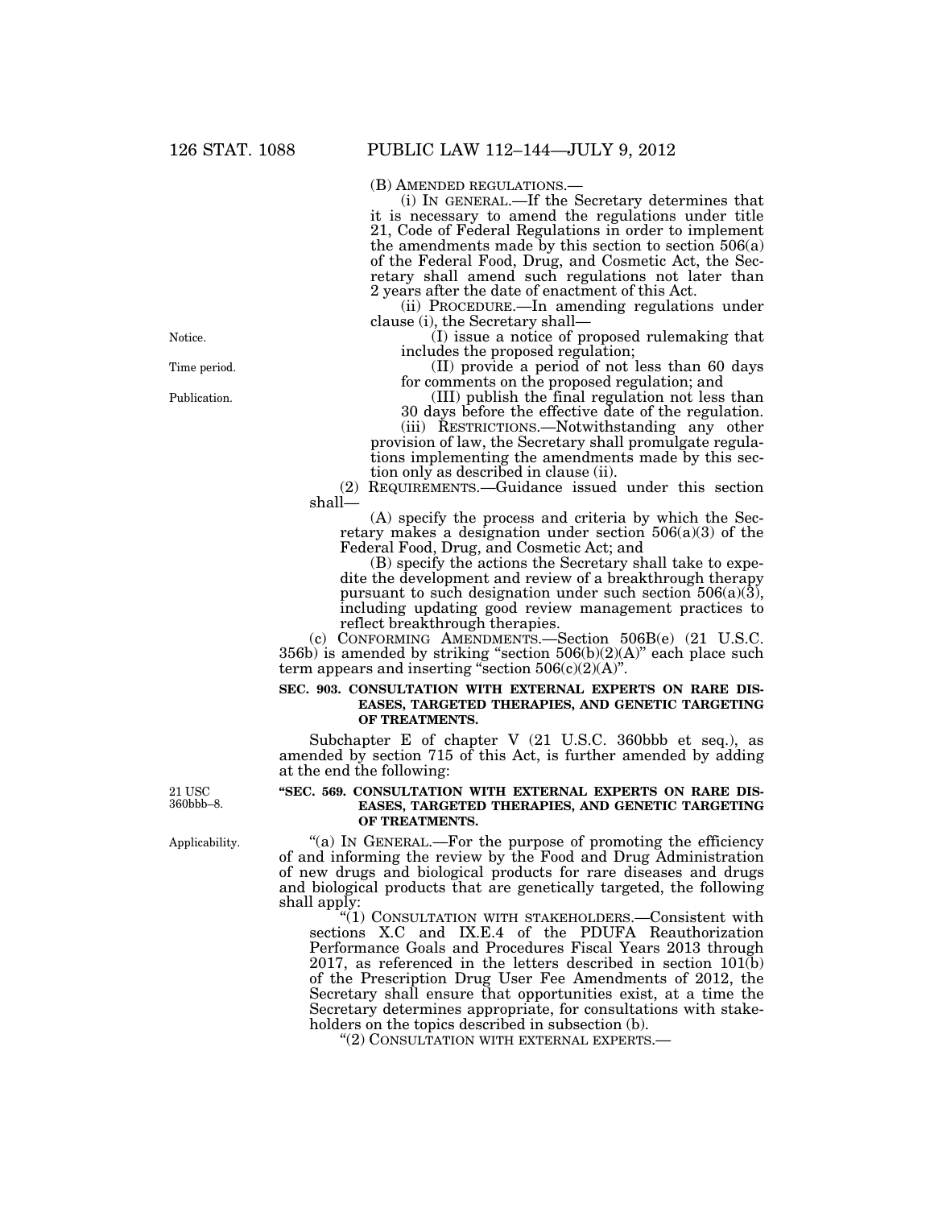(B) AMENDED REGULATIONS.—

(i) IN GENERAL.—If the Secretary determines that it is necessary to amend the regulations under title 21, Code of Federal Regulations in order to implement the amendments made by this section to section 506(a) of the Federal Food, Drug, and Cosmetic Act, the Secretary shall amend such regulations not later than 2 years after the date of enactment of this Act.

(ii) PROCEDURE.—In amending regulations under clause (i), the Secretary shall—

Notice.

(I) issue a notice of proposed rulemaking that includes the proposed regulation;

Time period.

(II) provide a period of not less than 60 days for comments on the proposed regulation; and

Publication.

(III) publish the final regulation not less than 30 days before the effective date of the regulation.

(iii) RESTRICTIONS.—Notwithstanding any other provision of law, the Secretary shall promulgate regulations implementing the amendments made by this section only as described in clause (ii).

(2) REQUIREMENTS.—Guidance issued under this section shall—

(A) specify the process and criteria by which the Secretary makes a designation under section 506(a)(3) of the Federal Food, Drug, and Cosmetic Act; and

(B) specify the actions the Secretary shall take to expedite the development and review of a breakthrough therapy pursuant to such designation under such section 506(a)(3), including updating good review management practices to reflect breakthrough therapies.

(c) CONFORMING AMENDMENTS.—Section 506B(e) (21 U.S.C. 356b) is amended by striking "section 506(b)(2)(A)" each place such term appears and inserting "section 506(c)(2)(A)".

**SEC. 903. CONSULTATION WITH EXTERNAL EXPERTS ON RARE DISEASES, TARGETED THERAPIES, AND GENETIC TARGETING OF TREATMENTS.**

Subchapter E of chapter V (21 U.S.C. 360bbb et seq.), as amended by section 715 of this Act, is further amended by adding at the end the following:

21 USC 360bbb–8.

**"SEC. 569. CONSULTATION WITH EXTERNAL EXPERTS ON RARE DISEASES, TARGETED THERAPIES, AND GENETIC TARGETING OF TREATMENTS.**

Applicability.

"(a) IN GENERAL.—For the purpose of promoting the efficiency of and informing the review by the Food and Drug Administration of new drugs and biological products for rare diseases and drugs and biological products that are genetically targeted, the following shall apply:

"(1) CONSULTATION WITH STAKEHOLDERS.—Consistent with sections X.C and IX.E.4 of the PDUFA Reauthorization Performance Goals and Procedures Fiscal Years 2013 through 2017, as referenced in the letters described in section 101(b) of the Prescription Drug User Fee Amendments of 2012, the Secretary shall ensure that opportunities exist, at a time the Secretary determines appropriate, for consultations with stakeholders on the topics described in subsection (b).

"(2) CONSULTATION WITH EXTERNAL EXPERTS.—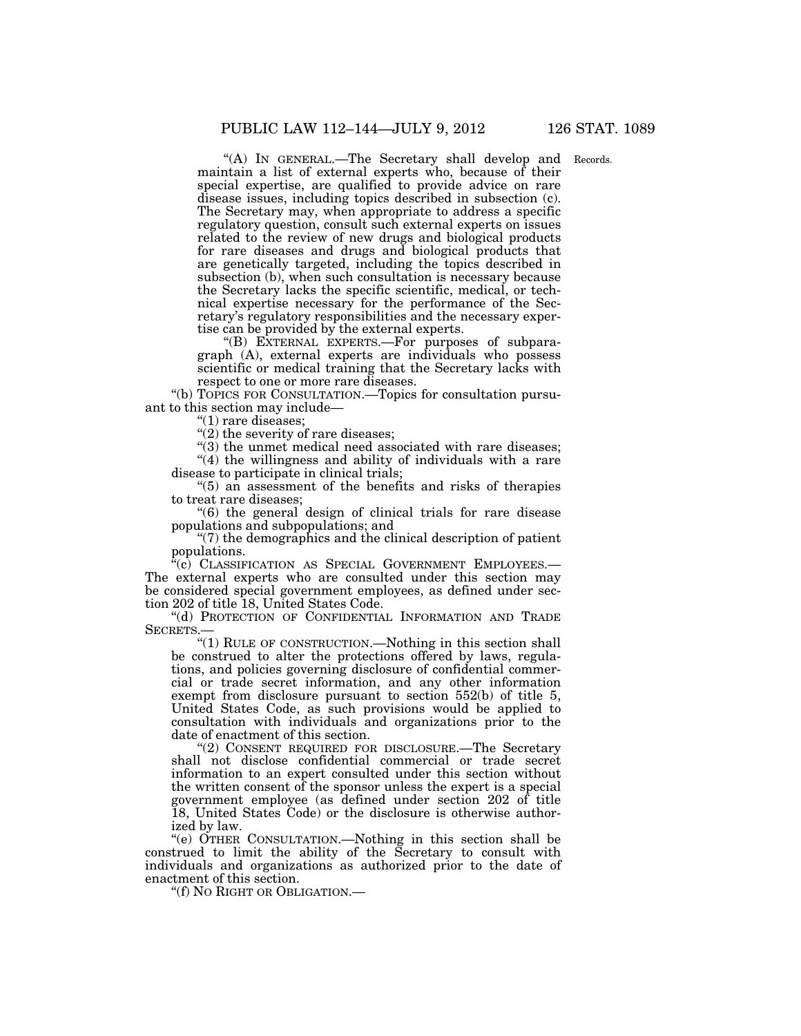"(A) IN GENERAL.—The Secretary shall develop and maintain a list of external experts who, because of their special expertise, are qualified to provide advice on rare disease issues, including topics described in subsection (c). The Secretary may, when appropriate to address a specific regulatory question, consult such external experts on issues related to the review of new drugs and biological products for rare diseases and drugs and biological products that are genetically targeted, including the topics described in subsection (b), when such consultation is necessary because the Secretary lacks the specific scientific, medical, or technical expertise necessary for the performance of the Secretary's regulatory responsibilities and the necessary expertise can be provided by the external experts.

Records.

"(B) EXTERNAL EXPERTS.—For purposes of subparagraph (A), external experts are individuals who possess scientific or medical training that the Secretary lacks with respect to one or more rare diseases.

"(b) TOPICS FOR CONSULTATION.—Topics for consultation pursuant to this section may include—

"(1) rare diseases;

"(2) the severity of rare diseases;

"(3) the unmet medical need associated with rare diseases;

"(4) the willingness and ability of individuals with a rare disease to participate in clinical trials;

"(5) an assessment of the benefits and risks of therapies to treat rare diseases;

"(6) the general design of clinical trials for rare disease populations and subpopulations; and

"(7) the demographics and the clinical description of patient populations.

"(c) CLASSIFICATION AS SPECIAL GOVERNMENT EMPLOYEES.—The external experts who are consulted under this section may be considered special government employees, as defined under section 202 of title 18, United States Code.

"(d) PROTECTION OF CONFIDENTIAL INFORMATION AND TRADE SECRETS.—

"(1) RULE OF CONSTRUCTION.—Nothing in this section shall be construed to alter the protections offered by laws, regulations, and policies governing disclosure of confidential commercial or trade secret information, and any other information exempt from disclosure pursuant to section 552(b) of title 5, United States Code, as such provisions would be applied to consultation with individuals and organizations prior to the date of enactment of this section.

"(2) CONSENT REQUIRED FOR DISCLOSURE.—The Secretary shall not disclose confidential commercial or trade secret information to an expert consulted under this section without the written consent of the sponsor unless the expert is a special government employee (as defined under section 202 of title 18, United States Code) or the disclosure is otherwise authorized by law.

"(e) OTHER CONSULTATION.—Nothing in this section shall be construed to limit the ability of the Secretary to consult with individuals and organizations as authorized prior to the date of enactment of this section.

"(f) NO RIGHT OR OBLIGATION.—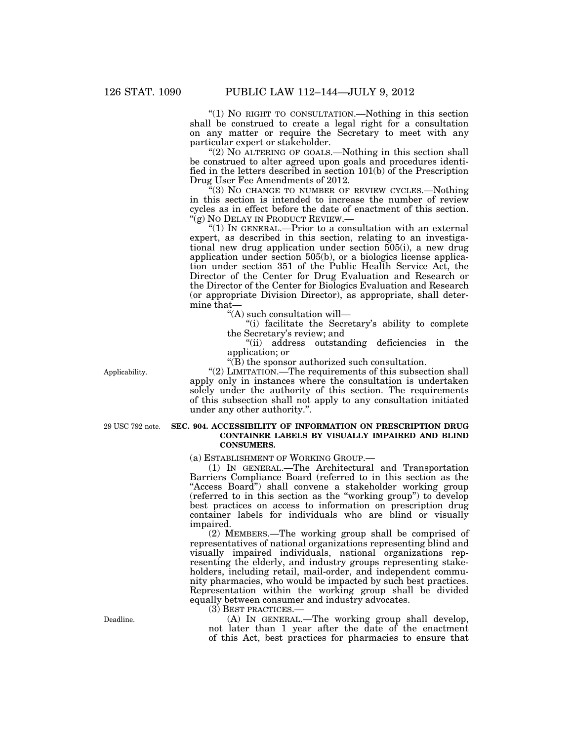"(1) NO RIGHT TO CONSULTATION.—Nothing in this section shall be construed to create a legal right for a consultation on any matter or require the Secretary to meet with any particular expert or stakeholder.

"(2) NO ALTERING OF GOALS.—Nothing in this section shall be construed to alter agreed upon goals and procedures identified in the letters described in section 101(b) of the Prescription Drug User Fee Amendments of 2012.

"(3) NO CHANGE TO NUMBER OF REVIEW CYCLES.—Nothing in this section is intended to increase the number of review cycles as in effect before the date of enactment of this section.

"(g) NO DELAY IN PRODUCT REVIEW.—

"(1) IN GENERAL.—Prior to a consultation with an external expert, as described in this section, relating to an investigational new drug application under section 505(i), a new drug application under section 505(b), or a biologics license application under section 351 of the Public Health Service Act, the Director of the Center for Drug Evaluation and Research or the Director of the Center for Biologics Evaluation and Research (or appropriate Division Director), as appropriate, shall determine that—

"(A) such consultation will—

"(i) facilitate the Secretary's ability to complete the Secretary's review; and

"(ii) address outstanding deficiencies in the application; or

"(B) the sponsor authorized such consultation.

Applicability.

"(2) LIMITATION.—The requirements of this subsection shall apply only in instances where the consultation is undertaken solely under the authority of this section. The requirements of this subsection shall not apply to any consultation initiated under any other authority.".

29 USC 792 note.

**SEC. 904. ACCESSIBILITY OF INFORMATION ON PRESCRIPTION DRUG CONTAINER LABELS BY VISUALLY IMPAIRED AND BLIND CONSUMERS.**

(a) ESTABLISHMENT OF WORKING GROUP.—

(1) IN GENERAL.—The Architectural and Transportation Barriers Compliance Board (referred to in this section as the "Access Board") shall convene a stakeholder working group (referred to in this section as the "working group") to develop best practices on access to information on prescription drug container labels for individuals who are blind or visually impaired.

(2) MEMBERS.—The working group shall be comprised of representatives of national organizations representing blind and visually impaired individuals, national organizations representing the elderly, and industry groups representing stakeholders, including retail, mail-order, and independent community pharmacies, who would be impacted by such best practices. Representation within the working group shall be divided equally between consumer and industry advocates.

(3) BEST PRACTICES.—

Deadline.

(A) IN GENERAL.—The working group shall develop, not later than 1 year after the date of the enactment of this Act, best practices for pharmacies to ensure that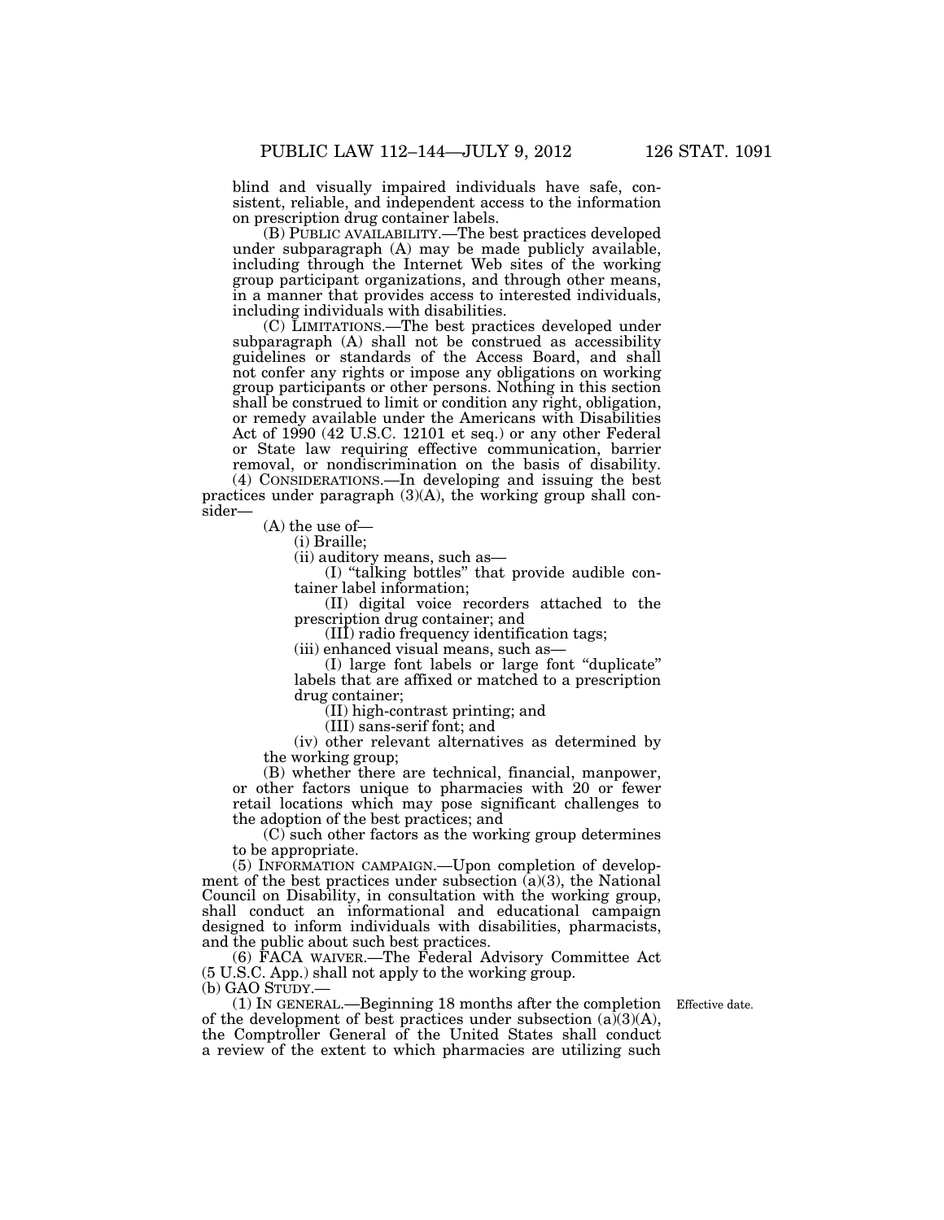blind and visually impaired individuals have safe, consistent, reliable, and independent access to the information on prescription drug container labels.

(B) PUBLIC AVAILABILITY.—The best practices developed under subparagraph (A) may be made publicly available, including through the Internet Web sites of the working group participant organizations, and through other means, in a manner that provides access to interested individuals, including individuals with disabilities.

(C) LIMITATIONS.—The best practices developed under subparagraph (A) shall not be construed as accessibility guidelines or standards of the Access Board, and shall not confer any rights or impose any obligations on working group participants or other persons. Nothing in this section shall be construed to limit or condition any right, obligation, or remedy available under the Americans with Disabilities Act of 1990 (42 U.S.C. 12101 et seq.) or any other Federal or State law requiring effective communication, barrier removal, or nondiscrimination on the basis of disability.

(4) CONSIDERATIONS.—In developing and issuing the best practices under paragraph (3)(A), the working group shall consider—

(A) the use of—

(i) Braille;

(ii) auditory means, such as—

(I) "talking bottles" that provide audible container label information;

(II) digital voice recorders attached to the prescription drug container; and

(III) radio frequency identification tags;

(iii) enhanced visual means, such as—

(I) large font labels or large font "duplicate" labels that are affixed or matched to a prescription drug container;

(II) high-contrast printing; and

(III) sans-serif font; and

(iv) other relevant alternatives as determined by the working group;

(B) whether there are technical, financial, manpower, or other factors unique to pharmacies with 20 or fewer retail locations which may pose significant challenges to the adoption of the best practices; and

(C) such other factors as the working group determines to be appropriate.

(5) INFORMATION CAMPAIGN.—Upon completion of development of the best practices under subsection (a)(3), the National Council on Disability, in consultation with the working group, shall conduct an informational and educational campaign designed to inform individuals with disabilities, pharmacists, and the public about such best practices.

(6) FACA WAIVER.—The Federal Advisory Committee Act (5 U.S.C. App.) shall not apply to the working group.

(b) GAO STUDY.—

(1) IN GENERAL.—Beginning 18 months after the completion of the development of best practices under subsection (a)(3)(A), the Comptroller General of the United States shall conduct a review of the extent to which pharmacies are utilizing such

Effective date.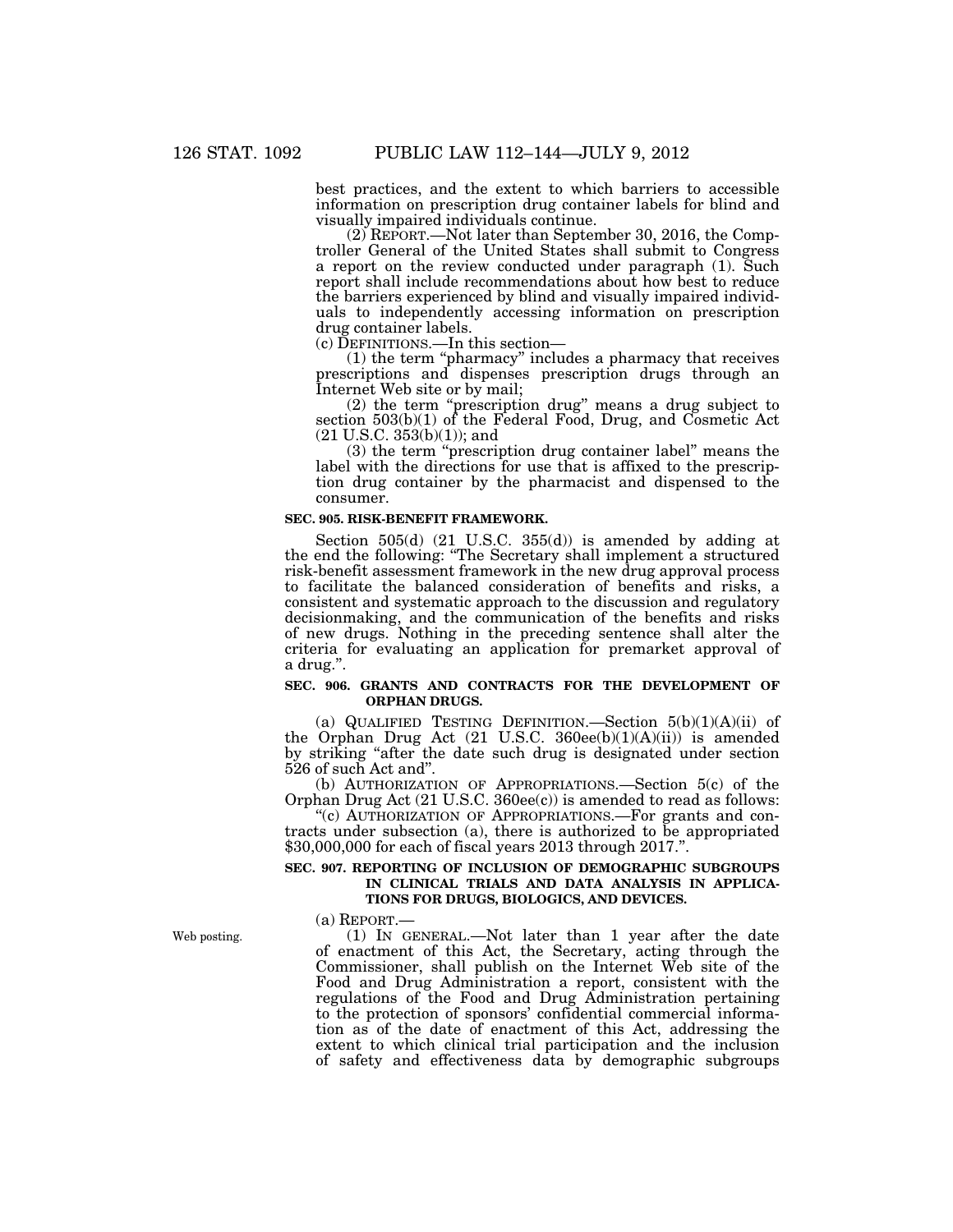best practices, and the extent to which barriers to accessible information on prescription drug container labels for blind and visually impaired individuals continue.

(2) REPORT.—Not later than September 30, 2016, the Comptroller General of the United States shall submit to Congress a report on the review conducted under paragraph (1). Such report shall include recommendations about how best to reduce the barriers experienced by blind and visually impaired individuals to independently accessing information on prescription drug container labels.

(c) DEFINITIONS.—In this section—

(1) the term "pharmacy" includes a pharmacy that receives prescriptions and dispenses prescription drugs through an Internet Web site or by mail;

(2) the term "prescription drug" means a drug subject to section 503(b)(1) of the Federal Food, Drug, and Cosmetic Act (21 U.S.C. 353(b)(1)); and

(3) the term "prescription drug container label" means the label with the directions for use that is affixed to the prescription drug container by the pharmacist and dispensed to the consumer.

**SEC. 905. RISK-BENEFIT FRAMEWORK.**

Section 505(d) (21 U.S.C. 355(d)) is amended by adding at the end the following: "The Secretary shall implement a structured risk-benefit assessment framework in the new drug approval process to facilitate the balanced consideration of benefits and risks, a consistent and systematic approach to the discussion and regulatory decisionmaking, and the communication of the benefits and risks of new drugs. Nothing in the preceding sentence shall alter the criteria for evaluating an application for premarket approval of a drug.".

**SEC. 906. GRANTS AND CONTRACTS FOR THE DEVELOPMENT OF ORPHAN DRUGS.**

(a) QUALIFIED TESTING DEFINITION.—Section 5(b)(1)(A)(ii) of the Orphan Drug Act (21 U.S.C. 360ee(b)(1)(A)(ii)) is amended by striking "after the date such drug is designated under section 526 of such Act and".

(b) AUTHORIZATION OF APPROPRIATIONS.—Section 5(c) of the Orphan Drug Act (21 U.S.C. 360ee(c)) is amended to read as follows:

"(c) AUTHORIZATION OF APPROPRIATIONS.—For grants and contracts under subsection (a), there is authorized to be appropriated $30,000,000 for each of fiscal years 2013 through 2017.".

**SEC. 907. REPORTING OF INCLUSION OF DEMOGRAPHIC SUBGROUPS IN CLINICAL TRIALS AND DATA ANALYSIS IN APPLICATIONS FOR DRUGS, BIOLOGICS, AND DEVICES.**

(a) REPORT.—

Web posting.

(1) IN GENERAL.—Not later than 1 year after the date of enactment of this Act, the Secretary, acting through the Commissioner, shall publish on the Internet Web site of the Food and Drug Administration a report, consistent with the regulations of the Food and Drug Administration pertaining to the protection of sponsors' confidential commercial information as of the date of enactment of this Act, addressing the extent to which clinical trial participation and the inclusion of safety and effectiveness data by demographic subgroups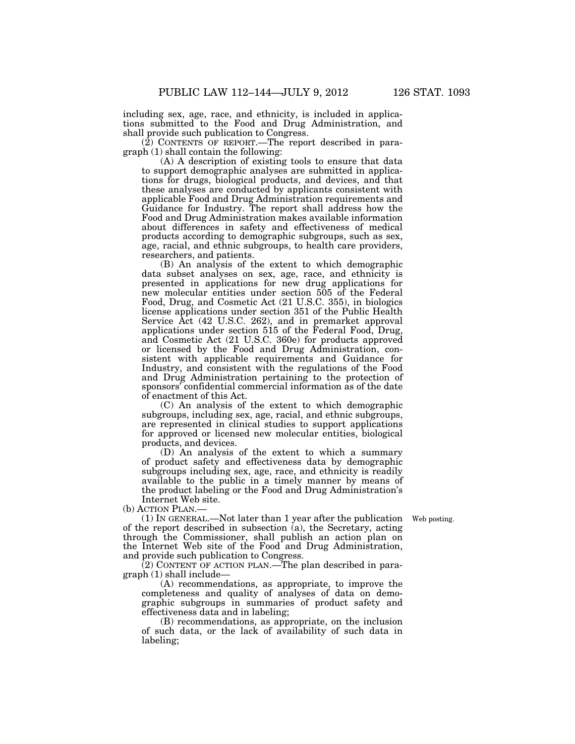including sex, age, race, and ethnicity, is included in applications submitted to the Food and Drug Administration, and shall provide such publication to Congress.

(2) CONTENTS OF REPORT.—The report described in paragraph (1) shall contain the following:

(A) A description of existing tools to ensure that data to support demographic analyses are submitted in applications for drugs, biological products, and devices, and that these analyses are conducted by applicants consistent with applicable Food and Drug Administration requirements and Guidance for Industry. The report shall address how the Food and Drug Administration makes available information about differences in safety and effectiveness of medical products according to demographic subgroups, such as sex, age, racial, and ethnic subgroups, to health care providers, researchers, and patients.

(B) An analysis of the extent to which demographic data subset analyses on sex, age, race, and ethnicity is presented in applications for new drug applications for new molecular entities under section 505 of the Federal Food, Drug, and Cosmetic Act (21 U.S.C. 355), in biologics license applications under section 351 of the Public Health Service Act (42 U.S.C. 262), and in premarket approval applications under section 515 of the Federal Food, Drug, and Cosmetic Act (21 U.S.C. 360e) for products approved or licensed by the Food and Drug Administration, consistent with applicable requirements and Guidance for Industry, and consistent with the regulations of the Food and Drug Administration pertaining to the protection of sponsors' confidential commercial information as of the date of enactment of this Act.

(C) An analysis of the extent to which demographic subgroups, including sex, age, racial, and ethnic subgroups, are represented in clinical studies to support applications for approved or licensed new molecular entities, biological products, and devices.

(D) An analysis of the extent to which a summary of product safety and effectiveness data by demographic subgroups including sex, age, race, and ethnicity is readily available to the public in a timely manner by means of the product labeling or the Food and Drug Administration's Internet Web site.

(b) ACTION PLAN.—

(1) IN GENERAL.—Not later than 1 year after the publication of the report described in subsection (a), the Secretary, acting through the Commissioner, shall publish an action plan on the Internet Web site of the Food and Drug Administration, and provide such publication to Congress.

Web posting.

(2) CONTENT OF ACTION PLAN.—The plan described in paragraph (1) shall include—

(A) recommendations, as appropriate, to improve the completeness and quality of analyses of data on demographic subgroups in summaries of product safety and effectiveness data and in labeling;

(B) recommendations, as appropriate, on the inclusion of such data, or the lack of availability of such data in labeling;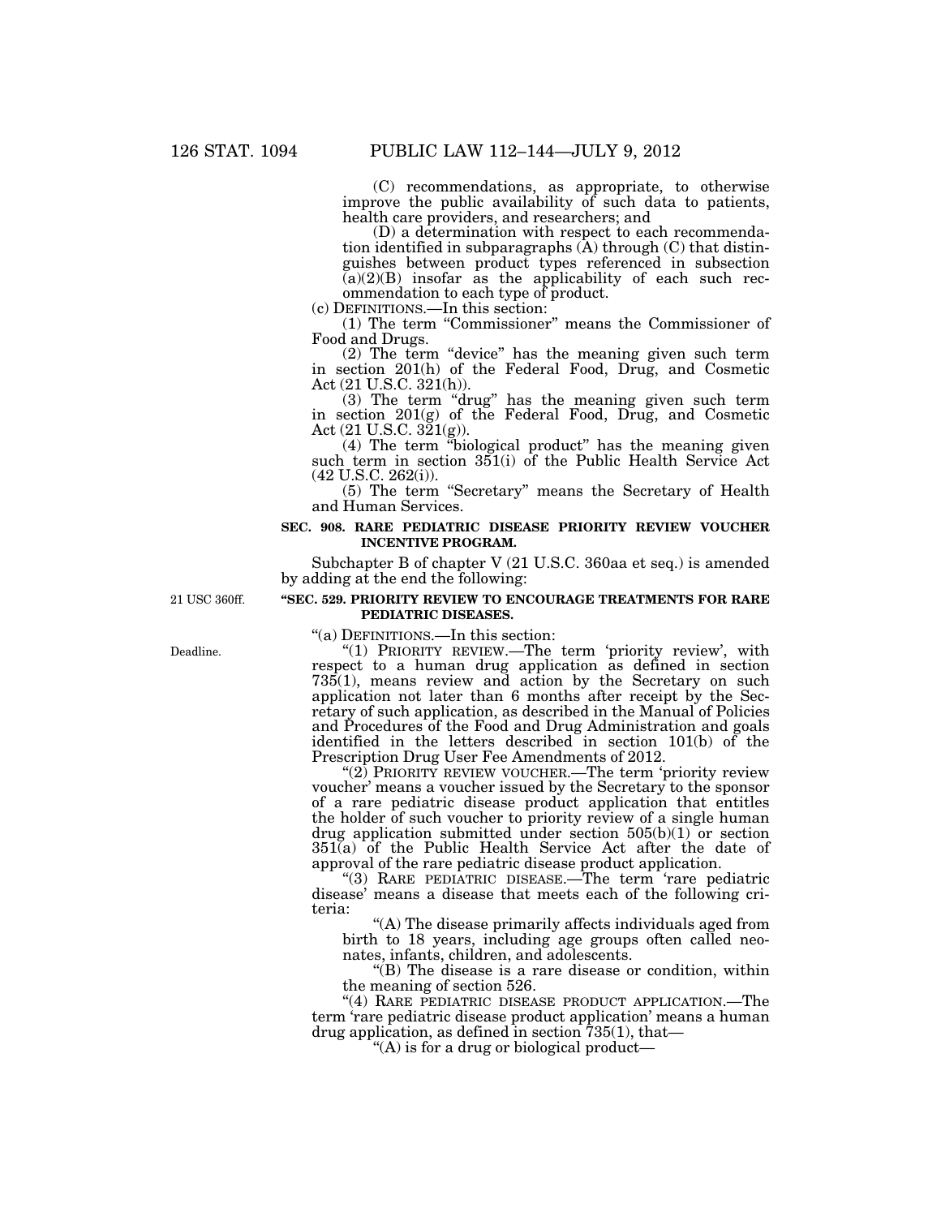(C) recommendations, as appropriate, to otherwise improve the public availability of such data to patients, health care providers, and researchers; and

(D) a determination with respect to each recommendation identified in subparagraphs (A) through (C) that distinguishes between product types referenced in subsection (a)(2)(B) insofar as the applicability of each such recommendation to each type of product.

(c) DEFINITIONS.—In this section:

(1) The term "Commissioner" means the Commissioner of Food and Drugs.

(2) The term "device" has the meaning given such term in section 201(h) of the Federal Food, Drug, and Cosmetic Act (21 U.S.C. 321(h)).

(3) The term "drug" has the meaning given such term in section 201(g) of the Federal Food, Drug, and Cosmetic Act (21 U.S.C. 321(g)).

(4) The term "biological product" has the meaning given such term in section 351(i) of the Public Health Service Act (42 U.S.C. 262(i)).

(5) The term "Secretary" means the Secretary of Health and Human Services.

**SEC. 908. RARE PEDIATRIC DISEASE PRIORITY REVIEW VOUCHER INCENTIVE PROGRAM.**

Subchapter B of chapter V (21 U.S.C. 360aa et seq.) is amended by adding at the end the following:

21 USC 360ff.

**"SEC. 529. PRIORITY REVIEW TO ENCOURAGE TREATMENTS FOR RARE PEDIATRIC DISEASES.**

"(a) DEFINITIONS.—In this section:

Deadline.

"(1) PRIORITY REVIEW.—The term 'priority review', with respect to a human drug application as defined in section 735(1), means review and action by the Secretary on such application not later than 6 months after receipt by the Secretary of such application, as described in the Manual of Policies and Procedures of the Food and Drug Administration and goals identified in the letters described in section 101(b) of the Prescription Drug User Fee Amendments of 2012.

"(2) PRIORITY REVIEW VOUCHER.—The term 'priority review voucher' means a voucher issued by the Secretary to the sponsor of a rare pediatric disease product application that entitles the holder of such voucher to priority review of a single human drug application submitted under section 505(b)(1) or section 351(a) of the Public Health Service Act after the date of approval of the rare pediatric disease product application.

"(3) RARE PEDIATRIC DISEASE.—The term 'rare pediatric disease' means a disease that meets each of the following criteria:

"(A) The disease primarily affects individuals aged from birth to 18 years, including age groups often called neonates, infants, children, and adolescents.

"(B) The disease is a rare disease or condition, within the meaning of section 526.

"(4) RARE PEDIATRIC DISEASE PRODUCT APPLICATION.—The term 'rare pediatric disease product application' means a human drug application, as defined in section 735(1), that—

"(A) is for a drug or biological product—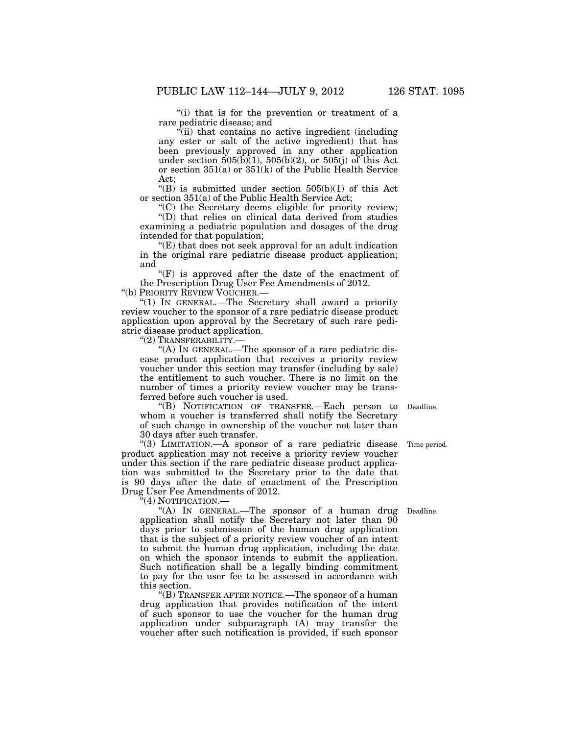"(i) that is for the prevention or treatment of a rare pediatric disease; and

"(ii) that contains no active ingredient (including any ester or salt of the active ingredient) that has been previously approved in any other application under section 505(b)(1), 505(b)(2), or 505(j) of this Act or section 351(a) or 351(k) of the Public Health Service Act;

"(B) is submitted under section 505(b)(1) of this Act or section 351(a) of the Public Health Service Act;

"(C) the Secretary deems eligible for priority review;

"(D) that relies on clinical data derived from studies examining a pediatric population and dosages of the drug intended for that population;

"(E) that does not seek approval for an adult indication in the original rare pediatric disease product application; and

"(F) is approved after the date of the enactment of the Prescription Drug User Fee Amendments of 2012.

"(b) PRIORITY REVIEW VOUCHER.—

"(1) IN GENERAL.—The Secretary shall award a priority review voucher to the sponsor of a rare pediatric disease product application upon approval by the Secretary of such rare pediatric disease product application.

"(2) TRANSFERABILITY.—

"(A) IN GENERAL.—The sponsor of a rare pediatric disease product application that receives a priority review voucher under this section may transfer (including by sale) the entitlement to such voucher. There is no limit on the number of times a priority review voucher may be transferred before such voucher is used.

"(B) NOTIFICATION OF TRANSFER.—Each person to whom a voucher is transferred shall notify the Secretary of such change in ownership of the voucher not later than 30 days after such transfer.

Deadline.

"(3) LIMITATION.—A sponsor of a rare pediatric disease product application may not receive a priority review voucher under this section if the rare pediatric disease product application was submitted to the Secretary prior to the date that is 90 days after the date of enactment of the Prescription Drug User Fee Amendments of 2012.

Time period.

"(4) NOTIFICATION.—

"(A) IN GENERAL.—The sponsor of a human drug application shall notify the Secretary not later than 90 days prior to submission of the human drug application that is the subject of a priority review voucher of an intent to submit the human drug application, including the date on which the sponsor intends to submit the application. Such notification shall be a legally binding commitment to pay for the user fee to be assessed in accordance with this section.

Deadline.

"(B) TRANSFER AFTER NOTICE.—The sponsor of a human drug application that provides notification of the intent of such sponsor to use the voucher for the human drug application under subparagraph (A) may transfer the voucher after such notification is provided, if such sponsor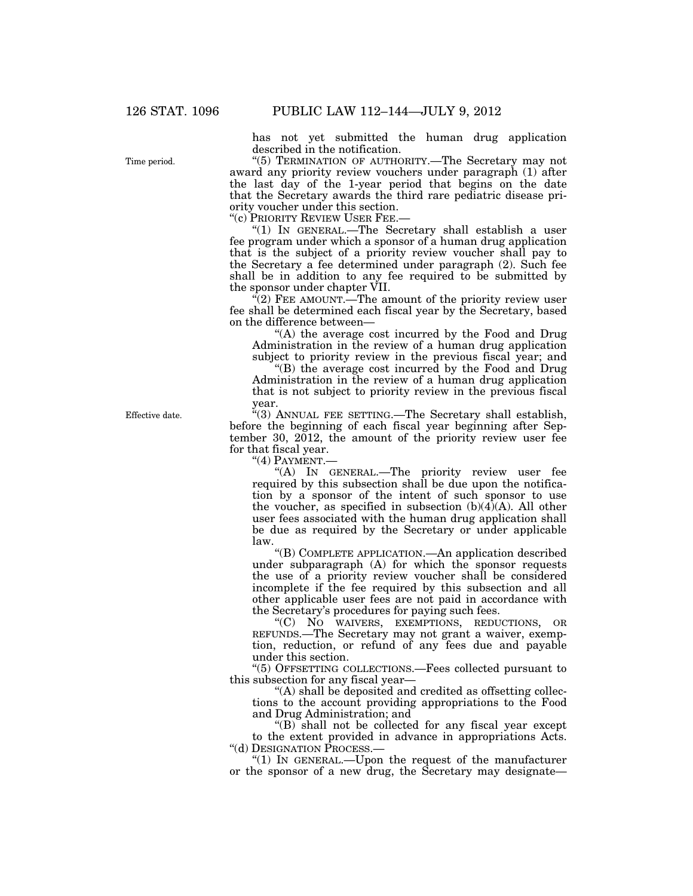has not yet submitted the human drug application described in the notification.

Time period.

"(5) TERMINATION OF AUTHORITY.—The Secretary may not award any priority review vouchers under paragraph (1) after the last day of the 1-year period that begins on the date that the Secretary awards the third rare pediatric disease priority voucher under this section.

"(c) PRIORITY REVIEW USER FEE.—

"(1) IN GENERAL.—The Secretary shall establish a user fee program under which a sponsor of a human drug application that is the subject of a priority review voucher shall pay to the Secretary a fee determined under paragraph (2). Such fee shall be in addition to any fee required to be submitted by the sponsor under chapter VII.

"(2) FEE AMOUNT.—The amount of the priority review user fee shall be determined each fiscal year by the Secretary, based on the difference between—

"(A) the average cost incurred by the Food and Drug Administration in the review of a human drug application subject to priority review in the previous fiscal year; and

"(B) the average cost incurred by the Food and Drug Administration in the review of a human drug application that is not subject to priority review in the previous fiscal year.

Effective date.

"(3) ANNUAL FEE SETTING.—The Secretary shall establish, before the beginning of each fiscal year beginning after September 30, 2012, the amount of the priority review user fee for that fiscal year.

"(4) PAYMENT.—

"(A) IN GENERAL.—The priority review user fee required by this subsection shall be due upon the notification by a sponsor of the intent of such sponsor to use the voucher, as specified in subsection (b)(4)(A). All other user fees associated with the human drug application shall be due as required by the Secretary or under applicable law.

"(B) COMPLETE APPLICATION.—An application described under subparagraph (A) for which the sponsor requests the use of a priority review voucher shall be considered incomplete if the fee required by this subsection and all other applicable user fees are not paid in accordance with the Secretary's procedures for paying such fees.

"(C) NO WAIVERS, EXEMPTIONS, REDUCTIONS, OR REFUNDS.—The Secretary may not grant a waiver, exemption, reduction, or refund of any fees due and payable under this section.

"(5) OFFSETTING COLLECTIONS.—Fees collected pursuant to this subsection for any fiscal year—

"(A) shall be deposited and credited as offsetting collections to the account providing appropriations to the Food and Drug Administration; and

"(B) shall not be collected for any fiscal year except to the extent provided in advance in appropriations Acts.

"(d) DESIGNATION PROCESS.—

"(1) IN GENERAL.—Upon the request of the manufacturer or the sponsor of a new drug, the Secretary may designate—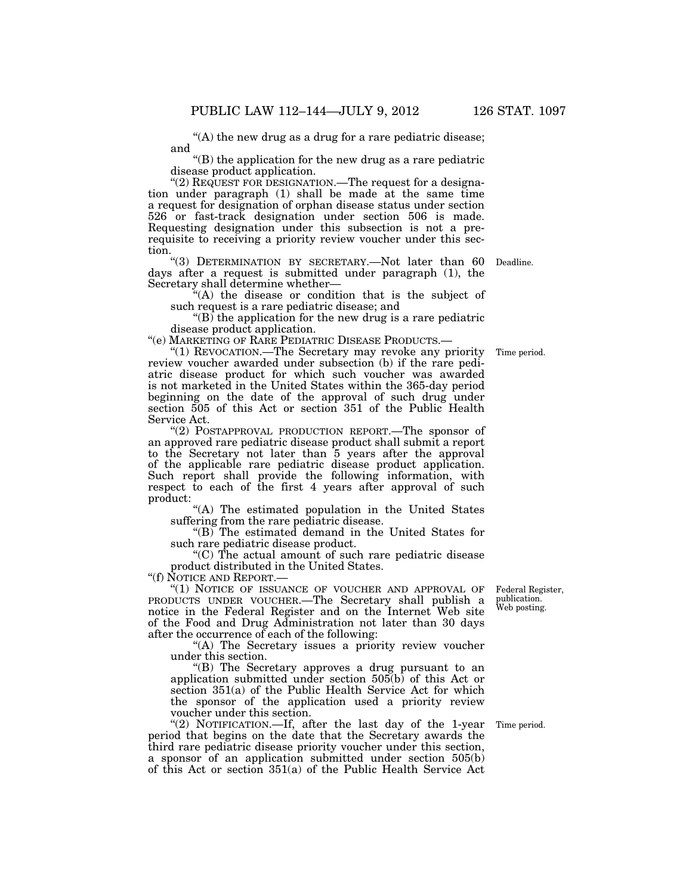"(A) the new drug as a drug for a rare pediatric disease; and

"(B) the application for the new drug as a rare pediatric disease product application.

"(2) REQUEST FOR DESIGNATION.—The request for a designation under paragraph (1) shall be made at the same time a request for designation of orphan disease status under section 526 or fast-track designation under section 506 is made. Requesting designation under this subsection is not a prerequisite to receiving a priority review voucher under this section.

"(3) DETERMINATION BY SECRETARY.—Not later than 60 days after a request is submitted under paragraph (1), the Secretary shall determine whether—

Deadline.

"(A) the disease or condition that is the subject of such request is a rare pediatric disease; and

"(B) the application for the new drug is a rare pediatric disease product application.

"(e) MARKETING OF RARE PEDIATRIC DISEASE PRODUCTS.—

"(1) REVOCATION.—The Secretary may revoke any priority review voucher awarded under subsection (b) if the rare pediatric disease product for which such voucher was awarded is not marketed in the United States within the 365-day period beginning on the date of the approval of such drug under section 505 of this Act or section 351 of the Public Health Service Act.

Time period.

"(2) POSTAPPROVAL PRODUCTION REPORT.—The sponsor of an approved rare pediatric disease product shall submit a report to the Secretary not later than 5 years after the approval of the applicable rare pediatric disease product application. Such report shall provide the following information, with respect to each of the first 4 years after approval of such product:

"(A) The estimated population in the United States suffering from the rare pediatric disease.

"(B) The estimated demand in the United States for such rare pediatric disease product.

"(C) The actual amount of such rare pediatric disease product distributed in the United States.

"(f) NOTICE AND REPORT.—

"(1) NOTICE OF ISSUANCE OF VOUCHER AND APPROVAL OF PRODUCTS UNDER VOUCHER.—The Secretary shall publish a notice in the Federal Register and on the Internet Web site of the Food and Drug Administration not later than 30 days after the occurrence of each of the following:

Federal Register, publication. Web posting.

"(A) The Secretary issues a priority review voucher under this section.

"(B) The Secretary approves a drug pursuant to an application submitted under section 505(b) of this Act or section 351(a) of the Public Health Service Act for which the sponsor of the application used a priority review voucher under this section.

"(2) NOTIFICATION.—If, after the last day of the 1-year period that begins on the date that the Secretary awards the third rare pediatric disease priority voucher under this section, a sponsor of an application submitted under section 505(b) of this Act or section 351(a) of the Public Health Service Act

Time period.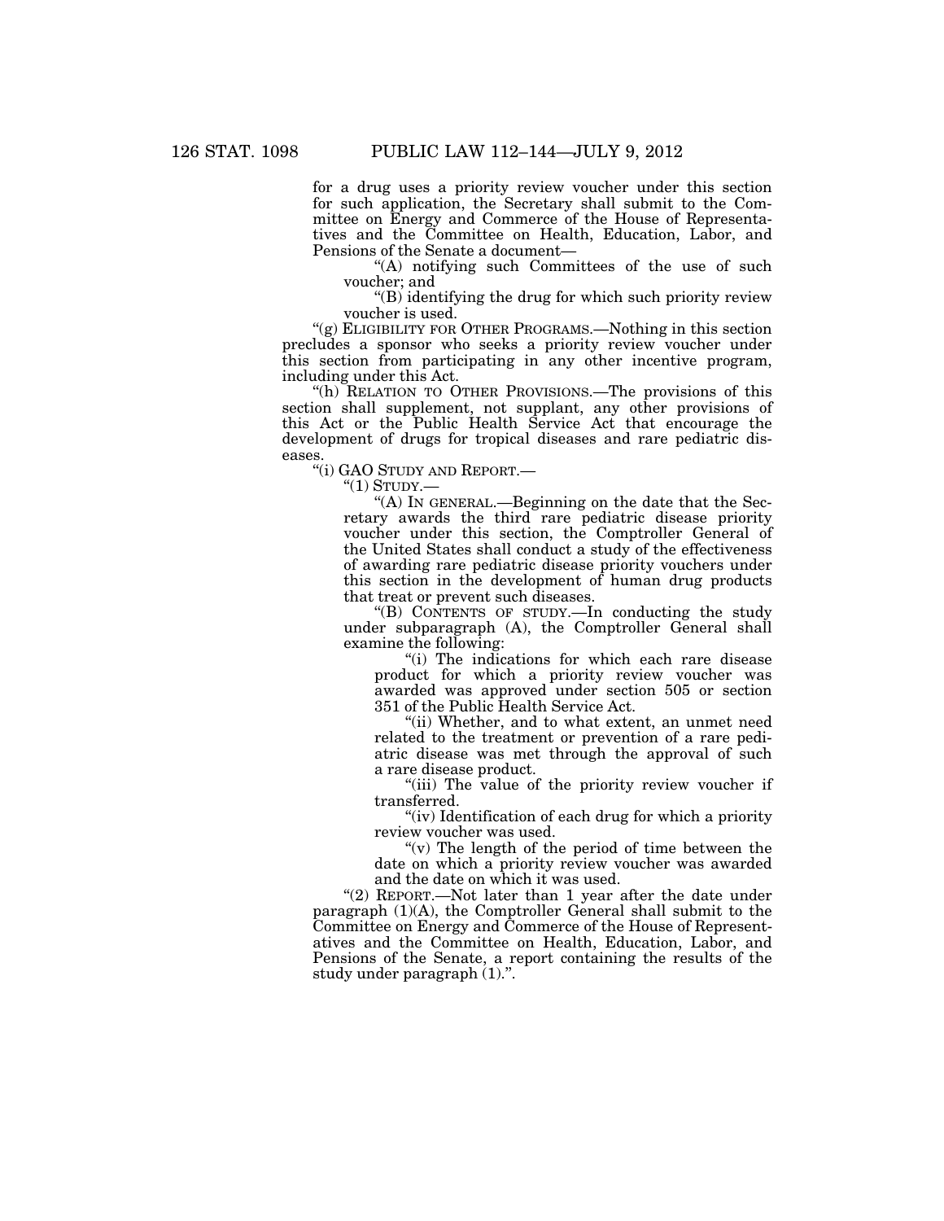for a drug uses a priority review voucher under this section for such application, the Secretary shall submit to the Committee on Energy and Commerce of the House of Representatives and the Committee on Health, Education, Labor, and Pensions of the Senate a document—

"(A) notifying such Committees of the use of such voucher; and

"(B) identifying the drug for which such priority review voucher is used.

"(g) ELIGIBILITY FOR OTHER PROGRAMS.—Nothing in this section precludes a sponsor who seeks a priority review voucher under this section from participating in any other incentive program, including under this Act.

"(h) RELATION TO OTHER PROVISIONS.—The provisions of this section shall supplement, not supplant, any other provisions of this Act or the Public Health Service Act that encourage the development of drugs for tropical diseases and rare pediatric diseases.

"(i) GAO STUDY AND REPORT.—

"(1) STUDY.—

"(A) IN GENERAL.—Beginning on the date that the Secretary awards the third rare pediatric disease priority voucher under this section, the Comptroller General of the United States shall conduct a study of the effectiveness of awarding rare pediatric disease priority vouchers under this section in the development of human drug products that treat or prevent such diseases.

"(B) CONTENTS OF STUDY.—In conducting the study under subparagraph (A), the Comptroller General shall examine the following:

"(i) The indications for which each rare disease product for which a priority review voucher was awarded was approved under section 505 or section 351 of the Public Health Service Act.

"(ii) Whether, and to what extent, an unmet need related to the treatment or prevention of a rare pediatric disease was met through the approval of such a rare disease product.

"(iii) The value of the priority review voucher if transferred.

"(iv) Identification of each drug for which a priority review voucher was used.

"(v) The length of the period of time between the date on which a priority review voucher was awarded and the date on which it was used.

"(2) REPORT.—Not later than 1 year after the date under paragraph (1)(A), the Comptroller General shall submit to the Committee on Energy and Commerce of the House of Representatives and the Committee on Health, Education, Labor, and Pensions of the Senate, a report containing the results of the study under paragraph (1).".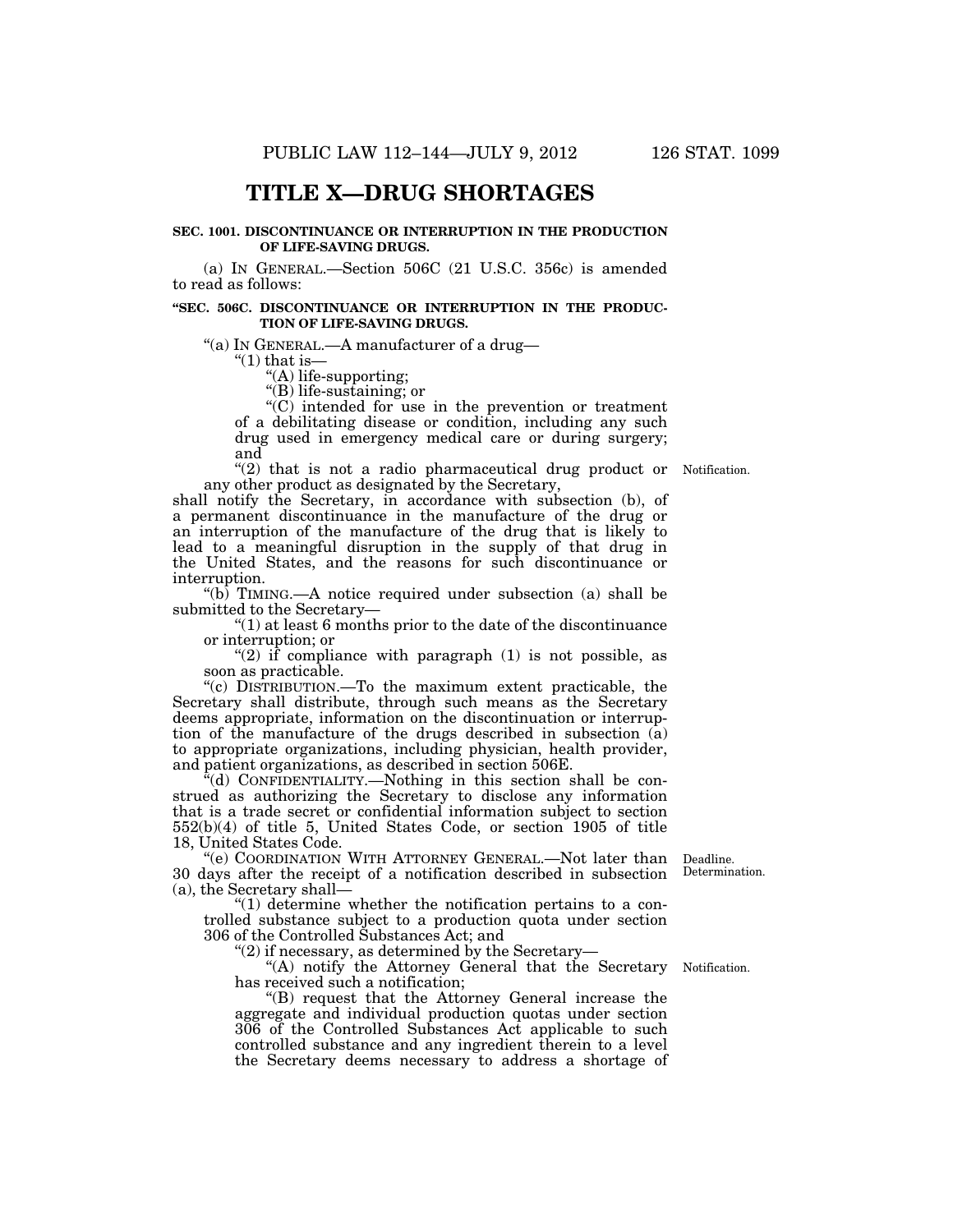# TITLE X—DRUG SHORTAGES

**SEC. 1001. DISCONTINUANCE OR INTERRUPTION IN THE PRODUCTION OF LIFE-SAVING DRUGS.**

(a) IN GENERAL.—Section 506C (21 U.S.C. 356c) is amended to read as follows:

**"SEC. 506C. DISCONTINUANCE OR INTERRUPTION IN THE PRODUCTION OF LIFE-SAVING DRUGS.**

"(a) IN GENERAL.—A manufacturer of a drug—

"(1) that is—

"(A) life-supporting;

"(B) life-sustaining; or

"(C) intended for use in the prevention or treatment of a debilitating disease or condition, including any such drug used in emergency medical care or during surgery; and

"(2) that is not a radio pharmaceutical drug product or any other product as designated by the Secretary,

Notification.

shall notify the Secretary, in accordance with subsection (b), of a permanent discontinuance in the manufacture of the drug or an interruption of the manufacture of the drug that is likely to lead to a meaningful disruption in the supply of that drug in the United States, and the reasons for such discontinuance or interruption.

"(b) TIMING.—A notice required under subsection (a) shall be submitted to the Secretary—

"(1) at least 6 months prior to the date of the discontinuance or interruption; or

"(2) if compliance with paragraph (1) is not possible, as soon as practicable.

"(c) DISTRIBUTION.—To the maximum extent practicable, the Secretary shall distribute, through such means as the Secretary deems appropriate, information on the discontinuation or interruption of the manufacture of the drugs described in subsection (a) to appropriate organizations, including physician, health provider, and patient organizations, as described in section 506E.

"(d) CONFIDENTIALITY.—Nothing in this section shall be construed as authorizing the Secretary to disclose any information that is a trade secret or confidential information subject to section 552(b)(4) of title 5, United States Code, or section 1905 of title 18, United States Code.

Deadline. Determination.

"(e) COORDINATION WITH ATTORNEY GENERAL.—Not later than 30 days after the receipt of a notification described in subsection (a), the Secretary shall—

"(1) determine whether the notification pertains to a controlled substance subject to a production quota under section 306 of the Controlled Substances Act; and

"(2) if necessary, as determined by the Secretary—

Notification.

"(A) notify the Attorney General that the Secretary has received such a notification;

"(B) request that the Attorney General increase the aggregate and individual production quotas under section 306 of the Controlled Substances Act applicable to such controlled substance and any ingredient therein to a level the Secretary deems necessary to address a shortage of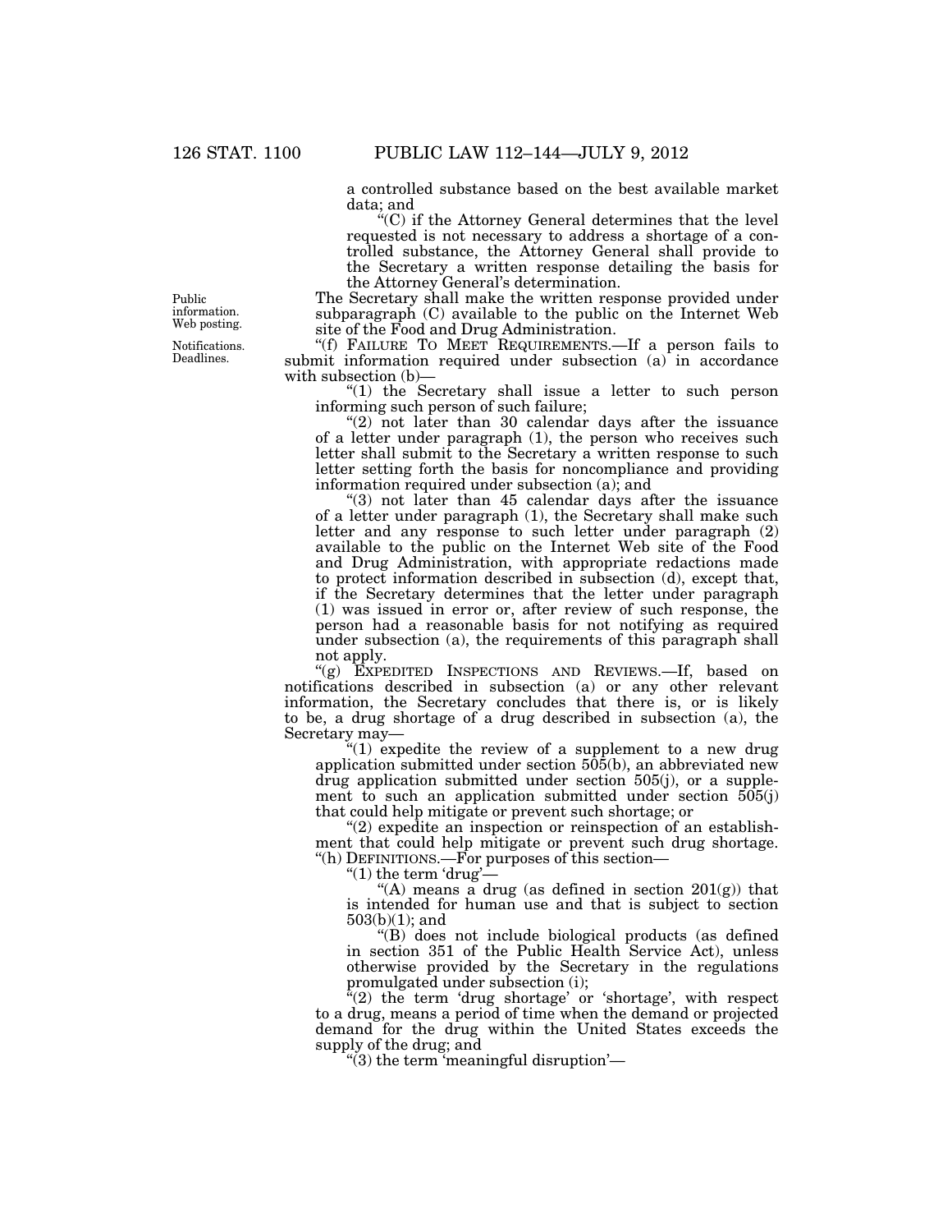a controlled substance based on the best available market data; and

"(C) if the Attorney General determines that the level requested is not necessary to address a shortage of a controlled substance, the Attorney General shall provide to the Secretary a written response detailing the basis for the Attorney General's determination.

Public information. Web posting.

The Secretary shall make the written response provided under subparagraph (C) available to the public on the Internet Web site of the Food and Drug Administration.

Notifications. Deadlines.

"(f) FAILURE TO MEET REQUIREMENTS.—If a person fails to submit information required under subsection (a) in accordance with subsection (b)—

"(1) the Secretary shall issue a letter to such person informing such person of such failure;

"(2) not later than 30 calendar days after the issuance of a letter under paragraph (1), the person who receives such letter shall submit to the Secretary a written response to such letter setting forth the basis for noncompliance and providing information required under subsection (a); and

"(3) not later than 45 calendar days after the issuance of a letter under paragraph (1), the Secretary shall make such letter and any response to such letter under paragraph (2) available to the public on the Internet Web site of the Food and Drug Administration, with appropriate redactions made to protect information described in subsection (d), except that, if the Secretary determines that the letter under paragraph (1) was issued in error or, after review of such response, the person had a reasonable basis for not notifying as required under subsection (a), the requirements of this paragraph shall not apply.

"(g) EXPEDITED INSPECTIONS AND REVIEWS.—If, based on notifications described in subsection (a) or any other relevant information, the Secretary concludes that there is, or is likely to be, a drug shortage of a drug described in subsection (a), the Secretary may—

"(1) expedite the review of a supplement to a new drug application submitted under section 505(b), an abbreviated new drug application submitted under section 505(j), or a supplement to such an application submitted under section 505(j) that could help mitigate or prevent such shortage; or

"(2) expedite an inspection or reinspection of an establishment that could help mitigate or prevent such drug shortage.

"(h) DEFINITIONS.—For purposes of this section—

"(1) the term 'drug'—

"(A) means a drug (as defined in section 201(g)) that is intended for human use and that is subject to section 503(b)(1); and

"(B) does not include biological products (as defined in section 351 of the Public Health Service Act), unless otherwise provided by the Secretary in the regulations promulgated under subsection (i);

"(2) the term 'drug shortage' or 'shortage', with respect to a drug, means a period of time when the demand or projected demand for the drug within the United States exceeds the supply of the drug; and

"(3) the term 'meaningful disruption'—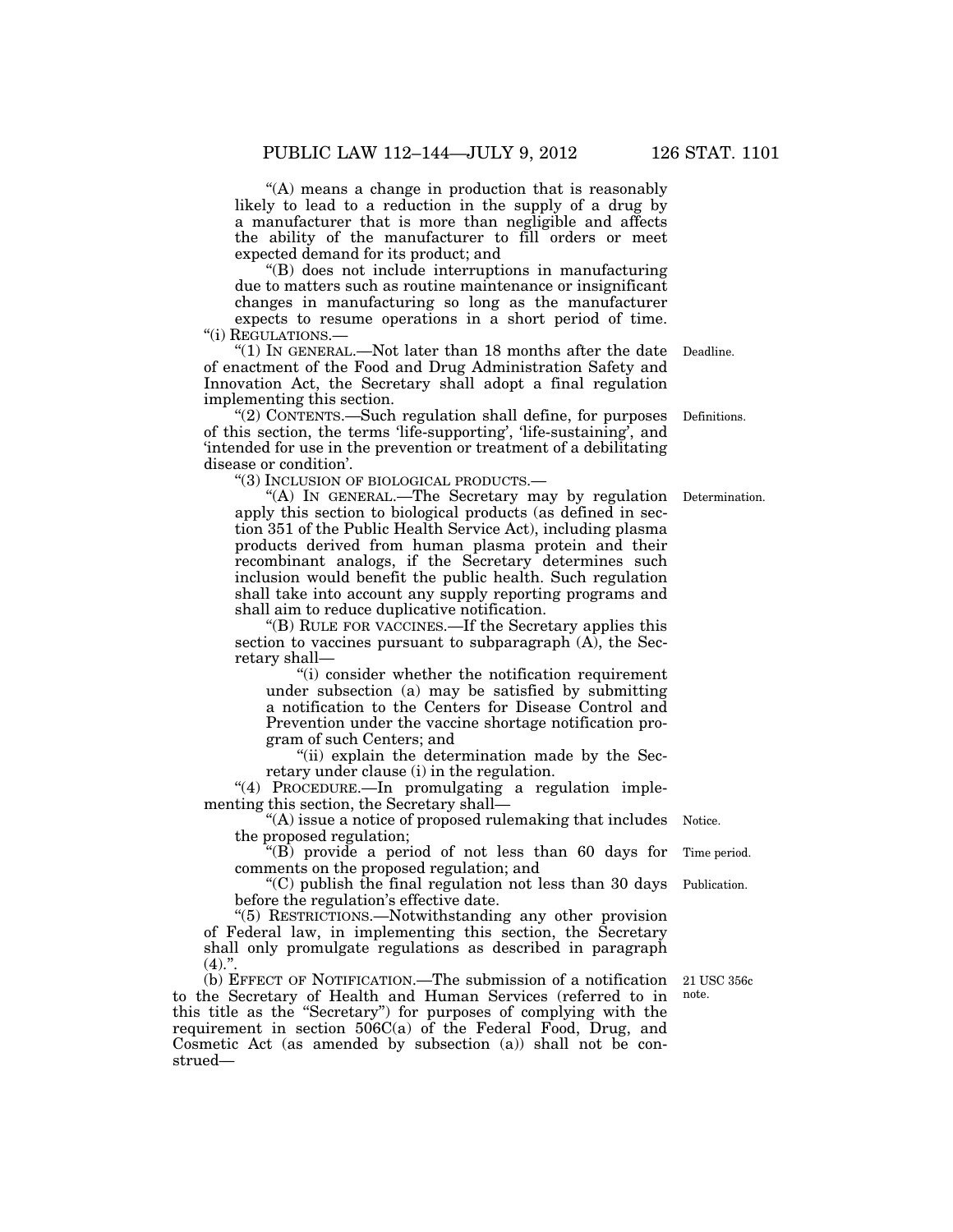"(A) means a change in production that is reasonably likely to lead to a reduction in the supply of a drug by a manufacturer that is more than negligible and affects the ability of the manufacturer to fill orders or meet expected demand for its product; and

"(B) does not include interruptions in manufacturing due to matters such as routine maintenance or insignificant changes in manufacturing so long as the manufacturer expects to resume operations in a short period of time.

"(i) REGULATIONS.—

"(1) IN GENERAL.—Not later than 18 months after the date of enactment of the Food and Drug Administration Safety and Innovation Act, the Secretary shall adopt a final regulation implementing this section.

Deadline.

"(2) CONTENTS.—Such regulation shall define, for purposes of this section, the terms 'life-supporting', 'life-sustaining', and 'intended for use in the prevention or treatment of a debilitating disease or condition'.

Definitions.

"(3) INCLUSION OF BIOLOGICAL PRODUCTS.—

"(A) IN GENERAL.—The Secretary may by regulation apply this section to biological products (as defined in section 351 of the Public Health Service Act), including plasma products derived from human plasma protein and their recombinant analogs, if the Secretary determines such inclusion would benefit the public health. Such regulation shall take into account any supply reporting programs and shall aim to reduce duplicative notification.

Determination.

"(B) RULE FOR VACCINES.—If the Secretary applies this section to vaccines pursuant to subparagraph (A), the Secretary shall—

"(i) consider whether the notification requirement under subsection (a) may be satisfied by submitting a notification to the Centers for Disease Control and Prevention under the vaccine shortage notification program of such Centers; and

"(ii) explain the determination made by the Secretary under clause (i) in the regulation.

"(4) PROCEDURE.—In promulgating a regulation implementing this section, the Secretary shall—

"(A) issue a notice of proposed rulemaking that includes the proposed regulation;

Notice.

"(B) provide a period of not less than 60 days for comments on the proposed regulation; and

Time period.

"(C) publish the final regulation not less than 30 days before the regulation's effective date.

Publication.

"(5) RESTRICTIONS.—Notwithstanding any other provision of Federal law, in implementing this section, the Secretary shall only promulgate regulations as described in paragraph (4).".

(b) EFFECT OF NOTIFICATION.—The submission of a notification to the Secretary of Health and Human Services (referred to in this title as the "Secretary") for purposes of complying with the requirement in section 506C(a) of the Federal Food, Drug, and Cosmetic Act (as amended by subsection (a)) shall not be construed—

21 USC 356c note.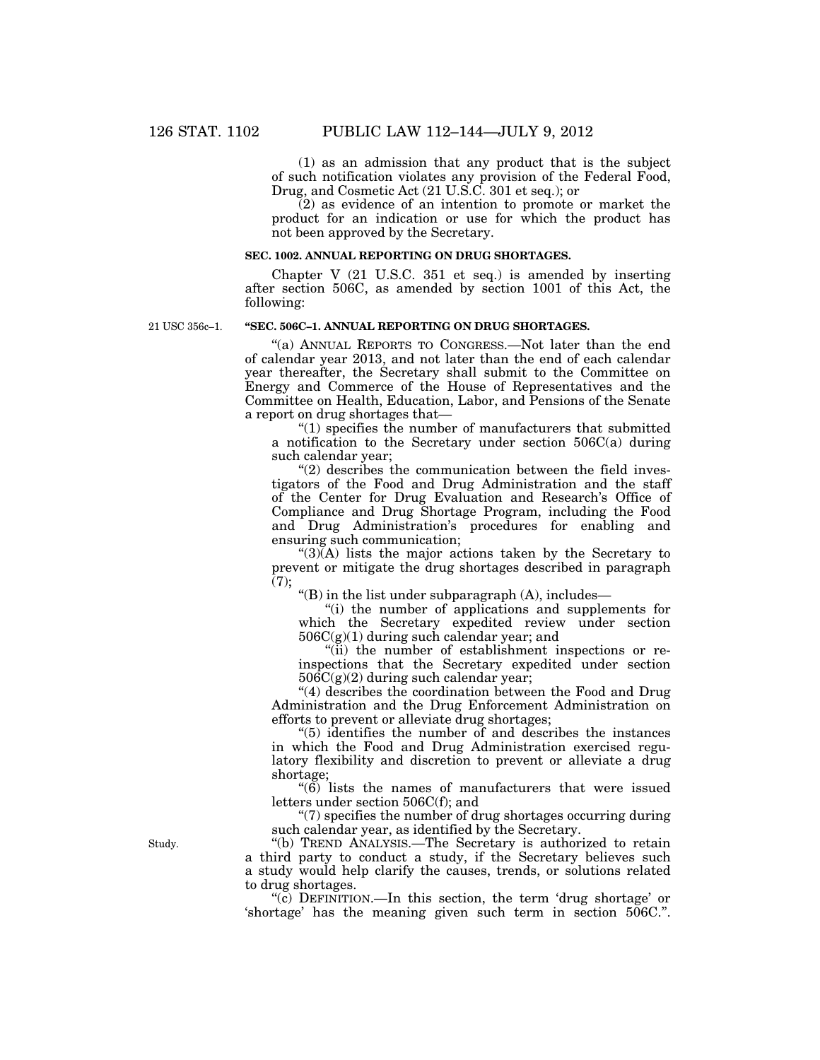(1) as an admission that any product that is the subject of such notification violates any provision of the Federal Food, Drug, and Cosmetic Act (21 U.S.C. 301 et seq.); or

(2) as evidence of an intention to promote or market the product for an indication or use for which the product has not been approved by the Secretary.

**SEC. 1002. ANNUAL REPORTING ON DRUG SHORTAGES.**

Chapter V (21 U.S.C. 351 et seq.) is amended by inserting after section 506C, as amended by section 1001 of this Act, the following:

21 USC 356c–1.

**"SEC. 506C–1. ANNUAL REPORTING ON DRUG SHORTAGES.**

"(a) ANNUAL REPORTS TO CONGRESS.—Not later than the end of calendar year 2013, and not later than the end of each calendar year thereafter, the Secretary shall submit to the Committee on Energy and Commerce of the House of Representatives and the Committee on Health, Education, Labor, and Pensions of the Senate a report on drug shortages that—

"(1) specifies the number of manufacturers that submitted a notification to the Secretary under section 506C(a) during such calendar year;

"(2) describes the communication between the field investigators of the Food and Drug Administration and the staff of the Center for Drug Evaluation and Research's Office of Compliance and Drug Shortage Program, including the Food and Drug Administration's procedures for enabling and ensuring such communication;

"(3)(A) lists the major actions taken by the Secretary to prevent or mitigate the drug shortages described in paragraph (7);

"(B) in the list under subparagraph (A), includes—

"(i) the number of applications and supplements for which the Secretary expedited review under section 506C(g)(1) during such calendar year; and

"(ii) the number of establishment inspections or re-inspections that the Secretary expedited under section 506C(g)(2) during such calendar year;

"(4) describes the coordination between the Food and Drug Administration and the Drug Enforcement Administration on efforts to prevent or alleviate drug shortages;

"(5) identifies the number of and describes the instances in which the Food and Drug Administration exercised regulatory flexibility and discretion to prevent or alleviate a drug shortage;

"(6) lists the names of manufacturers that were issued letters under section 506C(f); and

"(7) specifies the number of drug shortages occurring during such calendar year, as identified by the Secretary.

Study.

"(b) TREND ANALYSIS.—The Secretary is authorized to retain a third party to conduct a study, if the Secretary believes such a study would help clarify the causes, trends, or solutions related to drug shortages.

"(c) DEFINITION.—In this section, the term 'drug shortage' or 'shortage' has the meaning given such term in section 506C.".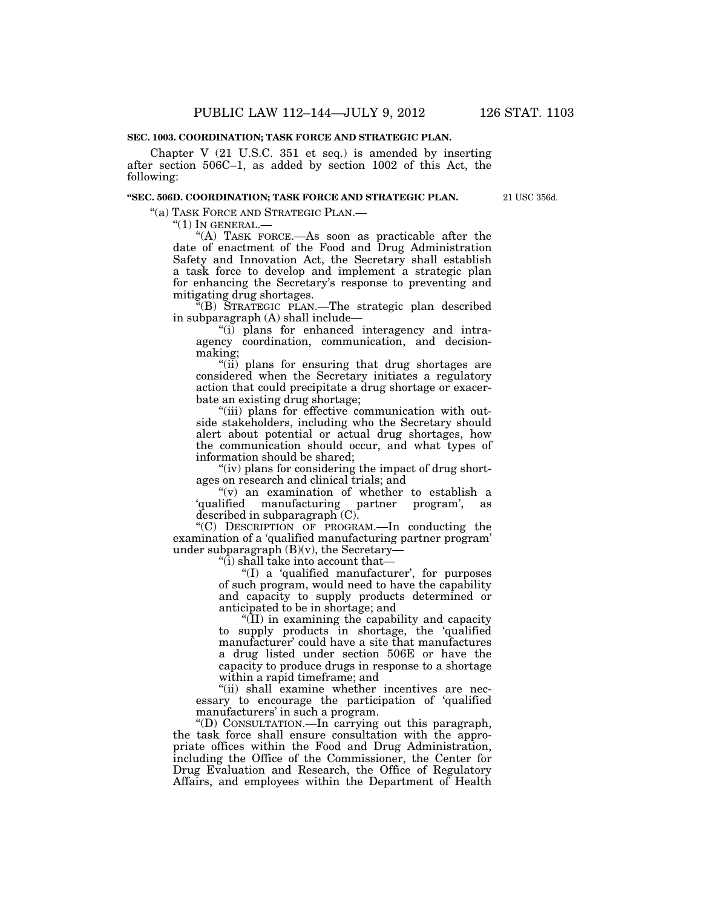**SEC. 1003. COORDINATION; TASK FORCE AND STRATEGIC PLAN.**

Chapter V (21 U.S.C. 351 et seq.) is amended by inserting after section 506C–1, as added by section 1002 of this Act, the following:

**"SEC. 506D. COORDINATION; TASK FORCE AND STRATEGIC PLAN.**

21 USC 356d.

"(a) TASK FORCE AND STRATEGIC PLAN.—

"(1) IN GENERAL.—

"(A) TASK FORCE.—As soon as practicable after the date of enactment of the Food and Drug Administration Safety and Innovation Act, the Secretary shall establish a task force to develop and implement a strategic plan for enhancing the Secretary's response to preventing and mitigating drug shortages.

"(B) STRATEGIC PLAN.—The strategic plan described in subparagraph (A) shall include—

"(i) plans for enhanced interagency and intra-agency coordination, communication, and decision-making;

"(ii) plans for ensuring that drug shortages are considered when the Secretary initiates a regulatory action that could precipitate a drug shortage or exacerbate an existing drug shortage;

"(iii) plans for effective communication with outside stakeholders, including who the Secretary should alert about potential or actual drug shortages, how the communication should occur, and what types of information should be shared;

"(iv) plans for considering the impact of drug shortages on research and clinical trials; and

"(v) an examination of whether to establish a 'qualified manufacturing partner program', as described in subparagraph (C).

"(C) DESCRIPTION OF PROGRAM.—In conducting the examination of a 'qualified manufacturing partner program' under subparagraph (B)(v), the Secretary—

"(i) shall take into account that—

"(I) a 'qualified manufacturer', for purposes of such program, would need to have the capability and capacity to supply products determined or anticipated to be in shortage; and

"(II) in examining the capability and capacity to supply products in shortage, the 'qualified manufacturer' could have a site that manufactures a drug listed under section 506E or have the capacity to produce drugs in response to a shortage within a rapid timeframe; and

"(ii) shall examine whether incentives are necessary to encourage the participation of 'qualified manufacturers' in such a program.

"(D) CONSULTATION.—In carrying out this paragraph, the task force shall ensure consultation with the appropriate offices within the Food and Drug Administration, including the Office of the Commissioner, the Center for Drug Evaluation and Research, the Office of Regulatory Affairs, and employees within the Department of Health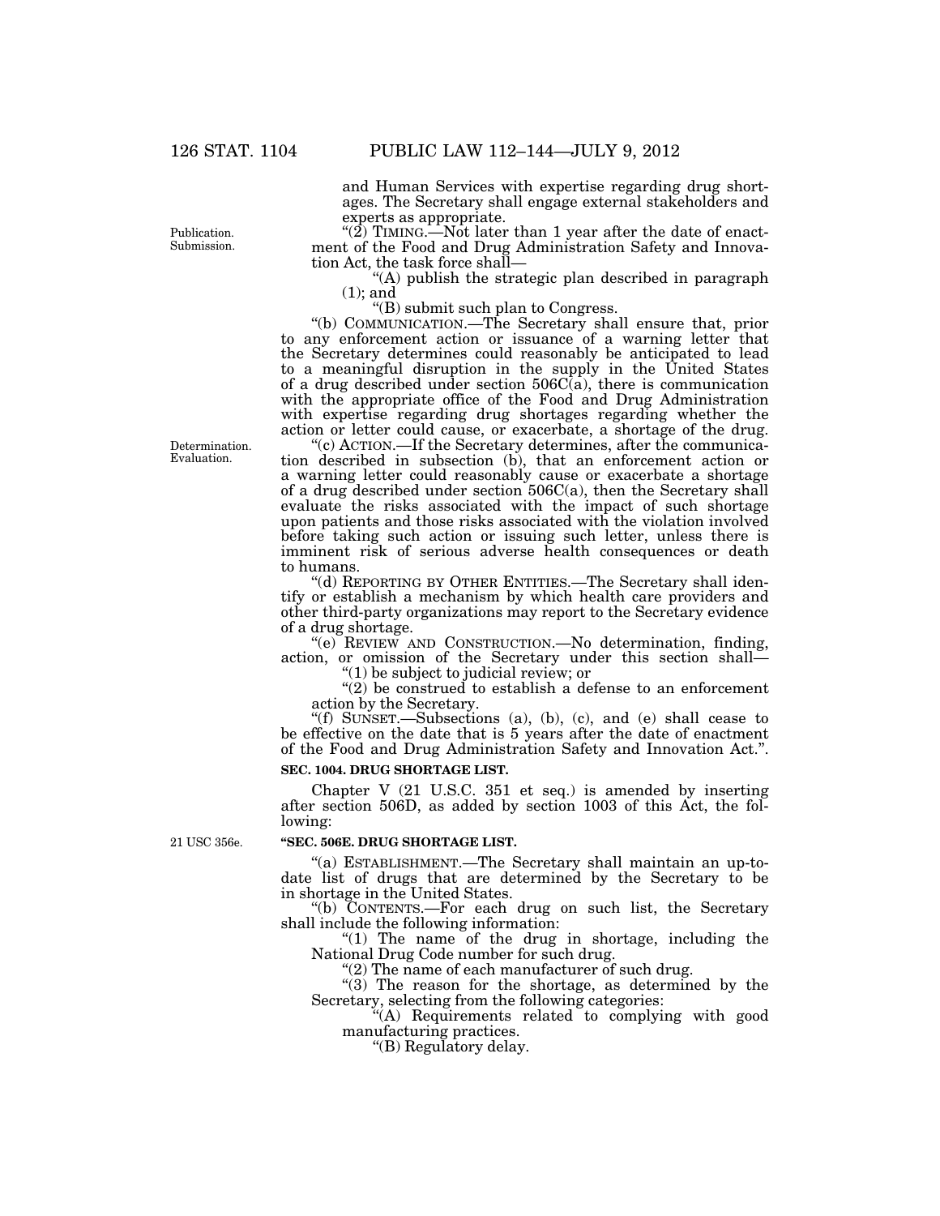and Human Services with expertise regarding drug shortages. The Secretary shall engage external stakeholders and experts as appropriate.

Publication. Submission.

"(2) TIMING.—Not later than 1 year after the date of enactment of the Food and Drug Administration Safety and Innovation Act, the task force shall—

"(A) publish the strategic plan described in paragraph (1); and

"(B) submit such plan to Congress.

"(b) COMMUNICATION.—The Secretary shall ensure that, prior to any enforcement action or issuance of a warning letter that the Secretary determines could reasonably be anticipated to lead to a meaningful disruption in the supply in the United States of a drug described under section 506C(a), there is communication with the appropriate office of the Food and Drug Administration with expertise regarding drug shortages regarding whether the action or letter could cause, or exacerbate, a shortage of the drug.

Determination. Evaluation.

"(c) ACTION.—If the Secretary determines, after the communication described in subsection (b), that an enforcement action or a warning letter could reasonably cause or exacerbate a shortage of a drug described under section 506C(a), then the Secretary shall evaluate the risks associated with the impact of such shortage upon patients and those risks associated with the violation involved before taking such action or issuing such letter, unless there is imminent risk of serious adverse health consequences or death to humans.

"(d) REPORTING BY OTHER ENTITIES.—The Secretary shall identify or establish a mechanism by which health care providers and other third-party organizations may report to the Secretary evidence of a drug shortage.

"(e) REVIEW AND CONSTRUCTION.—No determination, finding, action, or omission of the Secretary under this section shall—

"(1) be subject to judicial review; or

"(2) be construed to establish a defense to an enforcement action by the Secretary.

"(f) SUNSET.—Subsections (a), (b), (c), and (e) shall cease to be effective on the date that is 5 years after the date of enactment of the Food and Drug Administration Safety and Innovation Act.".

**SEC. 1004. DRUG SHORTAGE LIST.**

Chapter V (21 U.S.C. 351 et seq.) is amended by inserting after section 506D, as added by section 1003 of this Act, the following:

21 USC 356e.

**"SEC. 506E. DRUG SHORTAGE LIST.**

"(a) ESTABLISHMENT.—The Secretary shall maintain an up-to-date list of drugs that are determined by the Secretary to be in shortage in the United States.

"(b) CONTENTS.—For each drug on such list, the Secretary shall include the following information:

"(1) The name of the drug in shortage, including the National Drug Code number for such drug.

"(2) The name of each manufacturer of such drug.

"(3) The reason for the shortage, as determined by the Secretary, selecting from the following categories:

"(A) Requirements related to complying with good manufacturing practices.

"(B) Regulatory delay.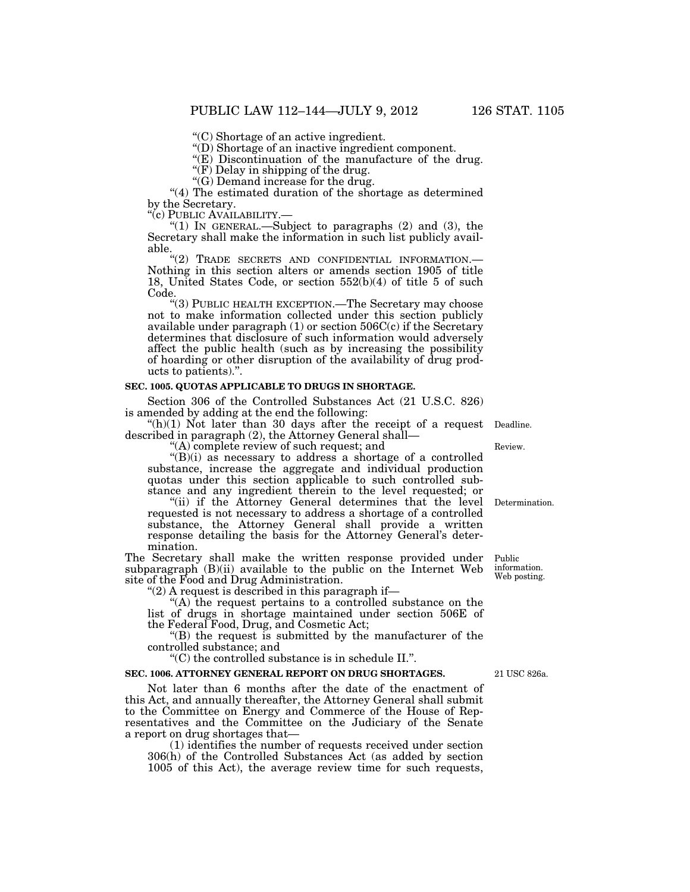"(C) Shortage of an active ingredient.

"(D) Shortage of an inactive ingredient component.

"(E) Discontinuation of the manufacture of the drug.

"(F) Delay in shipping of the drug.

"(G) Demand increase for the drug.

"(4) The estimated duration of the shortage as determined by the Secretary.

"(c) PUBLIC AVAILABILITY.—

"(1) IN GENERAL.—Subject to paragraphs (2) and (3), the Secretary shall make the information in such list publicly available.

"(2) TRADE SECRETS AND CONFIDENTIAL INFORMATION.—Nothing in this section alters or amends section 1905 of title 18, United States Code, or section 552(b)(4) of title 5 of such Code.

"(3) PUBLIC HEALTH EXCEPTION.—The Secretary may choose not to make information collected under this section publicly available under paragraph (1) or section 506C(c) if the Secretary determines that disclosure of such information would adversely affect the public health (such as by increasing the possibility of hoarding or other disruption of the availability of drug products to patients).".

**SEC. 1005. QUOTAS APPLICABLE TO DRUGS IN SHORTAGE.**

Section 306 of the Controlled Substances Act (21 U.S.C. 826) is amended by adding at the end the following:

"(h)(1) Not later than 30 days after the receipt of a request described in paragraph (2), the Attorney General shall—

Deadline.

"(A) complete review of such request; and

Review.

"(B)(i) as necessary to address a shortage of a controlled substance, increase the aggregate and individual production quotas under this section applicable to such controlled substance and any ingredient therein to the level requested; or

"(ii) if the Attorney General determines that the level requested is not necessary to address a shortage of a controlled substance, the Attorney General shall provide a written response detailing the basis for the Attorney General's determination.

Determination.

The Secretary shall make the written response provided under subparagraph (B)(ii) available to the public on the Internet Web site of the Food and Drug Administration.

Public information. Web posting.

"(2) A request is described in this paragraph if—

"(A) the request pertains to a controlled substance on the list of drugs in shortage maintained under section 506E of the Federal Food, Drug, and Cosmetic Act;

"(B) the request is submitted by the manufacturer of the controlled substance; and

"(C) the controlled substance is in schedule II.".

**SEC. 1006. ATTORNEY GENERAL REPORT ON DRUG SHORTAGES.**

21 USC 826a.

Not later than 6 months after the date of the enactment of this Act, and annually thereafter, the Attorney General shall submit to the Committee on Energy and Commerce of the House of Representatives and the Committee on the Judiciary of the Senate a report on drug shortages that—

(1) identifies the number of requests received under section 306(h) of the Controlled Substances Act (as added by section 1005 of this Act), the average review time for such requests,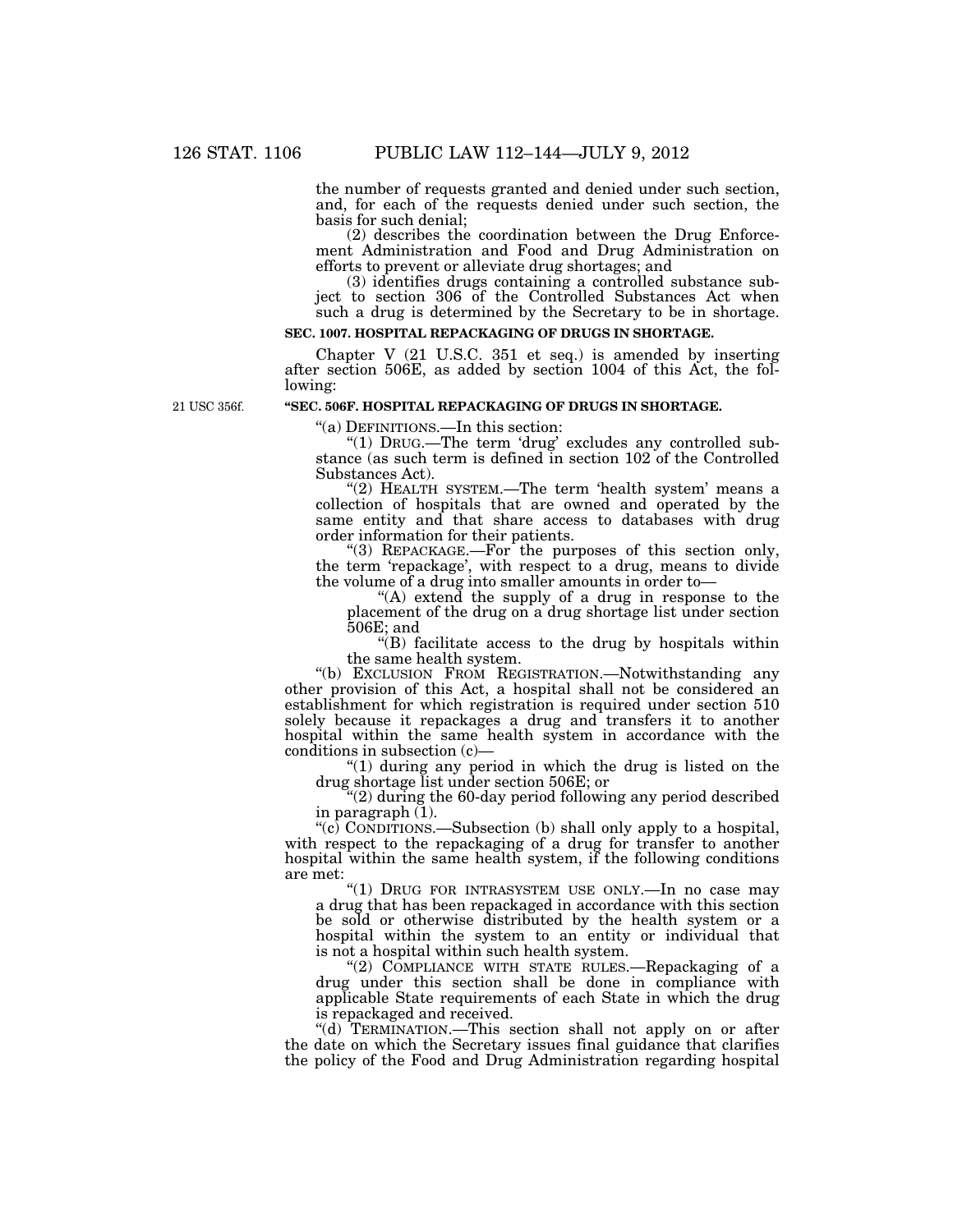the number of requests granted and denied under such section, and, for each of the requests denied under such section, the basis for such denial;

(2) describes the coordination between the Drug Enforcement Administration and Food and Drug Administration on efforts to prevent or alleviate drug shortages; and

(3) identifies drugs containing a controlled substance subject to section 306 of the Controlled Substances Act when such a drug is determined by the Secretary to be in shortage.

**SEC. 1007. HOSPITAL REPACKAGING OF DRUGS IN SHORTAGE.**

Chapter V (21 U.S.C. 351 et seq.) is amended by inserting after section 506E, as added by section 1004 of this Act, the following:

21 USC 356f.

**"SEC. 506F. HOSPITAL REPACKAGING OF DRUGS IN SHORTAGE.**

"(a) DEFINITIONS.—In this section:

"(1) DRUG.—The term 'drug' excludes any controlled substance (as such term is defined in section 102 of the Controlled Substances Act).

"(2) HEALTH SYSTEM.—The term 'health system' means a collection of hospitals that are owned and operated by the same entity and that share access to databases with drug order information for their patients.

"(3) REPACKAGE.—For the purposes of this section only, the term 'repackage', with respect to a drug, means to divide the volume of a drug into smaller amounts in order to—

"(A) extend the supply of a drug in response to the placement of the drug on a drug shortage list under section 506E; and

"(B) facilitate access to the drug by hospitals within the same health system.

"(b) EXCLUSION FROM REGISTRATION.—Notwithstanding any other provision of this Act, a hospital shall not be considered an establishment for which registration is required under section 510 solely because it repackages a drug and transfers it to another hospital within the same health system in accordance with the conditions in subsection (c)—

"(1) during any period in which the drug is listed on the drug shortage list under section 506E; or

"(2) during the 60-day period following any period described in paragraph (1).

"(c) CONDITIONS.—Subsection (b) shall only apply to a hospital, with respect to the repackaging of a drug for transfer to another hospital within the same health system, if the following conditions are met:

"(1) DRUG FOR INTRASYSTEM USE ONLY.—In no case may a drug that has been repackaged in accordance with this section be sold or otherwise distributed by the health system or a hospital within the system to an entity or individual that is not a hospital within such health system.

"(2) COMPLIANCE WITH STATE RULES.—Repackaging of a drug under this section shall be done in compliance with applicable State requirements of each State in which the drug is repackaged and received.

"(d) TERMINATION.—This section shall not apply on or after the date on which the Secretary issues final guidance that clarifies the policy of the Food and Drug Administration regarding hospital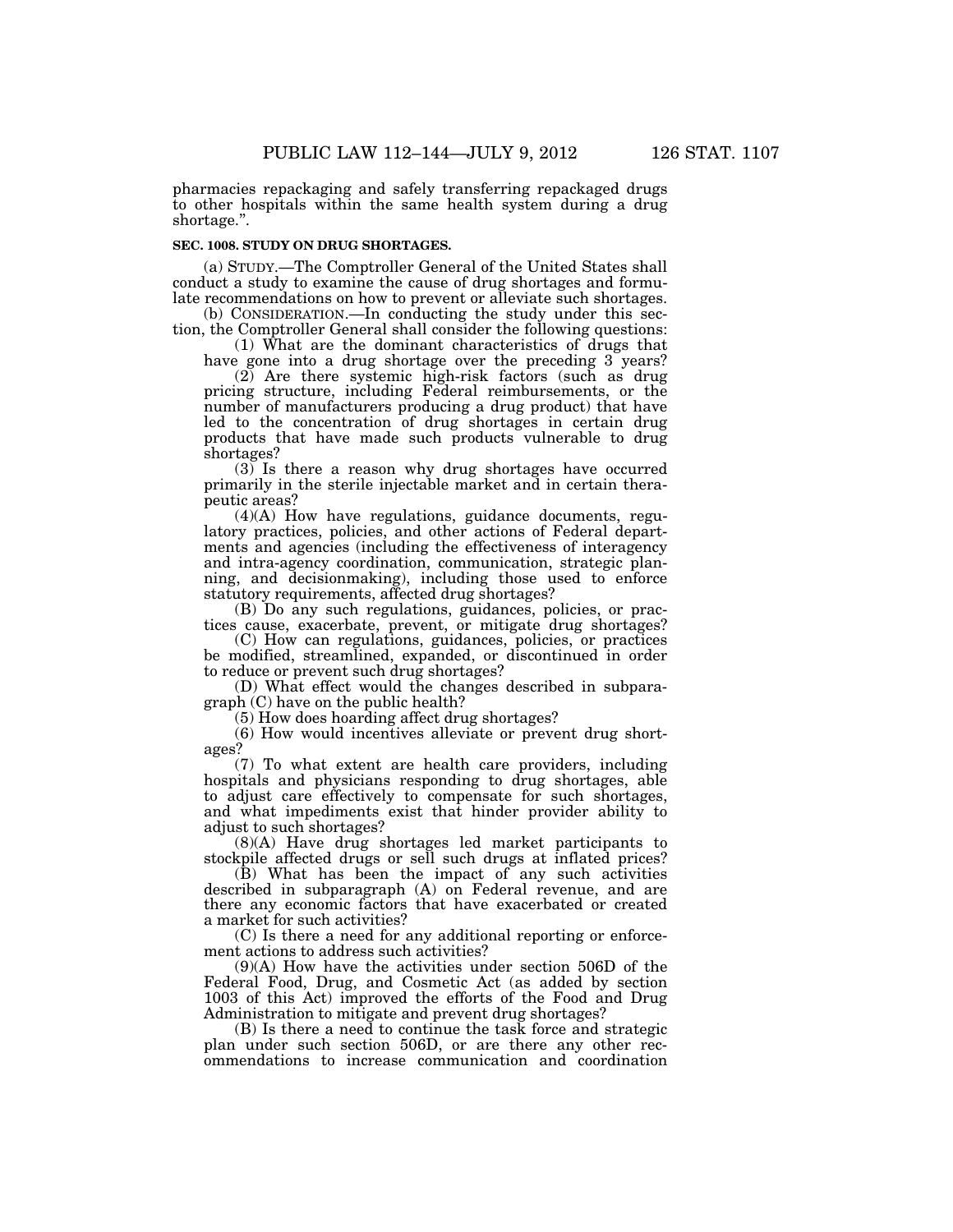pharmacies repackaging and safely transferring repackaged drugs to other hospitals within the same health system during a drug shortage.".

**SEC. 1008. STUDY ON DRUG SHORTAGES.**

(a) STUDY.—The Comptroller General of the United States shall conduct a study to examine the cause of drug shortages and formulate recommendations on how to prevent or alleviate such shortages.

(b) CONSIDERATION.—In conducting the study under this section, the Comptroller General shall consider the following questions:

(1) What are the dominant characteristics of drugs that have gone into a drug shortage over the preceding 3 years?

(2) Are there systemic high-risk factors (such as drug pricing structure, including Federal reimbursements, or the number of manufacturers producing a drug product) that have led to the concentration of drug shortages in certain drug products that have made such products vulnerable to drug shortages?

(3) Is there a reason why drug shortages have occurred primarily in the sterile injectable market and in certain therapeutic areas?

(4)(A) How have regulations, guidance documents, regulatory practices, policies, and other actions of Federal departments and agencies (including the effectiveness of interagency and intra-agency coordination, communication, strategic planning, and decisionmaking), including those used to enforce statutory requirements, affected drug shortages?

(B) Do any such regulations, guidances, policies, or practices cause, exacerbate, prevent, or mitigate drug shortages?

(C) How can regulations, guidances, policies, or practices be modified, streamlined, expanded, or discontinued in order to reduce or prevent such drug shortages?

(D) What effect would the changes described in subparagraph (C) have on the public health?

(5) How does hoarding affect drug shortages?

(6) How would incentives alleviate or prevent drug shortages?

(7) To what extent are health care providers, including hospitals and physicians responding to drug shortages, able to adjust care effectively to compensate for such shortages, and what impediments exist that hinder provider ability to adjust to such shortages?

(8)(A) Have drug shortages led market participants to stockpile affected drugs or sell such drugs at inflated prices?

(B) What has been the impact of any such activities described in subparagraph (A) on Federal revenue, and are there any economic factors that have exacerbated or created a market for such activities?

(C) Is there a need for any additional reporting or enforcement actions to address such activities?

(9)(A) How have the activities under section 506D of the Federal Food, Drug, and Cosmetic Act (as added by section 1003 of this Act) improved the efforts of the Food and Drug Administration to mitigate and prevent drug shortages?

(B) Is there a need to continue the task force and strategic plan under such section 506D, or are there any other recommendations to increase communication and coordination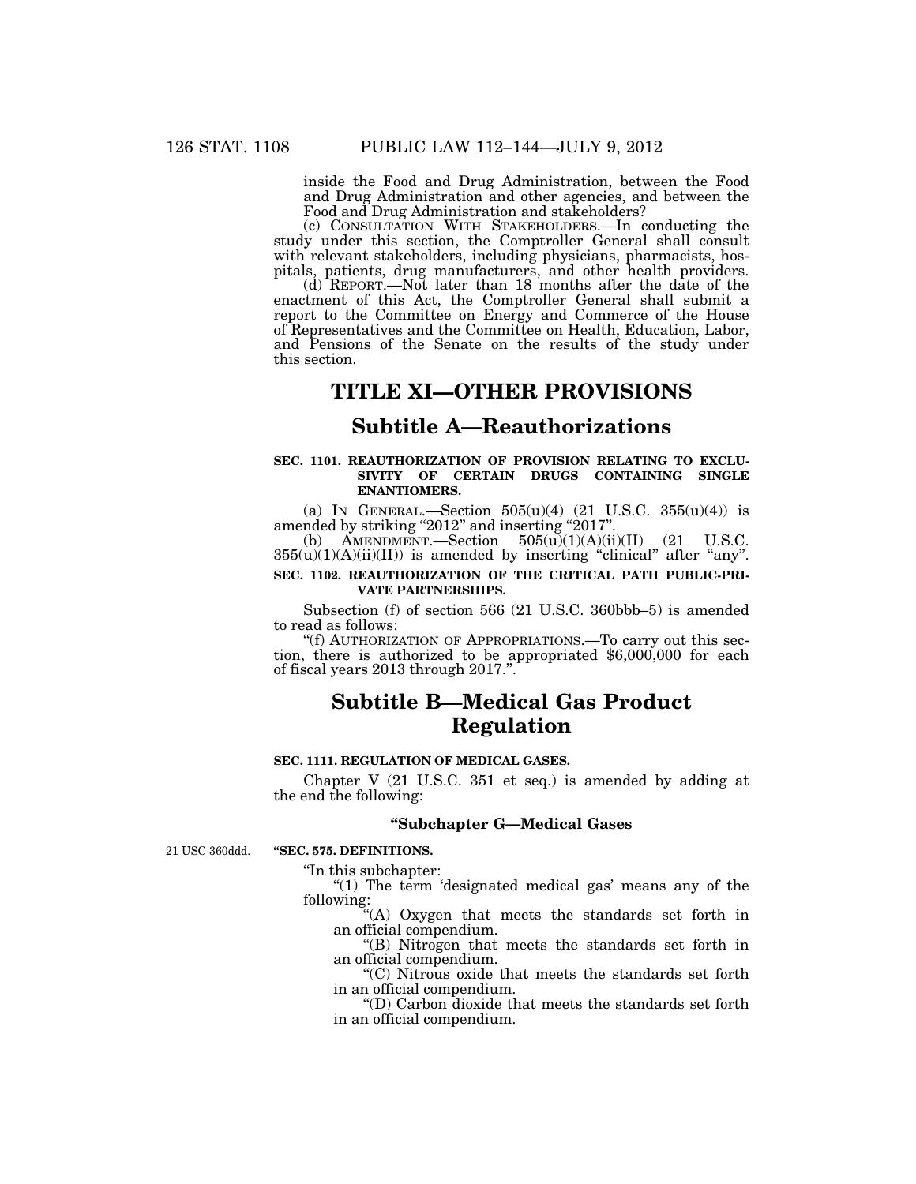inside the Food and Drug Administration, between the Food and Drug Administration and other agencies, and between the Food and Drug Administration and stakeholders?

(c) CONSULTATION WITH STAKEHOLDERS.—In conducting the study under this section, the Comptroller General shall consult with relevant stakeholders, including physicians, pharmacists, hospitals, patients, drug manufacturers, and other health providers.

(d) REPORT.—Not later than 18 months after the date of the enactment of this Act, the Comptroller General shall submit a report to the Committee on Energy and Commerce of the House of Representatives and the Committee on Health, Education, Labor, and Pensions of the Senate on the results of the study under this section.

# TITLE XI—OTHER PROVISIONS

## Subtitle A—Reauthorizations

### SEC. 1101. REAUTHORIZATION OF PROVISION RELATING TO EXCLUSIVITY OF CERTAIN DRUGS CONTAINING SINGLE ENANTIOMERS.

(a) IN GENERAL.—Section 505(u)(4) (21 U.S.C. 355(u)(4)) is amended by striking "2012" and inserting "2017".

(b) AMENDMENT.—Section 505(u)(1)(A)(ii)(II) (21 U.S.C. 355(u)(1)(A)(ii)(II)) is amended by inserting "clinical" after "any".

### SEC. 1102. REAUTHORIZATION OF THE CRITICAL PATH PUBLIC-PRIVATE PARTNERSHIPS.

Subsection (f) of section 566 (21 U.S.C. 360bbb–5) is amended to read as follows:

"(f) AUTHORIZATION OF APPROPRIATIONS.—To carry out this section, there is authorized to be appropriated $6,000,000 for each of fiscal years 2013 through 2017.".

## Subtitle B—Medical Gas Product Regulation

### SEC. 1111. REGULATION OF MEDICAL GASES.

Chapter V (21 U.S.C. 351 et seq.) is amended by adding at the end the following:

#### "Subchapter G—Medical Gases

21 USC 360ddd.

**"SEC. 575. DEFINITIONS.**

"In this subchapter:

"(1) The term 'designated medical gas' means any of the following:

"(A) Oxygen that meets the standards set forth in an official compendium.

"(B) Nitrogen that meets the standards set forth in an official compendium.

"(C) Nitrous oxide that meets the standards set forth in an official compendium.

"(D) Carbon dioxide that meets the standards set forth in an official compendium.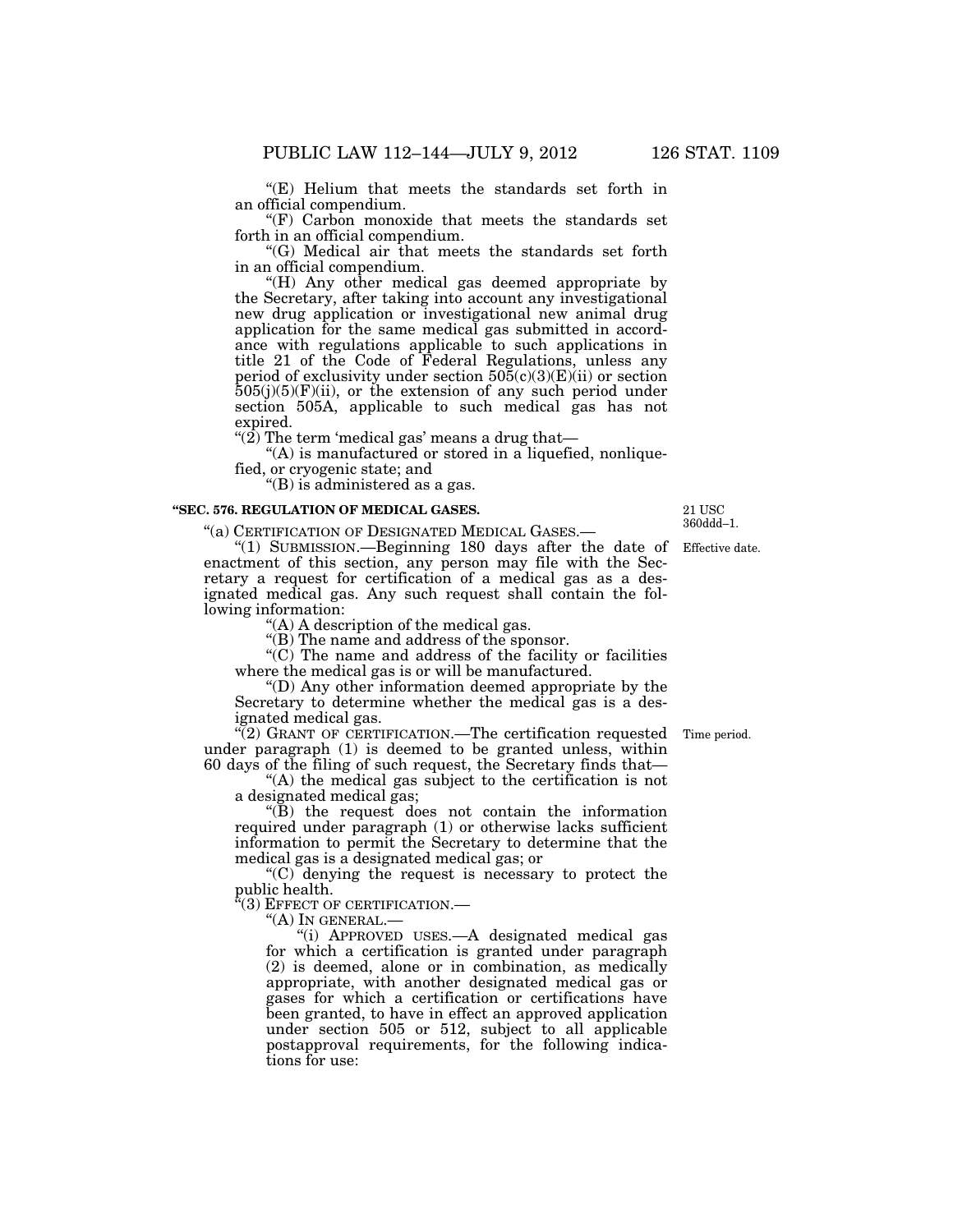"(E) Helium that meets the standards set forth in an official compendium.

"(F) Carbon monoxide that meets the standards set forth in an official compendium.

"(G) Medical air that meets the standards set forth in an official compendium.

"(H) Any other medical gas deemed appropriate by the Secretary, after taking into account any investigational new drug application or investigational new animal drug application for the same medical gas submitted in accordance with regulations applicable to such applications in title 21 of the Code of Federal Regulations, unless any period of exclusivity under section 505(c)(3)(E)(ii) or section 505(j)(5)(F)(ii), or the extension of any such period under section 505A, applicable to such medical gas has not expired.

"(2) The term 'medical gas' means a drug that—

"(A) is manufactured or stored in a liquefied, nonliquefied, or cryogenic state; and

"(B) is administered as a gas.

**"SEC. 576. REGULATION OF MEDICAL GASES.**

21 USC 360ddd–1.

"(a) CERTIFICATION OF DESIGNATED MEDICAL GASES.—

"(1) SUBMISSION.—Beginning 180 days after the date of enactment of this section, any person may file with the Secretary a request for certification of a medical gas as a designated medical gas. Any such request shall contain the following information:

Effective date.

"(A) A description of the medical gas.

"(B) The name and address of the sponsor.

"(C) The name and address of the facility or facilities where the medical gas is or will be manufactured.

"(D) Any other information deemed appropriate by the Secretary to determine whether the medical gas is a designated medical gas.

"(2) GRANT OF CERTIFICATION.—The certification requested under paragraph (1) is deemed to be granted unless, within 60 days of the filing of such request, the Secretary finds that—

Time period.

"(A) the medical gas subject to the certification is not a designated medical gas;

"(B) the request does not contain the information required under paragraph (1) or otherwise lacks sufficient information to permit the Secretary to determine that the medical gas is a designated medical gas; or

"(C) denying the request is necessary to protect the public health.

"(3) EFFECT OF CERTIFICATION.—

"(A) IN GENERAL.—

"(i) APPROVED USES.—A designated medical gas for which a certification is granted under paragraph (2) is deemed, alone or in combination, as medically appropriate, with another designated medical gas or gases for which a certification or certifications have been granted, to have in effect an approved application under section 505 or 512, subject to all applicable postapproval requirements, for the following indications for use: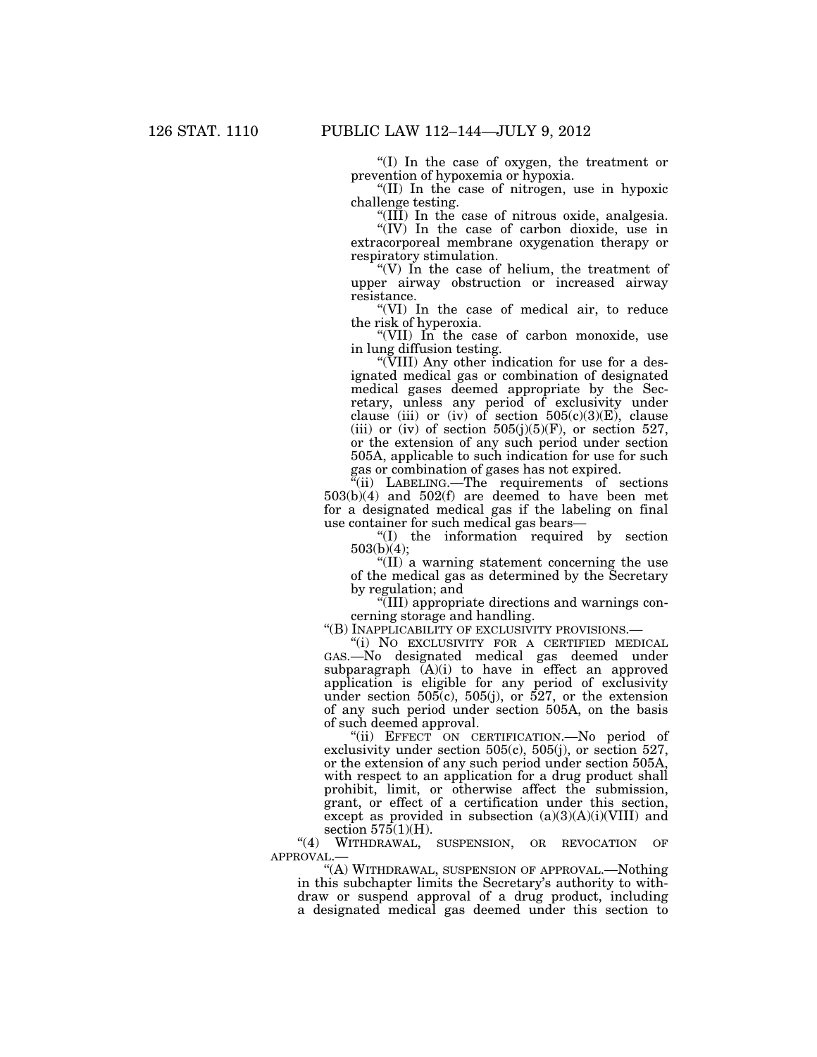"(I) In the case of oxygen, the treatment or prevention of hypoxemia or hypoxia.

"(II) In the case of nitrogen, use in hypoxic challenge testing.

"(III) In the case of nitrous oxide, analgesia.

"(IV) In the case of carbon dioxide, use in extracorporeal membrane oxygenation therapy or respiratory stimulation.

"(V) In the case of helium, the treatment of upper airway obstruction or increased airway resistance.

"(VI) In the case of medical air, to reduce the risk of hyperoxia.

"(VII) In the case of carbon monoxide, use in lung diffusion testing.

"(VIII) Any other indication for use for a designated medical gas or combination of designated medical gases deemed appropriate by the Secretary, unless any period of exclusivity under clause (iii) or (iv) of section 505(c)(3)(E), clause (iii) or (iv) of section 505(j)(5)(F), or section 527, or the extension of any such period under section 505A, applicable to such indication for use for such gas or combination of gases has not expired.

"(ii) LABELING.—The requirements of sections 503(b)(4) and 502(f) are deemed to have been met for a designated medical gas if the labeling on final use container for such medical gas bears—

"(I) the information required by section 503(b)(4);

"(II) a warning statement concerning the use of the medical gas as determined by the Secretary by regulation; and

"(III) appropriate directions and warnings concerning storage and handling.

"(B) INAPPLICABILITY OF EXCLUSIVITY PROVISIONS.—

"(i) NO EXCLUSIVITY FOR A CERTIFIED MEDICAL GAS.—No designated medical gas deemed under subparagraph (A)(i) to have in effect an approved application is eligible for any period of exclusivity under section 505(c), 505(j), or 527, or the extension of any such period under section 505A, on the basis of such deemed approval.

"(ii) EFFECT ON CERTIFICATION.—No period of exclusivity under section 505(c), 505(j), or section 527, or the extension of any such period under section 505A, with respect to an application for a drug product shall prohibit, limit, or otherwise affect the submission, grant, or effect of a certification under this section, except as provided in subsection (a)(3)(A)(i)(VIII) and section 575(1)(H).

"(4) WITHDRAWAL, SUSPENSION, OR REVOCATION OF APPROVAL.—

"(A) WITHDRAWAL, SUSPENSION OF APPROVAL.—Nothing in this subchapter limits the Secretary's authority to withdraw or suspend approval of a drug product, including a designated medical gas deemed under this section to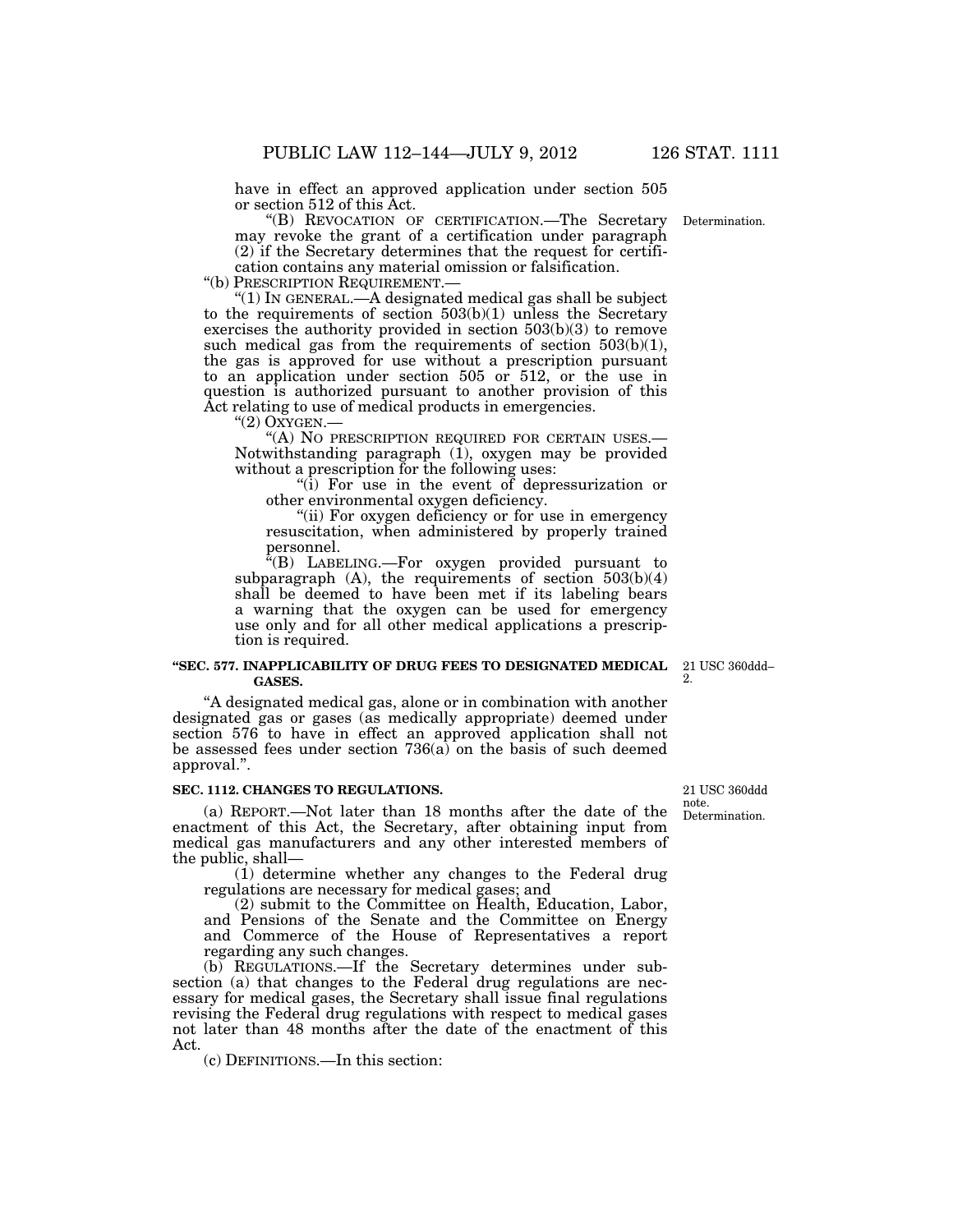have in effect an approved application under section 505 or section 512 of this Act.

"(B) REVOCATION OF CERTIFICATION.—The Secretary may revoke the grant of a certification under paragraph (2) if the Secretary determines that the request for certification contains any material omission or falsification.

Determination.

"(b) PRESCRIPTION REQUIREMENT.—

"(1) IN GENERAL.—A designated medical gas shall be subject to the requirements of section 503(b)(1) unless the Secretary exercises the authority provided in section 503(b)(3) to remove such medical gas from the requirements of section 503(b)(1), the gas is approved for use without a prescription pursuant to an application under section 505 or 512, or the use in question is authorized pursuant to another provision of this Act relating to use of medical products in emergencies.

"(2) OXYGEN.—

"(A) NO PRESCRIPTION REQUIRED FOR CERTAIN USES.— Notwithstanding paragraph (1), oxygen may be provided without a prescription for the following uses:

"(i) For use in the event of depressurization or other environmental oxygen deficiency.

"(ii) For oxygen deficiency or for use in emergency resuscitation, when administered by properly trained personnel.

"(B) LABELING.—For oxygen provided pursuant to subparagraph (A), the requirements of section 503(b)(4) shall be deemed to have been met if its labeling bears a warning that the oxygen can be used for emergency use only and for all other medical applications a prescription is required.

### "SEC. 577. INAPPLICABILITY OF DRUG FEES TO DESIGNATED MEDICAL GASES.

21 USC 360ddd–2.

"A designated medical gas, alone or in combination with another designated gas or gases (as medically appropriate) deemed under section 576 to have in effect an approved application shall not be assessed fees under section 736(a) on the basis of such deemed approval.".

### SEC. 1112. CHANGES TO REGULATIONS.

21 USC 360ddd note. Determination.

(a) REPORT.—Not later than 18 months after the date of the enactment of this Act, the Secretary, after obtaining input from medical gas manufacturers and any other interested members of the public, shall—

(1) determine whether any changes to the Federal drug regulations are necessary for medical gases; and

(2) submit to the Committee on Health, Education, Labor, and Pensions of the Senate and the Committee on Energy and Commerce of the House of Representatives a report regarding any such changes.

(b) REGULATIONS.—If the Secretary determines under subsection (a) that changes to the Federal drug regulations are necessary for medical gases, the Secretary shall issue final regulations revising the Federal drug regulations with respect to medical gases not later than 48 months after the date of the enactment of this Act.

(c) DEFINITIONS.—In this section: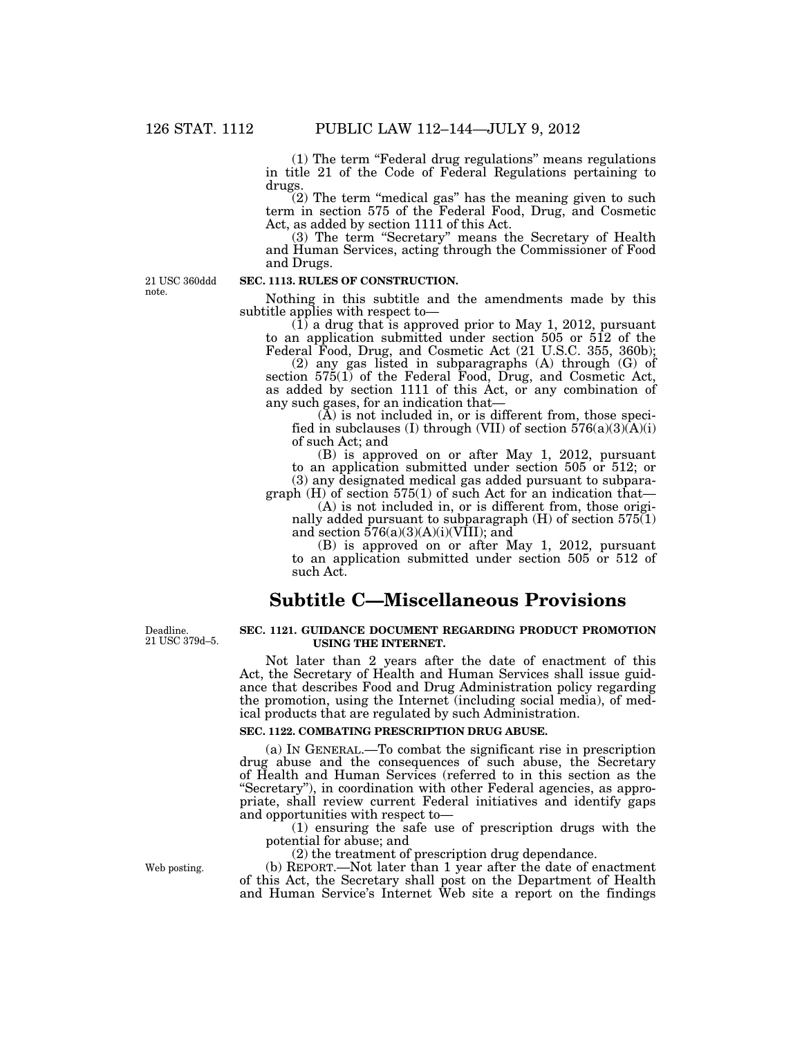(1) The term "Federal drug regulations" means regulations in title 21 of the Code of Federal Regulations pertaining to drugs.

(2) The term "medical gas" has the meaning given to such term in section 575 of the Federal Food, Drug, and Cosmetic Act, as added by section 1111 of this Act.

(3) The term "Secretary" means the Secretary of Health and Human Services, acting through the Commissioner of Food and Drugs.

21 USC 360ddd note.

**SEC. 1113. RULES OF CONSTRUCTION.**

Nothing in this subtitle and the amendments made by this subtitle applies with respect to—

(1) a drug that is approved prior to May 1, 2012, pursuant to an application submitted under section 505 or 512 of the Federal Food, Drug, and Cosmetic Act (21 U.S.C. 355, 360b);

(2) any gas listed in subparagraphs (A) through (G) of section 575(1) of the Federal Food, Drug, and Cosmetic Act, as added by section 1111 of this Act, or any combination of any such gases, for an indication that—

(A) is not included in, or is different from, those specified in subclauses (I) through (VII) of section 576(a)(3)(A)(i) of such Act; and

(B) is approved on or after May 1, 2012, pursuant to an application submitted under section 505 or 512; or

(3) any designated medical gas added pursuant to subparagraph (H) of section 575(1) of such Act for an indication that—

(A) is not included in, or is different from, those originally added pursuant to subparagraph (H) of section 575(1) and section 576(a)(3)(A)(i)(VIII); and

(B) is approved on or after May 1, 2012, pursuant to an application submitted under section 505 or 512 of such Act.

# Subtitle C—Miscellaneous Provisions

Deadline. 21 USC 379d–5.

**SEC. 1121. GUIDANCE DOCUMENT REGARDING PRODUCT PROMOTION USING THE INTERNET.**

Not later than 2 years after the date of enactment of this Act, the Secretary of Health and Human Services shall issue guidance that describes Food and Drug Administration policy regarding the promotion, using the Internet (including social media), of medical products that are regulated by such Administration.

**SEC. 1122. COMBATING PRESCRIPTION DRUG ABUSE.**

(a) IN GENERAL.—To combat the significant rise in prescription drug abuse and the consequences of such abuse, the Secretary of Health and Human Services (referred to in this section as the "Secretary"), in coordination with other Federal agencies, as appropriate, shall review current Federal initiatives and identify gaps and opportunities with respect to—

(1) ensuring the safe use of prescription drugs with the potential for abuse; and

(2) the treatment of prescription drug dependance.

Web posting.

(b) REPORT.—Not later than 1 year after the date of enactment of this Act, the Secretary shall post on the Department of Health and Human Service's Internet Web site a report on the findings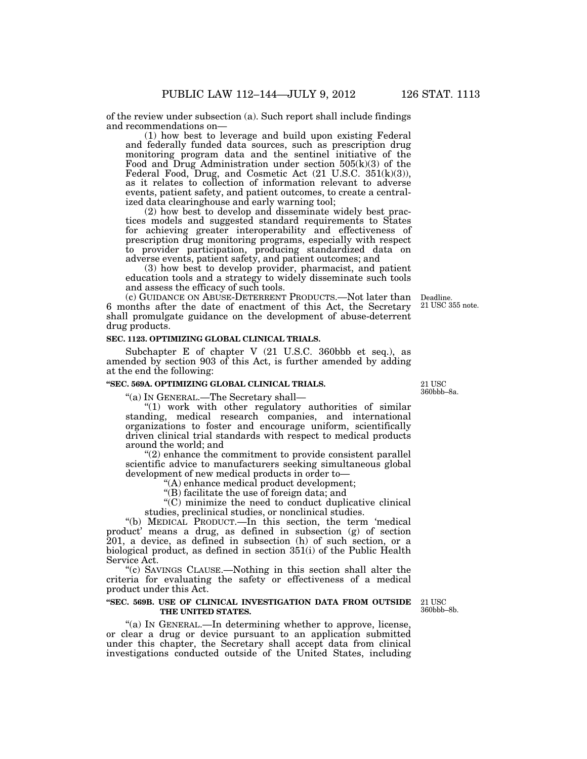of the review under subsection (a). Such report shall include findings and recommendations on—

(1) how best to leverage and build upon existing Federal and federally funded data sources, such as prescription drug monitoring program data and the sentinel initiative of the Food and Drug Administration under section 505(k)(3) of the Federal Food, Drug, and Cosmetic Act (21 U.S.C. 351(k)(3)), as it relates to collection of information relevant to adverse events, patient safety, and patient outcomes, to create a centralized data clearinghouse and early warning tool;

(2) how best to develop and disseminate widely best practices models and suggested standard requirements to States for achieving greater interoperability and effectiveness of prescription drug monitoring programs, especially with respect to provider participation, producing standardized data on adverse events, patient safety, and patient outcomes; and

(3) how best to develop provider, pharmacist, and patient education tools and a strategy to widely disseminate such tools and assess the efficacy of such tools.

(c) GUIDANCE ON ABUSE-DETERRENT PRODUCTS.—Not later than 6 months after the date of enactment of this Act, the Secretary shall promulgate guidance on the development of abuse-deterrent drug products.

Deadline.
21 USC 355 note.

**SEC. 1123. OPTIMIZING GLOBAL CLINICAL TRIALS.**

Subchapter E of chapter V (21 U.S.C. 360bbb et seq.), as amended by section 903 of this Act, is further amended by adding at the end the following:

**"SEC. 569A. OPTIMIZING GLOBAL CLINICAL TRIALS.**

21 USC 360bbb–8a.

"(a) IN GENERAL.—The Secretary shall—

"(1) work with other regulatory authorities of similar standing, medical research companies, and international organizations to foster and encourage uniform, scientifically driven clinical trial standards with respect to medical products around the world; and

"(2) enhance the commitment to provide consistent parallel scientific advice to manufacturers seeking simultaneous global development of new medical products in order to—

"(A) enhance medical product development;

"(B) facilitate the use of foreign data; and

"(C) minimize the need to conduct duplicative clinical studies, preclinical studies, or nonclinical studies.

"(b) MEDICAL PRODUCT.—In this section, the term 'medical product' means a drug, as defined in subsection (g) of section 201, a device, as defined in subsection (h) of such section, or a biological product, as defined in section 351(i) of the Public Health Service Act.

"(c) SAVINGS CLAUSE.—Nothing in this section shall alter the criteria for evaluating the safety or effectiveness of a medical product under this Act.

**"SEC. 569B. USE OF CLINICAL INVESTIGATION DATA FROM OUTSIDE THE UNITED STATES.**

21 USC 360bbb–8b.

"(a) IN GENERAL.—In determining whether to approve, license, or clear a drug or device pursuant to an application submitted under this chapter, the Secretary shall accept data from clinical investigations conducted outside of the United States, including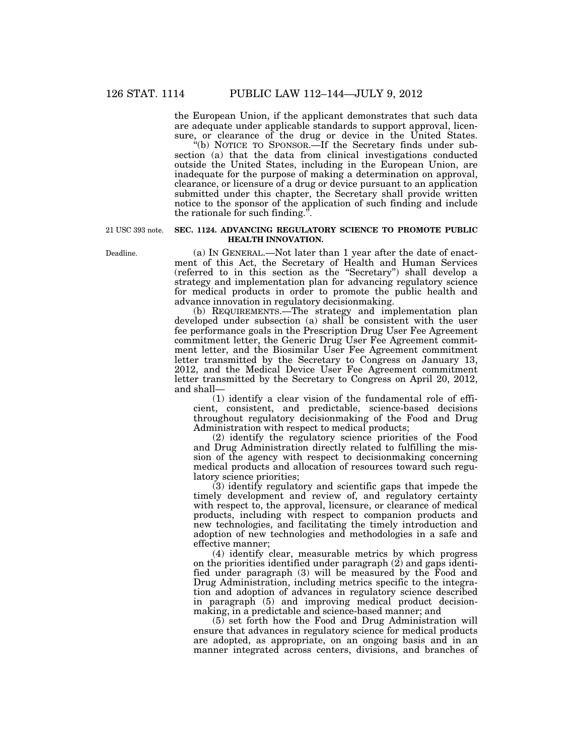the European Union, if the applicant demonstrates that such data are adequate under applicable standards to support approval, licensure, or clearance of the drug or device in the United States.

"(b) NOTICE TO SPONSOR.—If the Secretary finds under subsection (a) that the data from clinical investigations conducted outside the United States, including in the European Union, are inadequate for the purpose of making a determination on approval, clearance, or licensure of a drug or device pursuant to an application submitted under this chapter, the Secretary shall provide written notice to the sponsor of the application of such finding and include the rationale for such finding.".

21 USC 393 note.

**SEC. 1124. ADVANCING REGULATORY SCIENCE TO PROMOTE PUBLIC HEALTH INNOVATION.**

Deadline.

(a) IN GENERAL.—Not later than 1 year after the date of enactment of this Act, the Secretary of Health and Human Services (referred to in this section as the "Secretary") shall develop a strategy and implementation plan for advancing regulatory science for medical products in order to promote the public health and advance innovation in regulatory decisionmaking.

(b) REQUIREMENTS.—The strategy and implementation plan developed under subsection (a) shall be consistent with the user fee performance goals in the Prescription Drug User Fee Agreement commitment letter, the Generic Drug User Fee Agreement commitment letter, and the Biosimilar User Fee Agreement commitment letter transmitted by the Secretary to Congress on January 13, 2012, and the Medical Device User Fee Agreement commitment letter transmitted by the Secretary to Congress on April 20, 2012, and shall—

(1) identify a clear vision of the fundamental role of efficient, consistent, and predictable, science-based decisions throughout regulatory decisionmaking of the Food and Drug Administration with respect to medical products;

(2) identify the regulatory science priorities of the Food and Drug Administration directly related to fulfilling the mission of the agency with respect to decisionmaking concerning medical products and allocation of resources toward such regulatory science priorities;

(3) identify regulatory and scientific gaps that impede the timely development and review of, and regulatory certainty with respect to, the approval, licensure, or clearance of medical products, including with respect to companion products and new technologies, and facilitating the timely introduction and adoption of new technologies and methodologies in a safe and effective manner;

(4) identify clear, measurable metrics by which progress on the priorities identified under paragraph (2) and gaps identified under paragraph (3) will be measured by the Food and Drug Administration, including metrics specific to the integration and adoption of advances in regulatory science described in paragraph (5) and improving medical product decisionmaking, in a predictable and science-based manner; and

(5) set forth how the Food and Drug Administration will ensure that advances in regulatory science for medical products are adopted, as appropriate, on an ongoing basis and in an manner integrated across centers, divisions, and branches of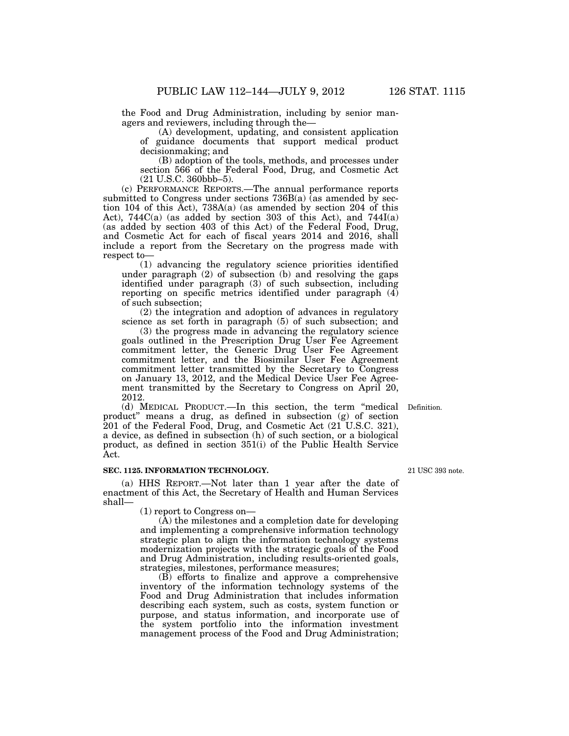the Food and Drug Administration, including by senior managers and reviewers, including through the—

(A) development, updating, and consistent application of guidance documents that support medical product decisionmaking; and

(B) adoption of the tools, methods, and processes under section 566 of the Federal Food, Drug, and Cosmetic Act (21 U.S.C. 360bbb–5).

(c) PERFORMANCE REPORTS.—The annual performance reports submitted to Congress under sections 736B(a) (as amended by section 104 of this Act), 738A(a) (as amended by section 204 of this Act), 744C(a) (as added by section 303 of this Act), and 744I(a) (as added by section 403 of this Act) of the Federal Food, Drug, and Cosmetic Act for each of fiscal years 2014 and 2016, shall include a report from the Secretary on the progress made with respect to—

(1) advancing the regulatory science priorities identified under paragraph (2) of subsection (b) and resolving the gaps identified under paragraph (3) of such subsection, including reporting on specific metrics identified under paragraph (4) of such subsection;

(2) the integration and adoption of advances in regulatory science as set forth in paragraph (5) of such subsection; and

(3) the progress made in advancing the regulatory science goals outlined in the Prescription Drug User Fee Agreement commitment letter, the Generic Drug User Fee Agreement commitment letter, and the Biosimilar User Fee Agreement commitment letter transmitted by the Secretary to Congress on January 13, 2012, and the Medical Device User Fee Agreement transmitted by the Secretary to Congress on April 20, 2012.

Definition.

(d) MEDICAL PRODUCT.—In this section, the term "medical product" means a drug, as defined in subsection (g) of section 201 of the Federal Food, Drug, and Cosmetic Act (21 U.S.C. 321), a device, as defined in subsection (h) of such section, or a biological product, as defined in section 351(i) of the Public Health Service Act.

**SEC. 1125. INFORMATION TECHNOLOGY.**

21 USC 393 note.

(a) HHS REPORT.—Not later than 1 year after the date of enactment of this Act, the Secretary of Health and Human Services shall—

(1) report to Congress on—

(A) the milestones and a completion date for developing and implementing a comprehensive information technology strategic plan to align the information technology systems modernization projects with the strategic goals of the Food and Drug Administration, including results-oriented goals, strategies, milestones, performance measures;

(B) efforts to finalize and approve a comprehensive inventory of the information technology systems of the Food and Drug Administration that includes information describing each system, such as costs, system function or purpose, and status information, and incorporate use of the system portfolio into the information investment management process of the Food and Drug Administration;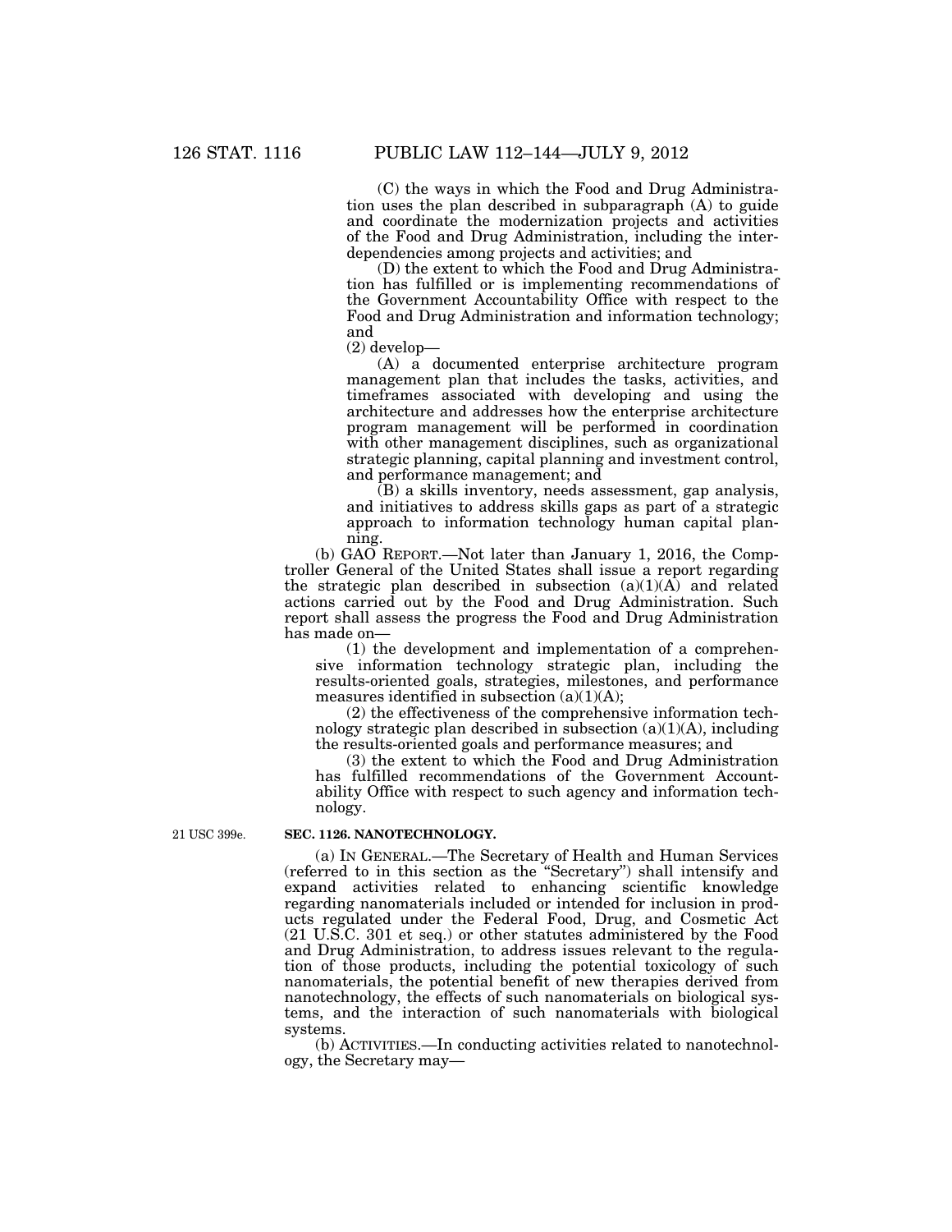(C) the ways in which the Food and Drug Administration uses the plan described in subparagraph (A) to guide and coordinate the modernization projects and activities of the Food and Drug Administration, including the interdependencies among projects and activities; and

(D) the extent to which the Food and Drug Administration has fulfilled or is implementing recommendations of the Government Accountability Office with respect to the Food and Drug Administration and information technology; and

(2) develop—

(A) a documented enterprise architecture program management plan that includes the tasks, activities, and timeframes associated with developing and using the architecture and addresses how the enterprise architecture program management will be performed in coordination with other management disciplines, such as organizational strategic planning, capital planning and investment control, and performance management; and

(B) a skills inventory, needs assessment, gap analysis, and initiatives to address skills gaps as part of a strategic approach to information technology human capital planning.

(b) GAO REPORT.—Not later than January 1, 2016, the Comptroller General of the United States shall issue a report regarding the strategic plan described in subsection (a)(1)(A) and related actions carried out by the Food and Drug Administration. Such report shall assess the progress the Food and Drug Administration has made on—

(1) the development and implementation of a comprehensive information technology strategic plan, including the results-oriented goals, strategies, milestones, and performance measures identified in subsection (a)(1)(A);

(2) the effectiveness of the comprehensive information technology strategic plan described in subsection (a)(1)(A), including the results-oriented goals and performance measures; and

(3) the extent to which the Food and Drug Administration has fulfilled recommendations of the Government Accountability Office with respect to such agency and information technology.

21 USC 399e.

**SEC. 1126. NANOTECHNOLOGY.**

(a) IN GENERAL.—The Secretary of Health and Human Services (referred to in this section as the "Secretary") shall intensify and expand activities related to enhancing scientific knowledge regarding nanomaterials included or intended for inclusion in products regulated under the Federal Food, Drug, and Cosmetic Act (21 U.S.C. 301 et seq.) or other statutes administered by the Food and Drug Administration, to address issues relevant to the regulation of those products, including the potential toxicology of such nanomaterials, the potential benefit of new therapies derived from nanotechnology, the effects of such nanomaterials on biological systems, and the interaction of such nanomaterials with biological systems.

(b) ACTIVITIES.—In conducting activities related to nanotechnology, the Secretary may—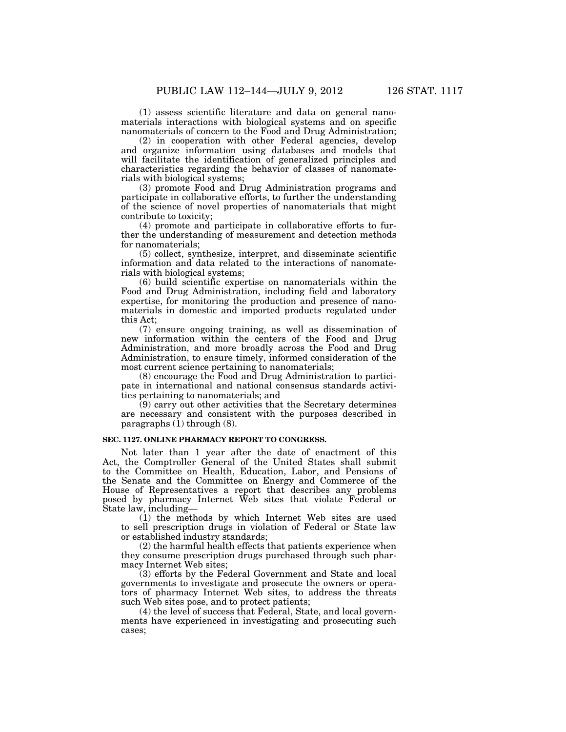(1) assess scientific literature and data on general nanomaterials interactions with biological systems and on specific nanomaterials of concern to the Food and Drug Administration;

(2) in cooperation with other Federal agencies, develop and organize information using databases and models that will facilitate the identification of generalized principles and characteristics regarding the behavior of classes of nanomaterials with biological systems;

(3) promote Food and Drug Administration programs and participate in collaborative efforts, to further the understanding of the science of novel properties of nanomaterials that might contribute to toxicity;

(4) promote and participate in collaborative efforts to further the understanding of measurement and detection methods for nanomaterials;

(5) collect, synthesize, interpret, and disseminate scientific information and data related to the interactions of nanomaterials with biological systems;

(6) build scientific expertise on nanomaterials within the Food and Drug Administration, including field and laboratory expertise, for monitoring the production and presence of nanomaterials in domestic and imported products regulated under this Act;

(7) ensure ongoing training, as well as dissemination of new information within the centers of the Food and Drug Administration, and more broadly across the Food and Drug Administration, to ensure timely, informed consideration of the most current science pertaining to nanomaterials;

(8) encourage the Food and Drug Administration to participate in international and national consensus standards activities pertaining to nanomaterials; and

(9) carry out other activities that the Secretary determines are necessary and consistent with the purposes described in paragraphs (1) through (8).

**SEC. 1127. ONLINE PHARMACY REPORT TO CONGRESS.**

Not later than 1 year after the date of enactment of this Act, the Comptroller General of the United States shall submit to the Committee on Health, Education, Labor, and Pensions of the Senate and the Committee on Energy and Commerce of the House of Representatives a report that describes any problems posed by pharmacy Internet Web sites that violate Federal or State law, including—

(1) the methods by which Internet Web sites are used to sell prescription drugs in violation of Federal or State law or established industry standards;

(2) the harmful health effects that patients experience when they consume prescription drugs purchased through such pharmacy Internet Web sites;

(3) efforts by the Federal Government and State and local governments to investigate and prosecute the owners or operators of pharmacy Internet Web sites, to address the threats such Web sites pose, and to protect patients;

(4) the level of success that Federal, State, and local governments have experienced in investigating and prosecuting such cases;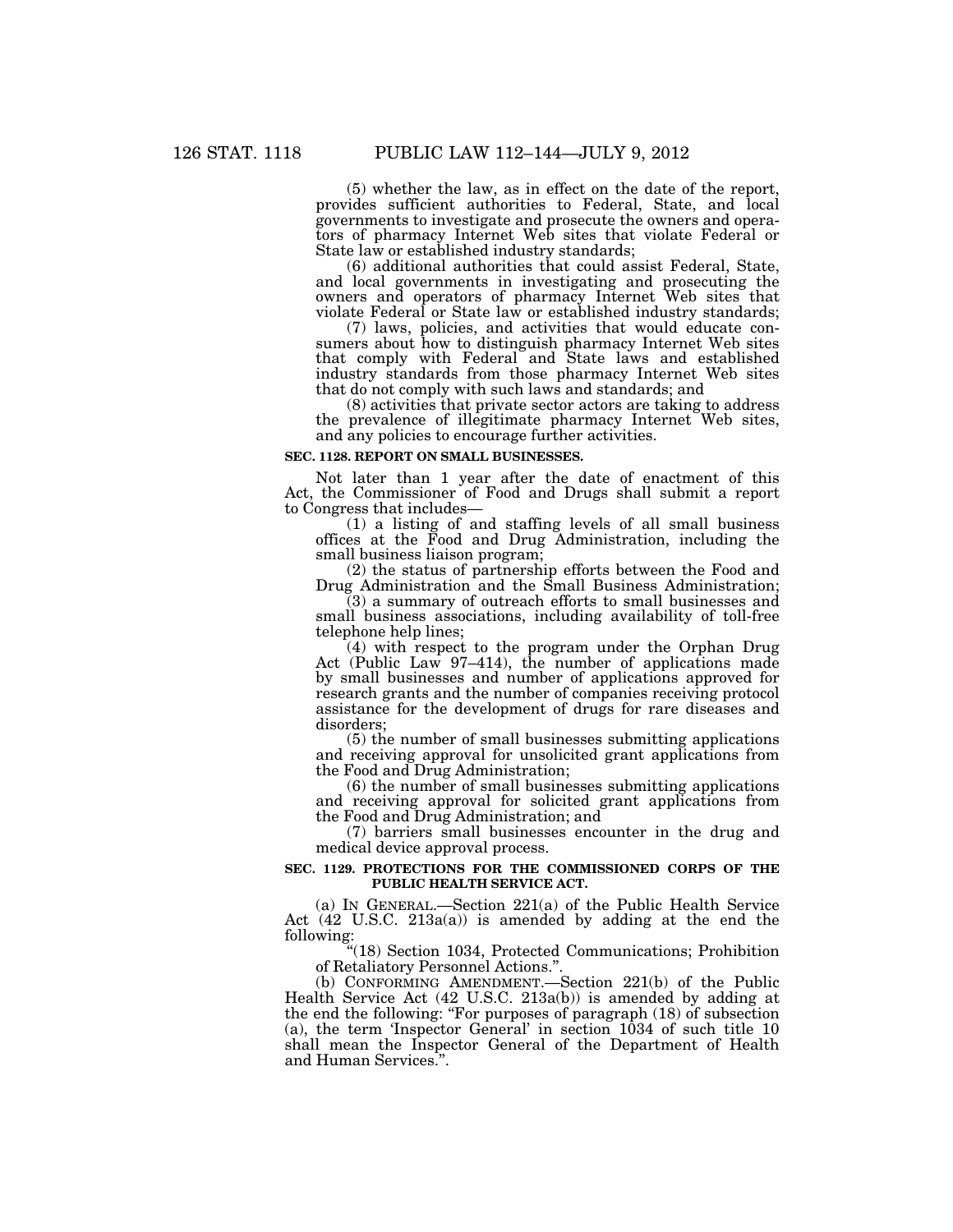(5) whether the law, as in effect on the date of the report, provides sufficient authorities to Federal, State, and local governments to investigate and prosecute the owners and operators of pharmacy Internet Web sites that violate Federal or State law or established industry standards;

(6) additional authorities that could assist Federal, State, and local governments in investigating and prosecuting the owners and operators of pharmacy Internet Web sites that violate Federal or State law or established industry standards;

(7) laws, policies, and activities that would educate consumers about how to distinguish pharmacy Internet Web sites that comply with Federal and State laws and established industry standards from those pharmacy Internet Web sites that do not comply with such laws and standards; and

(8) activities that private sector actors are taking to address the prevalence of illegitimate pharmacy Internet Web sites, and any policies to encourage further activities.

**SEC. 1128. REPORT ON SMALL BUSINESSES.**

Not later than 1 year after the date of enactment of this Act, the Commissioner of Food and Drugs shall submit a report to Congress that includes—

(1) a listing of and staffing levels of all small business offices at the Food and Drug Administration, including the small business liaison program;

(2) the status of partnership efforts between the Food and Drug Administration and the Small Business Administration;

(3) a summary of outreach efforts to small businesses and small business associations, including availability of toll-free telephone help lines;

(4) with respect to the program under the Orphan Drug Act (Public Law 97–414), the number of applications made by small businesses and number of applications approved for research grants and the number of companies receiving protocol assistance for the development of drugs for rare diseases and disorders;

(5) the number of small businesses submitting applications and receiving approval for unsolicited grant applications from the Food and Drug Administration;

(6) the number of small businesses submitting applications and receiving approval for solicited grant applications from the Food and Drug Administration; and

(7) barriers small businesses encounter in the drug and medical device approval process.

**SEC. 1129. PROTECTIONS FOR THE COMMISSIONED CORPS OF THE PUBLIC HEALTH SERVICE ACT.**

(a) IN GENERAL.—Section 221(a) of the Public Health Service Act (42 U.S.C. 213a(a)) is amended by adding at the end the following:

"(18) Section 1034, Protected Communications; Prohibition of Retaliatory Personnel Actions.".

(b) CONFORMING AMENDMENT.—Section 221(b) of the Public Health Service Act (42 U.S.C. 213a(b)) is amended by adding at the end the following: "For purposes of paragraph (18) of subsection (a), the term 'Inspector General' in section 1034 of such title 10 shall mean the Inspector General of the Department of Health and Human Services.".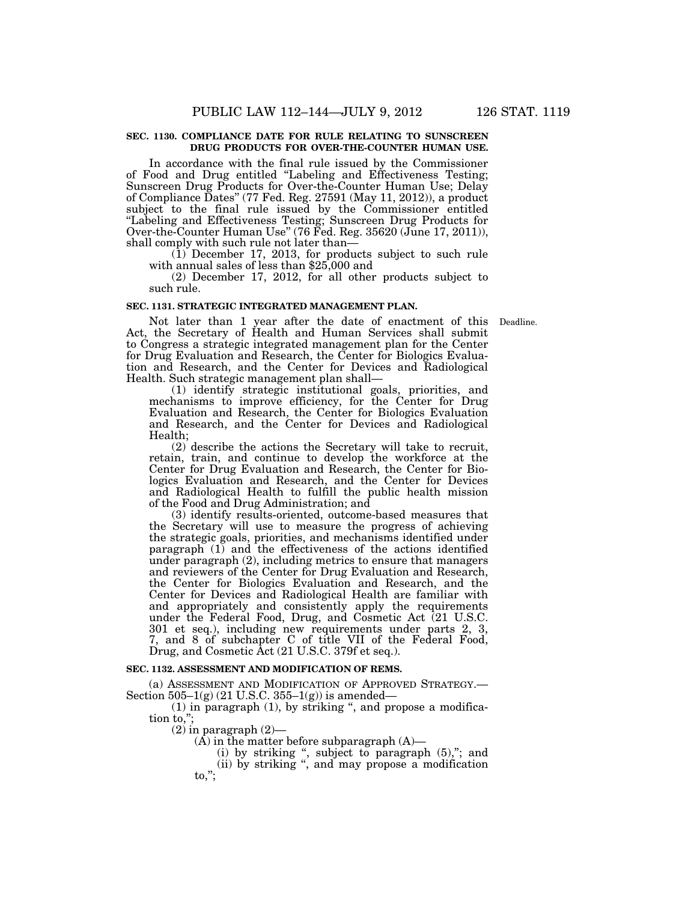**SEC. 1130. COMPLIANCE DATE FOR RULE RELATING TO SUNSCREEN DRUG PRODUCTS FOR OVER-THE-COUNTER HUMAN USE.**

In accordance with the final rule issued by the Commissioner of Food and Drug entitled "Labeling and Effectiveness Testing; Sunscreen Drug Products for Over-the-Counter Human Use; Delay of Compliance Dates" (77 Fed. Reg. 27591 (May 11, 2012)), a product subject to the final rule issued by the Commissioner entitled "Labeling and Effectiveness Testing; Sunscreen Drug Products for Over-the-Counter Human Use" (76 Fed. Reg. 35620 (June 17, 2011)), shall comply with such rule not later than—

(1) December 17, 2013, for products subject to such rule with annual sales of less than $25,000 and

(2) December 17, 2012, for all other products subject to such rule.

**SEC. 1131. STRATEGIC INTEGRATED MANAGEMENT PLAN.**

Deadline.

Not later than 1 year after the date of enactment of this Act, the Secretary of Health and Human Services shall submit to Congress a strategic integrated management plan for the Center for Drug Evaluation and Research, the Center for Biologics Evaluation and Research, and the Center for Devices and Radiological Health. Such strategic management plan shall—

(1) identify strategic institutional goals, priorities, and mechanisms to improve efficiency, for the Center for Drug Evaluation and Research, the Center for Biologics Evaluation and Research, and the Center for Devices and Radiological Health;

(2) describe the actions the Secretary will take to recruit, retain, train, and continue to develop the workforce at the Center for Drug Evaluation and Research, the Center for Biologics Evaluation and Research, and the Center for Devices and Radiological Health to fulfill the public health mission of the Food and Drug Administration; and

(3) identify results-oriented, outcome-based measures that the Secretary will use to measure the progress of achieving the strategic goals, priorities, and mechanisms identified under paragraph (1) and the effectiveness of the actions identified under paragraph (2), including metrics to ensure that managers and reviewers of the Center for Drug Evaluation and Research, the Center for Biologics Evaluation and Research, and the Center for Devices and Radiological Health are familiar with and appropriately and consistently apply the requirements under the Federal Food, Drug, and Cosmetic Act (21 U.S.C. 301 et seq.), including new requirements under parts 2, 3, 7, and 8 of subchapter C of title VII of the Federal Food, Drug, and Cosmetic Act (21 U.S.C. 379f et seq.).

**SEC. 1132. ASSESSMENT AND MODIFICATION OF REMS.**

(a) ASSESSMENT AND MODIFICATION OF APPROVED STRATEGY.—Section 505–1(g) (21 U.S.C. 355–1(g)) is amended—

(1) in paragraph (1), by striking ", and propose a modification to,";

(2) in paragraph (2)—

(A) in the matter before subparagraph (A)—

(i) by striking ", subject to paragraph (5),"; and

(ii) by striking ", and may propose a modification to,";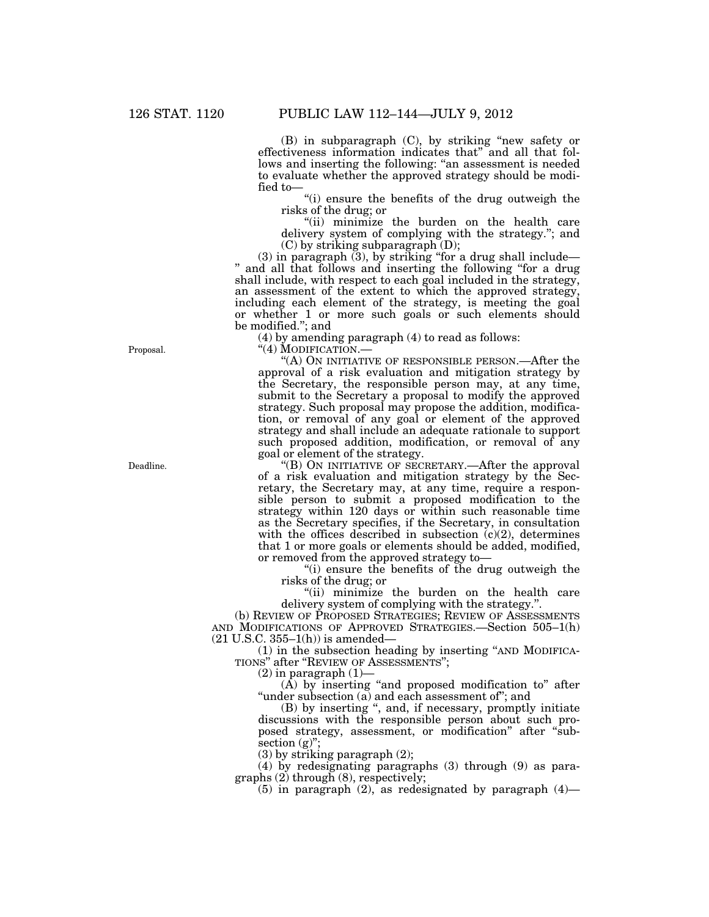(B) in subparagraph (C), by striking "new safety or effectiveness information indicates that" and all that follows and inserting the following: "an assessment is needed to evaluate whether the approved strategy should be modified to—

"(i) ensure the benefits of the drug outweigh the risks of the drug; or

"(ii) minimize the burden on the health care delivery system of complying with the strategy."; and

(C) by striking subparagraph (D);

(3) in paragraph (3), by striking "for a drug shall include—" and all that follows and inserting the following "for a drug shall include, with respect to each goal included in the strategy, an assessment of the extent to which the approved strategy, including each element of the strategy, is meeting the goal or whether 1 or more such goals or such elements should be modified."; and

(4) by amending paragraph (4) to read as follows:

"(4) MODIFICATION.—

Proposal.

"(A) ON INITIATIVE OF RESPONSIBLE PERSON.—After the approval of a risk evaluation and mitigation strategy by the Secretary, the responsible person may, at any time, submit to the Secretary a proposal to modify the approved strategy. Such proposal may propose the addition, modification, or removal of any goal or element of the approved strategy and shall include an adequate rationale to support such proposed addition, modification, or removal of any goal or element of the strategy.

Deadline.

"(B) ON INITIATIVE OF SECRETARY.—After the approval of a risk evaluation and mitigation strategy by the Secretary, the Secretary may, at any time, require a responsible person to submit a proposed modification to the strategy within 120 days or within such reasonable time as the Secretary specifies, if the Secretary, in consultation with the offices described in subsection (c)(2), determines that 1 or more goals or elements should be added, modified, or removed from the approved strategy to—

"(i) ensure the benefits of the drug outweigh the risks of the drug; or

"(ii) minimize the burden on the health care delivery system of complying with the strategy.".

(b) REVIEW OF PROPOSED STRATEGIES; REVIEW OF ASSESSMENTS AND MODIFICATIONS OF APPROVED STRATEGIES.—Section 505–1(h) (21 U.S.C. 355–1(h)) is amended—

(1) in the subsection heading by inserting "AND MODIFICATIONS" after "REVIEW OF ASSESSMENTS";

(2) in paragraph (1)—

(A) by inserting "and proposed modification to" after "under subsection (a) and each assessment of"; and

(B) by inserting ", and, if necessary, promptly initiate discussions with the responsible person about such proposed strategy, assessment, or modification" after "subsection (g)";

(3) by striking paragraph (2);

(4) by redesignating paragraphs (3) through (9) as paragraphs (2) through (8), respectively;

(5) in paragraph (2), as redesignated by paragraph (4)—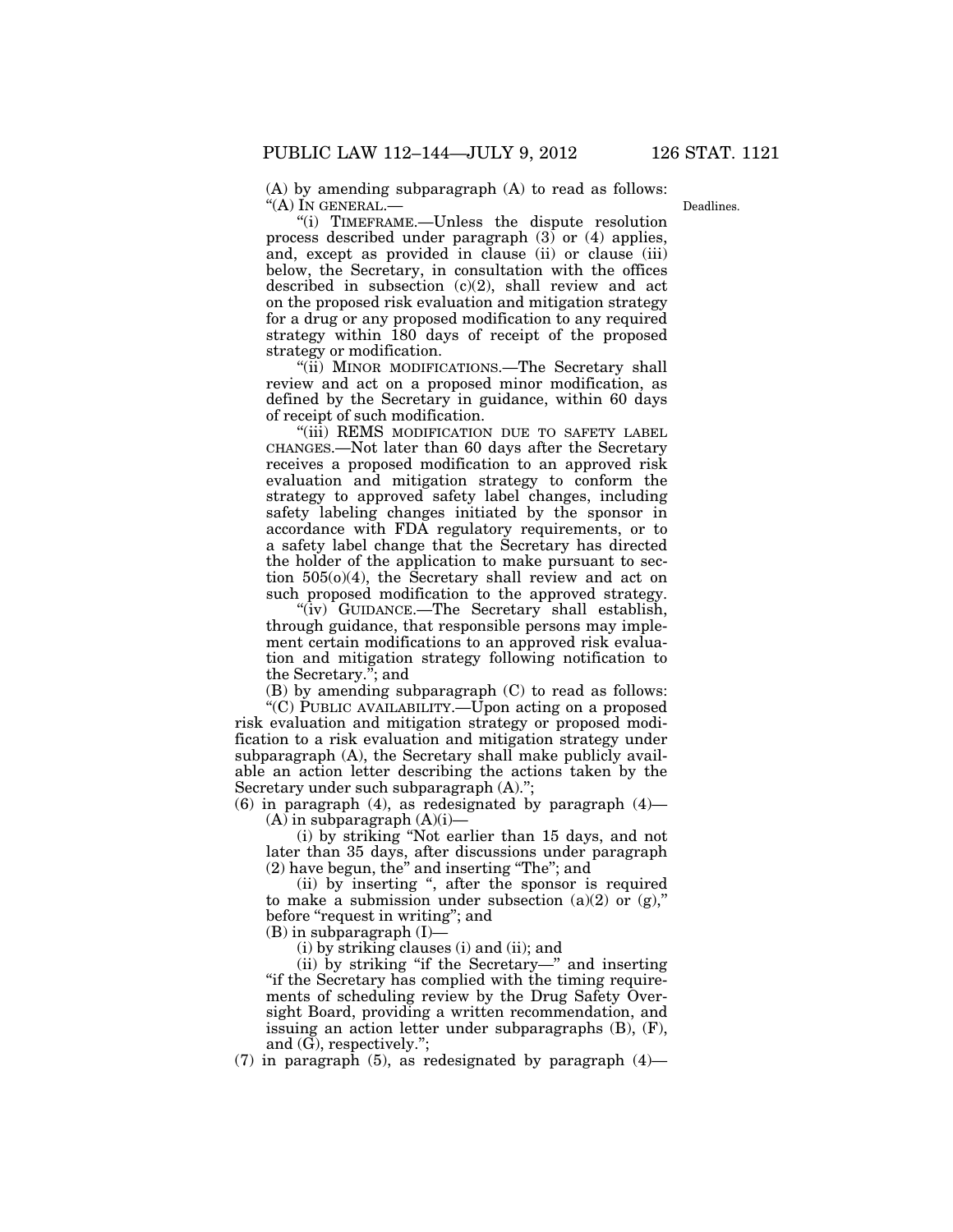(A) by amending subparagraph (A) to read as follows:

"(A) IN GENERAL.—

"(i) TIMEFRAME.—Unless the dispute resolution process described under paragraph (3) or (4) applies, and, except as provided in clause (ii) or clause (iii) below, the Secretary, in consultation with the offices described in subsection (c)(2), shall review and act on the proposed risk evaluation and mitigation strategy for a drug or any proposed modification to any required strategy within 180 days of receipt of the proposed strategy or modification.

Deadlines.

"(ii) MINOR MODIFICATIONS.—The Secretary shall review and act on a proposed minor modification, as defined by the Secretary in guidance, within 60 days of receipt of such modification.

"(iii) REMS MODIFICATION DUE TO SAFETY LABEL CHANGES.—Not later than 60 days after the Secretary receives a proposed modification to an approved risk evaluation and mitigation strategy to conform the strategy to approved safety label changes, including safety labeling changes initiated by the sponsor in accordance with FDA regulatory requirements, or to a safety label change that the Secretary has directed the holder of the application to make pursuant to section 505(o)(4), the Secretary shall review and act on such proposed modification to the approved strategy.

"(iv) GUIDANCE.—The Secretary shall establish, through guidance, that responsible persons may implement certain modifications to an approved risk evaluation and mitigation strategy following notification to the Secretary."; and

(B) by amending subparagraph (C) to read as follows:

"(C) PUBLIC AVAILABILITY.—Upon acting on a proposed risk evaluation and mitigation strategy or proposed modification to a risk evaluation and mitigation strategy under subparagraph (A), the Secretary shall make publicly available an action letter describing the actions taken by the Secretary under such subparagraph (A).";

(6) in paragraph (4), as redesignated by paragraph (4)—

(A) in subparagraph (A)(i)—

(i) by striking "Not earlier than 15 days, and not later than 35 days, after discussions under paragraph (2) have begun, the" and inserting "The"; and

(ii) by inserting ", after the sponsor is required to make a submission under subsection (a)(2) or (g)," before "request in writing"; and

(B) in subparagraph (I)—

(i) by striking clauses (i) and (ii); and

(ii) by striking "if the Secretary—" and inserting "if the Secretary has complied with the timing requirements of scheduling review by the Drug Safety Oversight Board, providing a written recommendation, and issuing an action letter under subparagraphs (B), (F), and (G), respectively.";

(7) in paragraph (5), as redesignated by paragraph (4)—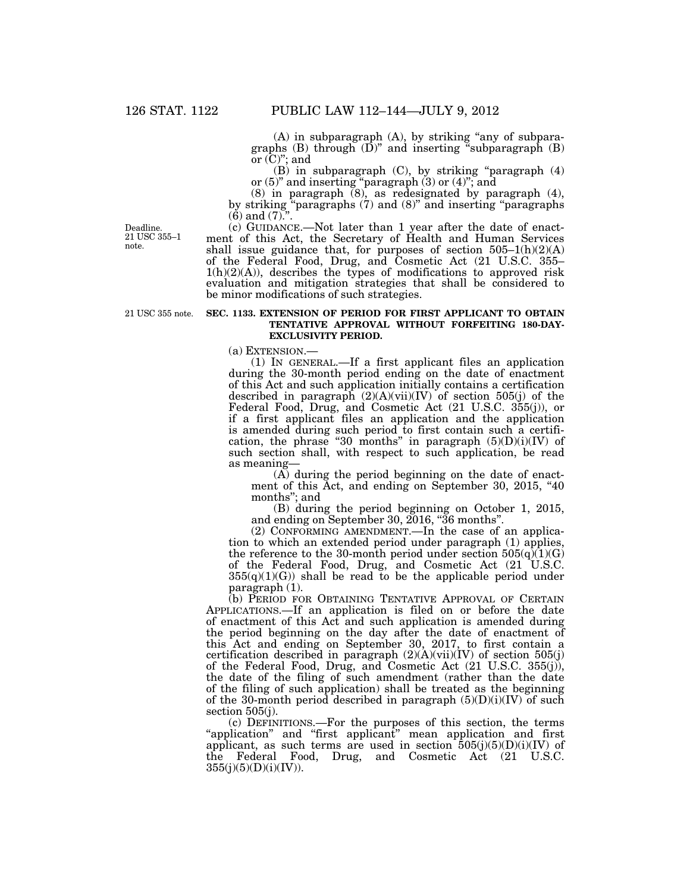(A) in subparagraph (A), by striking "any of subparagraphs (B) through (D)" and inserting "subparagraph (B) or (C)"; and

(B) in subparagraph (C), by striking "paragraph (4) or (5)" and inserting "paragraph (3) or (4)"; and

(8) in paragraph (8), as redesignated by paragraph (4), by striking "paragraphs (7) and (8)" and inserting "paragraphs (6) and (7).".

Deadline. 21 USC 355–1 note.

(c) GUIDANCE.—Not later than 1 year after the date of enactment of this Act, the Secretary of Health and Human Services shall issue guidance that, for purposes of section 505–1(h)(2)(A) of the Federal Food, Drug, and Cosmetic Act (21 U.S.C. 355–1(h)(2)(A)), describes the types of modifications to approved risk evaluation and mitigation strategies that shall be considered to be minor modifications of such strategies.

21 USC 355 note.

**SEC. 1133. EXTENSION OF PERIOD FOR FIRST APPLICANT TO OBTAIN TENTATIVE APPROVAL WITHOUT FORFEITING 180-DAY-EXCLUSIVITY PERIOD.**

(a) EXTENSION.—

(1) IN GENERAL.—If a first applicant files an application during the 30-month period ending on the date of enactment of this Act and such application initially contains a certification described in paragraph (2)(A)(vii)(IV) of section 505(j) of the Federal Food, Drug, and Cosmetic Act (21 U.S.C. 355(j)), or if a first applicant files an application and the application is amended during such period to first contain such a certification, the phrase "30 months" in paragraph (5)(D)(i)(IV) of such section shall, with respect to such application, be read as meaning—

(A) during the period beginning on the date of enactment of this Act, and ending on September 30, 2015, "40 months"; and

(B) during the period beginning on October 1, 2015, and ending on September 30, 2016, "36 months".

(2) CONFORMING AMENDMENT.—In the case of an application to which an extended period under paragraph (1) applies, the reference to the 30-month period under section 505(q)(1)(G) of the Federal Food, Drug, and Cosmetic Act (21 U.S.C. 355(q)(1)(G)) shall be read to be the applicable period under paragraph (1).

(b) PERIOD FOR OBTAINING TENTATIVE APPROVAL OF CERTAIN APPLICATIONS.—If an application is filed on or before the date of enactment of this Act and such application is amended during the period beginning on the day after the date of enactment of this Act and ending on September 30, 2017, to first contain a certification described in paragraph (2)(A)(vii)(IV) of section 505(j) of the Federal Food, Drug, and Cosmetic Act (21 U.S.C. 355(j)), the date of the filing of such amendment (rather than the date of the filing of such application) shall be treated as the beginning of the 30-month period described in paragraph (5)(D)(i)(IV) of such section 505(j).

(c) DEFINITIONS.—For the purposes of this section, the terms "application" and "first applicant" mean application and first applicant, as such terms are used in section 505(j)(5)(D)(i)(IV) of the Federal Food, Drug, and Cosmetic Act (21 U.S.C. 355(j)(5)(D)(i)(IV)).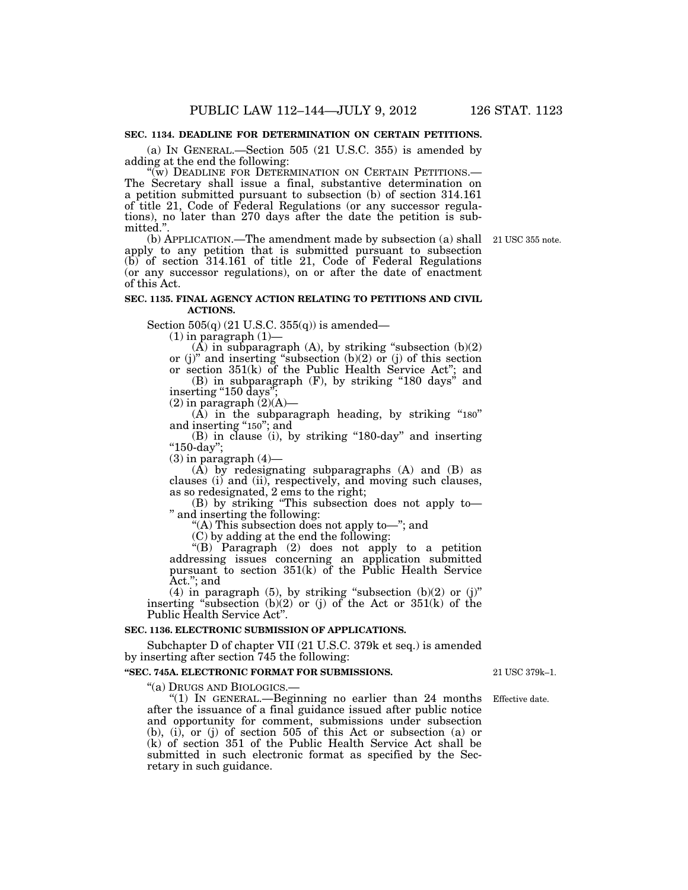**SEC. 1134. DEADLINE FOR DETERMINATION ON CERTAIN PETITIONS.**

(a) IN GENERAL.—Section 505 (21 U.S.C. 355) is amended by adding at the end the following:

"(w) DEADLINE FOR DETERMINATION ON CERTAIN PETITIONS.— The Secretary shall issue a final, substantive determination on a petition submitted pursuant to subsection (b) of section 314.161 of title 21, Code of Federal Regulations (or any successor regulations), no later than 270 days after the date the petition is submitted.".

(b) APPLICATION.—The amendment made by subsection (a) shall apply to any petition that is submitted pursuant to subsection (b) of section 314.161 of title 21, Code of Federal Regulations (or any successor regulations), on or after the date of enactment of this Act.

21 USC 355 note.

**SEC. 1135. FINAL AGENCY ACTION RELATING TO PETITIONS AND CIVIL ACTIONS.**

Section 505(q) (21 U.S.C. 355(q)) is amended—

(1) in paragraph (1)—

(A) in subparagraph (A), by striking "subsection (b)(2) or (j)" and inserting "subsection (b)(2) or (j) of this section or section 351(k) of the Public Health Service Act"; and

(B) in subparagraph (F), by striking "180 days" and inserting "150 days";

(2) in paragraph (2)(A)—

(A) in the subparagraph heading, by striking "180" and inserting "150"; and

(B) in clause (i), by striking "180-day" and inserting "150-day";

(3) in paragraph (4)—

(A) by redesignating subparagraphs (A) and (B) as clauses (i) and (ii), respectively, and moving such clauses, as so redesignated, 2 ems to the right;

(B) by striking "This subsection does not apply to— " and inserting the following:

"(A) This subsection does not apply to—"; and

(C) by adding at the end the following:

"(B) Paragraph (2) does not apply to a petition addressing issues concerning an application submitted pursuant to section 351(k) of the Public Health Service Act."; and

(4) in paragraph (5), by striking "subsection (b)(2) or (j)" inserting "subsection (b)(2) or (j) of the Act or 351(k) of the Public Health Service Act".

**SEC. 1136. ELECTRONIC SUBMISSION OF APPLICATIONS.**

Subchapter D of chapter VII (21 U.S.C. 379k et seq.) is amended by inserting after section 745 the following:

**"SEC. 745A. ELECTRONIC FORMAT FOR SUBMISSIONS.**

21 USC 379k–1.

"(a) DRUGS AND BIOLOGICS.—

"(1) IN GENERAL.—Beginning no earlier than 24 months after the issuance of a final guidance issued after public notice and opportunity for comment, submissions under subsection (b), (i), or (j) of section 505 of this Act or subsection (a) or (k) of section 351 of the Public Health Service Act shall be submitted in such electronic format as specified by the Secretary in such guidance.

Effective date.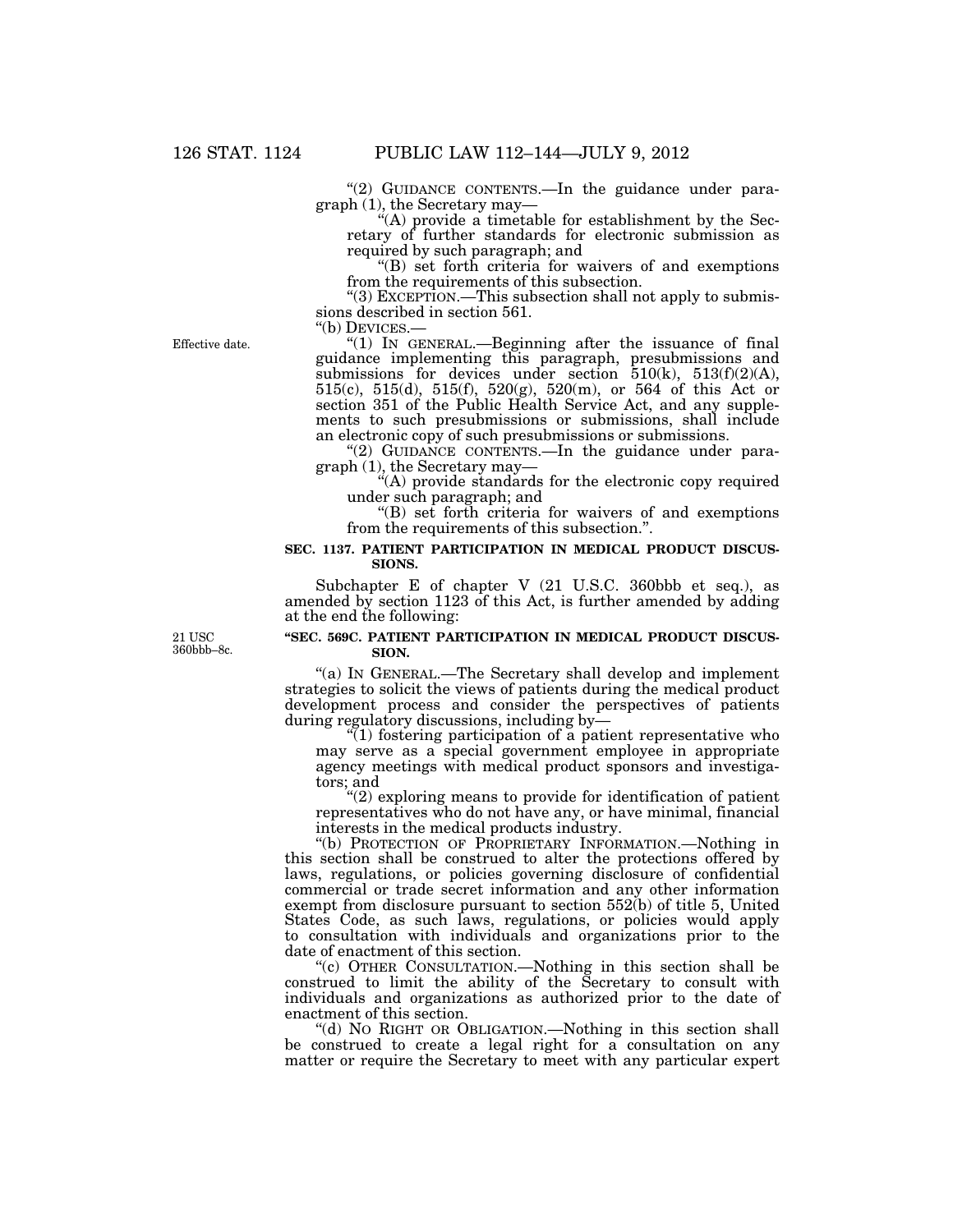"(2) GUIDANCE CONTENTS.—In the guidance under paragraph (1), the Secretary may—

"(A) provide a timetable for establishment by the Secretary of further standards for electronic submission as required by such paragraph; and

"(B) set forth criteria for waivers of and exemptions from the requirements of this subsection.

"(3) EXCEPTION.—This subsection shall not apply to submissions described in section 561.

"(b) DEVICES.—

Effective date.

"(1) IN GENERAL.—Beginning after the issuance of final guidance implementing this paragraph, presubmissions and submissions for devices under section 510(k), 513(f)(2)(A), 515(c), 515(d), 515(f), 520(g), 520(m), or 564 of this Act or section 351 of the Public Health Service Act, and any supplements to such presubmissions or submissions, shall include an electronic copy of such presubmissions or submissions.

"(2) GUIDANCE CONTENTS.—In the guidance under paragraph (1), the Secretary may—

"(A) provide standards for the electronic copy required under such paragraph; and

"(B) set forth criteria for waivers of and exemptions from the requirements of this subsection.".

**SEC. 1137. PATIENT PARTICIPATION IN MEDICAL PRODUCT DISCUSSIONS.**

Subchapter E of chapter V (21 U.S.C. 360bbb et seq.), as amended by section 1123 of this Act, is further amended by adding at the end the following:

21 USC 360bbb–8c.

**"SEC. 569C. PATIENT PARTICIPATION IN MEDICAL PRODUCT DISCUSSION.**

"(a) IN GENERAL.—The Secretary shall develop and implement strategies to solicit the views of patients during the medical product development process and consider the perspectives of patients during regulatory discussions, including by—

"(1) fostering participation of a patient representative who may serve as a special government employee in appropriate agency meetings with medical product sponsors and investigators; and

"(2) exploring means to provide for identification of patient representatives who do not have any, or have minimal, financial interests in the medical products industry.

"(b) PROTECTION OF PROPRIETARY INFORMATION.—Nothing in this section shall be construed to alter the protections offered by laws, regulations, or policies governing disclosure of confidential commercial or trade secret information and any other information exempt from disclosure pursuant to section 552(b) of title 5, United States Code, as such laws, regulations, or policies would apply to consultation with individuals and organizations prior to the date of enactment of this section.

"(c) OTHER CONSULTATION.—Nothing in this section shall be construed to limit the ability of the Secretary to consult with individuals and organizations as authorized prior to the date of enactment of this section.

"(d) NO RIGHT OR OBLIGATION.—Nothing in this section shall be construed to create a legal right for a consultation on any matter or require the Secretary to meet with any particular expert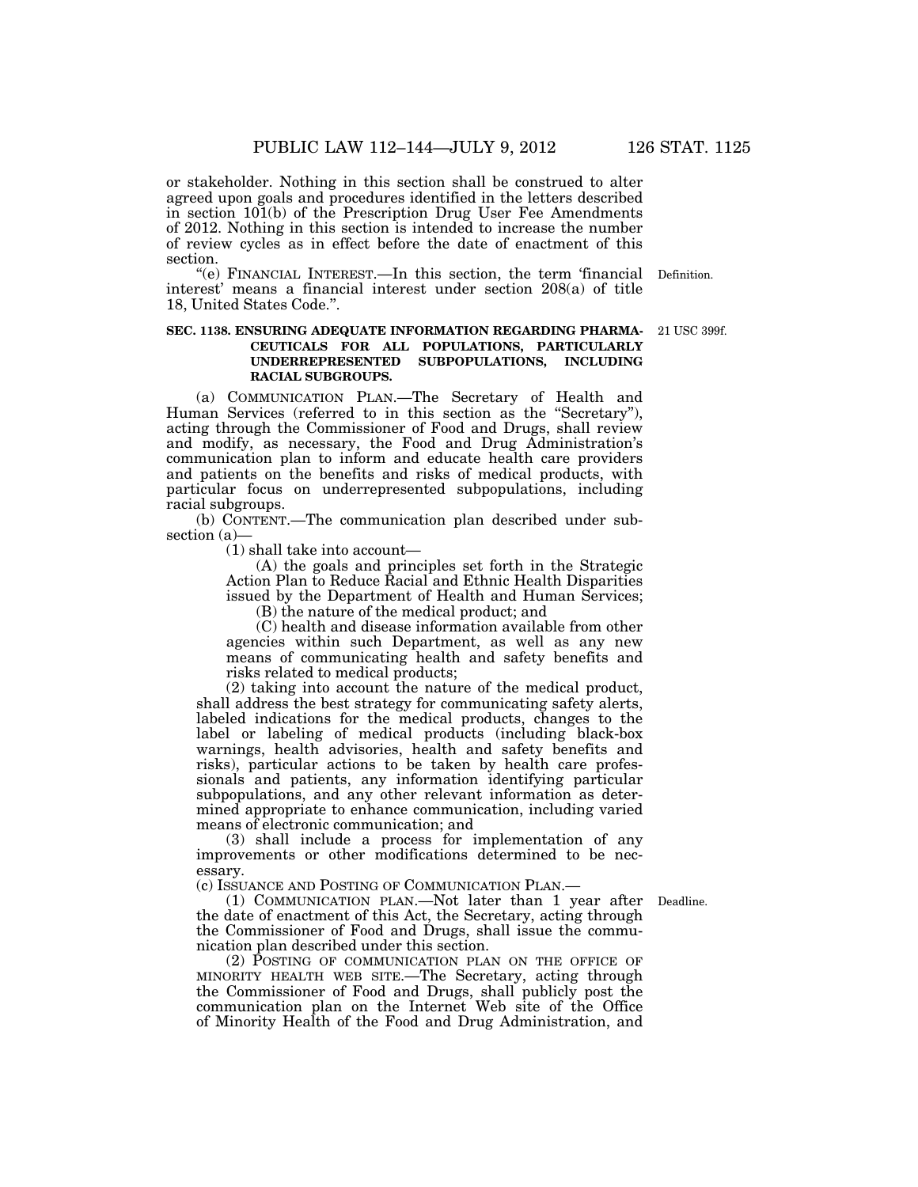or stakeholder. Nothing in this section shall be construed to alter agreed upon goals and procedures identified in the letters described in section 101(b) of the Prescription Drug User Fee Amendments of 2012. Nothing in this section is intended to increase the number of review cycles as in effect before the date of enactment of this section.

"(e) FINANCIAL INTEREST.—In this section, the term 'financial interest' means a financial interest under section 208(a) of title 18, United States Code.".

Definition.

## SEC. 1138. ENSURING ADEQUATE INFORMATION REGARDING PHARMACEUTICALS FOR ALL POPULATIONS, PARTICULARLY UNDERREPRESENTED SUBPOPULATIONS, INCLUDING RACIAL SUBGROUPS.

21 USC 399f.

(a) COMMUNICATION PLAN.—The Secretary of Health and Human Services (referred to in this section as the "Secretary"), acting through the Commissioner of Food and Drugs, shall review and modify, as necessary, the Food and Drug Administration's communication plan to inform and educate health care providers and patients on the benefits and risks of medical products, with particular focus on underrepresented subpopulations, including racial subgroups.

(b) CONTENT.—The communication plan described under subsection (a)—

(1) shall take into account—

(A) the goals and principles set forth in the Strategic Action Plan to Reduce Racial and Ethnic Health Disparities issued by the Department of Health and Human Services;

(B) the nature of the medical product; and

(C) health and disease information available from other agencies within such Department, as well as any new means of communicating health and safety benefits and risks related to medical products;

(2) taking into account the nature of the medical product, shall address the best strategy for communicating safety alerts, labeled indications for the medical products, changes to the label or labeling of medical products (including black-box warnings, health advisories, health and safety benefits and risks), particular actions to be taken by health care professionals and patients, any information identifying particular subpopulations, and any other relevant information as determined appropriate to enhance communication, including varied means of electronic communication; and

(3) shall include a process for implementation of any improvements or other modifications determined to be necessary.

(c) ISSUANCE AND POSTING OF COMMUNICATION PLAN.—

(1) COMMUNICATION PLAN.—Not later than 1 year after the date of enactment of this Act, the Secretary, acting through the Commissioner of Food and Drugs, shall issue the communication plan described under this section.

Deadline.

(2) POSTING OF COMMUNICATION PLAN ON THE OFFICE OF MINORITY HEALTH WEB SITE.—The Secretary, acting through the Commissioner of Food and Drugs, shall publicly post the communication plan on the Internet Web site of the Office of Minority Health of the Food and Drug Administration, and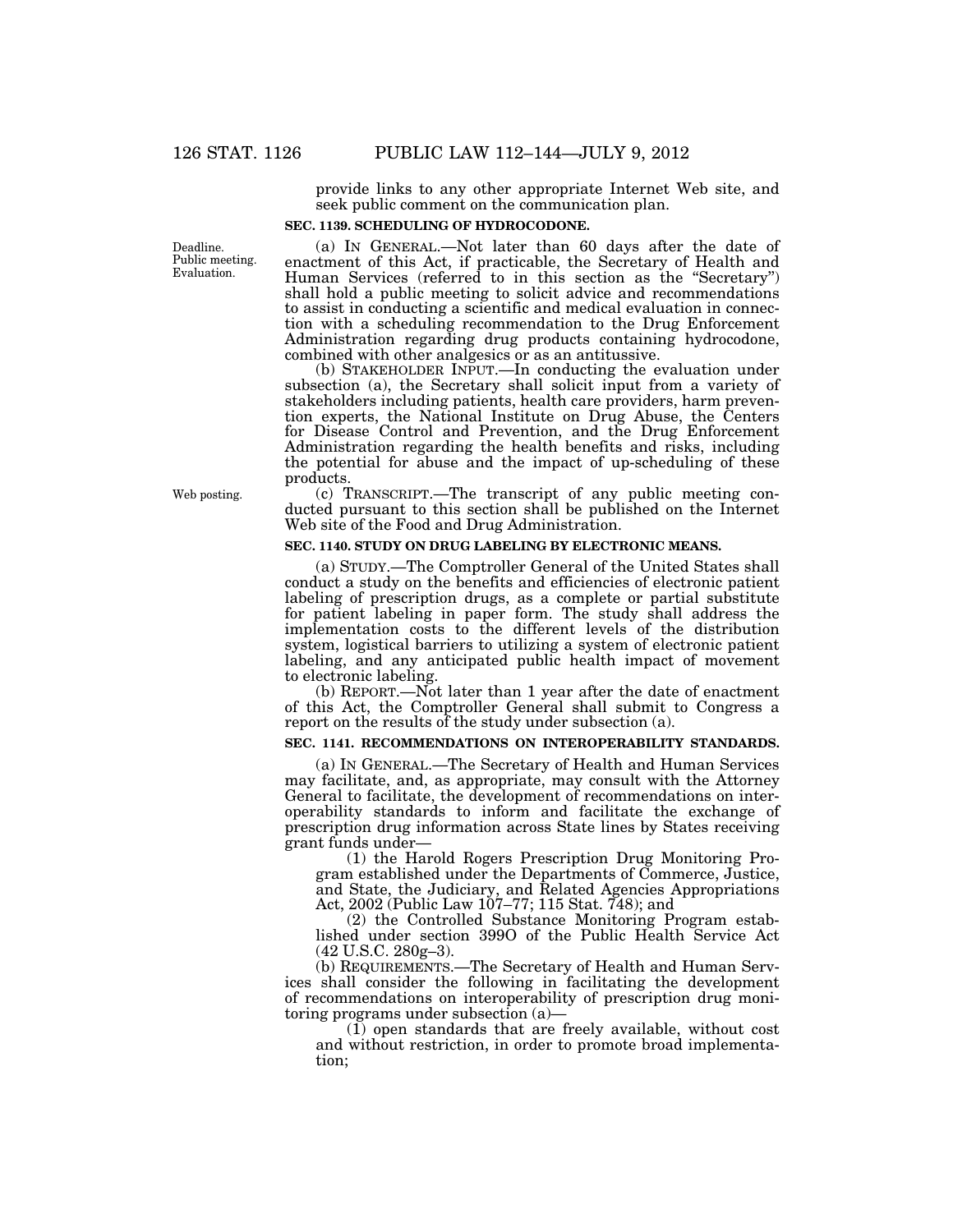provide links to any other appropriate Internet Web site, and seek public comment on the communication plan.

### SEC. 1139. SCHEDULING OF HYDROCODONE.

Deadline. Public meeting. Evaluation.

(a) IN GENERAL.—Not later than 60 days after the date of enactment of this Act, if practicable, the Secretary of Health and Human Services (referred to in this section as the "Secretary") shall hold a public meeting to solicit advice and recommendations to assist in conducting a scientific and medical evaluation in connection with a scheduling recommendation to the Drug Enforcement Administration regarding drug products containing hydrocodone, combined with other analgesics or as an antitussive.

(b) STAKEHOLDER INPUT.—In conducting the evaluation under subsection (a), the Secretary shall solicit input from a variety of stakeholders including patients, health care providers, harm prevention experts, the National Institute on Drug Abuse, the Centers for Disease Control and Prevention, and the Drug Enforcement Administration regarding the health benefits and risks, including the potential for abuse and the impact of up-scheduling of these products.

Web posting.

(c) TRANSCRIPT.—The transcript of any public meeting conducted pursuant to this section shall be published on the Internet Web site of the Food and Drug Administration.

### SEC. 1140. STUDY ON DRUG LABELING BY ELECTRONIC MEANS.

(a) STUDY.—The Comptroller General of the United States shall conduct a study on the benefits and efficiencies of electronic patient labeling of prescription drugs, as a complete or partial substitute for patient labeling in paper form. The study shall address the implementation costs to the different levels of the distribution system, logistical barriers to utilizing a system of electronic patient labeling, and any anticipated public health impact of movement to electronic labeling.

(b) REPORT.—Not later than 1 year after the date of enactment of this Act, the Comptroller General shall submit to Congress a report on the results of the study under subsection (a).

### SEC. 1141. RECOMMENDATIONS ON INTEROPERABILITY STANDARDS.

(a) IN GENERAL.—The Secretary of Health and Human Services may facilitate, and, as appropriate, may consult with the Attorney General to facilitate, the development of recommendations on interoperability standards to inform and facilitate the exchange of prescription drug information across State lines by States receiving grant funds under—

(1) the Harold Rogers Prescription Drug Monitoring Program established under the Departments of Commerce, Justice, and State, the Judiciary, and Related Agencies Appropriations Act, 2002 (Public Law 107–77; 115 Stat. 748); and

(2) the Controlled Substance Monitoring Program established under section 399O of the Public Health Service Act (42 U.S.C. 280g–3).

(b) REQUIREMENTS.—The Secretary of Health and Human Services shall consider the following in facilitating the development of recommendations on interoperability of prescription drug monitoring programs under subsection (a)—

(1) open standards that are freely available, without cost and without restriction, in order to promote broad implementation;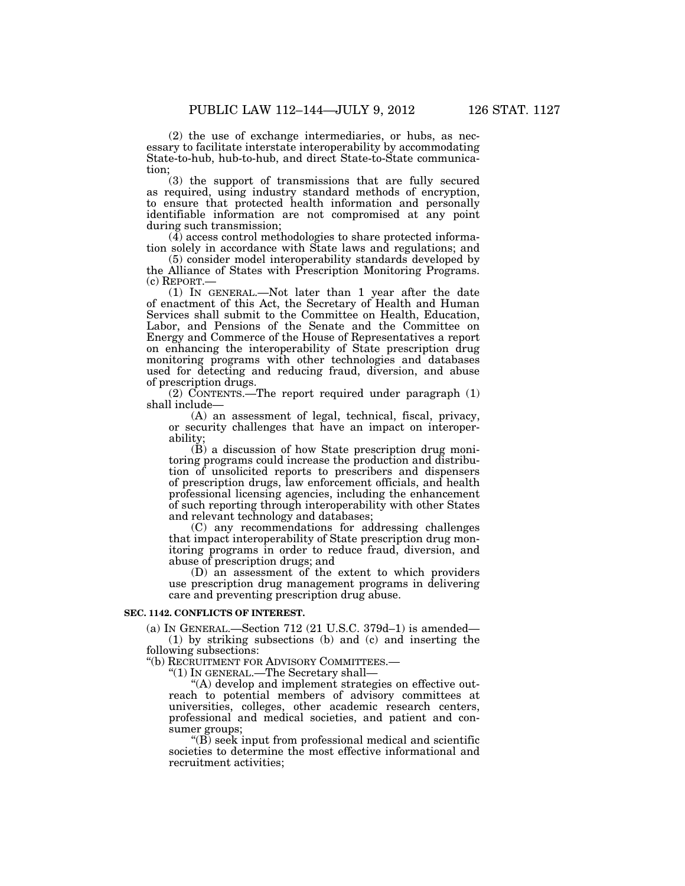(2) the use of exchange intermediaries, or hubs, as necessary to facilitate interstate interoperability by accommodating State-to-hub, hub-to-hub, and direct State-to-State communication;

(3) the support of transmissions that are fully secured as required, using industry standard methods of encryption, to ensure that protected health information and personally identifiable information are not compromised at any point during such transmission;

(4) access control methodologies to share protected information solely in accordance with State laws and regulations; and

(5) consider model interoperability standards developed by the Alliance of States with Prescription Monitoring Programs.

(c) REPORT.—

(1) IN GENERAL.—Not later than 1 year after the date of enactment of this Act, the Secretary of Health and Human Services shall submit to the Committee on Health, Education, Labor, and Pensions of the Senate and the Committee on Energy and Commerce of the House of Representatives a report on enhancing the interoperability of State prescription drug monitoring programs with other technologies and databases used for detecting and reducing fraud, diversion, and abuse of prescription drugs.

(2) CONTENTS.—The report required under paragraph (1) shall include—

(A) an assessment of legal, technical, fiscal, privacy, or security challenges that have an impact on interoperability;

(B) a discussion of how State prescription drug monitoring programs could increase the production and distribution of unsolicited reports to prescribers and dispensers of prescription drugs, law enforcement officials, and health professional licensing agencies, including the enhancement of such reporting through interoperability with other States and relevant technology and databases;

(C) any recommendations for addressing challenges that impact interoperability of State prescription drug monitoring programs in order to reduce fraud, diversion, and abuse of prescription drugs; and

(D) an assessment of the extent to which providers use prescription drug management programs in delivering care and preventing prescription drug abuse.

**SEC. 1142. CONFLICTS OF INTEREST.**

(a) IN GENERAL.—Section 712 (21 U.S.C. 379d–1) is amended—

(1) by striking subsections (b) and (c) and inserting the following subsections:

"(b) RECRUITMENT FOR ADVISORY COMMITTEES.—

"(1) IN GENERAL.—The Secretary shall—

"(A) develop and implement strategies on effective outreach to potential members of advisory committees at universities, colleges, other academic research centers, professional and medical societies, and patient and consumer groups;

"(B) seek input from professional medical and scientific societies to determine the most effective informational and recruitment activities;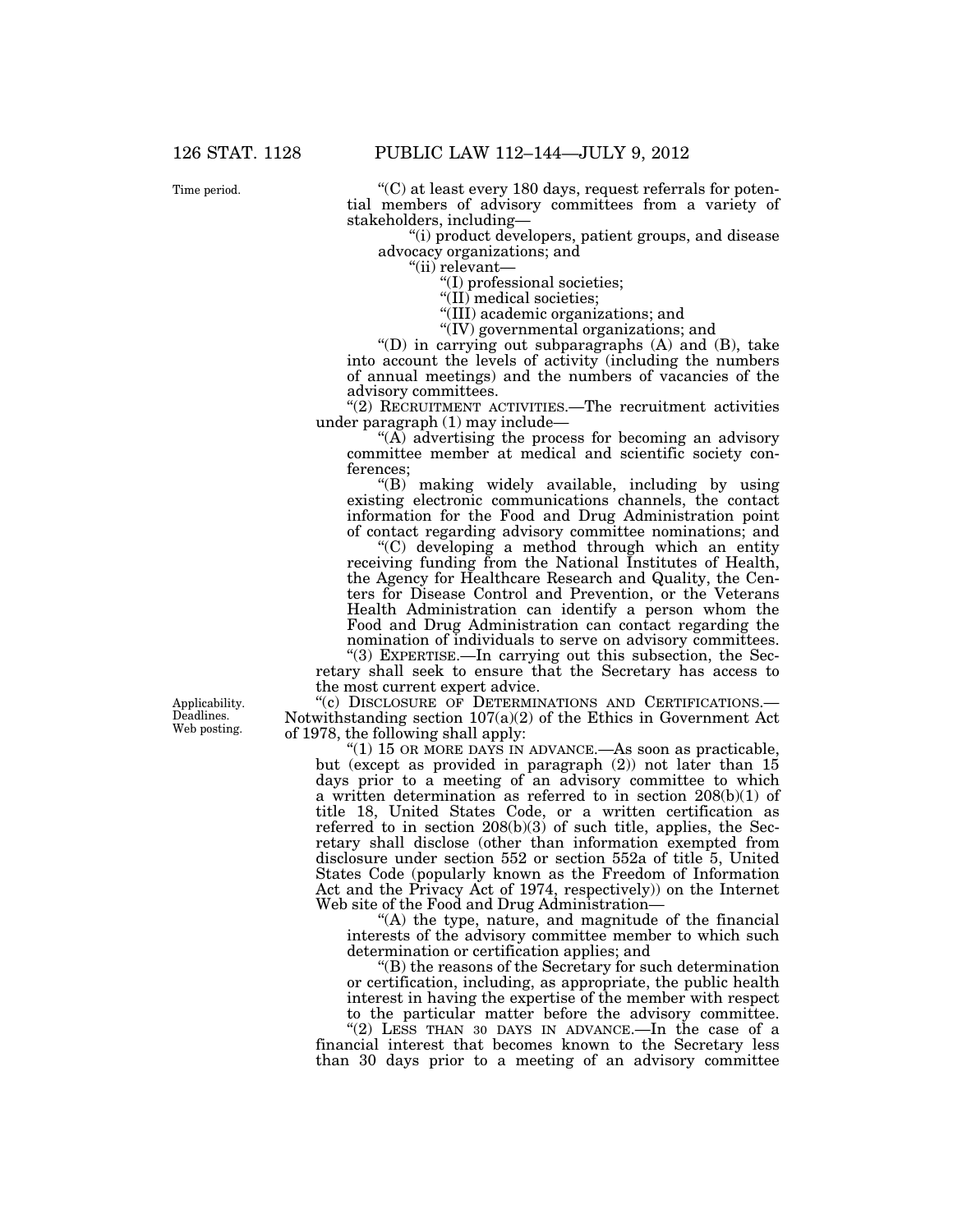“(C) at least every 180 days, request referrals for potential members of advisory committees from a variety of stakeholders, including—

“(i) product developers, patient groups, and disease advocacy organizations; and

“(ii) relevant—

“(I) professional societies;

“(II) medical societies;

“(III) academic organizations; and

“(IV) governmental organizations; and

“(D) in carrying out subparagraphs (A) and (B), take into account the levels of activity (including the numbers of annual meetings) and the numbers of vacancies of the advisory committees.

“(2) RECRUITMENT ACTIVITIES.—The recruitment activities under paragraph (1) may include—

“(A) advertising the process for becoming an advisory committee member at medical and scientific society conferences;

“(B) making widely available, including by using existing electronic communications channels, the contact information for the Food and Drug Administration point of contact regarding advisory committee nominations; and

“(C) developing a method through which an entity receiving funding from the National Institutes of Health, the Agency for Healthcare Research and Quality, the Centers for Disease Control and Prevention, or the Veterans Health Administration can identify a person whom the Food and Drug Administration can contact regarding the nomination of individuals to serve on advisory committees.

“(3) EXPERTISE.—In carrying out this subsection, the Secretary shall seek to ensure that the Secretary has access to the most current expert advice.

“(c) DISCLOSURE OF DETERMINATIONS AND CERTIFICATIONS.—Notwithstanding section 107(a)(2) of the Ethics in Government Act of 1978, the following shall apply:

“(1) 15 OR MORE DAYS IN ADVANCE.—As soon as practicable, but (except as provided in paragraph (2)) not later than 15 days prior to a meeting of an advisory committee to which a written determination as referred to in section 208(b)(1) of title 18, United States Code, or a written certification as referred to in section 208(b)(3) of such title, applies, the Secretary shall disclose (other than information exempted from disclosure under section 552 or section 552a of title 5, United States Code (popularly known as the Freedom of Information Act and the Privacy Act of 1974, respectively)) on the Internet Web site of the Food and Drug Administration—

“(A) the type, nature, and magnitude of the financial interests of the advisory committee member to which such determination or certification applies; and

“(B) the reasons of the Secretary for such determination or certification, including, as appropriate, the public health interest in having the expertise of the member with respect to the particular matter before the advisory committee.

“(2) LESS THAN 30 DAYS IN ADVANCE.—In the case of a financial interest that becomes known to the Secretary less than 30 days prior to a meeting of an advisory committee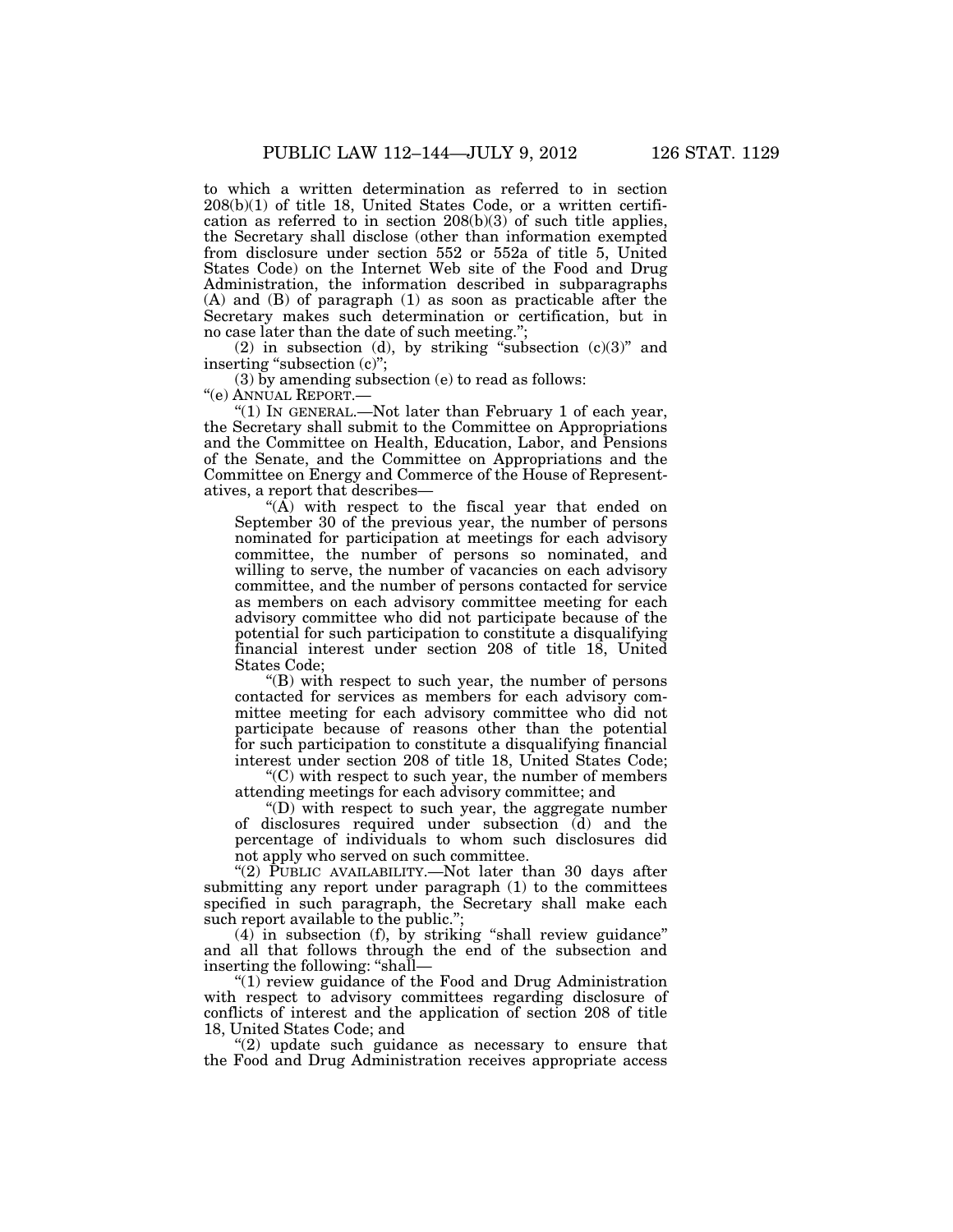to which a written determination as referred to in section 208(b)(1) of title 18, United States Code, or a written certification as referred to in section 208(b)(3) of such title applies, the Secretary shall disclose (other than information exempted from disclosure under section 552 or 552a of title 5, United States Code) on the Internet Web site of the Food and Drug Administration, the information described in subparagraphs (A) and (B) of paragraph (1) as soon as practicable after the Secretary makes such determination or certification, but in no case later than the date of such meeting.";

(2) in subsection (d), by striking "subsection (c)(3)" and inserting "subsection (c)";

(3) by amending subsection (e) to read as follows:

"(e) ANNUAL REPORT.—

"(1) IN GENERAL.—Not later than February 1 of each year, the Secretary shall submit to the Committee on Appropriations and the Committee on Health, Education, Labor, and Pensions of the Senate, and the Committee on Appropriations and the Committee on Energy and Commerce of the House of Representatives, a report that describes—

"(A) with respect to the fiscal year that ended on September 30 of the previous year, the number of persons nominated for participation at meetings for each advisory committee, the number of persons so nominated, and willing to serve, the number of vacancies on each advisory committee, and the number of persons contacted for service as members on each advisory committee meeting for each advisory committee who did not participate because of the potential for such participation to constitute a disqualifying financial interest under section 208 of title 18, United States Code;

"(B) with respect to such year, the number of persons contacted for services as members for each advisory committee meeting for each advisory committee who did not participate because of reasons other than the potential for such participation to constitute a disqualifying financial interest under section 208 of title 18, United States Code;

"(C) with respect to such year, the number of members attending meetings for each advisory committee; and

"(D) with respect to such year, the aggregate number of disclosures required under subsection (d) and the percentage of individuals to whom such disclosures did not apply who served on such committee.

"(2) PUBLIC AVAILABILITY.—Not later than 30 days after submitting any report under paragraph (1) to the committees specified in such paragraph, the Secretary shall make each such report available to the public.";

(4) in subsection (f), by striking "shall review guidance" and all that follows through the end of the subsection and inserting the following: "shall—

"(1) review guidance of the Food and Drug Administration with respect to advisory committees regarding disclosure of conflicts of interest and the application of section 208 of title 18, United States Code; and

"(2) update such guidance as necessary to ensure that the Food and Drug Administration receives appropriate access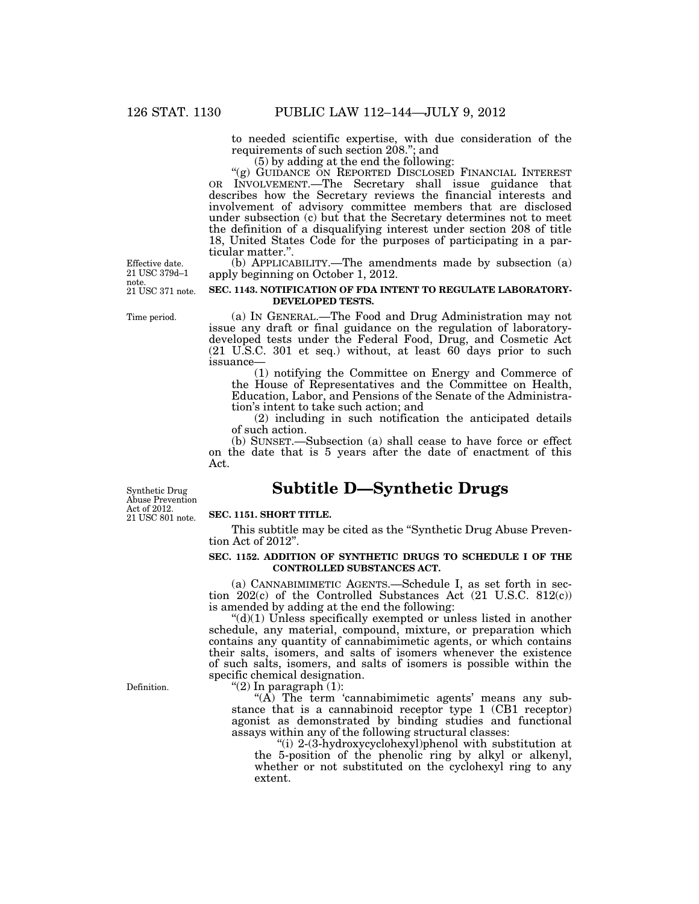to needed scientific expertise, with due consideration of the requirements of such section 208."; and

(5) by adding at the end the following:

"(g) GUIDANCE ON REPORTED DISCLOSED FINANCIAL INTEREST OR INVOLVEMENT.—The Secretary shall issue guidance that describes how the Secretary reviews the financial interests and involvement of advisory committee members that are disclosed under subsection (c) but that the Secretary determines not to meet the definition of a disqualifying interest under section 208 of title 18, United States Code for the purposes of participating in a particular matter.".

Effective date. 21 USC 379d–1 note.

(b) APPLICABILITY.—The amendments made by subsection (a) apply beginning on October 1, 2012.

21 USC 371 note.

**SEC. 1143. NOTIFICATION OF FDA INTENT TO REGULATE LABORATORY-DEVELOPED TESTS.**

Time period.

(a) IN GENERAL.—The Food and Drug Administration may not issue any draft or final guidance on the regulation of laboratory-developed tests under the Federal Food, Drug, and Cosmetic Act (21 U.S.C. 301 et seq.) without, at least 60 days prior to such issuance—

(1) notifying the Committee on Energy and Commerce of the House of Representatives and the Committee on Health, Education, Labor, and Pensions of the Senate of the Administration's intent to take such action; and

(2) including in such notification the anticipated details of such action.

(b) SUNSET.—Subsection (a) shall cease to have force or effect on the date that is 5 years after the date of enactment of this Act.

## Subtitle D—Synthetic Drugs

Synthetic Drug Abuse Prevention Act of 2012. 21 USC 801 note.

**SEC. 1151. SHORT TITLE.**

This subtitle may be cited as the "Synthetic Drug Abuse Prevention Act of 2012".

**SEC. 1152. ADDITION OF SYNTHETIC DRUGS TO SCHEDULE I OF THE CONTROLLED SUBSTANCES ACT.**

(a) CANNABIMIMETIC AGENTS.—Schedule I, as set forth in section 202(c) of the Controlled Substances Act (21 U.S.C. 812(c)) is amended by adding at the end the following:

"(d)(1) Unless specifically exempted or unless listed in another schedule, any material, compound, mixture, or preparation which contains any quantity of cannabimimetic agents, or which contains their salts, isomers, and salts of isomers whenever the existence of such salts, isomers, and salts of isomers is possible within the specific chemical designation.

Definition.

"(2) In paragraph (1):

"(A) The term 'cannabimimetic agents' means any substance that is a cannabinoid receptor type 1 (CB1 receptor) agonist as demonstrated by binding studies and functional assays within any of the following structural classes:

"(i) 2-(3-hydroxycyclohexyl)phenol with substitution at the 5-position of the phenolic ring by alkyl or alkenyl, whether or not substituted on the cyclohexyl ring to any extent.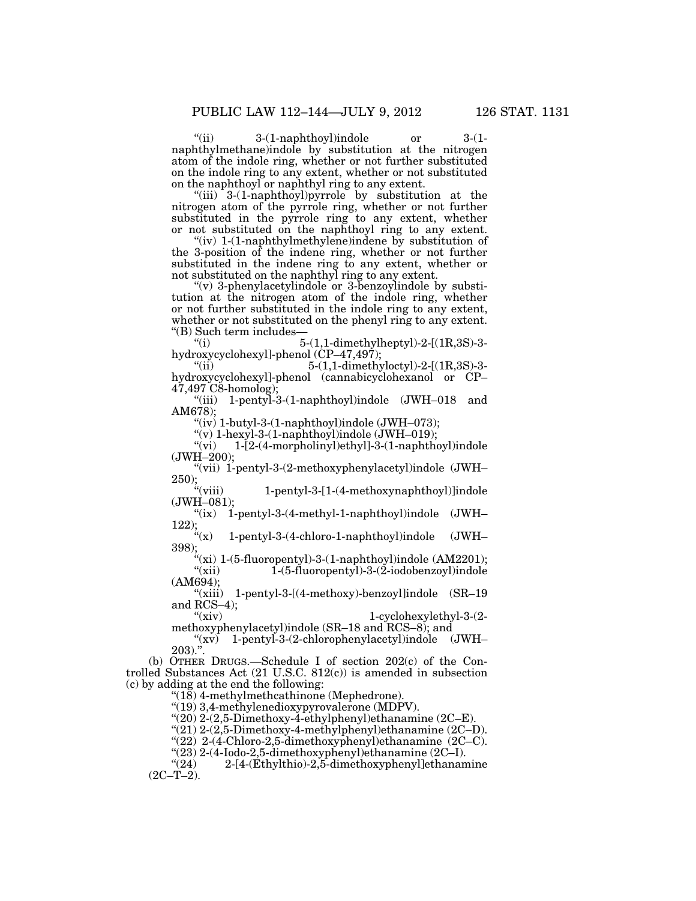"(ii) 3-(1-naphthoyl)indole or 3-(1-naphthylmethane)indole by substitution at the nitrogen atom of the indole ring, whether or not further substituted on the indole ring to any extent, whether or not substituted on the naphthoyl or naphthyl ring to any extent.

"(iii) 3-(1-naphthoyl)pyrrole by substitution at the nitrogen atom of the pyrrole ring, whether or not further substituted in the pyrrole ring to any extent, whether or not substituted on the naphthoyl ring to any extent.

"(iv) 1-(1-naphthylmethylene)indene by substitution of the 3-position of the indene ring, whether or not further substituted in the indene ring to any extent, whether or not substituted on the naphthyl ring to any extent.

"(v) 3-phenylacetylindole or 3-benzoylindole by substitution at the nitrogen atom of the indole ring, whether or not further substituted in the indole ring to any extent, whether or not substituted on the phenyl ring to any extent.

"(B) Such term includes—

"(i) 5-(1,1-dimethylheptyl)-2-[(1R,3S)-3-hydroxycyclohexyl]-phenol (CP–47,497);

"(ii) 5-(1,1-dimethyloctyl)-2-[(1R,3S)-3-hydroxycyclohexyl]-phenol (cannabicyclohexanol or CP–47,497 C8-homolog);

"(iii) 1-pentyl-3-(1-naphthoyl)indole (JWH–018 and AM678);

"(iv) 1-butyl-3-(1-naphthoyl)indole (JWH–073);

"(v) 1-hexyl-3-(1-naphthoyl)indole (JWH–019);

"(vi) 1-[2-(4-morpholinyl)ethyl]-3-(1-naphthoyl)indole (JWH–200);

"(vii) 1-pentyl-3-(2-methoxyphenylacetyl)indole (JWH–250);

"(viii) 1-pentyl-3-[1-(4-methoxynaphthoyl)]indole (JWH–081);

"(ix) 1-pentyl-3-(4-methyl-1-naphthoyl)indole (JWH–122);

"(x) 1-pentyl-3-(4-chloro-1-naphthoyl)indole (JWH–398);

"(xi) 1-(5-fluoropentyl)-3-(1-naphthoyl)indole (AM2201);

"(xii) 1-(5-fluoropentyl)-3-(2-iodobenzoyl)indole (AM694);

"(xiii) 1-pentyl-3-[(4-methoxy)-benzoyl]indole (SR–19 and RCS–4);

"(xiv) 1-cyclohexylethyl-3-(2-methoxyphenylacetyl)indole (SR–18 and RCS–8); and

"(xv) 1-pentyl-3-(2-chlorophenylacetyl)indole (JWH–203).".

(b) OTHER DRUGS.—Schedule I of section 202(c) of the Controlled Substances Act (21 U.S.C. 812(c)) is amended in subsection (c) by adding at the end the following:

"(18) 4-methylmethcathinone (Mephedrone).

"(19) 3,4-methylenedioxypyrovalerone (MDPV).

"(20) 2-(2,5-Dimethoxy-4-ethylphenyl)ethanamine (2C–E).

"(21) 2-(2,5-Dimethoxy-4-methylphenyl)ethanamine (2C–D).

"(22) 2-(4-Chloro-2,5-dimethoxyphenyl)ethanamine (2C–C).

"(23) 2-(4-Iodo-2,5-dimethoxyphenyl)ethanamine (2C–I).

"(24) 2-[4-(Ethylthio)-2,5-dimethoxyphenyl]ethanamine (2C–T–2).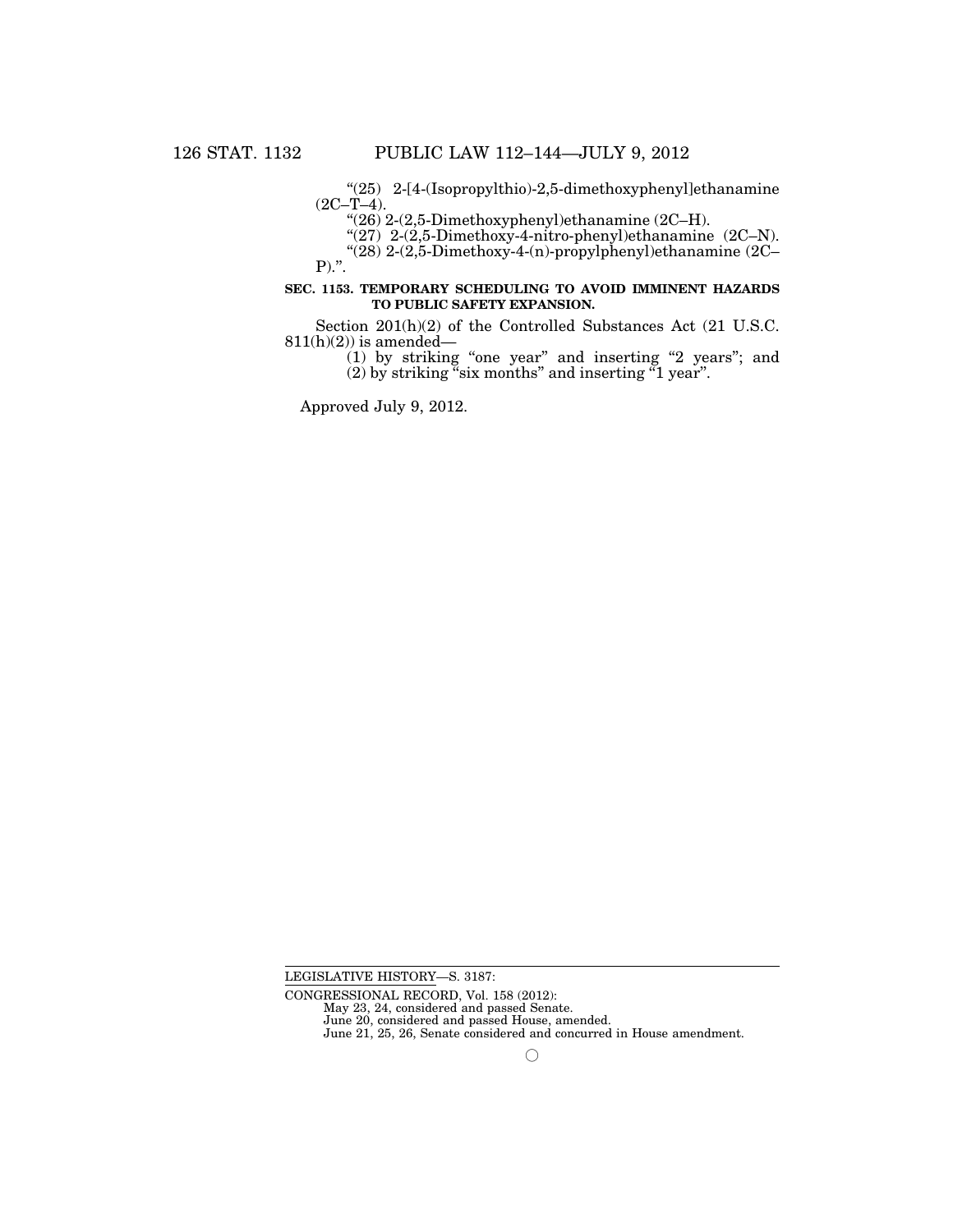"(25) 2-[4-(Isopropylthio)-2,5-dimethoxyphenyl]ethanamine (2C–T–4).

"(26) 2-(2,5-Dimethoxyphenyl)ethanamine (2C–H).

"(27) 2-(2,5-Dimethoxy-4-nitro-phenyl)ethanamine (2C–N).

"(28) 2-(2,5-Dimethoxy-4-(n)-propylphenyl)ethanamine (2C–P).".

**SEC. 1153. TEMPORARY SCHEDULING TO AVOID IMMINENT HAZARDS TO PUBLIC SAFETY EXPANSION.**

Section 201(h)(2) of the Controlled Substances Act (21 U.S.C. 811(h)(2)) is amended—

(1) by striking "one year" and inserting "2 years"; and

(2) by striking "six months" and inserting "1 year".

Approved July 9, 2012.

---

LEGISLATIVE HISTORY—S. 3187:

CONGRESSIONAL RECORD, Vol. 158 (2012):

May 23, 24, considered and passed Senate.

June 20, considered and passed House, amended.

June 21, 25, 26, Senate considered and concurred in House amendment.

○